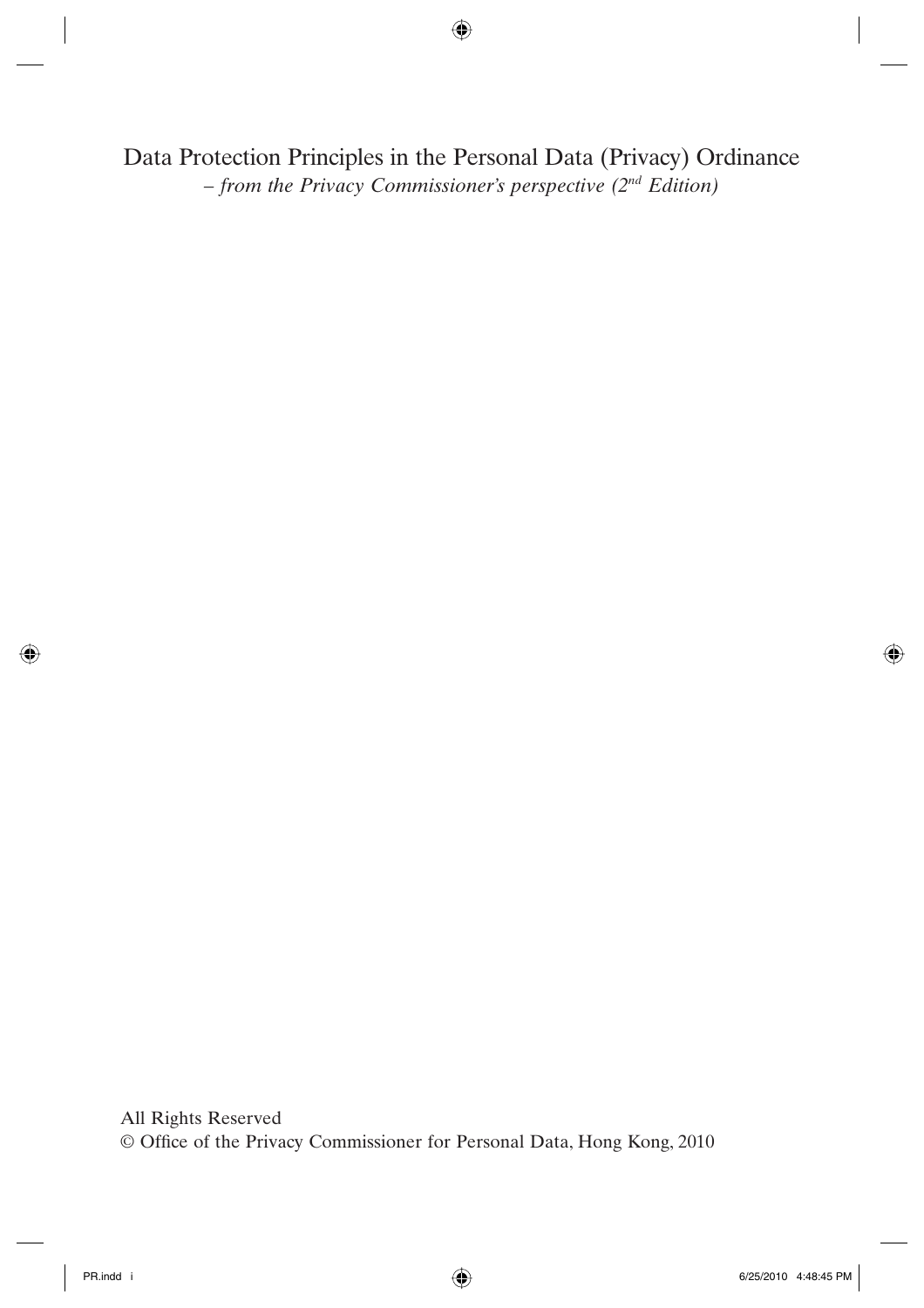# Data Protection Principles in the Personal Data (Privacy) Ordinance

*– from the Privacy Commissioner's perspective (2nd Edition)*

All Rights Reserved

© Office of the Privacy Commissioner for Personal Data, Hong Kong, 2010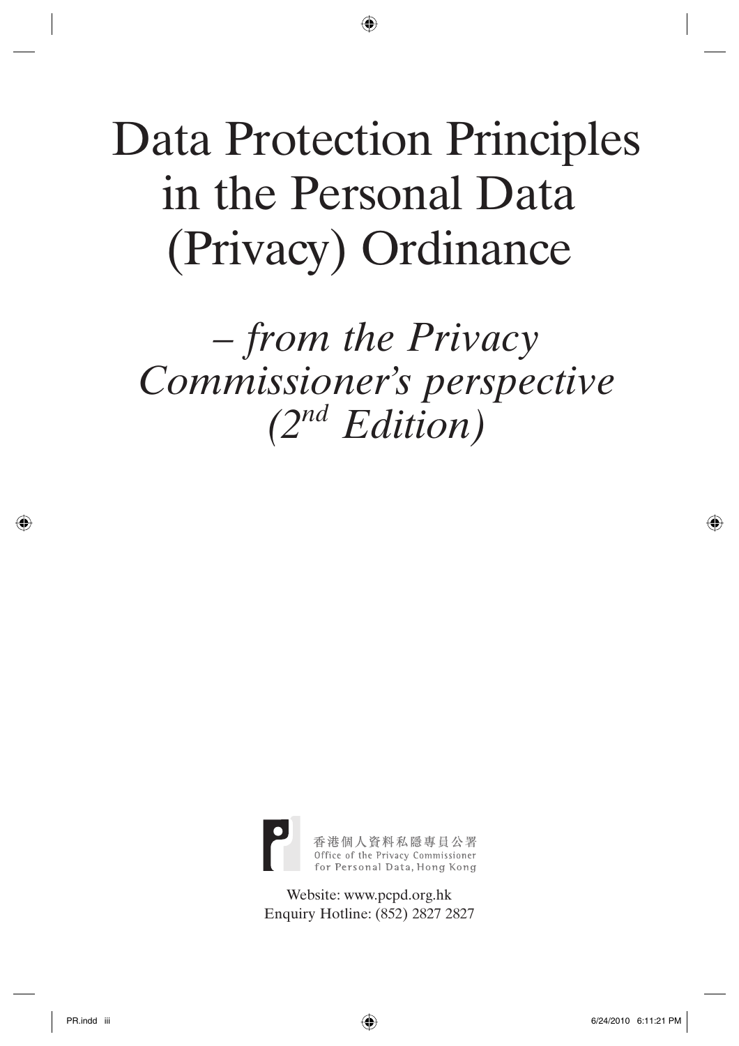# Data Protection Principles in the Personal Data (Privacy) Ordinance

## *– from the Privacy Commissioner's perspective (2nd Edition)*

香港個人資料私隱專員公署
Office of the Privacy Commissioner for Personal Data, Hong Kong

Website: www.pcpd.org.hk
Enquiry Hotline: (852) 2827 2827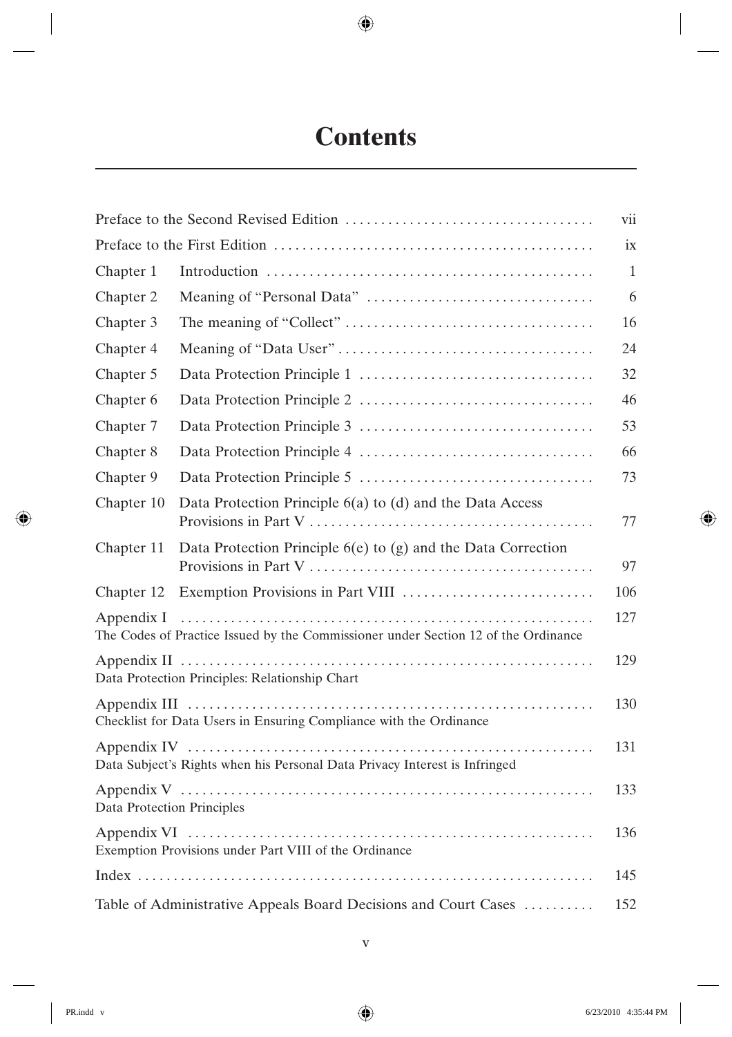# Contents

| | | |
|---|---|---|
| Preface to the Second Revised Edition | | vii |
| Preface to the First Edition | | ix |
| Chapter 1 | Introduction | 1 |
| Chapter 2 | Meaning of "Personal Data" | 6 |
| Chapter 3 | The meaning of "Collect" | 16 |
| Chapter 4 | Meaning of "Data User" | 24 |
| Chapter 5 | Data Protection Principle 1 | 32 |
| Chapter 6 | Data Protection Principle 2 | 46 |
| Chapter 7 | Data Protection Principle 3 | 53 |
| Chapter 8 | Data Protection Principle 4 | 66 |
| Chapter 9 | Data Protection Principle 5 | 73 |
| Chapter 10 | Data Protection Principle 6(a) to (d) and the Data Access Provisions in Part V | 77 |
| Chapter 11 | Data Protection Principle 6(e) to (g) and the Data Correction Provisions in Part V | 97 |
| Chapter 12 | Exemption Provisions in Part VIII | 106 |
| Appendix I<br>The Codes of Practice Issued by the Commissioner under Section 12 of the Ordinance | | 127 |
| Appendix II<br>Data Protection Principles: Relationship Chart | | 129 |
| Appendix III<br>Checklist for Data Users in Ensuring Compliance with the Ordinance | | 130 |
| Appendix IV<br>Data Subject's Rights when his Personal Data Privacy Interest is Infringed | | 131 |
| Appendix V<br>Data Protection Principles | | 133 |
| Appendix VI<br>Exemption Provisions under Part VIII of the Ordinance | | 136 |
| Index | | 145 |
| Table of Administrative Appeals Board Decisions and Court Cases | | 152 |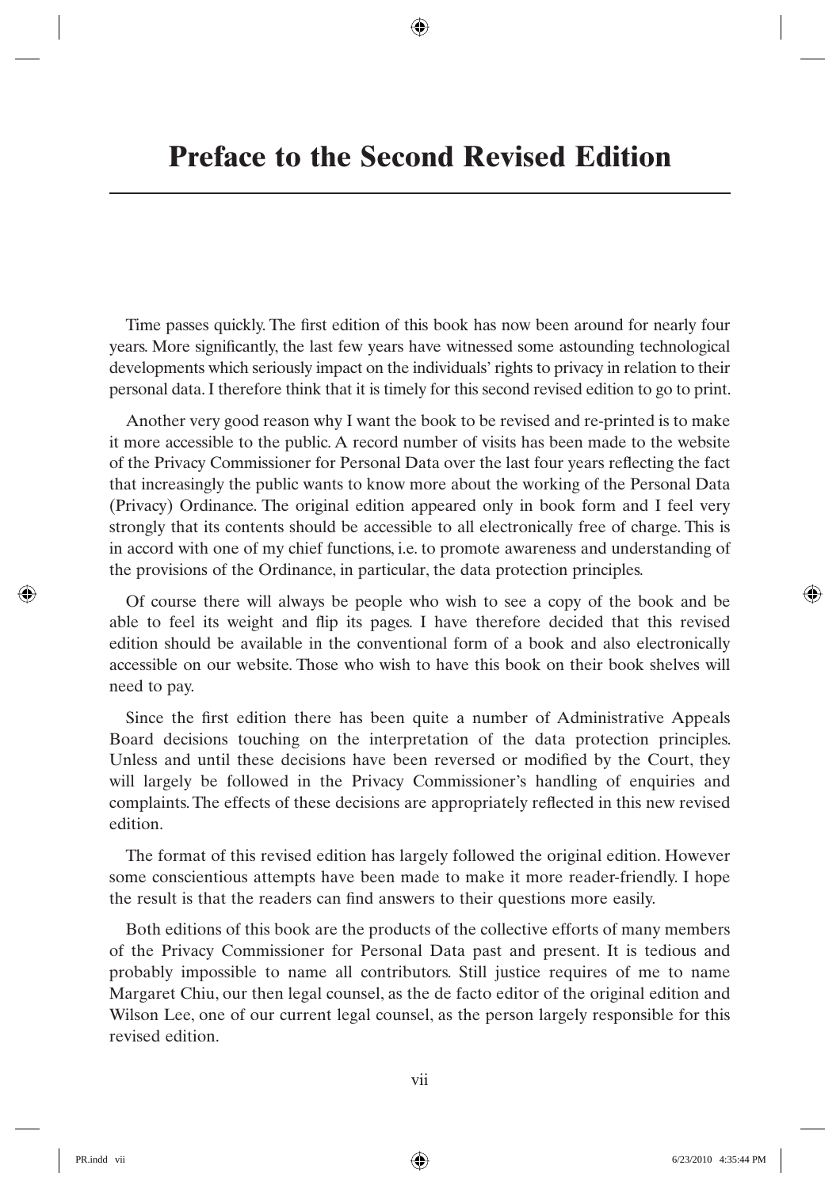# Preface to the Second Revised Edition

Time passes quickly. The first edition of this book has now been around for nearly four years. More significantly, the last few years have witnessed some astounding technological developments which seriously impact on the individuals' rights to privacy in relation to their personal data. I therefore think that it is timely for this second revised edition to go to print.

Another very good reason why I want the book to be revised and re-printed is to make it more accessible to the public. A record number of visits has been made to the website of the Privacy Commissioner for Personal Data over the last four years reflecting the fact that increasingly the public wants to know more about the working of the Personal Data (Privacy) Ordinance. The original edition appeared only in book form and I feel very strongly that its contents should be accessible to all electronically free of charge. This is in accord with one of my chief functions, i.e. to promote awareness and understanding of the provisions of the Ordinance, in particular, the data protection principles.

Of course there will always be people who wish to see a copy of the book and be able to feel its weight and flip its pages. I have therefore decided that this revised edition should be available in the conventional form of a book and also electronically accessible on our website. Those who wish to have this book on their book shelves will need to pay.

Since the first edition there has been quite a number of Administrative Appeals Board decisions touching on the interpretation of the data protection principles. Unless and until these decisions have been reversed or modified by the Court, they will largely be followed in the Privacy Commissioner's handling of enquiries and complaints. The effects of these decisions are appropriately reflected in this new revised edition.

The format of this revised edition has largely followed the original edition. However some conscientious attempts have been made to make it more reader-friendly. I hope the result is that the readers can find answers to their questions more easily.

Both editions of this book are the products of the collective efforts of many members of the Privacy Commissioner for Personal Data past and present. It is tedious and probably impossible to name all contributors. Still justice requires of me to name Margaret Chiu, our then legal counsel, as the de facto editor of the original edition and Wilson Lee, one of our current legal counsel, as the person largely responsible for this revised edition.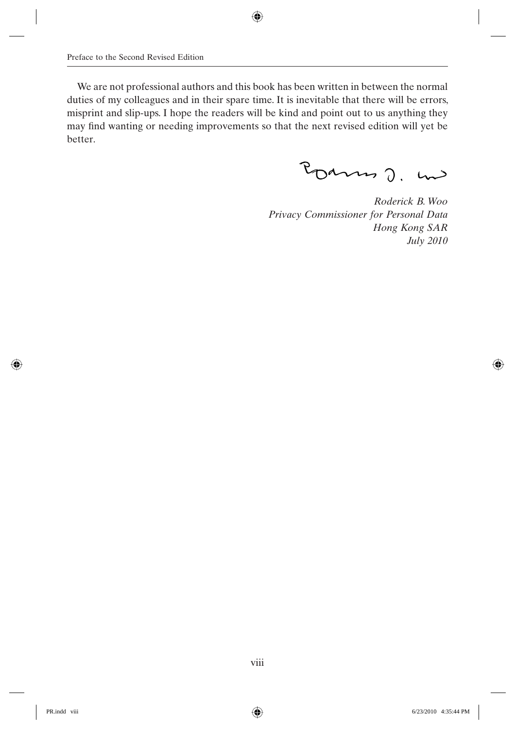We are not professional authors and this book has been written in between the normal duties of my colleagues and in their spare time. It is inevitable that there will be errors, misprint and slip-ups. I hope the readers will be kind and point out to us anything they may find wanting or needing improvements so that the next revised edition will yet be better.

*Roderick B. Woo*
*Privacy Commissioner for Personal Data*
*Hong Kong SAR*
*July 2010*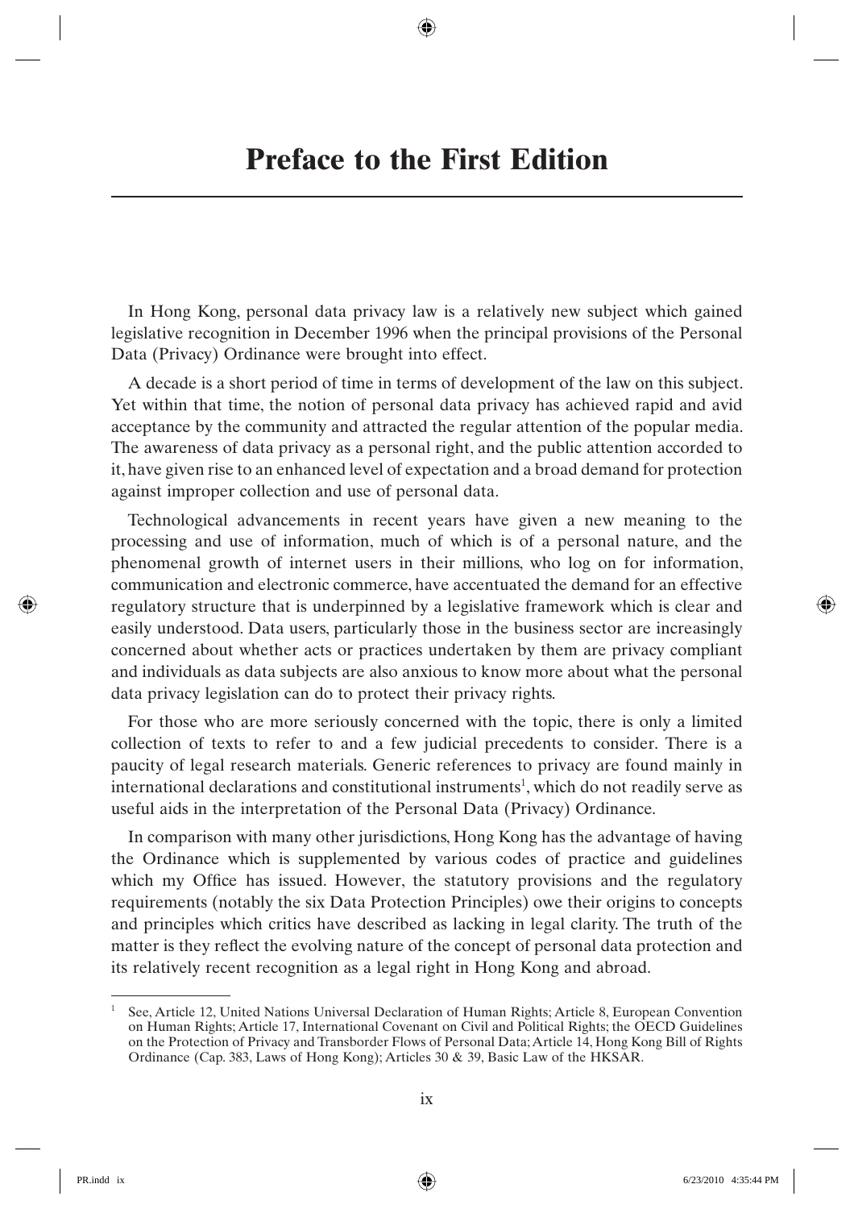# Preface to the First Edition

In Hong Kong, personal data privacy law is a relatively new subject which gained legislative recognition in December 1996 when the principal provisions of the Personal Data (Privacy) Ordinance were brought into effect.

A decade is a short period of time in terms of development of the law on this subject. Yet within that time, the notion of personal data privacy has achieved rapid and avid acceptance by the community and attracted the regular attention of the popular media. The awareness of data privacy as a personal right, and the public attention accorded to it, have given rise to an enhanced level of expectation and a broad demand for protection against improper collection and use of personal data.

Technological advancements in recent years have given a new meaning to the processing and use of information, much of which is of a personal nature, and the phenomenal growth of internet users in their millions, who log on for information, communication and electronic commerce, have accentuated the demand for an effective regulatory structure that is underpinned by a legislative framework which is clear and easily understood. Data users, particularly those in the business sector are increasingly concerned about whether acts or practices undertaken by them are privacy compliant and individuals as data subjects are also anxious to know more about what the personal data privacy legislation can do to protect their privacy rights.

For those who are more seriously concerned with the topic, there is only a limited collection of texts to refer to and a few judicial precedents to consider. There is a paucity of legal research materials. Generic references to privacy are found mainly in international declarations and constitutional instruments[1], which do not readily serve as useful aids in the interpretation of the Personal Data (Privacy) Ordinance.

In comparison with many other jurisdictions, Hong Kong has the advantage of having the Ordinance which is supplemented by various codes of practice and guidelines which my Office has issued. However, the statutory provisions and the regulatory requirements (notably the six Data Protection Principles) owe their origins to concepts and principles which critics have described as lacking in legal clarity. The truth of the matter is they reflect the evolving nature of the concept of personal data protection and its relatively recent recognition as a legal right in Hong Kong and abroad.

---

[1] See, Article 12, United Nations Universal Declaration of Human Rights; Article 8, European Convention on Human Rights; Article 17, International Covenant on Civil and Political Rights; the OECD Guidelines on the Protection of Privacy and Transborder Flows of Personal Data; Article 14, Hong Kong Bill of Rights Ordinance (Cap. 383, Laws of Hong Kong); Articles 30 & 39, Basic Law of the HKSAR.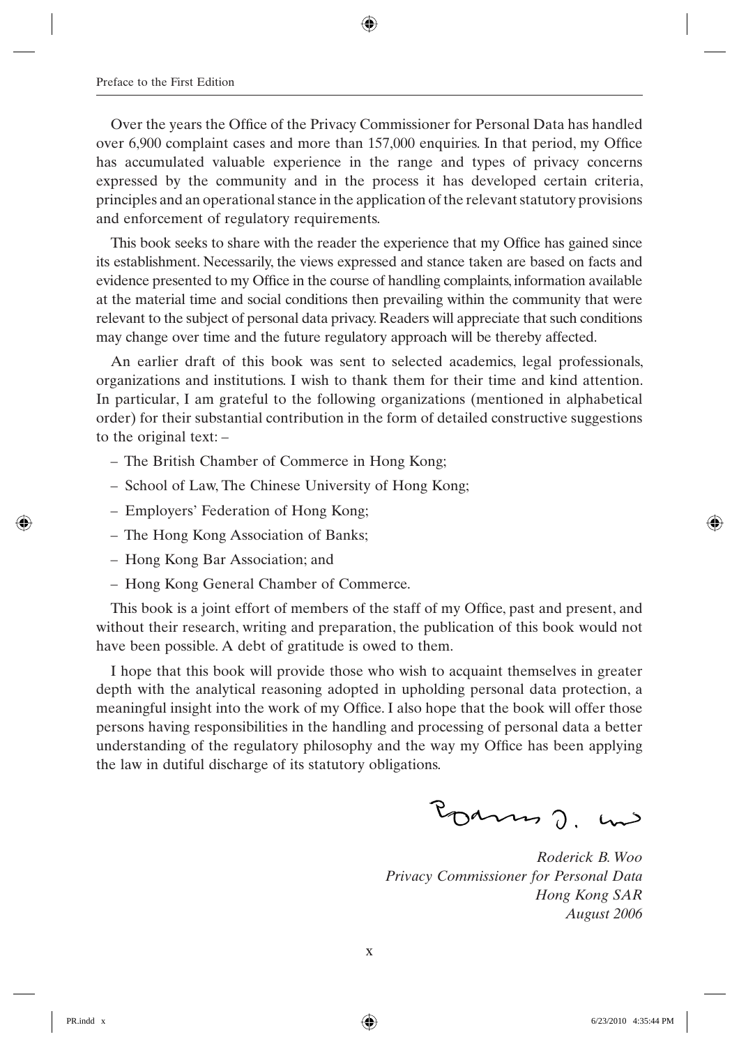Over the years the Office of the Privacy Commissioner for Personal Data has handled over 6,900 complaint cases and more than 157,000 enquiries. In that period, my Office has accumulated valuable experience in the range and types of privacy concerns expressed by the community and in the process it has developed certain criteria, principles and an operational stance in the application of the relevant statutory provisions and enforcement of regulatory requirements.

This book seeks to share with the reader the experience that my Office has gained since its establishment. Necessarily, the views expressed and stance taken are based on facts and evidence presented to my Office in the course of handling complaints, information available at the material time and social conditions then prevailing within the community that were relevant to the subject of personal data privacy. Readers will appreciate that such conditions may change over time and the future regulatory approach will be thereby affected.

An earlier draft of this book was sent to selected academics, legal professionals, organizations and institutions. I wish to thank them for their time and kind attention. In particular, I am grateful to the following organizations (mentioned in alphabetical order) for their substantial contribution in the form of detailed constructive suggestions to the original text: –

– The British Chamber of Commerce in Hong Kong;

– School of Law, The Chinese University of Hong Kong;

– Employers' Federation of Hong Kong;

– The Hong Kong Association of Banks;

– Hong Kong Bar Association; and

– Hong Kong General Chamber of Commerce.

This book is a joint effort of members of the staff of my Office, past and present, and without their research, writing and preparation, the publication of this book would not have been possible. A debt of gratitude is owed to them.

I hope that this book will provide those who wish to acquaint themselves in greater depth with the analytical reasoning adopted in upholding personal data protection, a meaningful insight into the work of my Office. I also hope that the book will offer those persons having responsibilities in the handling and processing of personal data a better understanding of the regulatory philosophy and the way my Office has been applying the law in dutiful discharge of its statutory obligations.

*Roderick B. Woo*
*Privacy Commissioner for Personal Data*
*Hong Kong SAR*
*August 2006*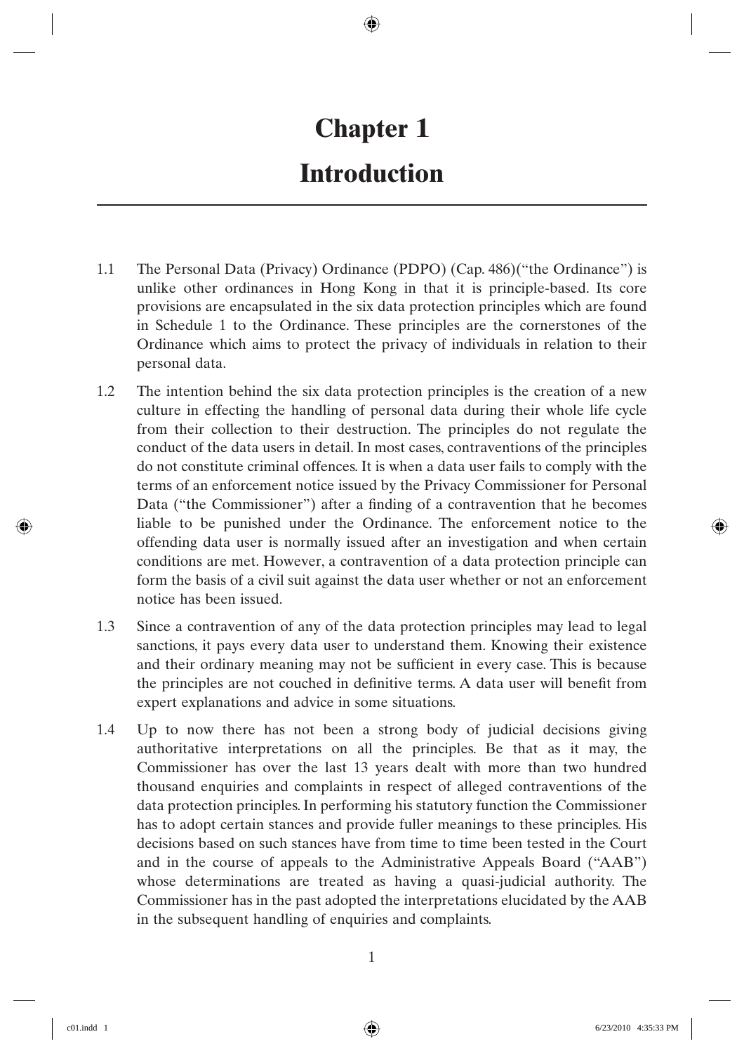# Chapter 1

# Introduction

1.1 The Personal Data (Privacy) Ordinance (PDPO) (Cap. 486)("the Ordinance") is unlike other ordinances in Hong Kong in that it is principle-based. Its core provisions are encapsulated in the six data protection principles which are found in Schedule 1 to the Ordinance. These principles are the cornerstones of the Ordinance which aims to protect the privacy of individuals in relation to their personal data.

1.2 The intention behind the six data protection principles is the creation of a new culture in effecting the handling of personal data during their whole life cycle from their collection to their destruction. The principles do not regulate the conduct of the data users in detail. In most cases, contraventions of the principles do not constitute criminal offences. It is when a data user fails to comply with the terms of an enforcement notice issued by the Privacy Commissioner for Personal Data ("the Commissioner") after a finding of a contravention that he becomes liable to be punished under the Ordinance. The enforcement notice to the offending data user is normally issued after an investigation and when certain conditions are met. However, a contravention of a data protection principle can form the basis of a civil suit against the data user whether or not an enforcement notice has been issued.

1.3 Since a contravention of any of the data protection principles may lead to legal sanctions, it pays every data user to understand them. Knowing their existence and their ordinary meaning may not be sufficient in every case. This is because the principles are not couched in definitive terms. A data user will benefit from expert explanations and advice in some situations.

1.4 Up to now there has not been a strong body of judicial decisions giving authoritative interpretations on all the principles. Be that as it may, the Commissioner has over the last 13 years dealt with more than two hundred thousand enquiries and complaints in respect of alleged contraventions of the data protection principles. In performing his statutory function the Commissioner has to adopt certain stances and provide fuller meanings to these principles. His decisions based on such stances have from time to time been tested in the Court and in the course of appeals to the Administrative Appeals Board ("AAB") whose determinations are treated as having a quasi-judicial authority. The Commissioner has in the past adopted the interpretations elucidated by the AAB in the subsequent handling of enquiries and complaints.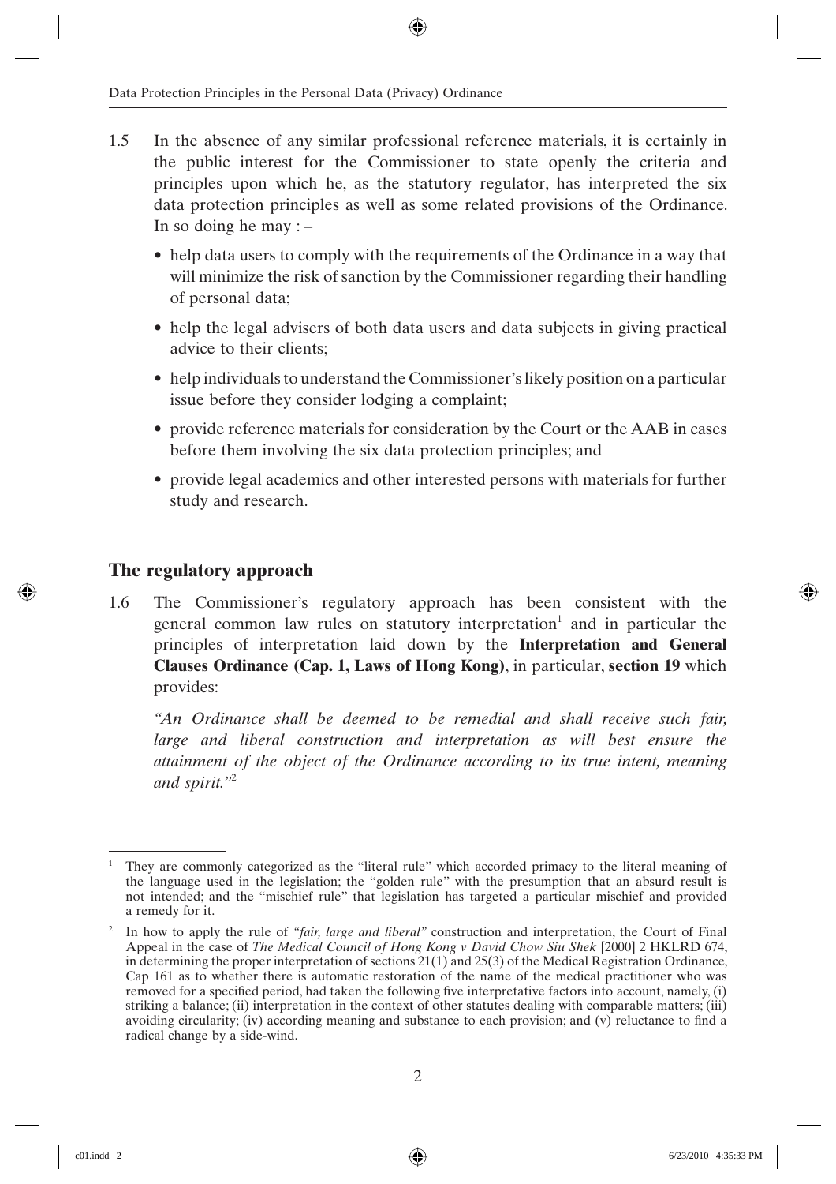1.5 In the absence of any similar professional reference materials, it is certainly in the public interest for the Commissioner to state openly the criteria and principles upon which he, as the statutory regulator, has interpreted the six data protection principles as well as some related provisions of the Ordinance. In so doing he may : –

- help data users to comply with the requirements of the Ordinance in a way that will minimize the risk of sanction by the Commissioner regarding their handling of personal data;
- help the legal advisers of both data users and data subjects in giving practical advice to their clients;
- help individuals to understand the Commissioner's likely position on a particular issue before they consider lodging a complaint;
- provide reference materials for consideration by the Court or the AAB in cases before them involving the six data protection principles; and
- provide legal academics and other interested persons with materials for further study and research.

## The regulatory approach

1.6 The Commissioner's regulatory approach has been consistent with the general common law rules on statutory interpretation[1] and in particular the principles of interpretation laid down by the **Interpretation and General Clauses Ordinance (Cap. 1, Laws of Hong Kong)**, in particular, **section 19** which provides:

*"An Ordinance shall be deemed to be remedial and shall receive such fair, large and liberal construction and interpretation as will best ensure the attainment of the object of the Ordinance according to its true intent, meaning and spirit."*[2]

---

[1] They are commonly categorized as the "literal rule" which accorded primacy to the literal meaning of the language used in the legislation; the "golden rule" with the presumption that an absurd result is not intended; and the "mischief rule" that legislation has targeted a particular mischief and provided a remedy for it.

[2] In how to apply the rule of *"fair, large and liberal"* construction and interpretation, the Court of Final Appeal in the case of *The Medical Council of Hong Kong v David Chow Siu Shek* [2000] 2 HKLRD 674, in determining the proper interpretation of sections 21(1) and 25(3) of the Medical Registration Ordinance, Cap 161 as to whether there is automatic restoration of the name of the medical practitioner who was removed for a specified period, had taken the following five interpretative factors into account, namely, (i) striking a balance; (ii) interpretation in the context of other statutes dealing with comparable matters; (iii) avoiding circularity; (iv) according meaning and substance to each provision; and (v) reluctance to find a radical change by a side-wind.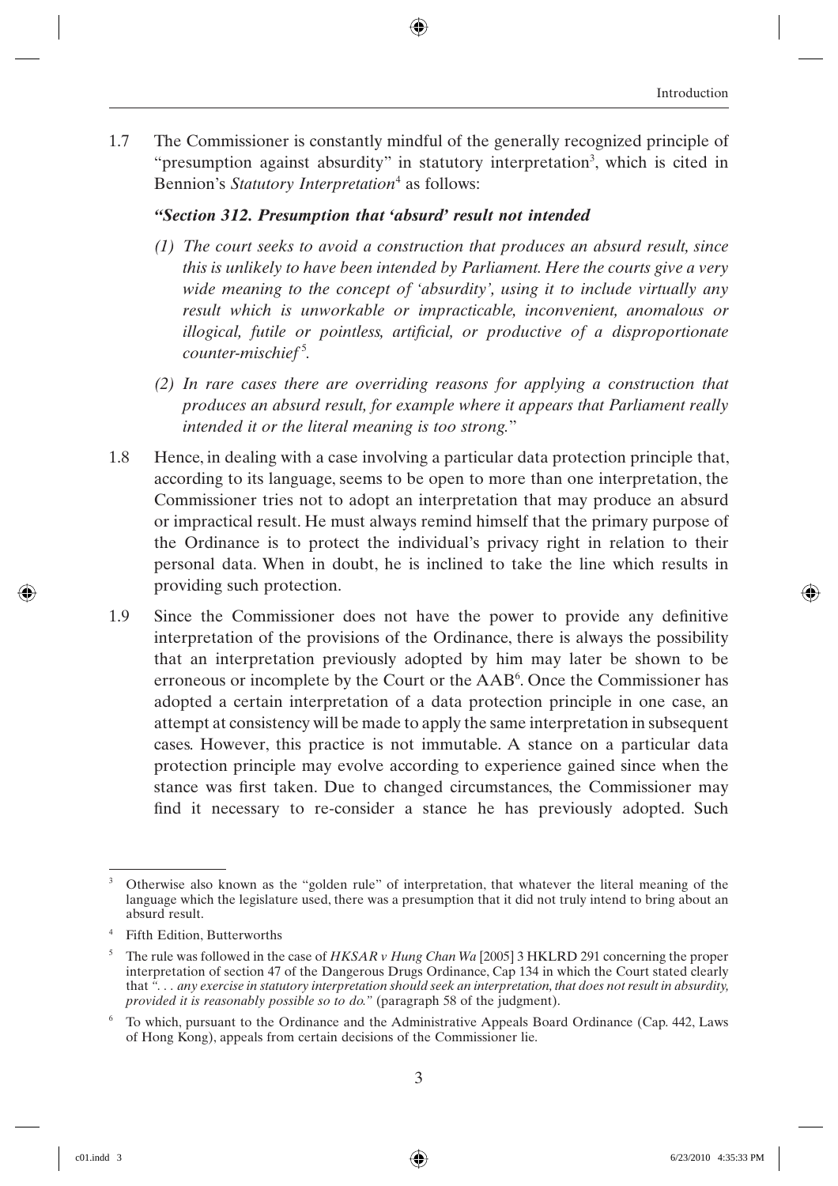1.7 The Commissioner is constantly mindful of the generally recognized principle of "presumption against absurdity" in statutory interpretation[3], which is cited in Bennion's *Statutory Interpretation*[4] as follows:

***"Section 312. Presumption that 'absurd' result not intended***

*(1) The court seeks to avoid a construction that produces an absurd result, since this is unlikely to have been intended by Parliament. Here the courts give a very wide meaning to the concept of 'absurdity', using it to include virtually any result which is unworkable or impracticable, inconvenient, anomalous or illogical, futile or pointless, artificial, or productive of a disproportionate counter-mischief*[5]*.*

*(2) In rare cases there are overriding reasons for applying a construction that produces an absurd result, for example where it appears that Parliament really intended it or the literal meaning is too strong.*"

1.8 Hence, in dealing with a case involving a particular data protection principle that, according to its language, seems to be open to more than one interpretation, the Commissioner tries not to adopt an interpretation that may produce an absurd or impractical result. He must always remind himself that the primary purpose of the Ordinance is to protect the individual's privacy right in relation to their personal data. When in doubt, he is inclined to take the line which results in providing such protection.

1.9 Since the Commissioner does not have the power to provide any definitive interpretation of the provisions of the Ordinance, there is always the possibility that an interpretation previously adopted by him may later be shown to be erroneous or incomplete by the Court or the AAB[6]. Once the Commissioner has adopted a certain interpretation of a data protection principle in one case, an attempt at consistency will be made to apply the same interpretation in subsequent cases. However, this practice is not immutable. A stance on a particular data protection principle may evolve according to experience gained since when the stance was first taken. Due to changed circumstances, the Commissioner may find it necessary to re-consider a stance he has previously adopted. Such

---

[3] Otherwise also known as the "golden rule" of interpretation, that whatever the literal meaning of the language which the legislature used, there was a presumption that it did not truly intend to bring about an absurd result.

[4] Fifth Edition, Butterworths

[5] The rule was followed in the case of *HKSAR v Hung Chan Wa* [2005] 3 HKLRD 291 concerning the proper interpretation of section 47 of the Dangerous Drugs Ordinance, Cap 134 in which the Court stated clearly that *". . . any exercise in statutory interpretation should seek an interpretation, that does not result in absurdity, provided it is reasonably possible so to do."* (paragraph 58 of the judgment).

[6] To which, pursuant to the Ordinance and the Administrative Appeals Board Ordinance (Cap. 442, Laws of Hong Kong), appeals from certain decisions of the Commissioner lie.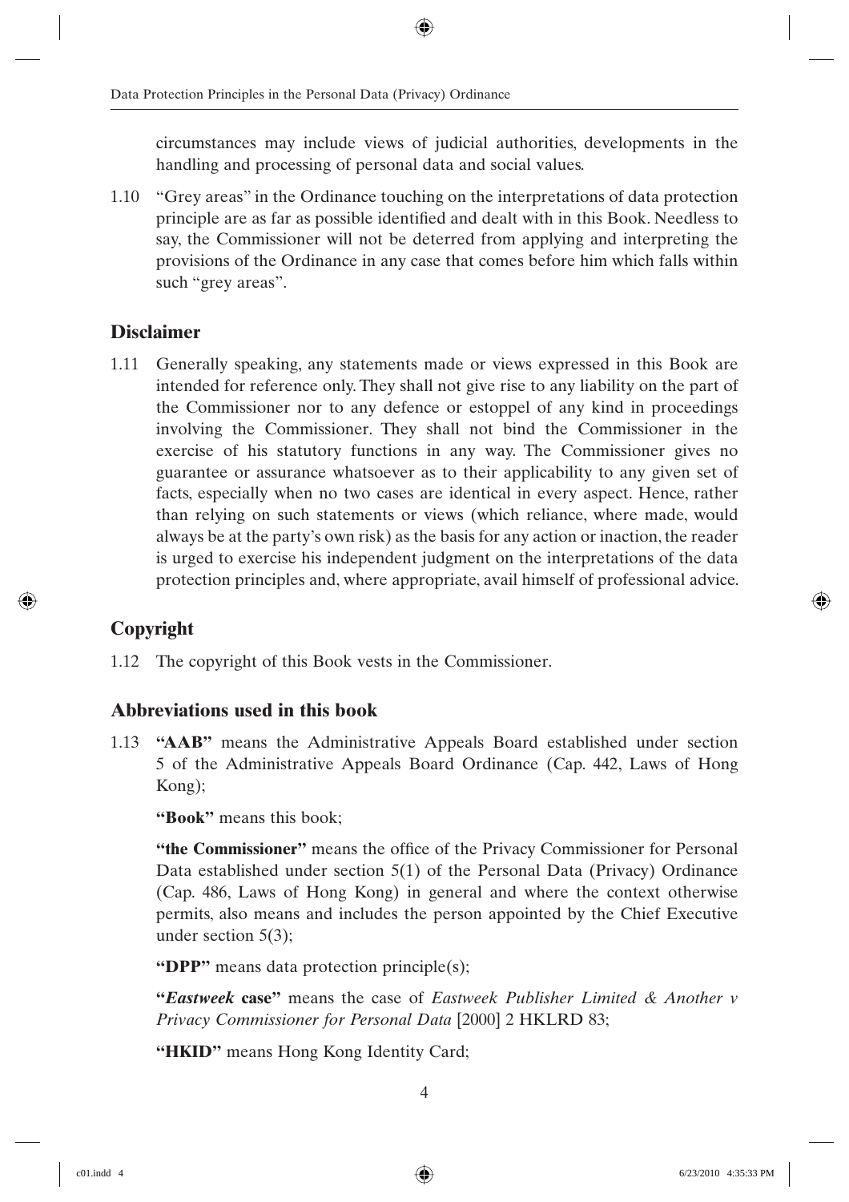circumstances may include views of judicial authorities, developments in the handling and processing of personal data and social values.

1.10 "Grey areas" in the Ordinance touching on the interpretations of data protection principle are as far as possible identified and dealt with in this Book. Needless to say, the Commissioner will not be deterred from applying and interpreting the provisions of the Ordinance in any case that comes before him which falls within such "grey areas".

## Disclaimer

1.11 Generally speaking, any statements made or views expressed in this Book are intended for reference only. They shall not give rise to any liability on the part of the Commissioner nor to any defence or estoppel of any kind in proceedings involving the Commissioner. They shall not bind the Commissioner in the exercise of his statutory functions in any way. The Commissioner gives no guarantee or assurance whatsoever as to their applicability to any given set of facts, especially when no two cases are identical in every aspect. Hence, rather than relying on such statements or views (which reliance, where made, would always be at the party's own risk) as the basis for any action or inaction, the reader is urged to exercise his independent judgment on the interpretations of the data protection principles and, where appropriate, avail himself of professional advice.

## Copyright

1.12 The copyright of this Book vests in the Commissioner.

## Abbreviations used in this book

1.13 **"AAB"** means the Administrative Appeals Board established under section 5 of the Administrative Appeals Board Ordinance (Cap. 442, Laws of Hong Kong);

**"Book"** means this book;

**"the Commissioner"** means the office of the Privacy Commissioner for Personal Data established under section 5(1) of the Personal Data (Privacy) Ordinance (Cap. 486, Laws of Hong Kong) in general and where the context otherwise permits, also means and includes the person appointed by the Chief Executive under section 5(3);

**"DPP"** means data protection principle(s);

**"*Eastweek* case"** means the case of *Eastweek Publisher Limited & Another v Privacy Commissioner for Personal Data* [2000] 2 HKLRD 83;

**"HKID"** means Hong Kong Identity Card;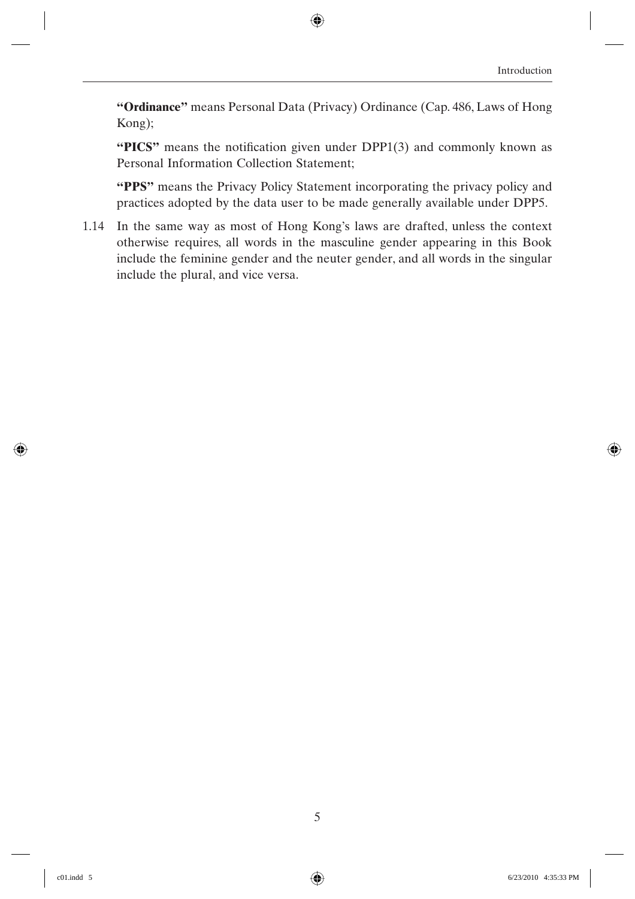**"Ordinance"** means Personal Data (Privacy) Ordinance (Cap. 486, Laws of Hong Kong);

**"PICS"** means the notification given under DPP1(3) and commonly known as Personal Information Collection Statement;

**"PPS"** means the Privacy Policy Statement incorporating the privacy policy and practices adopted by the data user to be made generally available under DPP5.

1.14 In the same way as most of Hong Kong's laws are drafted, unless the context otherwise requires, all words in the masculine gender appearing in this Book include the feminine gender and the neuter gender, and all words in the singular include the plural, and vice versa.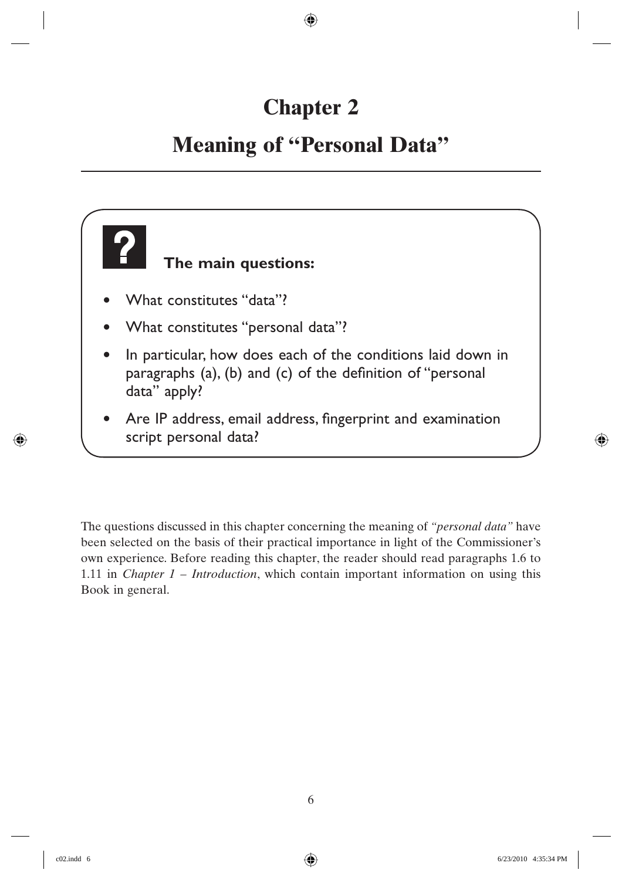# Chapter 2

# Meaning of "Personal Data"

**The main questions:**

- What constitutes "data"?
- What constitutes "personal data"?
- In particular, how does each of the conditions laid down in paragraphs (a), (b) and (c) of the definition of "personal data" apply?
- Are IP address, email address, fingerprint and examination script personal data?

The questions discussed in this chapter concerning the meaning of *"personal data"* have been selected on the basis of their practical importance in light of the Commissioner's own experience. Before reading this chapter, the reader should read paragraphs 1.6 to 1.11 in *Chapter 1 – Introduction*, which contain important information on using this Book in general.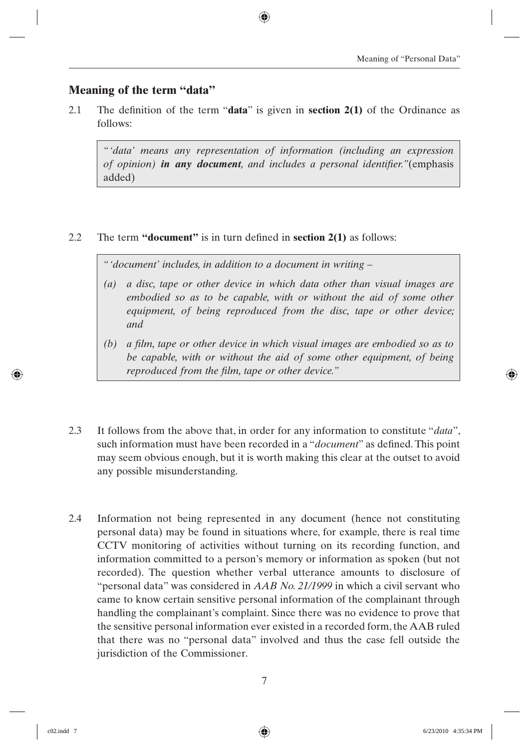## Meaning of the term "data"

2.1 The definition of the term "**data**" is given in **section 2(1)** of the Ordinance as follows:

> *"'data' means any representation of information (including an expression of opinion)* ***in any document****, and includes a personal identifier."*(emphasis added)

2.2 The term **"document"** is in turn defined in **section 2(1)** as follows:

> *"'document' includes, in addition to a document in writing –*
>
> *(a) a disc, tape or other device in which data other than visual images are embodied so as to be capable, with or without the aid of some other equipment, of being reproduced from the disc, tape or other device; and*
>
> *(b) a film, tape or other device in which visual images are embodied so as to be capable, with or without the aid of some other equipment, of being reproduced from the film, tape or other device."*

2.3 It follows from the above that, in order for any information to constitute "*data*", such information must have been recorded in a "*document*" as defined. This point may seem obvious enough, but it is worth making this clear at the outset to avoid any possible misunderstanding.

2.4 Information not being represented in any document (hence not constituting personal data) may be found in situations where, for example, there is real time CCTV monitoring of activities without turning on its recording function, and information committed to a person's memory or information as spoken (but not recorded). The question whether verbal utterance amounts to disclosure of "personal data" was considered in *AAB No. 21/1999* in which a civil servant who came to know certain sensitive personal information of the complainant through handling the complainant's complaint. Since there was no evidence to prove that the sensitive personal information ever existed in a recorded form, the AAB ruled that there was no "personal data" involved and thus the case fell outside the jurisdiction of the Commissioner.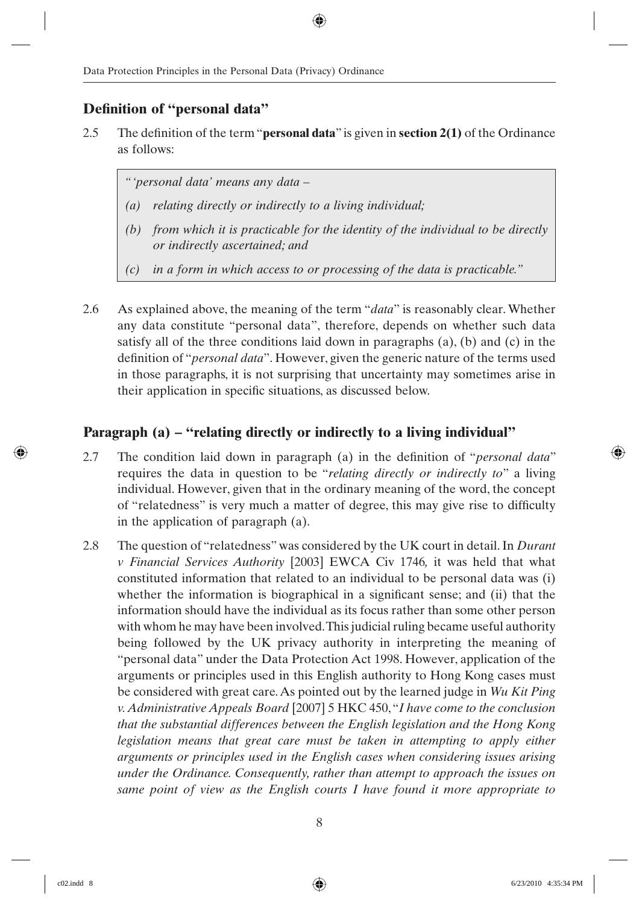## Definition of "personal data"

2.5 The definition of the term "**personal data**" is given in **section 2(1)** of the Ordinance as follows:

> *"'personal data' means any data –*
>
> *(a) relating directly or indirectly to a living individual;*
>
> *(b) from which it is practicable for the identity of the individual to be directly or indirectly ascertained; and*
>
> *(c) in a form in which access to or processing of the data is practicable."*

2.6 As explained above, the meaning of the term "*data*" is reasonably clear. Whether any data constitute "personal data", therefore, depends on whether such data satisfy all of the three conditions laid down in paragraphs (a), (b) and (c) in the definition of "*personal data*". However, given the generic nature of the terms used in those paragraphs, it is not surprising that uncertainty may sometimes arise in their application in specific situations, as discussed below.

## Paragraph (a) – "relating directly or indirectly to a living individual"

2.7 The condition laid down in paragraph (a) in the definition of "*personal data*" requires the data in question to be "*relating directly or indirectly to*" a living individual. However, given that in the ordinary meaning of the word, the concept of "relatedness" is very much a matter of degree, this may give rise to difficulty in the application of paragraph (a).

2.8 The question of "relatedness" was considered by the UK court in detail. In *Durant v Financial Services Authority* [2003] EWCA Civ 1746*,* it was held that what constituted information that related to an individual to be personal data was (i) whether the information is biographical in a significant sense; and (ii) that the information should have the individual as its focus rather than some other person with whom he may have been involved. This judicial ruling became useful authority being followed by the UK privacy authority in interpreting the meaning of "personal data" under the Data Protection Act 1998. However, application of the arguments or principles used in this English authority to Hong Kong cases must be considered with great care. As pointed out by the learned judge in *Wu Kit Ping v. Administrative Appeals Board* [2007] 5 HKC 450, "*I have come to the conclusion that the substantial differences between the English legislation and the Hong Kong legislation means that great care must be taken in attempting to apply either arguments or principles used in the English cases when considering issues arising under the Ordinance. Consequently, rather than attempt to approach the issues on same point of view as the English courts I have found it more appropriate to*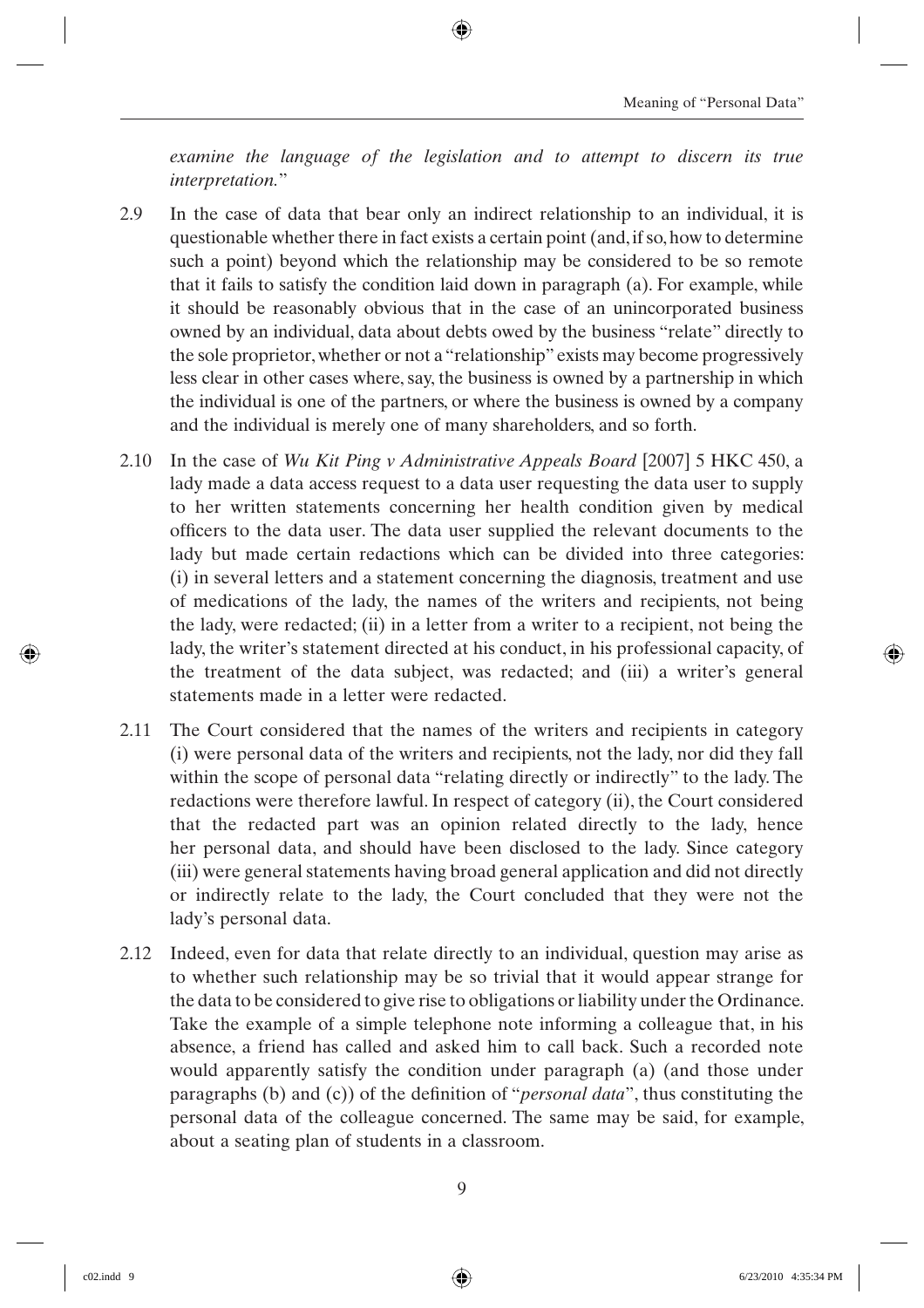*examine the language of the legislation and to attempt to discern its true interpretation.*"

2.9 In the case of data that bear only an indirect relationship to an individual, it is questionable whether there in fact exists a certain point (and, if so, how to determine such a point) beyond which the relationship may be considered to be so remote that it fails to satisfy the condition laid down in paragraph (a). For example, while it should be reasonably obvious that in the case of an unincorporated business owned by an individual, data about debts owed by the business "relate" directly to the sole proprietor, whether or not a "relationship" exists may become progressively less clear in other cases where, say, the business is owned by a partnership in which the individual is one of the partners, or where the business is owned by a company and the individual is merely one of many shareholders, and so forth.

2.10 In the case of *Wu Kit Ping v Administrative Appeals Board* [2007] 5 HKC 450, a lady made a data access request to a data user requesting the data user to supply to her written statements concerning her health condition given by medical officers to the data user. The data user supplied the relevant documents to the lady but made certain redactions which can be divided into three categories: (i) in several letters and a statement concerning the diagnosis, treatment and use of medications of the lady, the names of the writers and recipients, not being the lady, were redacted; (ii) in a letter from a writer to a recipient, not being the lady, the writer's statement directed at his conduct, in his professional capacity, of the treatment of the data subject, was redacted; and (iii) a writer's general statements made in a letter were redacted.

2.11 The Court considered that the names of the writers and recipients in category (i) were personal data of the writers and recipients, not the lady, nor did they fall within the scope of personal data "relating directly or indirectly" to the lady. The redactions were therefore lawful. In respect of category (ii), the Court considered that the redacted part was an opinion related directly to the lady, hence her personal data, and should have been disclosed to the lady. Since category (iii) were general statements having broad general application and did not directly or indirectly relate to the lady, the Court concluded that they were not the lady's personal data.

2.12 Indeed, even for data that relate directly to an individual, question may arise as to whether such relationship may be so trivial that it would appear strange for the data to be considered to give rise to obligations or liability under the Ordinance. Take the example of a simple telephone note informing a colleague that, in his absence, a friend has called and asked him to call back. Such a recorded note would apparently satisfy the condition under paragraph (a) (and those under paragraphs (b) and (c)) of the definition of "*personal data*", thus constituting the personal data of the colleague concerned. The same may be said, for example, about a seating plan of students in a classroom.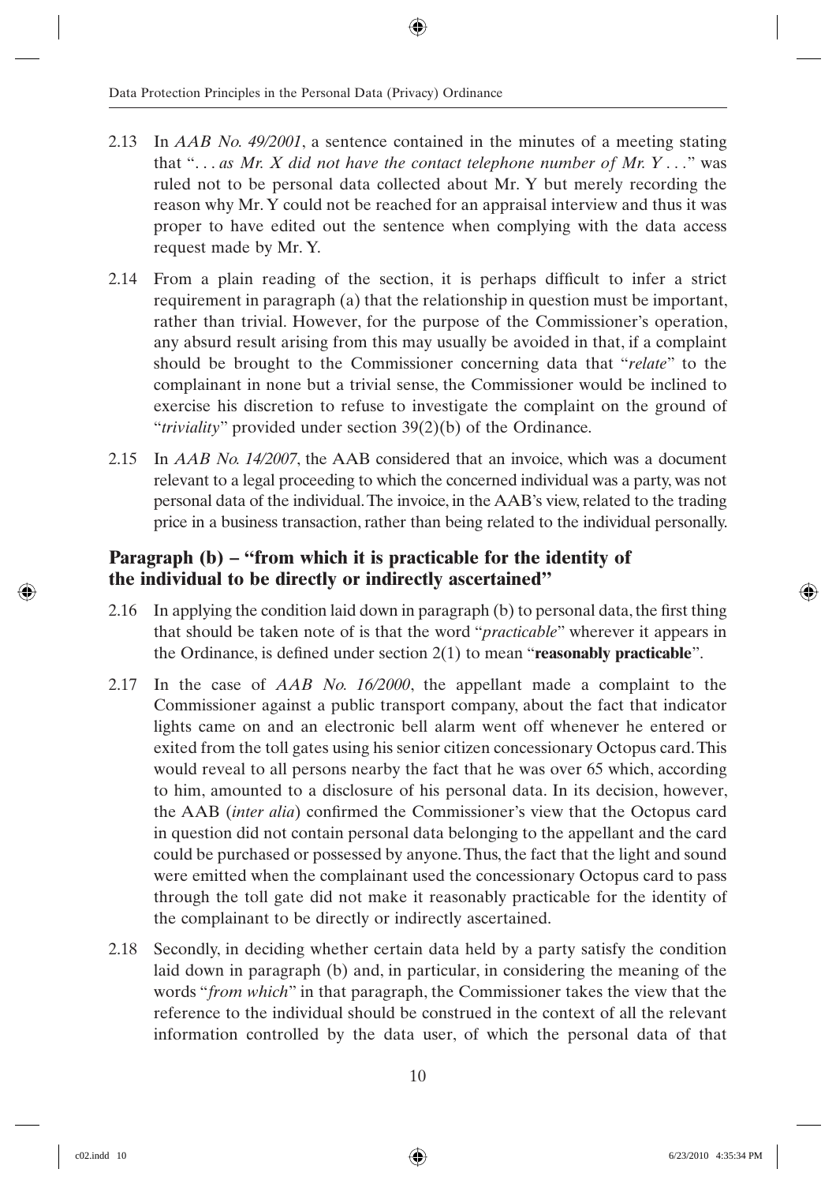2.13 In *AAB No. 49/2001*, a sentence contained in the minutes of a meeting stating that "*. . . as Mr. X did not have the contact telephone number of Mr. Y . . .*" was ruled not to be personal data collected about Mr. Y but merely recording the reason why Mr. Y could not be reached for an appraisal interview and thus it was proper to have edited out the sentence when complying with the data access request made by Mr. Y.

2.14 From a plain reading of the section, it is perhaps difficult to infer a strict requirement in paragraph (a) that the relationship in question must be important, rather than trivial. However, for the purpose of the Commissioner's operation, any absurd result arising from this may usually be avoided in that, if a complaint should be brought to the Commissioner concerning data that "*relate*" to the complainant in none but a trivial sense, the Commissioner would be inclined to exercise his discretion to refuse to investigate the complaint on the ground of "*triviality*" provided under section 39(2)(b) of the Ordinance.

2.15 In *AAB No. 14/2007*, the AAB considered that an invoice, which was a document relevant to a legal proceeding to which the concerned individual was a party, was not personal data of the individual. The invoice, in the AAB's view, related to the trading price in a business transaction, rather than being related to the individual personally.

## Paragraph (b) – "from which it is practicable for the identity of the individual to be directly or indirectly ascertained"

2.16 In applying the condition laid down in paragraph (b) to personal data, the first thing that should be taken note of is that the word "*practicable*" wherever it appears in the Ordinance, is defined under section 2(1) to mean "**reasonably practicable**".

2.17 In the case of *AAB No. 16/2000*, the appellant made a complaint to the Commissioner against a public transport company, about the fact that indicator lights came on and an electronic bell alarm went off whenever he entered or exited from the toll gates using his senior citizen concessionary Octopus card. This would reveal to all persons nearby the fact that he was over 65 which, according to him, amounted to a disclosure of his personal data. In its decision, however, the AAB (*inter alia*) confirmed the Commissioner's view that the Octopus card in question did not contain personal data belonging to the appellant and the card could be purchased or possessed by anyone. Thus, the fact that the light and sound were emitted when the complainant used the concessionary Octopus card to pass through the toll gate did not make it reasonably practicable for the identity of the complainant to be directly or indirectly ascertained.

2.18 Secondly, in deciding whether certain data held by a party satisfy the condition laid down in paragraph (b) and, in particular, in considering the meaning of the words "*from which*" in that paragraph, the Commissioner takes the view that the reference to the individual should be construed in the context of all the relevant information controlled by the data user, of which the personal data of that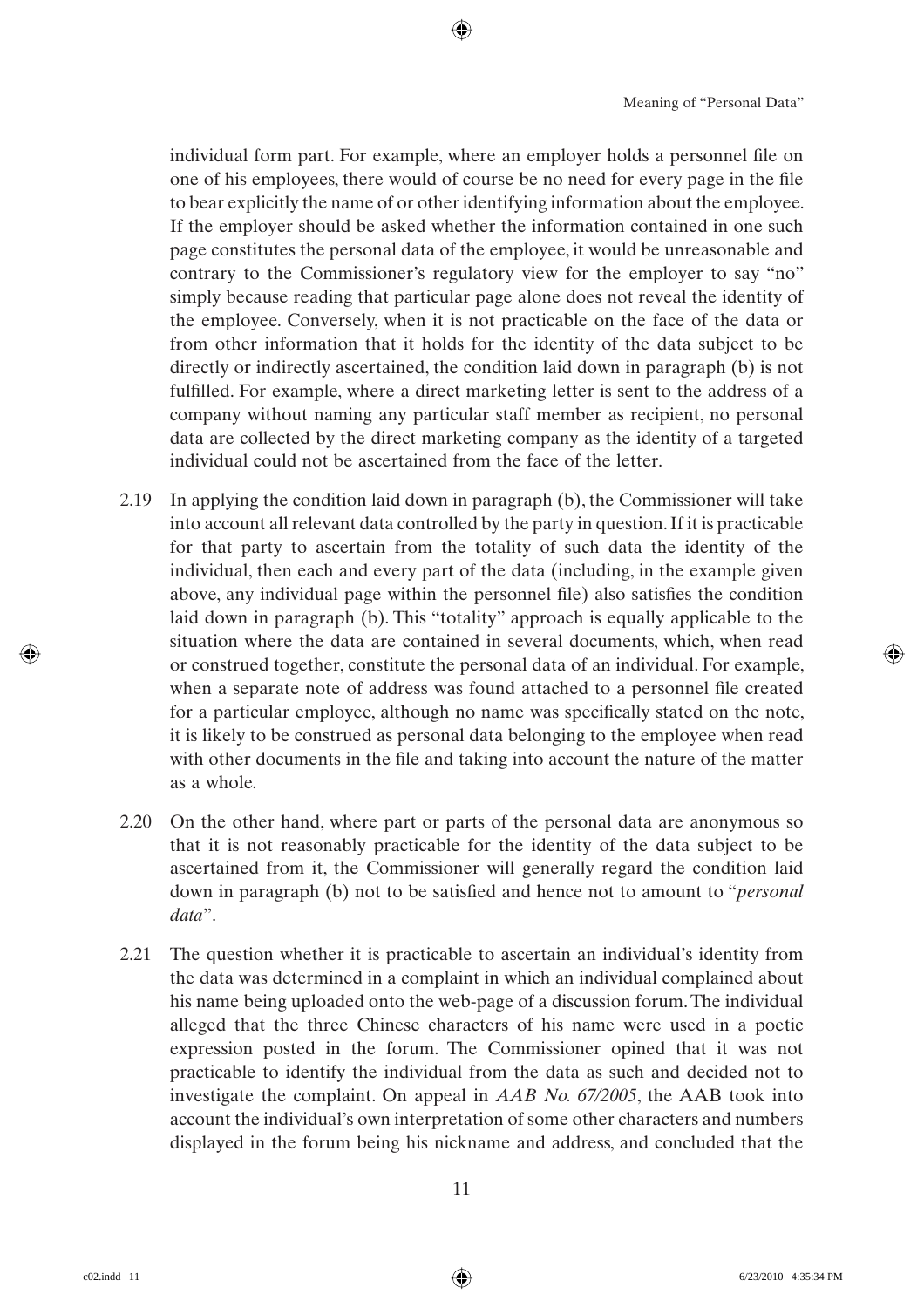individual form part. For example, where an employer holds a personnel file on one of his employees, there would of course be no need for every page in the file to bear explicitly the name of or other identifying information about the employee. If the employer should be asked whether the information contained in one such page constitutes the personal data of the employee, it would be unreasonable and contrary to the Commissioner's regulatory view for the employer to say "no" simply because reading that particular page alone does not reveal the identity of the employee. Conversely, when it is not practicable on the face of the data or from other information that it holds for the identity of the data subject to be directly or indirectly ascertained, the condition laid down in paragraph (b) is not fulfilled. For example, where a direct marketing letter is sent to the address of a company without naming any particular staff member as recipient, no personal data are collected by the direct marketing company as the identity of a targeted individual could not be ascertained from the face of the letter.

2.19 In applying the condition laid down in paragraph (b), the Commissioner will take into account all relevant data controlled by the party in question. If it is practicable for that party to ascertain from the totality of such data the identity of the individual, then each and every part of the data (including, in the example given above, any individual page within the personnel file) also satisfies the condition laid down in paragraph (b). This "totality" approach is equally applicable to the situation where the data are contained in several documents, which, when read or construed together, constitute the personal data of an individual. For example, when a separate note of address was found attached to a personnel file created for a particular employee, although no name was specifically stated on the note, it is likely to be construed as personal data belonging to the employee when read with other documents in the file and taking into account the nature of the matter as a whole.

2.20 On the other hand, where part or parts of the personal data are anonymous so that it is not reasonably practicable for the identity of the data subject to be ascertained from it, the Commissioner will generally regard the condition laid down in paragraph (b) not to be satisfied and hence not to amount to "*personal data*".

2.21 The question whether it is practicable to ascertain an individual's identity from the data was determined in a complaint in which an individual complained about his name being uploaded onto the web-page of a discussion forum. The individual alleged that the three Chinese characters of his name were used in a poetic expression posted in the forum. The Commissioner opined that it was not practicable to identify the individual from the data as such and decided not to investigate the complaint. On appeal in *AAB No. 67/2005*, the AAB took into account the individual's own interpretation of some other characters and numbers displayed in the forum being his nickname and address, and concluded that the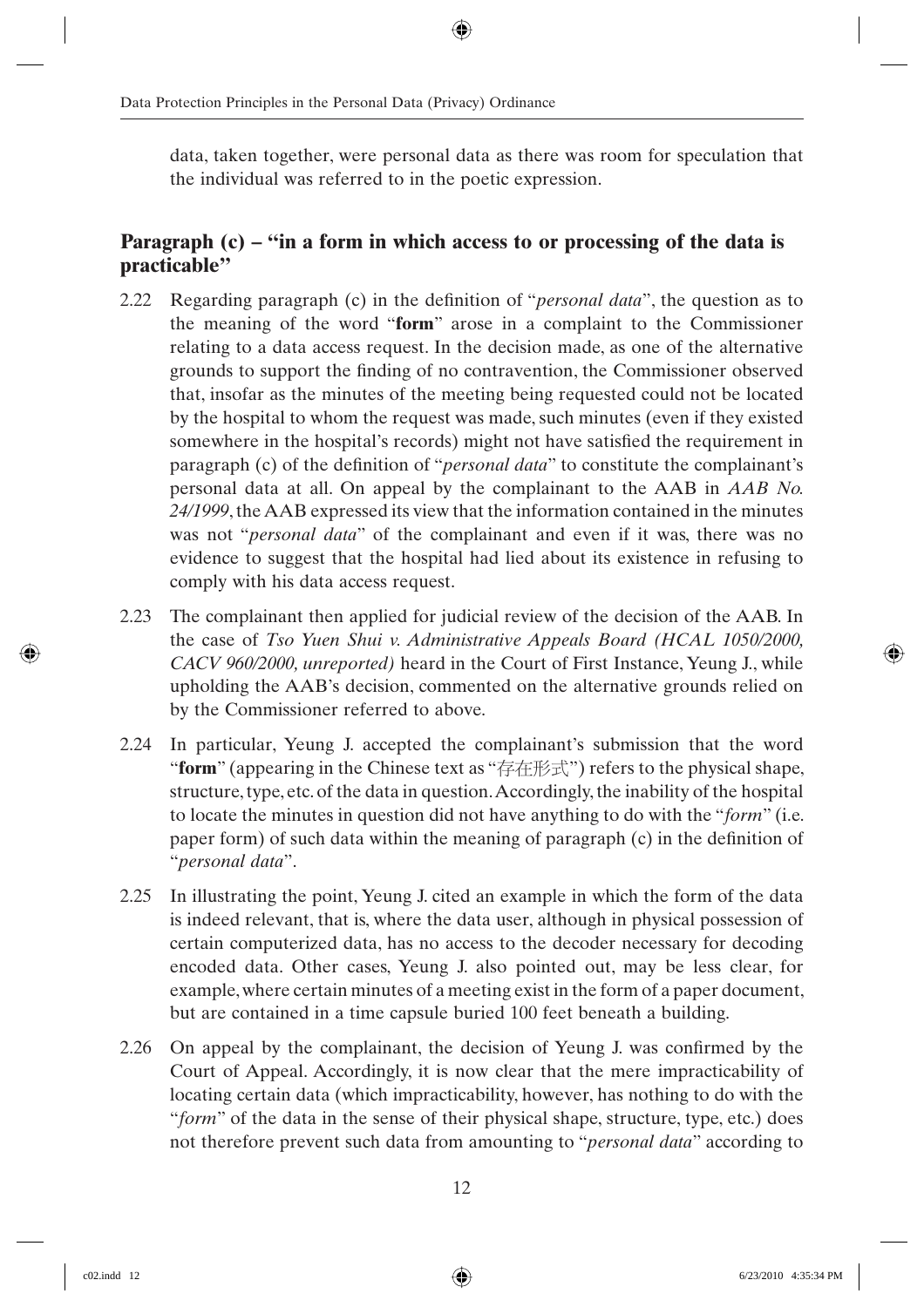data, taken together, were personal data as there was room for speculation that the individual was referred to in the poetic expression.

## Paragraph (c) – "in a form in which access to or processing of the data is practicable"

2.22 Regarding paragraph (c) in the definition of "*personal data*", the question as to the meaning of the word "**form**" arose in a complaint to the Commissioner relating to a data access request. In the decision made, as one of the alternative grounds to support the finding of no contravention, the Commissioner observed that, insofar as the minutes of the meeting being requested could not be located by the hospital to whom the request was made, such minutes (even if they existed somewhere in the hospital's records) might not have satisfied the requirement in paragraph (c) of the definition of "*personal data*" to constitute the complainant's personal data at all. On appeal by the complainant to the AAB in *AAB No. 24/1999*, the AAB expressed its view that the information contained in the minutes was not "*personal data*" of the complainant and even if it was, there was no evidence to suggest that the hospital had lied about its existence in refusing to comply with his data access request.

2.23 The complainant then applied for judicial review of the decision of the AAB. In the case of *Tso Yuen Shui v. Administrative Appeals Board (HCAL 1050/2000, CACV 960/2000, unreported)* heard in the Court of First Instance, Yeung J., while upholding the AAB's decision, commented on the alternative grounds relied on by the Commissioner referred to above.

2.24 In particular, Yeung J. accepted the complainant's submission that the word "**form**" (appearing in the Chinese text as "存在形式") refers to the physical shape, structure, type, etc. of the data in question. Accordingly, the inability of the hospital to locate the minutes in question did not have anything to do with the "*form*" (i.e. paper form) of such data within the meaning of paragraph (c) in the definition of "*personal data*".

2.25 In illustrating the point, Yeung J. cited an example in which the form of the data is indeed relevant, that is, where the data user, although in physical possession of certain computerized data, has no access to the decoder necessary for decoding encoded data. Other cases, Yeung J. also pointed out, may be less clear, for example, where certain minutes of a meeting exist in the form of a paper document, but are contained in a time capsule buried 100 feet beneath a building.

2.26 On appeal by the complainant, the decision of Yeung J. was confirmed by the Court of Appeal. Accordingly, it is now clear that the mere impracticability of locating certain data (which impracticability, however, has nothing to do with the "*form*" of the data in the sense of their physical shape, structure, type, etc.) does not therefore prevent such data from amounting to "*personal data*" according to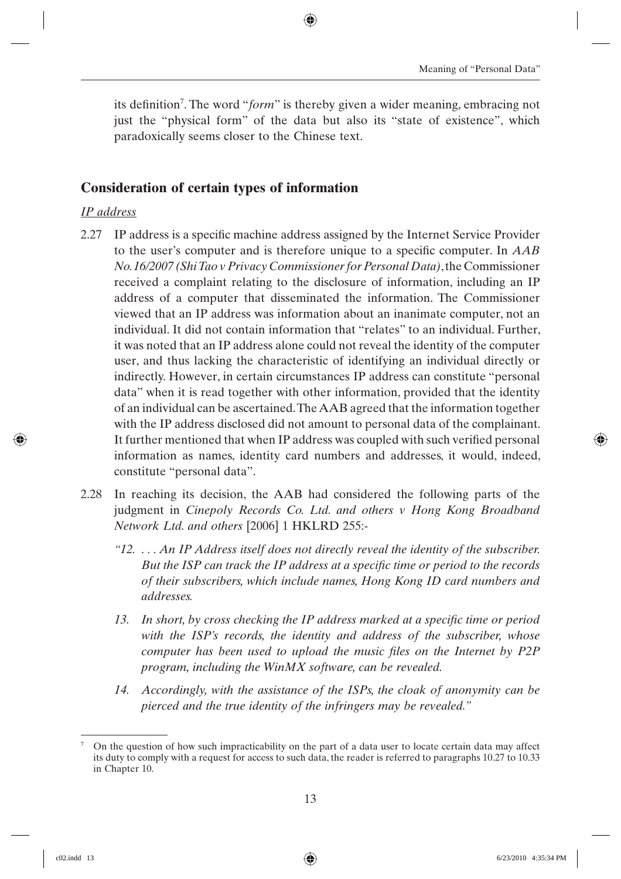its definition[7]. The word "*form*" is thereby given a wider meaning, embracing not just the "physical form" of the data but also its "state of existence", which paradoxically seems closer to the Chinese text.

## Consideration of certain types of information

*IP address*

2.27 IP address is a specific machine address assigned by the Internet Service Provider to the user's computer and is therefore unique to a specific computer. In *AAB No.16/2007 (Shi Tao v Privacy Commissioner for Personal Data)*, the Commissioner received a complaint relating to the disclosure of information, including an IP address of a computer that disseminated the information. The Commissioner viewed that an IP address was information about an inanimate computer, not an individual. It did not contain information that "relates" to an individual. Further, it was noted that an IP address alone could not reveal the identity of the computer user, and thus lacking the characteristic of identifying an individual directly or indirectly. However, in certain circumstances IP address can constitute "personal data" when it is read together with other information, provided that the identity of an individual can be ascertained. The AAB agreed that the information together with the IP address disclosed did not amount to personal data of the complainant. It further mentioned that when IP address was coupled with such verified personal information as names, identity card numbers and addresses, it would, indeed, constitute "personal data".

2.28 In reaching its decision, the AAB had considered the following parts of the judgment in *Cinepoly Records Co. Ltd. and others v Hong Kong Broadband Network Ltd. and others* [2006] 1 HKLRD 255:-

> *"12. . . . An IP Address itself does not directly reveal the identity of the subscriber. But the ISP can track the IP address at a specific time or period to the records of their subscribers, which include names, Hong Kong ID card numbers and addresses.*
>
> *13. In short, by cross checking the IP address marked at a specific time or period with the ISP's records, the identity and address of the subscriber, whose computer has been used to upload the music files on the Internet by P2P program, including the WinMX software, can be revealed.*
>
> *14. Accordingly, with the assistance of the ISPs, the cloak of anonymity can be pierced and the true identity of the infringers may be revealed."*

---

[7] On the question of how such impracticability on the part of a data user to locate certain data may affect its duty to comply with a request for access to such data, the reader is referred to paragraphs 10.27 to 10.33 in Chapter 10.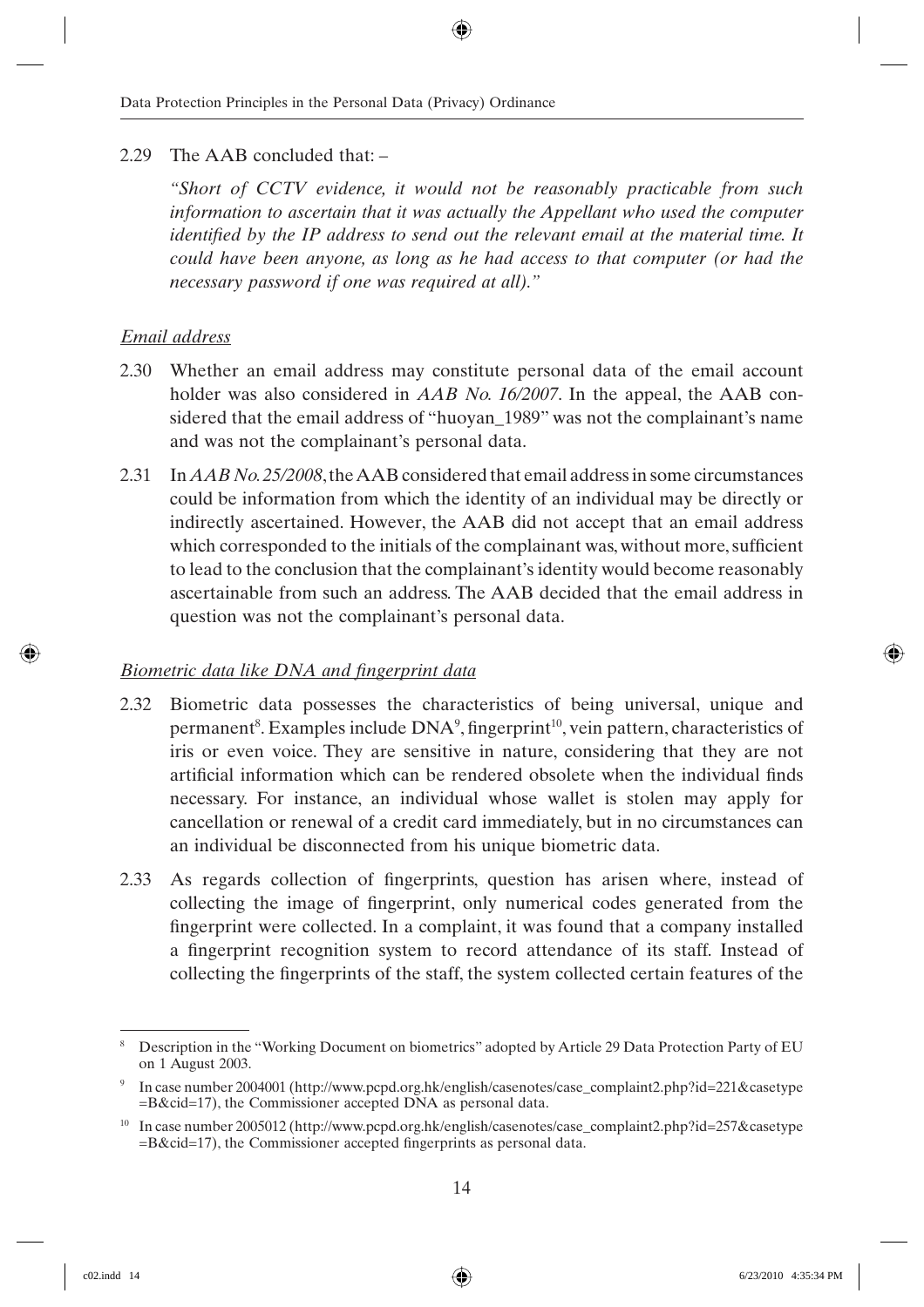2.29 The AAB concluded that: –

*"Short of CCTV evidence, it would not be reasonably practicable from such information to ascertain that it was actually the Appellant who used the computer identified by the IP address to send out the relevant email at the material time. It could have been anyone, as long as he had access to that computer (or had the necessary password if one was required at all)."*

*Email address*

2.30 Whether an email address may constitute personal data of the email account holder was also considered in *AAB No. 16/2007*. In the appeal, the AAB considered that the email address of "huoyan_1989" was not the complainant's name and was not the complainant's personal data.

2.31 In *AAB No. 25/2008*, the AAB considered that email address in some circumstances could be information from which the identity of an individual may be directly or indirectly ascertained. However, the AAB did not accept that an email address which corresponded to the initials of the complainant was, without more, sufficient to lead to the conclusion that the complainant's identity would become reasonably ascertainable from such an address. The AAB decided that the email address in question was not the complainant's personal data.

*Biometric data like DNA and fingerprint data*

2.32 Biometric data possesses the characteristics of being universal, unique and permanent[8]. Examples include DNA[9], fingerprint[10], vein pattern, characteristics of iris or even voice. They are sensitive in nature, considering that they are not artificial information which can be rendered obsolete when the individual finds necessary. For instance, an individual whose wallet is stolen may apply for cancellation or renewal of a credit card immediately, but in no circumstances can an individual be disconnected from his unique biometric data.

2.33 As regards collection of fingerprints, question has arisen where, instead of collecting the image of fingerprint, only numerical codes generated from the fingerprint were collected. In a complaint, it was found that a company installed a fingerprint recognition system to record attendance of its staff. Instead of collecting the fingerprints of the staff, the system collected certain features of the

---

[8] Description in the "Working Document on biometrics" adopted by Article 29 Data Protection Party of EU on 1 August 2003.

[9] In case number 2004001 (http://www.pcpd.org.hk/english/casenotes/case_complaint2.php?id=221&casetype=B&cid=17), the Commissioner accepted DNA as personal data.

[10] In case number 2005012 (http://www.pcpd.org.hk/english/casenotes/case_complaint2.php?id=257&casetype=B&cid=17), the Commissioner accepted fingerprints as personal data.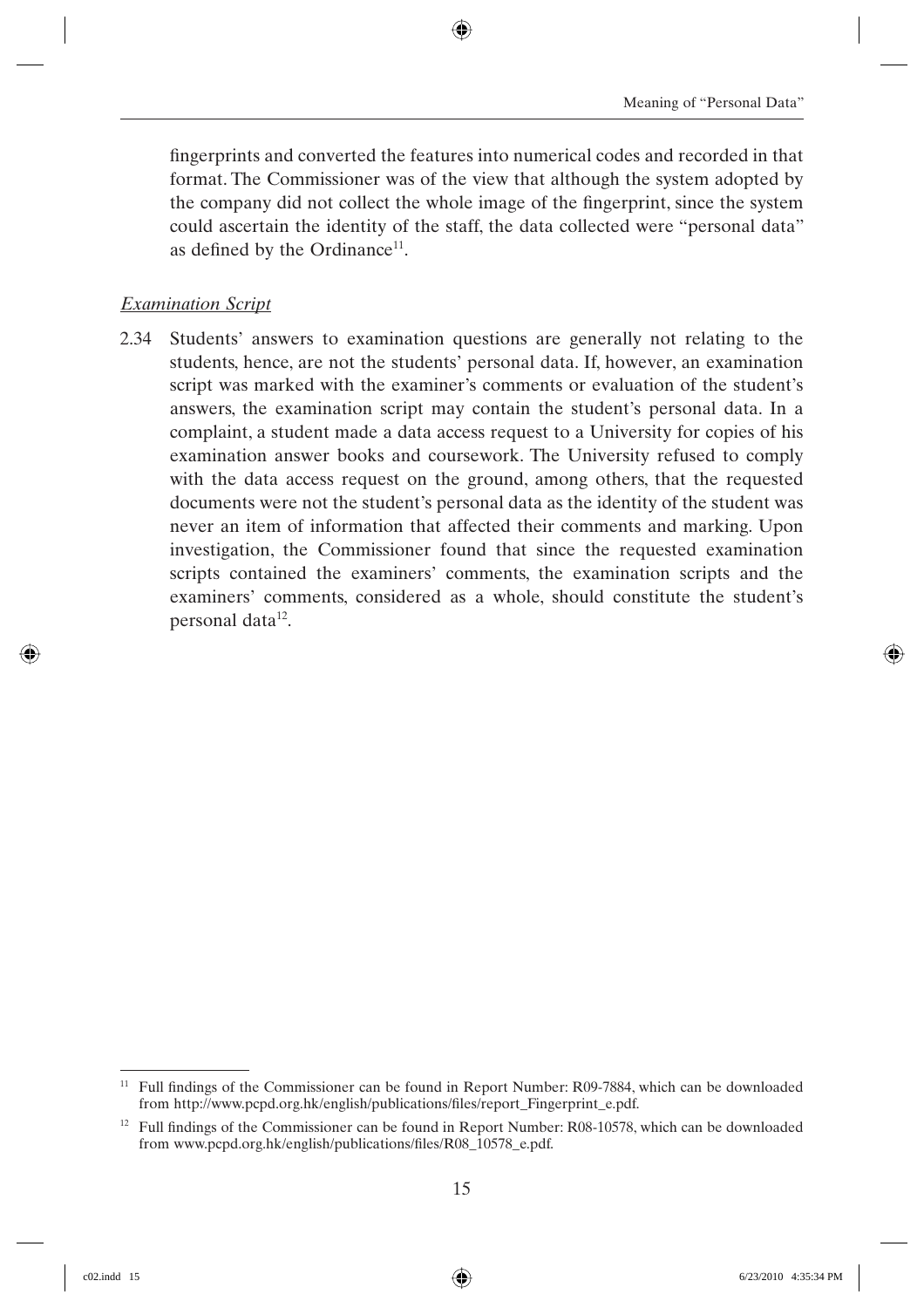fingerprints and converted the features into numerical codes and recorded in that format. The Commissioner was of the view that although the system adopted by the company did not collect the whole image of the fingerprint, since the system could ascertain the identity of the staff, the data collected were "personal data" as defined by the Ordinance[11].

*Examination Script*

2.34 Students' answers to examination questions are generally not relating to the students, hence, are not the students' personal data. If, however, an examination script was marked with the examiner's comments or evaluation of the student's answers, the examination script may contain the student's personal data. In a complaint, a student made a data access request to a University for copies of his examination answer books and coursework. The University refused to comply with the data access request on the ground, among others, that the requested documents were not the student's personal data as the identity of the student was never an item of information that affected their comments and marking. Upon investigation, the Commissioner found that since the requested examination scripts contained the examiners' comments, the examination scripts and the examiners' comments, considered as a whole, should constitute the student's personal data[12].

---

[11] Full findings of the Commissioner can be found in Report Number: R09-7884, which can be downloaded from http://www.pcpd.org.hk/english/publications/files/report_Fingerprint_e.pdf.

[12] Full findings of the Commissioner can be found in Report Number: R08-10578, which can be downloaded from www.pcpd.org.hk/english/publications/files/R08_10578_e.pdf.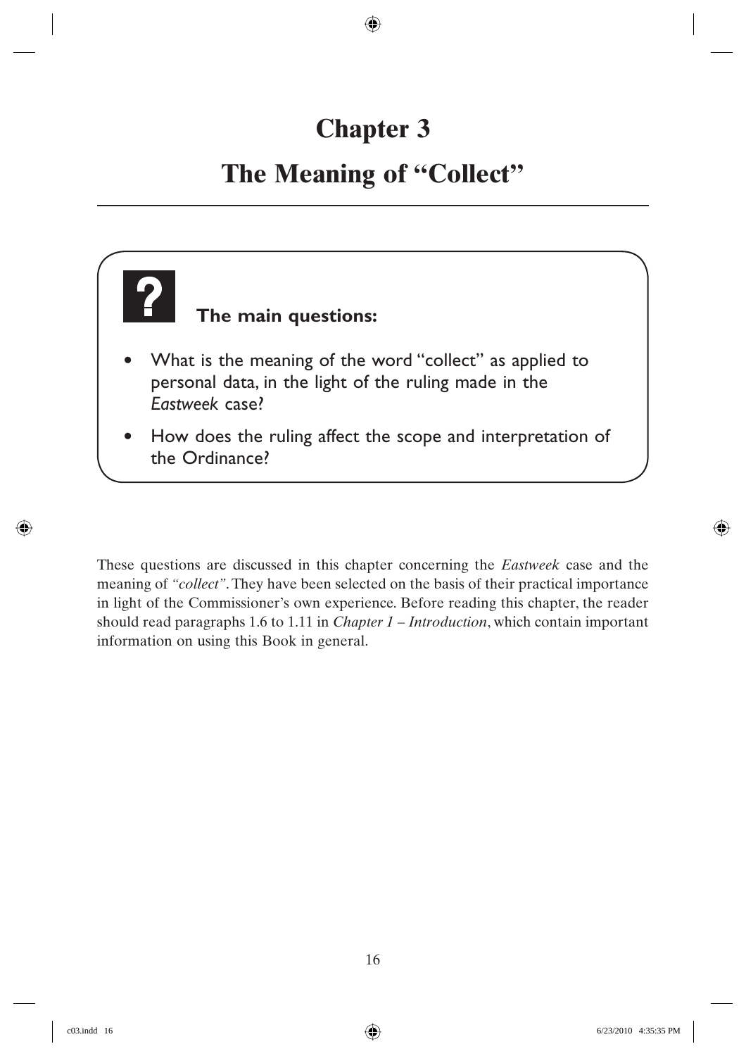# Chapter 3

# The Meaning of "Collect"

**The main questions:**

- What is the meaning of the word "collect" as applied to personal data, in the light of the ruling made in the *Eastweek* case?
- How does the ruling affect the scope and interpretation of the Ordinance?

These questions are discussed in this chapter concerning the *Eastweek* case and the meaning of *"collect"*. They have been selected on the basis of their practical importance in light of the Commissioner's own experience. Before reading this chapter, the reader should read paragraphs 1.6 to 1.11 in *Chapter 1 – Introduction*, which contain important information on using this Book in general.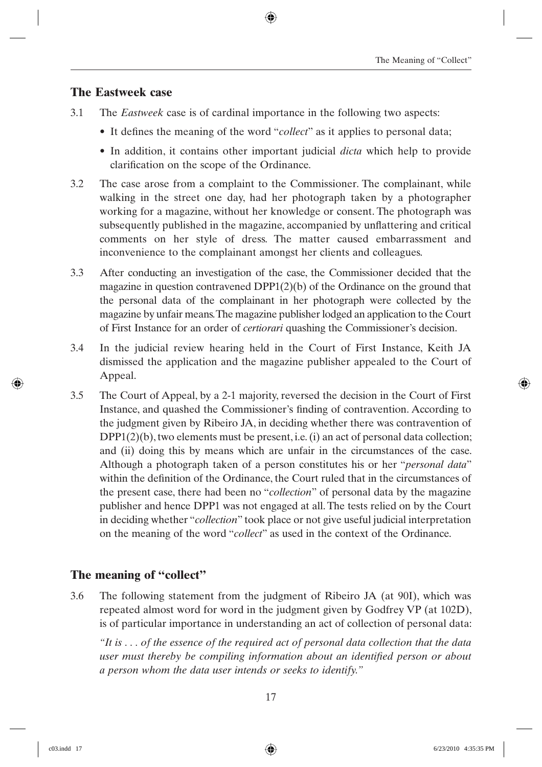## The Eastweek case

3.1 The *Eastweek* case is of cardinal importance in the following two aspects:

- It defines the meaning of the word "*collect*" as it applies to personal data;
- In addition, it contains other important judicial *dicta* which help to provide clarification on the scope of the Ordinance.

3.2 The case arose from a complaint to the Commissioner. The complainant, while walking in the street one day, had her photograph taken by a photographer working for a magazine, without her knowledge or consent. The photograph was subsequently published in the magazine, accompanied by unflattering and critical comments on her style of dress. The matter caused embarrassment and inconvenience to the complainant amongst her clients and colleagues.

3.3 After conducting an investigation of the case, the Commissioner decided that the magazine in question contravened DPP1(2)(b) of the Ordinance on the ground that the personal data of the complainant in her photograph were collected by the magazine by unfair means. The magazine publisher lodged an application to the Court of First Instance for an order of *certiorari* quashing the Commissioner's decision.

3.4 In the judicial review hearing held in the Court of First Instance, Keith JA dismissed the application and the magazine publisher appealed to the Court of Appeal.

3.5 The Court of Appeal, by a 2-1 majority, reversed the decision in the Court of First Instance, and quashed the Commissioner's finding of contravention. According to the judgment given by Ribeiro JA, in deciding whether there was contravention of DPP1(2)(b), two elements must be present, i.e. (i) an act of personal data collection; and (ii) doing this by means which are unfair in the circumstances of the case. Although a photograph taken of a person constitutes his or her "*personal data*" within the definition of the Ordinance, the Court ruled that in the circumstances of the present case, there had been no "*collection*" of personal data by the magazine publisher and hence DPP1 was not engaged at all. The tests relied on by the Court in deciding whether "*collection*" took place or not give useful judicial interpretation on the meaning of the word "*collect*" as used in the context of the Ordinance.

## The meaning of "collect"

3.6 The following statement from the judgment of Ribeiro JA (at 90I), which was repeated almost word for word in the judgment given by Godfrey VP (at 102D), is of particular importance in understanding an act of collection of personal data:

*"It is . . . of the essence of the required act of personal data collection that the data user must thereby be compiling information about an identified person or about a person whom the data user intends or seeks to identify."*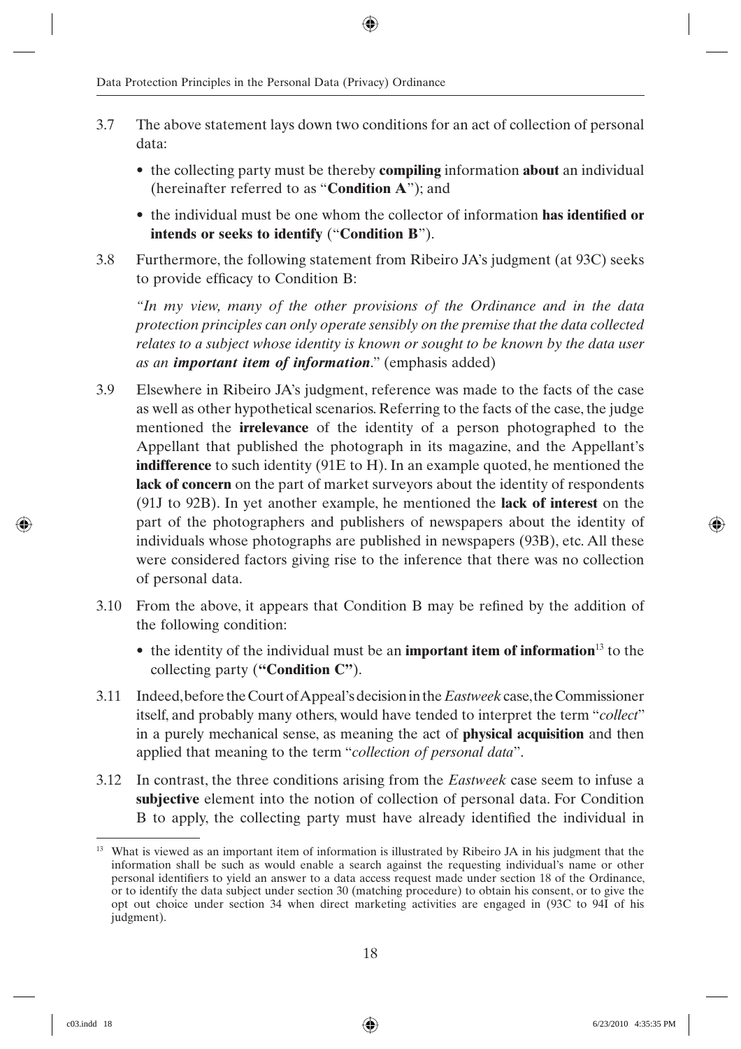3.7 The above statement lays down two conditions for an act of collection of personal data:

- the collecting party must be thereby **compiling** information **about** an individual (hereinafter referred to as "**Condition A**"); and
- the individual must be one whom the collector of information **has identified or intends or seeks to identify** ("**Condition B**").

3.8 Furthermore, the following statement from Ribeiro JA's judgment (at 93C) seeks to provide efficacy to Condition B:

*"In my view, many of the other provisions of the Ordinance and in the data protection principles can only operate sensibly on the premise that the data collected relates to a subject whose identity is known or sought to be known by the data user as an **important item of information**."* (emphasis added)

3.9 Elsewhere in Ribeiro JA's judgment, reference was made to the facts of the case as well as other hypothetical scenarios. Referring to the facts of the case, the judge mentioned the **irrelevance** of the identity of a person photographed to the Appellant that published the photograph in its magazine, and the Appellant's **indifference** to such identity (91E to H). In an example quoted, he mentioned the **lack of concern** on the part of market surveyors about the identity of respondents (91J to 92B). In yet another example, he mentioned the **lack of interest** on the part of the photographers and publishers of newspapers about the identity of individuals whose photographs are published in newspapers (93B), etc. All these were considered factors giving rise to the inference that there was no collection of personal data.

3.10 From the above, it appears that Condition B may be refined by the addition of the following condition:

- the identity of the individual must be an **important item of information**[13] to the collecting party (**"Condition C"**).

3.11 Indeed, before the Court of Appeal's decision in the *Eastweek* case, the Commissioner itself, and probably many others, would have tended to interpret the term "*collect*" in a purely mechanical sense, as meaning the act of **physical acquisition** and then applied that meaning to the term "*collection of personal data*".

3.12 In contrast, the three conditions arising from the *Eastweek* case seem to infuse a **subjective** element into the notion of collection of personal data. For Condition B to apply, the collecting party must have already identified the individual in

[13] What is viewed as an important item of information is illustrated by Ribeiro JA in his judgment that the information shall be such as would enable a search against the requesting individual's name or other personal identifiers to yield an answer to a data access request made under section 18 of the Ordinance, or to identify the data subject under section 30 (matching procedure) to obtain his consent, or to give the opt out choice under section 34 when direct marketing activities are engaged in (93C to 94I of his judgment).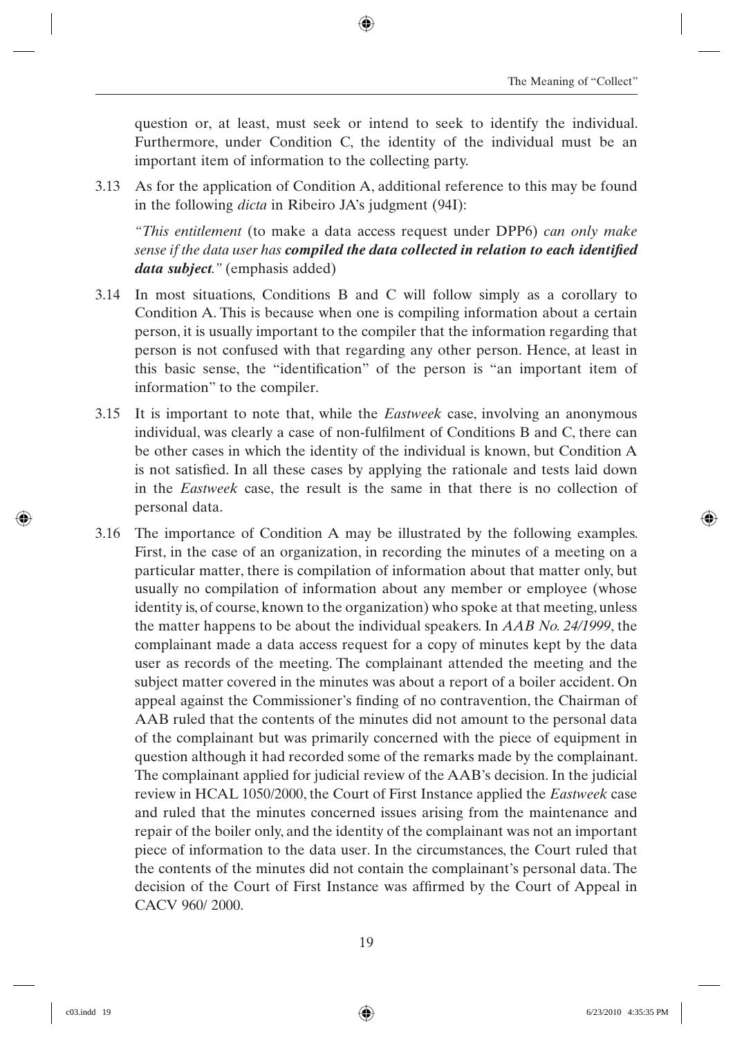question or, at least, must seek or intend to seek to identify the individual. Furthermore, under Condition C, the identity of the individual must be an important item of information to the collecting party.

3.13 As for the application of Condition A, additional reference to this may be found in the following *dicta* in Ribeiro JA's judgment (94I):

*"This entitlement* (to make a data access request under DPP6) *can only make sense if the data user has **compiled the data collected in relation to each identified data subject**."* (emphasis added)

3.14 In most situations, Conditions B and C will follow simply as a corollary to Condition A. This is because when one is compiling information about a certain person, it is usually important to the compiler that the information regarding that person is not confused with that regarding any other person. Hence, at least in this basic sense, the "identification" of the person is "an important item of information" to the compiler.

3.15 It is important to note that, while the *Eastweek* case, involving an anonymous individual, was clearly a case of non-fulfilment of Conditions B and C, there can be other cases in which the identity of the individual is known, but Condition A is not satisfied. In all these cases by applying the rationale and tests laid down in the *Eastweek* case, the result is the same in that there is no collection of personal data.

3.16 The importance of Condition A may be illustrated by the following examples. First, in the case of an organization, in recording the minutes of a meeting on a particular matter, there is compilation of information about that matter only, but usually no compilation of information about any member or employee (whose identity is, of course, known to the organization) who spoke at that meeting, unless the matter happens to be about the individual speakers. In *AAB No. 24/1999*, the complainant made a data access request for a copy of minutes kept by the data user as records of the meeting. The complainant attended the meeting and the subject matter covered in the minutes was about a report of a boiler accident. On appeal against the Commissioner's finding of no contravention, the Chairman of AAB ruled that the contents of the minutes did not amount to the personal data of the complainant but was primarily concerned with the piece of equipment in question although it had recorded some of the remarks made by the complainant. The complainant applied for judicial review of the AAB's decision. In the judicial review in HCAL 1050/2000, the Court of First Instance applied the *Eastweek* case and ruled that the minutes concerned issues arising from the maintenance and repair of the boiler only, and the identity of the complainant was not an important piece of information to the data user. In the circumstances, the Court ruled that the contents of the minutes did not contain the complainant's personal data. The decision of the Court of First Instance was affirmed by the Court of Appeal in CACV 960/ 2000.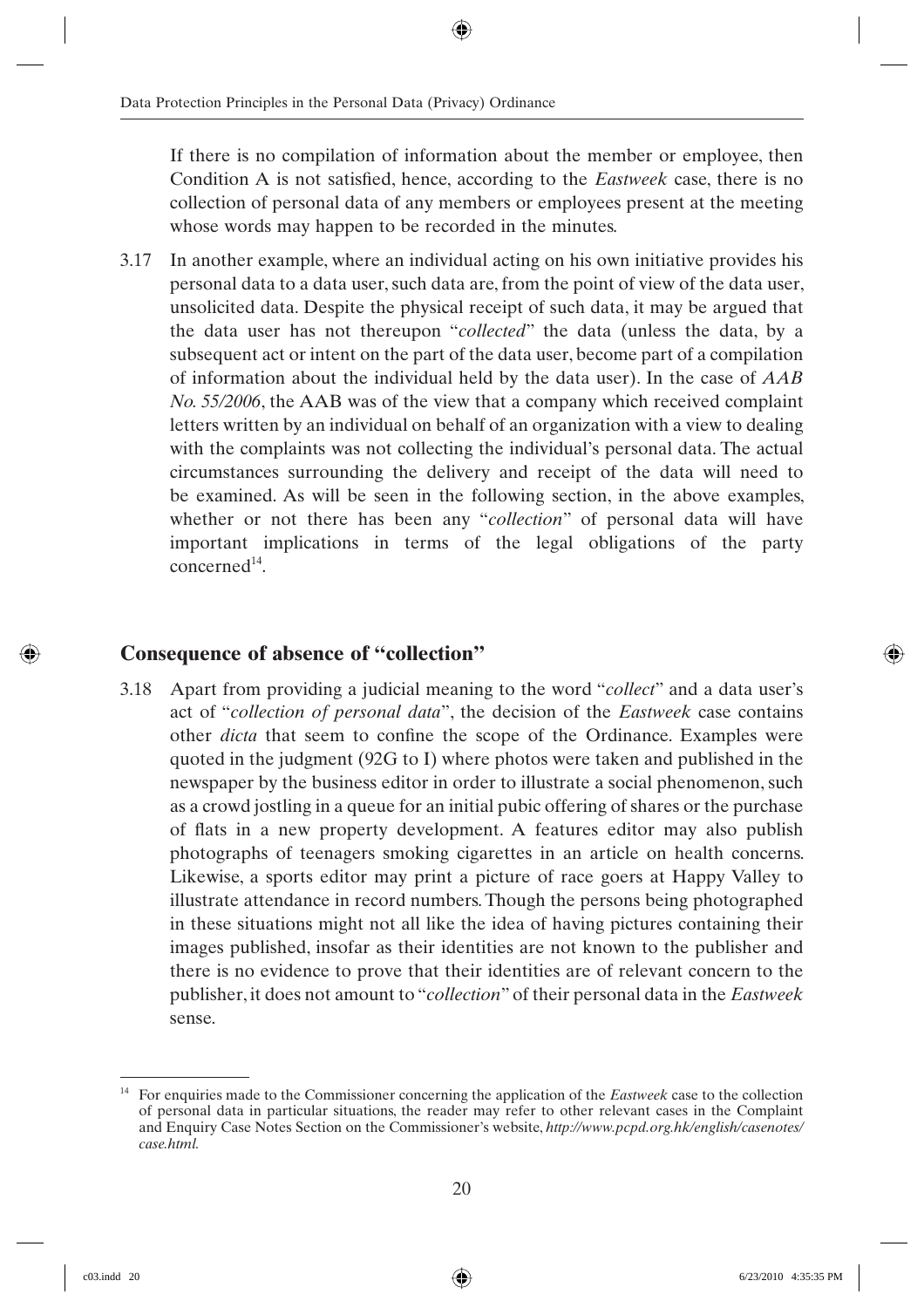If there is no compilation of information about the member or employee, then Condition A is not satisfied, hence, according to the *Eastweek* case, there is no collection of personal data of any members or employees present at the meeting whose words may happen to be recorded in the minutes.

3.17 In another example, where an individual acting on his own initiative provides his personal data to a data user, such data are, from the point of view of the data user, unsolicited data. Despite the physical receipt of such data, it may be argued that the data user has not thereupon "*collected*" the data (unless the data, by a subsequent act or intent on the part of the data user, become part of a compilation of information about the individual held by the data user). In the case of *AAB No. 55/2006*, the AAB was of the view that a company which received complaint letters written by an individual on behalf of an organization with a view to dealing with the complaints was not collecting the individual's personal data. The actual circumstances surrounding the delivery and receipt of the data will need to be examined. As will be seen in the following section, in the above examples, whether or not there has been any "*collection*" of personal data will have important implications in terms of the legal obligations of the party concerned[14].

## Consequence of absence of "collection"

3.18 Apart from providing a judicial meaning to the word "*collect*" and a data user's act of "*collection of personal data*", the decision of the *Eastweek* case contains other *dicta* that seem to confine the scope of the Ordinance. Examples were quoted in the judgment (92G to I) where photos were taken and published in the newspaper by the business editor in order to illustrate a social phenomenon, such as a crowd jostling in a queue for an initial pubic offering of shares or the purchase of flats in a new property development. A features editor may also publish photographs of teenagers smoking cigarettes in an article on health concerns. Likewise, a sports editor may print a picture of race goers at Happy Valley to illustrate attendance in record numbers. Though the persons being photographed in these situations might not all like the idea of having pictures containing their images published, insofar as their identities are not known to the publisher and there is no evidence to prove that their identities are of relevant concern to the publisher, it does not amount to "*collection*" of their personal data in the *Eastweek* sense.

---

[14] For enquiries made to the Commissioner concerning the application of the *Eastweek* case to the collection of personal data in particular situations, the reader may refer to other relevant cases in the Complaint and Enquiry Case Notes Section on the Commissioner's website, *http://www.pcpd.org.hk/english/casenotes/case.html*.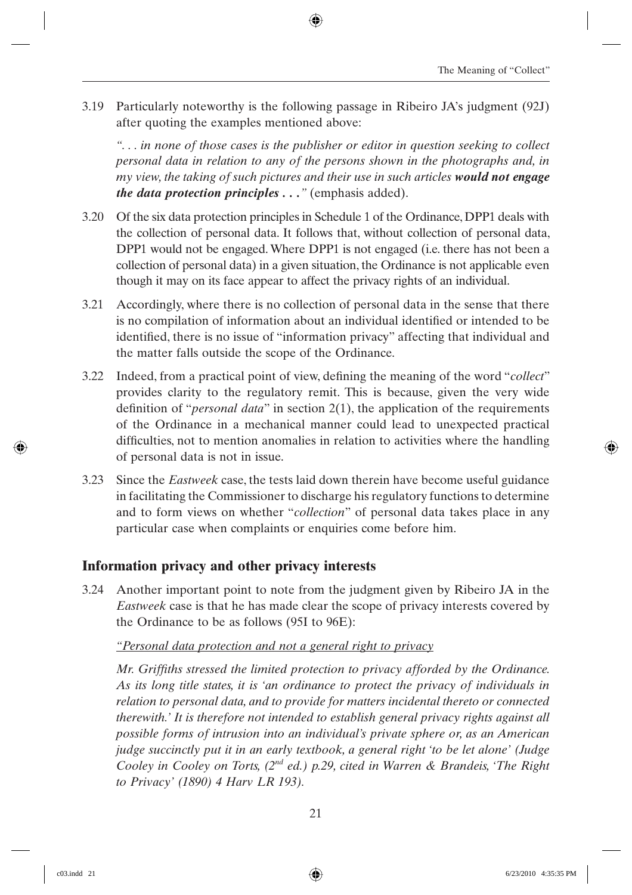3.19 Particularly noteworthy is the following passage in Ribeiro JA's judgment (92J) after quoting the examples mentioned above:

*". . . in none of those cases is the publisher or editor in question seeking to collect personal data in relation to any of the persons shown in the photographs and, in my view, the taking of such pictures and their use in such articles **would not engage the data protection principles . . .**"* (emphasis added).

3.20 Of the six data protection principles in Schedule 1 of the Ordinance, DPP1 deals with the collection of personal data. It follows that, without collection of personal data, DPP1 would not be engaged. Where DPP1 is not engaged (i.e. there has not been a collection of personal data) in a given situation, the Ordinance is not applicable even though it may on its face appear to affect the privacy rights of an individual.

3.21 Accordingly, where there is no collection of personal data in the sense that there is no compilation of information about an individual identified or intended to be identified, there is no issue of "information privacy" affecting that individual and the matter falls outside the scope of the Ordinance.

3.22 Indeed, from a practical point of view, defining the meaning of the word "*collect*" provides clarity to the regulatory remit. This is because, given the very wide definition of "*personal data*" in section 2(1), the application of the requirements of the Ordinance in a mechanical manner could lead to unexpected practical difficulties, not to mention anomalies in relation to activities where the handling of personal data is not in issue.

3.23 Since the *Eastweek* case, the tests laid down therein have become useful guidance in facilitating the Commissioner to discharge his regulatory functions to determine and to form views on whether "*collection*" of personal data takes place in any particular case when complaints or enquiries come before him.

## Information privacy and other privacy interests

3.24 Another important point to note from the judgment given by Ribeiro JA in the *Eastweek* case is that he has made clear the scope of privacy interests covered by the Ordinance to be as follows (95I to 96E):

*"Personal data protection and not a general right to privacy*

*Mr. Griffiths stressed the limited protection to privacy afforded by the Ordinance. As its long title states, it is 'an ordinance to protect the privacy of individuals in relation to personal data, and to provide for matters incidental thereto or connected therewith.' It is therefore not intended to establish general privacy rights against all possible forms of intrusion into an individual's private sphere or, as an American judge succinctly put it in an early textbook, a general right 'to be let alone' (Judge Cooley in Cooley on Torts, (2nd ed.) p.29, cited in Warren & Brandeis, 'The Right to Privacy' (1890) 4 Harv LR 193).*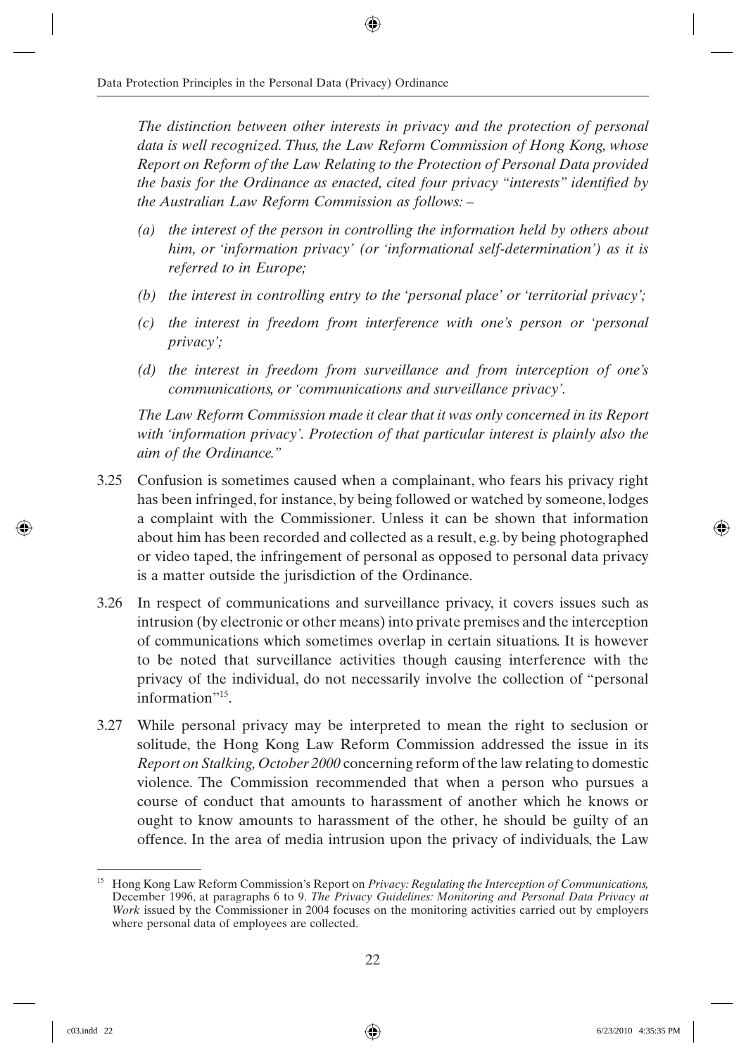*The distinction between other interests in privacy and the protection of personal data is well recognized. Thus, the Law Reform Commission of Hong Kong, whose Report on Reform of the Law Relating to the Protection of Personal Data provided the basis for the Ordinance as enacted, cited four privacy "interests" identified by the Australian Law Reform Commission as follows: –*

*(a) the interest of the person in controlling the information held by others about him, or 'information privacy' (or 'informational self-determination') as it is referred to in Europe;*

*(b) the interest in controlling entry to the 'personal place' or 'territorial privacy';*

*(c) the interest in freedom from interference with one's person or 'personal privacy';*

*(d) the interest in freedom from surveillance and from interception of one's communications, or 'communications and surveillance privacy'.*

*The Law Reform Commission made it clear that it was only concerned in its Report with 'information privacy'. Protection of that particular interest is plainly also the aim of the Ordinance."*

3.25 Confusion is sometimes caused when a complainant, who fears his privacy right has been infringed, for instance, by being followed or watched by someone, lodges a complaint with the Commissioner. Unless it can be shown that information about him has been recorded and collected as a result, e.g. by being photographed or video taped, the infringement of personal as opposed to personal data privacy is a matter outside the jurisdiction of the Ordinance.

3.26 In respect of communications and surveillance privacy, it covers issues such as intrusion (by electronic or other means) into private premises and the interception of communications which sometimes overlap in certain situations. It is however to be noted that surveillance activities though causing interference with the privacy of the individual, do not necessarily involve the collection of "personal information"[15].

3.27 While personal privacy may be interpreted to mean the right to seclusion or solitude, the Hong Kong Law Reform Commission addressed the issue in its *Report on Stalking, October 2000* concerning reform of the law relating to domestic violence. The Commission recommended that when a person who pursues a course of conduct that amounts to harassment of another which he knows or ought to know amounts to harassment of the other, he should be guilty of an offence. In the area of media intrusion upon the privacy of individuals, the Law

---

[15] Hong Kong Law Reform Commission's Report on *Privacy: Regulating the Interception of Communications,* December 1996, at paragraphs 6 to 9. *The Privacy Guidelines: Monitoring and Personal Data Privacy at Work* issued by the Commissioner in 2004 focuses on the monitoring activities carried out by employers where personal data of employees are collected.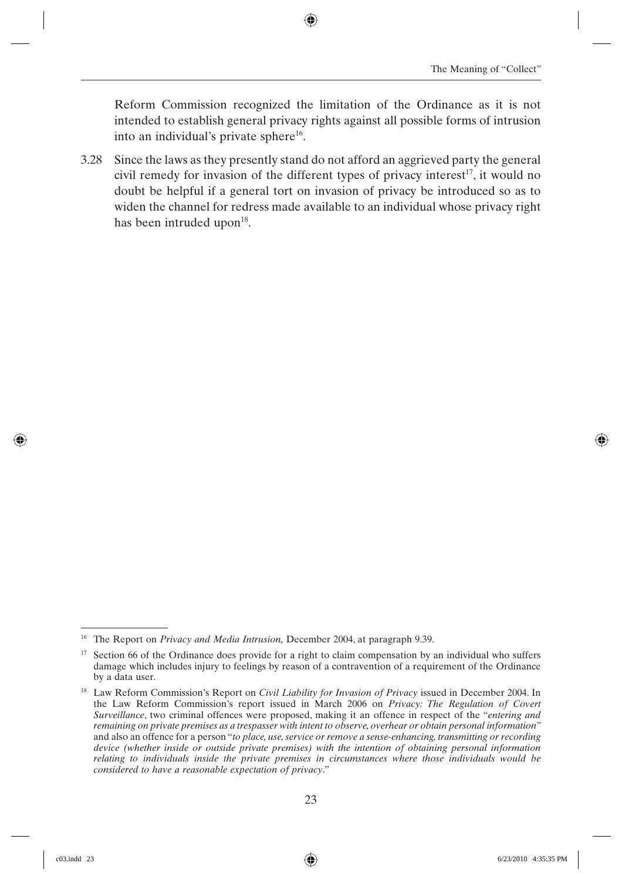Reform Commission recognized the limitation of the Ordinance as it is not intended to establish general privacy rights against all possible forms of intrusion into an individual's private sphere[16].

3.28 Since the laws as they presently stand do not afford an aggrieved party the general civil remedy for invasion of the different types of privacy interest[17], it would no doubt be helpful if a general tort on invasion of privacy be introduced so as to widen the channel for redress made available to an individual whose privacy right has been intruded upon[18].

---

[16] The Report on *Privacy and Media Intrusion,* December 2004, at paragraph 9.39.

[17] Section 66 of the Ordinance does provide for a right to claim compensation by an individual who suffers damage which includes injury to feelings by reason of a contravention of a requirement of the Ordinance by a data user.

[18] Law Reform Commission's Report on *Civil Liability for Invasion of Privacy* issued in December 2004. In the Law Reform Commission's report issued in March 2006 on *Privacy: The Regulation of Covert Surveillance*, two criminal offences were proposed, making it an offence in respect of the "*entering and remaining on private premises as a trespasser with intent to observe, overhear or obtain personal information*" and also an offence for a person "*to place, use, service or remove a sense-enhancing, transmitting or recording device (whether inside or outside private premises) with the intention of obtaining personal information relating to individuals inside the private premises in circumstances where those individuals would be considered to have a reasonable expectation of privacy*."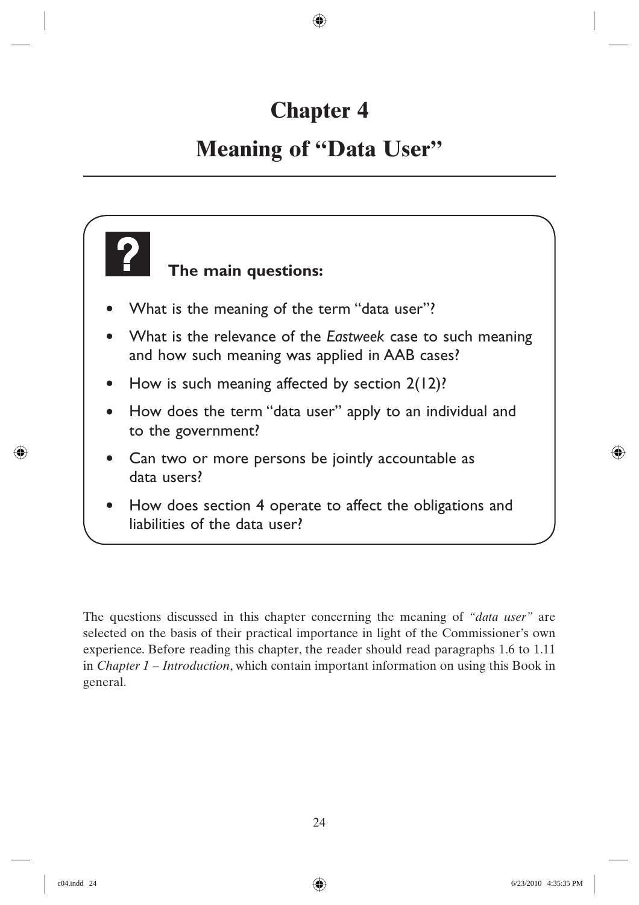# Chapter 4

# Meaning of "Data User"

**The main questions:**

- What is the meaning of the term "data user"?
- What is the relevance of the *Eastweek* case to such meaning and how such meaning was applied in AAB cases?
- How is such meaning affected by section 2(12)?
- How does the term "data user" apply to an individual and to the government?
- Can two or more persons be jointly accountable as data users?
- How does section 4 operate to affect the obligations and liabilities of the data user?

The questions discussed in this chapter concerning the meaning of *"data user"* are selected on the basis of their practical importance in light of the Commissioner's own experience. Before reading this chapter, the reader should read paragraphs 1.6 to 1.11 in *Chapter 1 – Introduction*, which contain important information on using this Book in general.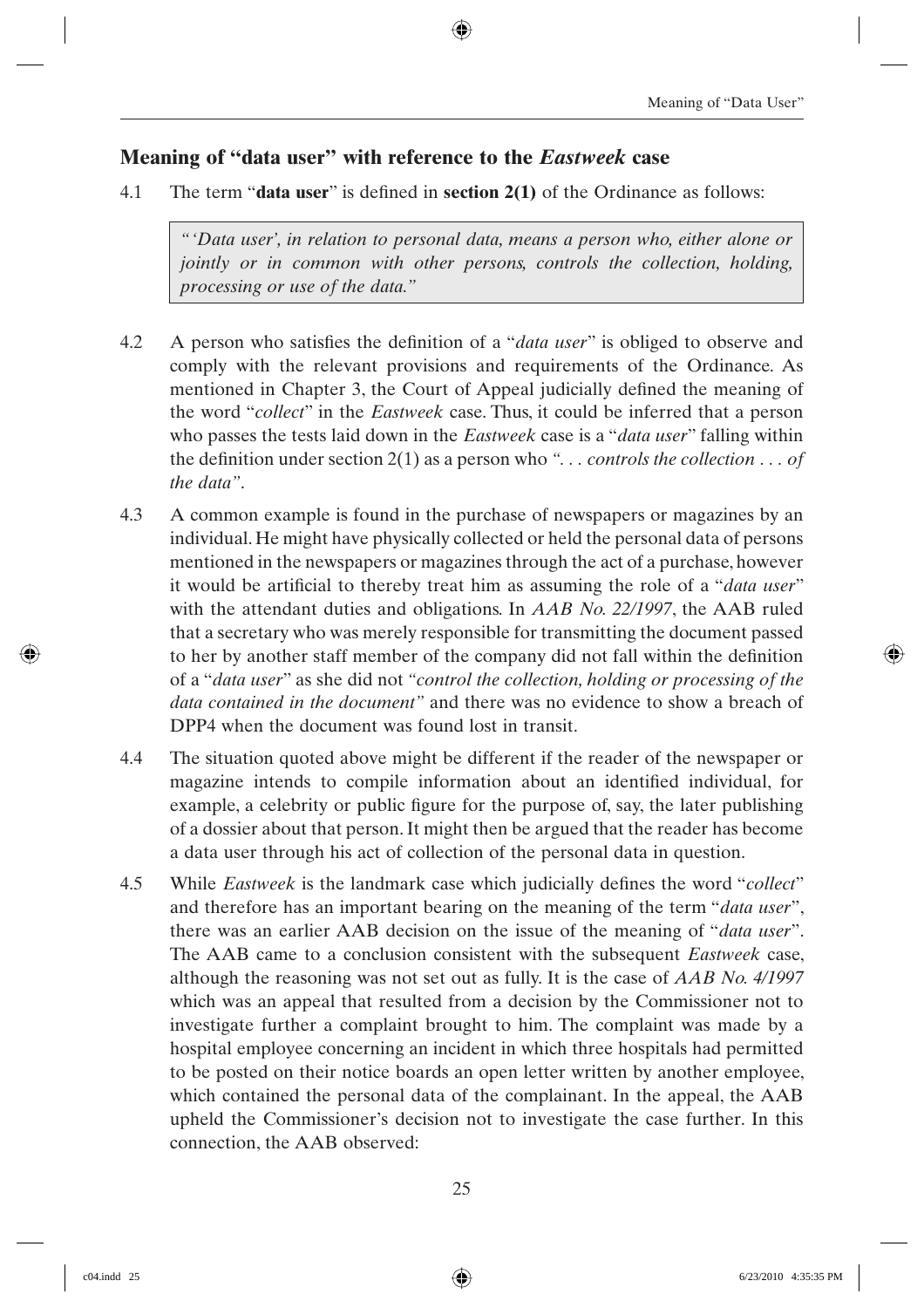## Meaning of "data user" with reference to the *Eastweek* case

4.1 The term "**data user**" is defined in **section 2(1)** of the Ordinance as follows:

> *"'Data user', in relation to personal data, means a person who, either alone or jointly or in common with other persons, controls the collection, holding, processing or use of the data."*

4.2 A person who satisfies the definition of a "*data user*" is obliged to observe and comply with the relevant provisions and requirements of the Ordinance. As mentioned in Chapter 3, the Court of Appeal judicially defined the meaning of the word "*collect*" in the *Eastweek* case. Thus, it could be inferred that a person who passes the tests laid down in the *Eastweek* case is a "*data user*" falling within the definition under section 2(1) as a person who *". . . controls the collection . . . of the data"*.

4.3 A common example is found in the purchase of newspapers or magazines by an individual. He might have physically collected or held the personal data of persons mentioned in the newspapers or magazines through the act of a purchase, however it would be artificial to thereby treat him as assuming the role of a "*data user*" with the attendant duties and obligations. In *AAB No. 22/1997*, the AAB ruled that a secretary who was merely responsible for transmitting the document passed to her by another staff member of the company did not fall within the definition of a "*data user*" as she did not *"control the collection, holding or processing of the data contained in the document"* and there was no evidence to show a breach of DPP4 when the document was found lost in transit.

4.4 The situation quoted above might be different if the reader of the newspaper or magazine intends to compile information about an identified individual, for example, a celebrity or public figure for the purpose of, say, the later publishing of a dossier about that person. It might then be argued that the reader has become a data user through his act of collection of the personal data in question.

4.5 While *Eastweek* is the landmark case which judicially defines the word "*collect*" and therefore has an important bearing on the meaning of the term "*data user*", there was an earlier AAB decision on the issue of the meaning of "*data user*". The AAB came to a conclusion consistent with the subsequent *Eastweek* case, although the reasoning was not set out as fully. It is the case of *AAB No. 4/1997* which was an appeal that resulted from a decision by the Commissioner not to investigate further a complaint brought to him. The complaint was made by a hospital employee concerning an incident in which three hospitals had permitted to be posted on their notice boards an open letter written by another employee, which contained the personal data of the complainant. In the appeal, the AAB upheld the Commissioner's decision not to investigate the case further. In this connection, the AAB observed: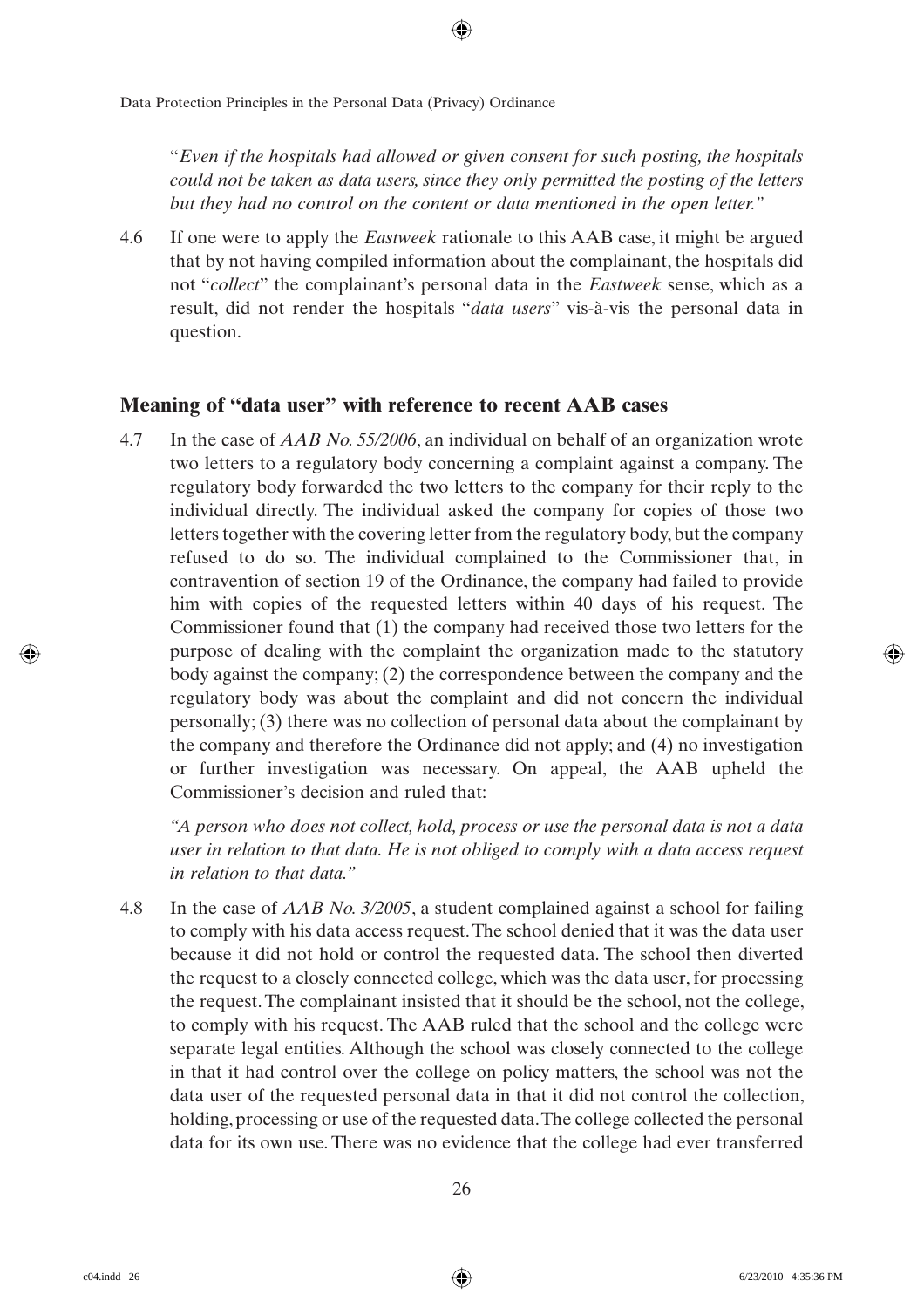"*Even if the hospitals had allowed or given consent for such posting, the hospitals could not be taken as data users, since they only permitted the posting of the letters but they had no control on the content or data mentioned in the open letter.*"

4.6 If one were to apply the *Eastweek* rationale to this AAB case, it might be argued that by not having compiled information about the complainant, the hospitals did not "*collect*" the complainant's personal data in the *Eastweek* sense, which as a result, did not render the hospitals "*data users*" vis-à-vis the personal data in question.

## Meaning of "data user" with reference to recent AAB cases

4.7 In the case of *AAB No. 55/2006*, an individual on behalf of an organization wrote two letters to a regulatory body concerning a complaint against a company. The regulatory body forwarded the two letters to the company for their reply to the individual directly. The individual asked the company for copies of those two letters together with the covering letter from the regulatory body, but the company refused to do so. The individual complained to the Commissioner that, in contravention of section 19 of the Ordinance, the company had failed to provide him with copies of the requested letters within 40 days of his request. The Commissioner found that (1) the company had received those two letters for the purpose of dealing with the complaint the organization made to the statutory body against the company; (2) the correspondence between the company and the regulatory body was about the complaint and did not concern the individual personally; (3) there was no collection of personal data about the complainant by the company and therefore the Ordinance did not apply; and (4) no investigation or further investigation was necessary. On appeal, the AAB upheld the Commissioner's decision and ruled that:

*"A person who does not collect, hold, process or use the personal data is not a data user in relation to that data. He is not obliged to comply with a data access request in relation to that data."*

4.8 In the case of *AAB No. 3/2005*, a student complained against a school for failing to comply with his data access request. The school denied that it was the data user because it did not hold or control the requested data. The school then diverted the request to a closely connected college, which was the data user, for processing the request. The complainant insisted that it should be the school, not the college, to comply with his request. The AAB ruled that the school and the college were separate legal entities. Although the school was closely connected to the college in that it had control over the college on policy matters, the school was not the data user of the requested personal data in that it did not control the collection, holding, processing or use of the requested data. The college collected the personal data for its own use. There was no evidence that the college had ever transferred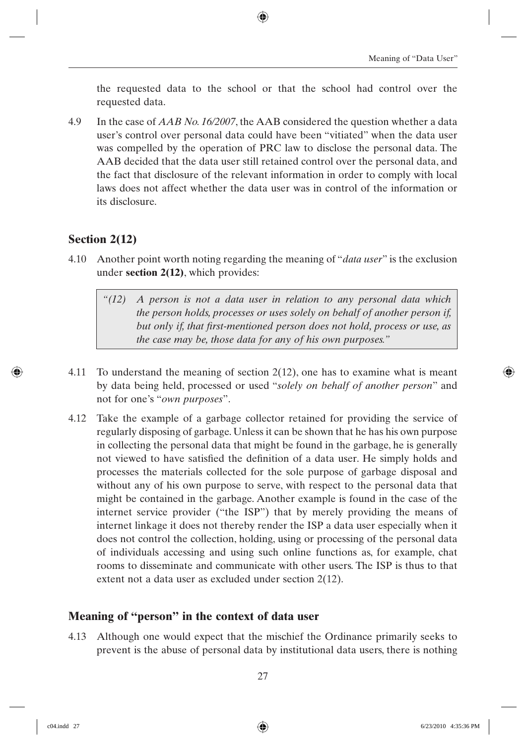the requested data to the school or that the school had control over the requested data.

4.9 In the case of *AAB No. 16/2007*, the AAB considered the question whether a data user's control over personal data could have been "vitiated" when the data user was compelled by the operation of PRC law to disclose the personal data. The AAB decided that the data user still retained control over the personal data, and the fact that disclosure of the relevant information in order to comply with local laws does not affect whether the data user was in control of the information or its disclosure.

## Section 2(12)

4.10 Another point worth noting regarding the meaning of "*data user*" is the exclusion under **section 2(12)**, which provides:

> *"(12) A person is not a data user in relation to any personal data which the person holds, processes or uses solely on behalf of another person if, but only if, that first-mentioned person does not hold, process or use, as the case may be, those data for any of his own purposes."*

4.11 To understand the meaning of section 2(12), one has to examine what is meant by data being held, processed or used "*solely on behalf of another person*" and not for one's "*own purposes*".

4.12 Take the example of a garbage collector retained for providing the service of regularly disposing of garbage. Unless it can be shown that he has his own purpose in collecting the personal data that might be found in the garbage, he is generally not viewed to have satisfied the definition of a data user. He simply holds and processes the materials collected for the sole purpose of garbage disposal and without any of his own purpose to serve, with respect to the personal data that might be contained in the garbage. Another example is found in the case of the internet service provider ("the ISP") that by merely providing the means of internet linkage it does not thereby render the ISP a data user especially when it does not control the collection, holding, using or processing of the personal data of individuals accessing and using such online functions as, for example, chat rooms to disseminate and communicate with other users. The ISP is thus to that extent not a data user as excluded under section 2(12).

## Meaning of "person" in the context of data user

4.13 Although one would expect that the mischief the Ordinance primarily seeks to prevent is the abuse of personal data by institutional data users, there is nothing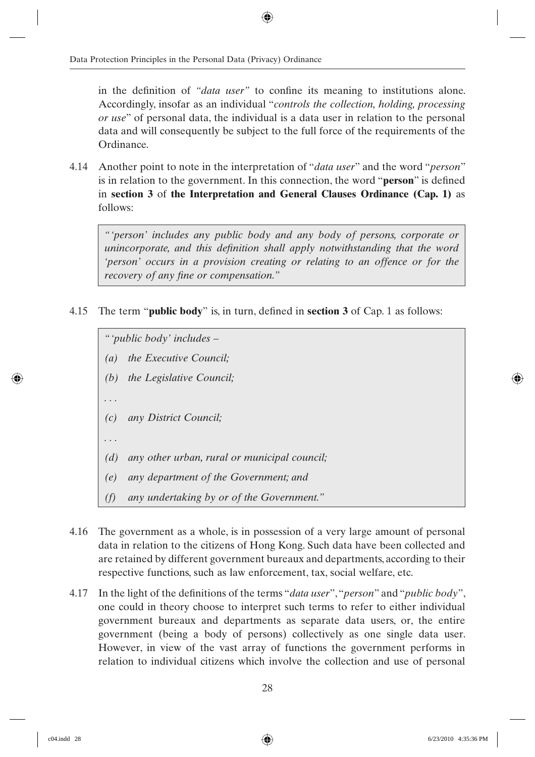in the definition of *"data user"* to confine its meaning to institutions alone. Accordingly, insofar as an individual "*controls the collection, holding, processing or use*" of personal data, the individual is a data user in relation to the personal data and will consequently be subject to the full force of the requirements of the Ordinance.

4.14 Another point to note in the interpretation of "*data user*" and the word "*person*" is in relation to the government. In this connection, the word "**person**" is defined in **section 3** of **the Interpretation and General Clauses Ordinance (Cap. 1)** as follows:

> *"'person' includes any public body and any body of persons, corporate or unincorporate, and this definition shall apply notwithstanding that the word 'person' occurs in a provision creating or relating to an offence or for the recovery of any fine or compensation."*

4.15 The term "**public body**" is, in turn, defined in **section 3** of Cap. 1 as follows:

> *"'public body' includes –*
>
> *(a) the Executive Council;*
>
> *(b) the Legislative Council;*
>
> *. . .*
>
> *(c) any District Council;*
>
> *. . .*
>
> *(d) any other urban, rural or municipal council;*
>
> *(e) any department of the Government; and*
>
> *(f) any undertaking by or of the Government."*

4.16 The government as a whole, is in possession of a very large amount of personal data in relation to the citizens of Hong Kong. Such data have been collected and are retained by different government bureaux and departments, according to their respective functions, such as law enforcement, tax, social welfare, etc.

4.17 In the light of the definitions of the terms "*data user*", "*person*" and "*public body*", one could in theory choose to interpret such terms to refer to either individual government bureaux and departments as separate data users, or, the entire government (being a body of persons) collectively as one single data user. However, in view of the vast array of functions the government performs in relation to individual citizens which involve the collection and use of personal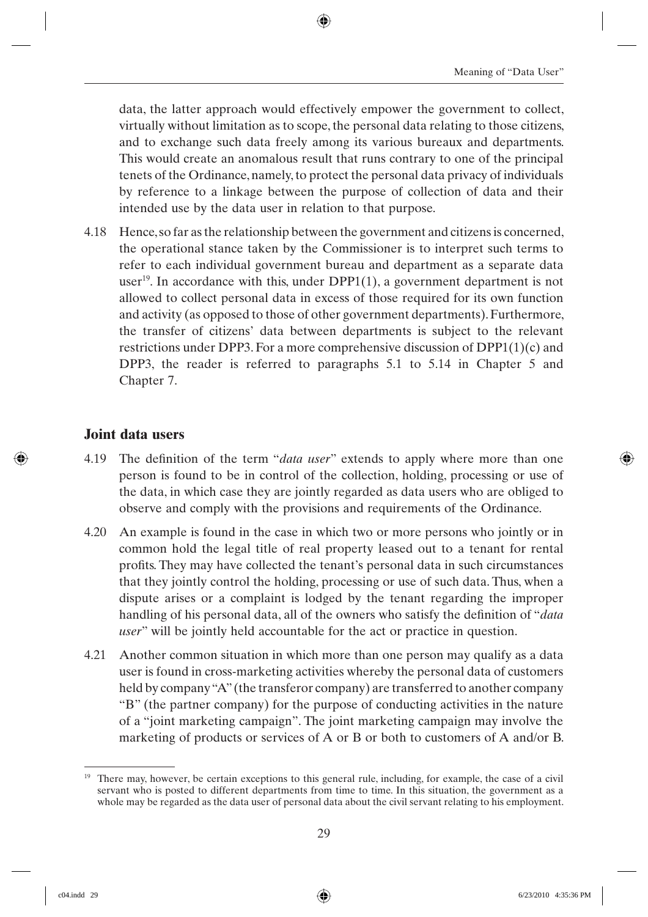data, the latter approach would effectively empower the government to collect, virtually without limitation as to scope, the personal data relating to those citizens, and to exchange such data freely among its various bureaux and departments. This would create an anomalous result that runs contrary to one of the principal tenets of the Ordinance, namely, to protect the personal data privacy of individuals by reference to a linkage between the purpose of collection of data and their intended use by the data user in relation to that purpose.

4.18 Hence, so far as the relationship between the government and citizens is concerned, the operational stance taken by the Commissioner is to interpret such terms to refer to each individual government bureau and department as a separate data user[19]. In accordance with this, under DPP1(1), a government department is not allowed to collect personal data in excess of those required for its own function and activity (as opposed to those of other government departments). Furthermore, the transfer of citizens' data between departments is subject to the relevant restrictions under DPP3. For a more comprehensive discussion of DPP1(1)(c) and DPP3, the reader is referred to paragraphs 5.1 to 5.14 in Chapter 5 and Chapter 7.

## Joint data users

4.19 The definition of the term "*data user*" extends to apply where more than one person is found to be in control of the collection, holding, processing or use of the data, in which case they are jointly regarded as data users who are obliged to observe and comply with the provisions and requirements of the Ordinance.

4.20 An example is found in the case in which two or more persons who jointly or in common hold the legal title of real property leased out to a tenant for rental profits. They may have collected the tenant's personal data in such circumstances that they jointly control the holding, processing or use of such data. Thus, when a dispute arises or a complaint is lodged by the tenant regarding the improper handling of his personal data, all of the owners who satisfy the definition of "*data user*" will be jointly held accountable for the act or practice in question.

4.21 Another common situation in which more than one person may qualify as a data user is found in cross-marketing activities whereby the personal data of customers held by company "A" (the transferor company) are transferred to another company "B" (the partner company) for the purpose of conducting activities in the nature of a "joint marketing campaign". The joint marketing campaign may involve the marketing of products or services of A or B or both to customers of A and/or B.

---

[19] There may, however, be certain exceptions to this general rule, including, for example, the case of a civil servant who is posted to different departments from time to time. In this situation, the government as a whole may be regarded as the data user of personal data about the civil servant relating to his employment.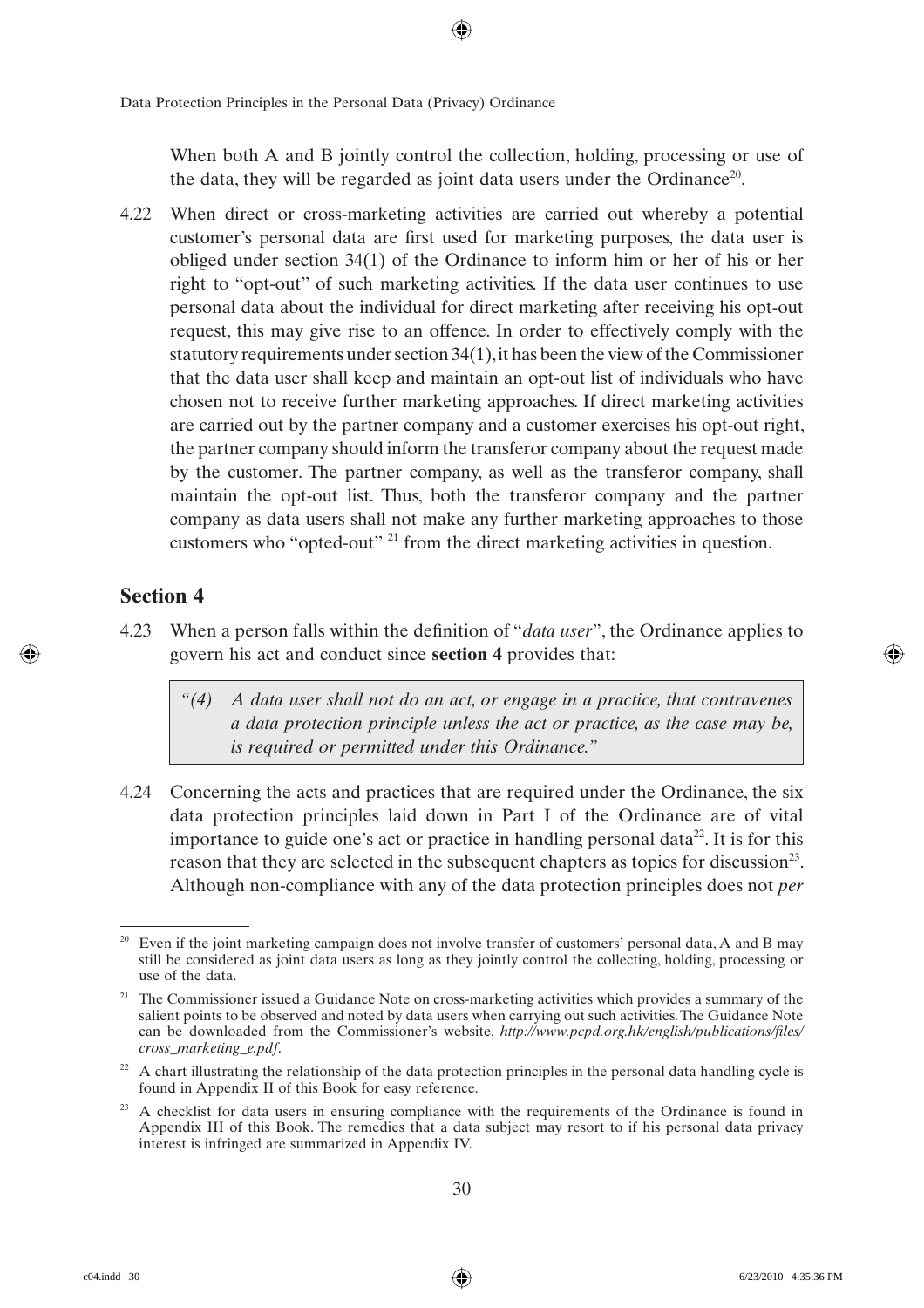When both A and B jointly control the collection, holding, processing or use of the data, they will be regarded as joint data users under the Ordinance[20].

4.22 When direct or cross-marketing activities are carried out whereby a potential customer's personal data are first used for marketing purposes, the data user is obliged under section 34(1) of the Ordinance to inform him or her of his or her right to "opt-out" of such marketing activities. If the data user continues to use personal data about the individual for direct marketing after receiving his opt-out request, this may give rise to an offence. In order to effectively comply with the statutory requirements under section 34(1), it has been the view of the Commissioner that the data user shall keep and maintain an opt-out list of individuals who have chosen not to receive further marketing approaches. If direct marketing activities are carried out by the partner company and a customer exercises his opt-out right, the partner company should inform the transferor company about the request made by the customer. The partner company, as well as the transferor company, shall maintain the opt-out list. Thus, both the transferor company and the partner company as data users shall not make any further marketing approaches to those customers who "opted-out" [21] from the direct marketing activities in question.

## Section 4

4.23 When a person falls within the definition of "*data user*", the Ordinance applies to govern his act and conduct since **section 4** provides that:

> *"(4) A data user shall not do an act, or engage in a practice, that contravenes a data protection principle unless the act or practice, as the case may be, is required or permitted under this Ordinance."*

4.24 Concerning the acts and practices that are required under the Ordinance, the six data protection principles laid down in Part I of the Ordinance are of vital importance to guide one's act or practice in handling personal data[22]. It is for this reason that they are selected in the subsequent chapters as topics for discussion[23]. Although non-compliance with any of the data protection principles does not *per*

---

[20] Even if the joint marketing campaign does not involve transfer of customers' personal data, A and B may still be considered as joint data users as long as they jointly control the collecting, holding, processing or use of the data.

[21] The Commissioner issued a Guidance Note on cross-marketing activities which provides a summary of the salient points to be observed and noted by data users when carrying out such activities. The Guidance Note can be downloaded from the Commissioner's website, *http://www.pcpd.org.hk/english/publications/files/cross_marketing_e.pdf*.

[22] A chart illustrating the relationship of the data protection principles in the personal data handling cycle is found in Appendix II of this Book for easy reference.

[23] A checklist for data users in ensuring compliance with the requirements of the Ordinance is found in Appendix III of this Book. The remedies that a data subject may resort to if his personal data privacy interest is infringed are summarized in Appendix IV.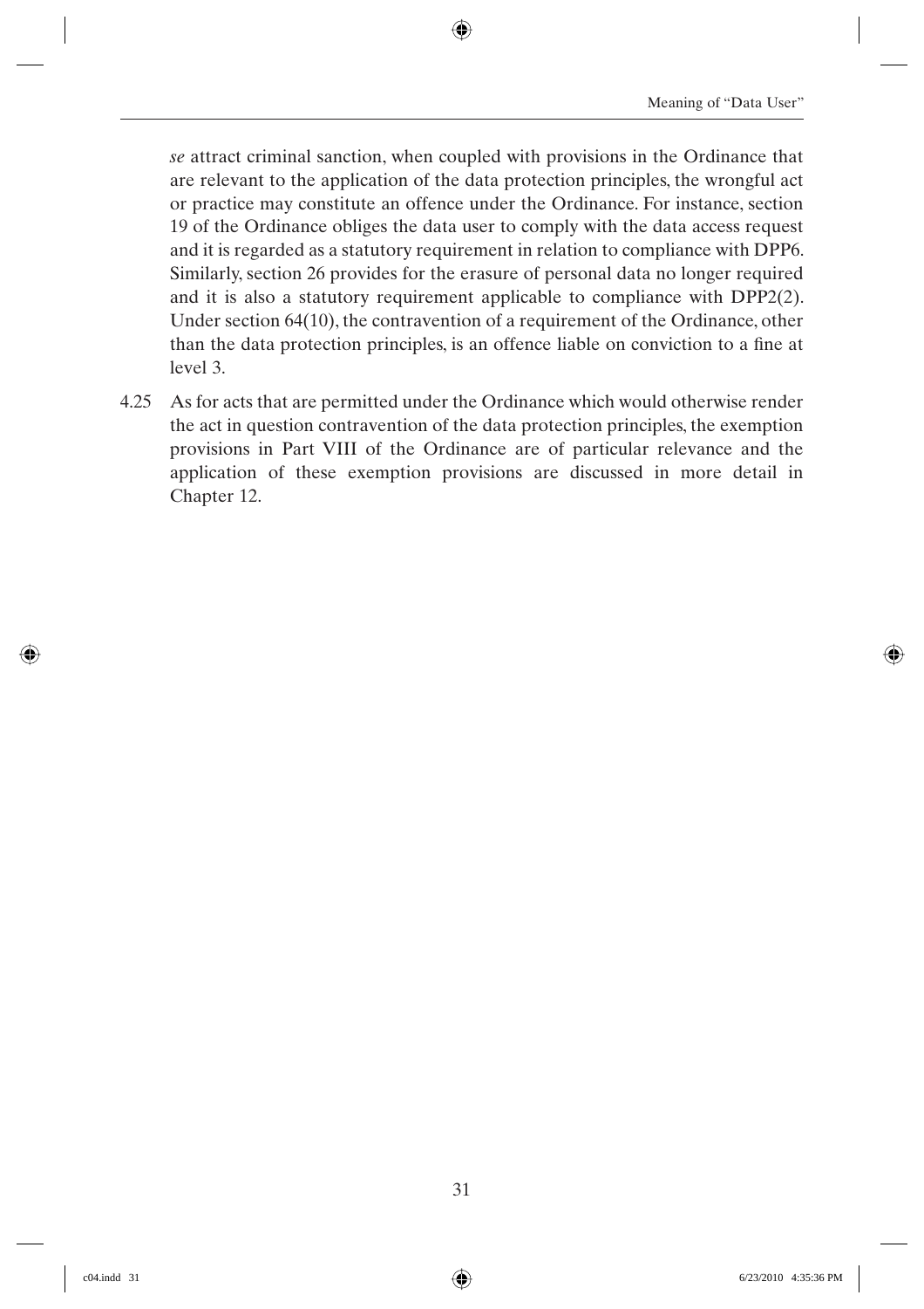*se* attract criminal sanction, when coupled with provisions in the Ordinance that are relevant to the application of the data protection principles, the wrongful act or practice may constitute an offence under the Ordinance. For instance, section 19 of the Ordinance obliges the data user to comply with the data access request and it is regarded as a statutory requirement in relation to compliance with DPP6. Similarly, section 26 provides for the erasure of personal data no longer required and it is also a statutory requirement applicable to compliance with DPP2(2). Under section 64(10), the contravention of a requirement of the Ordinance, other than the data protection principles, is an offence liable on conviction to a fine at level 3.

4.25 As for acts that are permitted under the Ordinance which would otherwise render the act in question contravention of the data protection principles, the exemption provisions in Part VIII of the Ordinance are of particular relevance and the application of these exemption provisions are discussed in more detail in Chapter 12.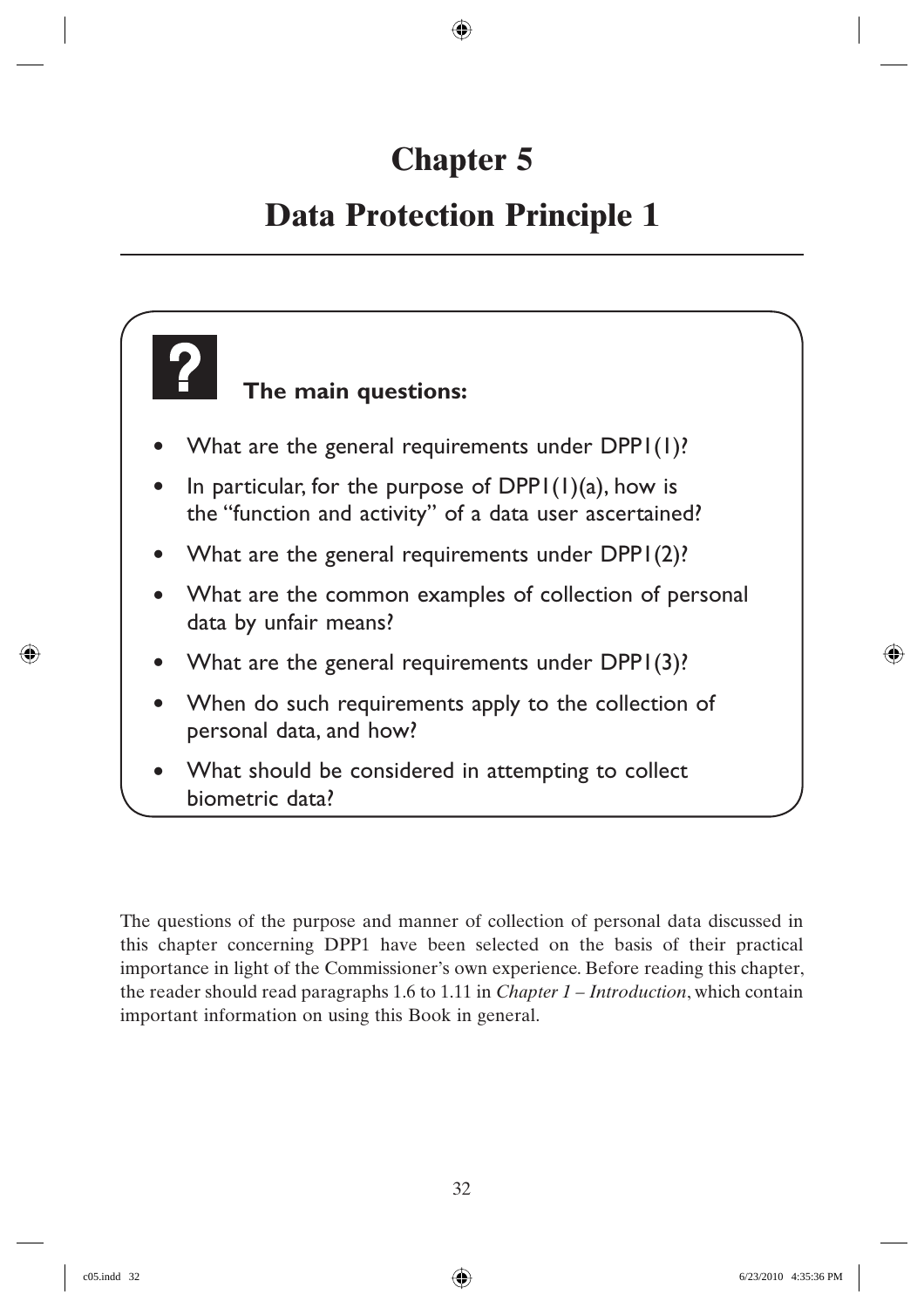# Chapter 5

# Data Protection Principle 1

**The main questions:**

- What are the general requirements under DPP1(1)?
- In particular, for the purpose of DPP1(1)(a), how is the "function and activity" of a data user ascertained?
- What are the general requirements under DPP1(2)?
- What are the common examples of collection of personal data by unfair means?
- What are the general requirements under DPP1(3)?
- When do such requirements apply to the collection of personal data, and how?
- What should be considered in attempting to collect biometric data?

The questions of the purpose and manner of collection of personal data discussed in this chapter concerning DPP1 have been selected on the basis of their practical importance in light of the Commissioner's own experience. Before reading this chapter, the reader should read paragraphs 1.6 to 1.11 in *Chapter 1 – Introduction*, which contain important information on using this Book in general.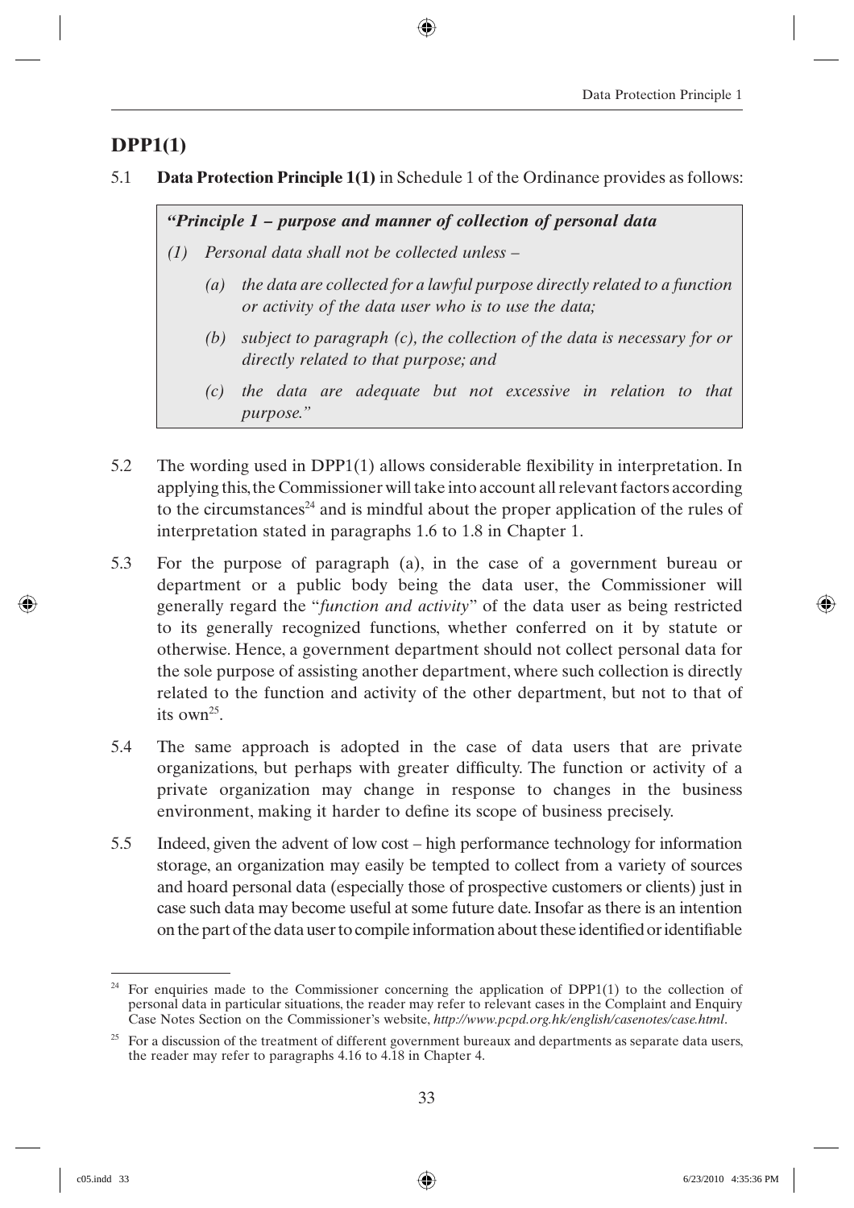## DPP1(1)

5.1 **Data Protection Principle 1(1)** in Schedule 1 of the Ordinance provides as follows:

> ***"Principle 1 – purpose and manner of collection of personal data***
>
> *(1) Personal data shall not be collected unless –*
>
> *(a) the data are collected for a lawful purpose directly related to a function or activity of the data user who is to use the data;*
>
> *(b) subject to paragraph (c), the collection of the data is necessary for or directly related to that purpose; and*
>
> *(c) the data are adequate but not excessive in relation to that purpose."*

5.2 The wording used in DPP1(1) allows considerable flexibility in interpretation. In applying this, the Commissioner will take into account all relevant factors according to the circumstances[24] and is mindful about the proper application of the rules of interpretation stated in paragraphs 1.6 to 1.8 in Chapter 1.

5.3 For the purpose of paragraph (a), in the case of a government bureau or department or a public body being the data user, the Commissioner will generally regard the "*function and activity*" of the data user as being restricted to its generally recognized functions, whether conferred on it by statute or otherwise. Hence, a government department should not collect personal data for the sole purpose of assisting another department, where such collection is directly related to the function and activity of the other department, but not to that of its own[25].

5.4 The same approach is adopted in the case of data users that are private organizations, but perhaps with greater difficulty. The function or activity of a private organization may change in response to changes in the business environment, making it harder to define its scope of business precisely.

5.5 Indeed, given the advent of low cost – high performance technology for information storage, an organization may easily be tempted to collect from a variety of sources and hoard personal data (especially those of prospective customers or clients) just in case such data may become useful at some future date. Insofar as there is an intention on the part of the data user to compile information about these identified or identifiable

---

[24] For enquiries made to the Commissioner concerning the application of DPP1(1) to the collection of personal data in particular situations, the reader may refer to relevant cases in the Complaint and Enquiry Case Notes Section on the Commissioner's website, *http://www.pcpd.org.hk/english/casenotes/case.html*.

[25] For a discussion of the treatment of different government bureaux and departments as separate data users, the reader may refer to paragraphs 4.16 to 4.18 in Chapter 4.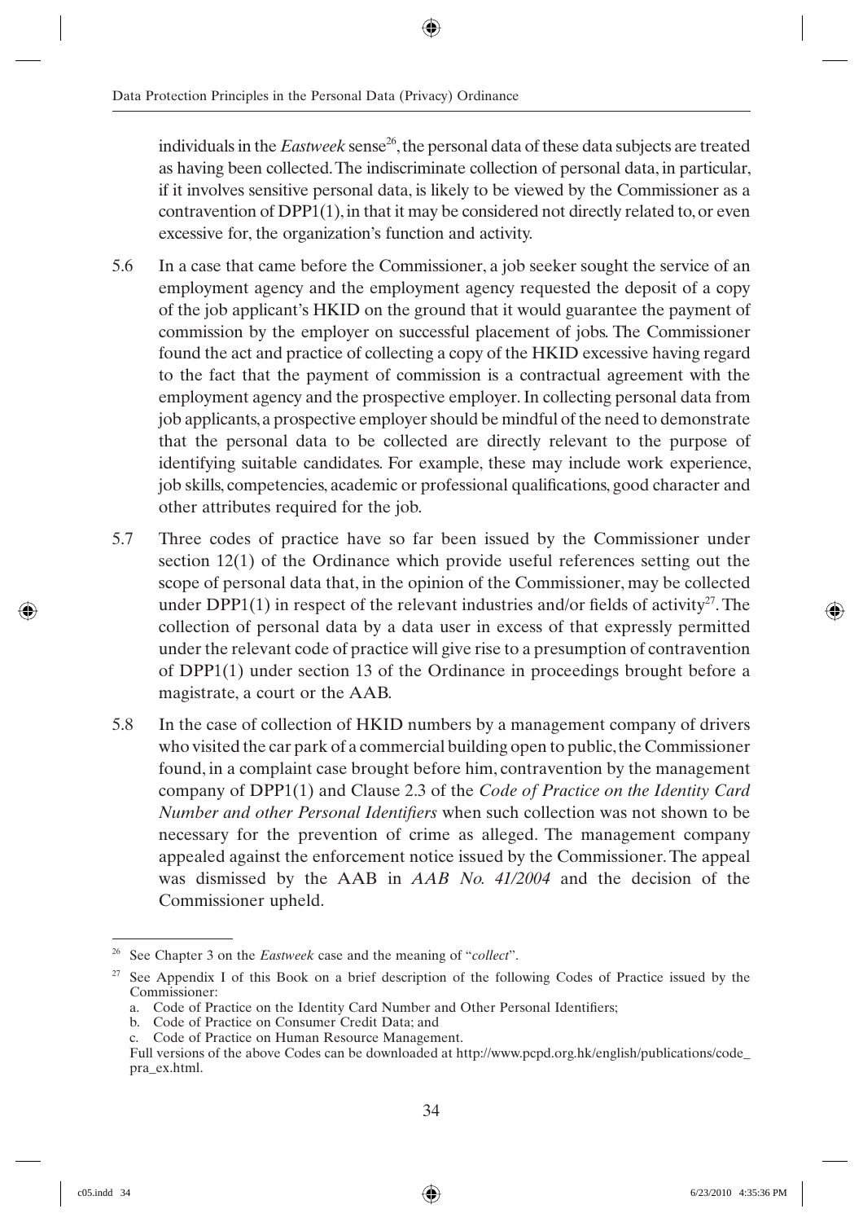individuals in the *Eastweek* sense[26], the personal data of these data subjects are treated as having been collected. The indiscriminate collection of personal data, in particular, if it involves sensitive personal data, is likely to be viewed by the Commissioner as a contravention of DPP1(1), in that it may be considered not directly related to, or even excessive for, the organization's function and activity.

5.6 In a case that came before the Commissioner, a job seeker sought the service of an employment agency and the employment agency requested the deposit of a copy of the job applicant's HKID on the ground that it would guarantee the payment of commission by the employer on successful placement of jobs. The Commissioner found the act and practice of collecting a copy of the HKID excessive having regard to the fact that the payment of commission is a contractual agreement with the employment agency and the prospective employer. In collecting personal data from job applicants, a prospective employer should be mindful of the need to demonstrate that the personal data to be collected are directly relevant to the purpose of identifying suitable candidates. For example, these may include work experience, job skills, competencies, academic or professional qualifications, good character and other attributes required for the job.

5.7 Three codes of practice have so far been issued by the Commissioner under section 12(1) of the Ordinance which provide useful references setting out the scope of personal data that, in the opinion of the Commissioner, may be collected under DPP1(1) in respect of the relevant industries and/or fields of activity[27]. The collection of personal data by a data user in excess of that expressly permitted under the relevant code of practice will give rise to a presumption of contravention of DPP1(1) under section 13 of the Ordinance in proceedings brought before a magistrate, a court or the AAB.

5.8 In the case of collection of HKID numbers by a management company of drivers who visited the car park of a commercial building open to public, the Commissioner found, in a complaint case brought before him, contravention by the management company of DPP1(1) and Clause 2.3 of the *Code of Practice on the Identity Card Number and other Personal Identifiers* when such collection was not shown to be necessary for the prevention of crime as alleged. The management company appealed against the enforcement notice issued by the Commissioner. The appeal was dismissed by the AAB in *AAB No. 41/2004* and the decision of the Commissioner upheld.

---

[26] See Chapter 3 on the *Eastweek* case and the meaning of "*collect*".

[27] See Appendix I of this Book on a brief description of the following Codes of Practice issued by the Commissioner:

a. Code of Practice on the Identity Card Number and Other Personal Identifiers;
b. Code of Practice on Consumer Credit Data; and
c. Code of Practice on Human Resource Management.

Full versions of the above Codes can be downloaded at http://www.pcpd.org.hk/english/publications/code_pra_ex.html.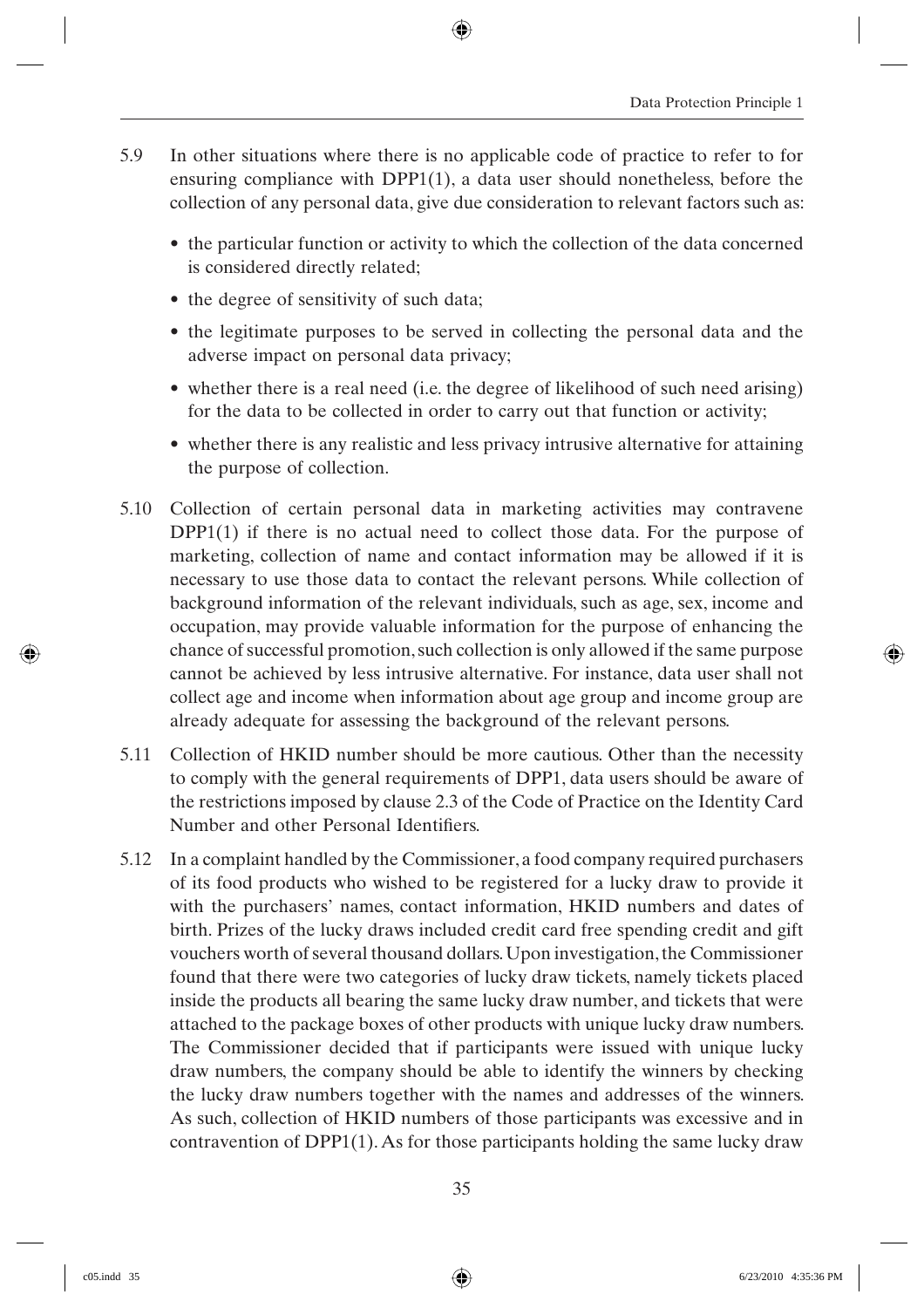5.9 In other situations where there is no applicable code of practice to refer to for ensuring compliance with DPP1(1), a data user should nonetheless, before the collection of any personal data, give due consideration to relevant factors such as:

- the particular function or activity to which the collection of the data concerned is considered directly related;
- the degree of sensitivity of such data;
- the legitimate purposes to be served in collecting the personal data and the adverse impact on personal data privacy;
- whether there is a real need (i.e. the degree of likelihood of such need arising) for the data to be collected in order to carry out that function or activity;
- whether there is any realistic and less privacy intrusive alternative for attaining the purpose of collection.

5.10 Collection of certain personal data in marketing activities may contravene DPP1(1) if there is no actual need to collect those data. For the purpose of marketing, collection of name and contact information may be allowed if it is necessary to use those data to contact the relevant persons. While collection of background information of the relevant individuals, such as age, sex, income and occupation, may provide valuable information for the purpose of enhancing the chance of successful promotion, such collection is only allowed if the same purpose cannot be achieved by less intrusive alternative. For instance, data user shall not collect age and income when information about age group and income group are already adequate for assessing the background of the relevant persons.

5.11 Collection of HKID number should be more cautious. Other than the necessity to comply with the general requirements of DPP1, data users should be aware of the restrictions imposed by clause 2.3 of the Code of Practice on the Identity Card Number and other Personal Identifiers.

5.12 In a complaint handled by the Commissioner, a food company required purchasers of its food products who wished to be registered for a lucky draw to provide it with the purchasers' names, contact information, HKID numbers and dates of birth. Prizes of the lucky draws included credit card free spending credit and gift vouchers worth of several thousand dollars. Upon investigation, the Commissioner found that there were two categories of lucky draw tickets, namely tickets placed inside the products all bearing the same lucky draw number, and tickets that were attached to the package boxes of other products with unique lucky draw numbers. The Commissioner decided that if participants were issued with unique lucky draw numbers, the company should be able to identify the winners by checking the lucky draw numbers together with the names and addresses of the winners. As such, collection of HKID numbers of those participants was excessive and in contravention of DPP1(1). As for those participants holding the same lucky draw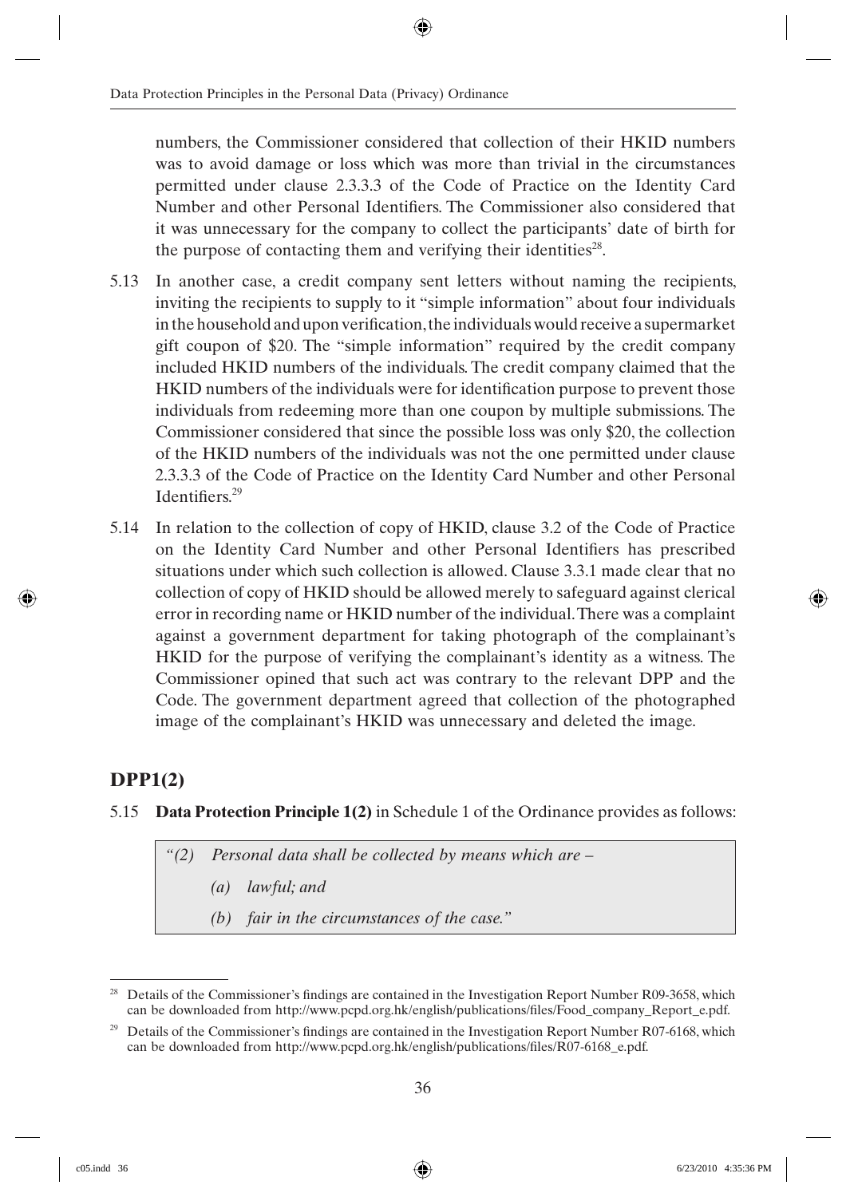numbers, the Commissioner considered that collection of their HKID numbers was to avoid damage or loss which was more than trivial in the circumstances permitted under clause 2.3.3.3 of the Code of Practice on the Identity Card Number and other Personal Identifiers. The Commissioner also considered that it was unnecessary for the company to collect the participants' date of birth for the purpose of contacting them and verifying their identities[28].

5.13 In another case, a credit company sent letters without naming the recipients, inviting the recipients to supply to it "simple information" about four individuals in the household and upon verification, the individuals would receive a supermarket gift coupon of $20. The "simple information" required by the credit company included HKID numbers of the individuals. The credit company claimed that the HKID numbers of the individuals were for identification purpose to prevent those individuals from redeeming more than one coupon by multiple submissions. The Commissioner considered that since the possible loss was only $20, the collection of the HKID numbers of the individuals was not the one permitted under clause 2.3.3.3 of the Code of Practice on the Identity Card Number and other Personal Identifiers.[29]

5.14 In relation to the collection of copy of HKID, clause 3.2 of the Code of Practice on the Identity Card Number and other Personal Identifiers has prescribed situations under which such collection is allowed. Clause 3.3.1 made clear that no collection of copy of HKID should be allowed merely to safeguard against clerical error in recording name or HKID number of the individual. There was a complaint against a government department for taking photograph of the complainant's HKID for the purpose of verifying the complainant's identity as a witness. The Commissioner opined that such act was contrary to the relevant DPP and the Code. The government department agreed that collection of the photographed image of the complainant's HKID was unnecessary and deleted the image.

## DPP1(2)

5.15 **Data Protection Principle 1(2)** in Schedule 1 of the Ordinance provides as follows:

> *"(2) Personal data shall be collected by means which are –*
>
> *(a) lawful; and*
>
> *(b) fair in the circumstances of the case."*

---

[28] Details of the Commissioner's findings are contained in the Investigation Report Number R09-3658, which can be downloaded from http://www.pcpd.org.hk/english/publications/files/Food_company_Report_e.pdf.

[29] Details of the Commissioner's findings are contained in the Investigation Report Number R07-6168, which can be downloaded from http://www.pcpd.org.hk/english/publications/files/R07-6168_e.pdf.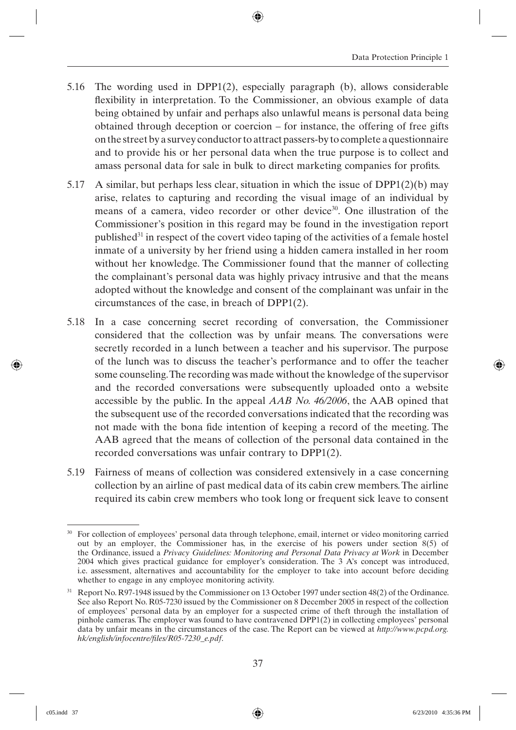5.16 The wording used in DPP1(2), especially paragraph (b), allows considerable flexibility in interpretation. To the Commissioner, an obvious example of data being obtained by unfair and perhaps also unlawful means is personal data being obtained through deception or coercion – for instance, the offering of free gifts on the street by a survey conductor to attract passers-by to complete a questionnaire and to provide his or her personal data when the true purpose is to collect and amass personal data for sale in bulk to direct marketing companies for profits.

5.17 A similar, but perhaps less clear, situation in which the issue of DPP1(2)(b) may arise, relates to capturing and recording the visual image of an individual by means of a camera, video recorder or other device[30]. One illustration of the Commissioner's position in this regard may be found in the investigation report published[31] in respect of the covert video taping of the activities of a female hostel inmate of a university by her friend using a hidden camera installed in her room without her knowledge. The Commissioner found that the manner of collecting the complainant's personal data was highly privacy intrusive and that the means adopted without the knowledge and consent of the complainant was unfair in the circumstances of the case, in breach of DPP1(2).

5.18 In a case concerning secret recording of conversation, the Commissioner considered that the collection was by unfair means. The conversations were secretly recorded in a lunch between a teacher and his supervisor. The purpose of the lunch was to discuss the teacher's performance and to offer the teacher some counseling. The recording was made without the knowledge of the supervisor and the recorded conversations were subsequently uploaded onto a website accessible by the public. In the appeal *AAB No. 46/2006*, the AAB opined that the subsequent use of the recorded conversations indicated that the recording was not made with the bona fide intention of keeping a record of the meeting. The AAB agreed that the means of collection of the personal data contained in the recorded conversations was unfair contrary to DPP1(2).

5.19 Fairness of means of collection was considered extensively in a case concerning collection by an airline of past medical data of its cabin crew members. The airline required its cabin crew members who took long or frequent sick leave to consent

---

[30] For collection of employees' personal data through telephone, email, internet or video monitoring carried out by an employer, the Commissioner has, in the exercise of his powers under section 8(5) of the Ordinance, issued a *Privacy Guidelines: Monitoring and Personal Data Privacy at Work* in December 2004 which gives practical guidance for employer's consideration. The 3 A's concept was introduced, i.e. assessment, alternatives and accountability for the employer to take into account before deciding whether to engage in any employee monitoring activity.

[31] Report No. R97-1948 issued by the Commissioner on 13 October 1997 under section 48(2) of the Ordinance. See also Report No. R05-7230 issued by the Commissioner on 8 December 2005 in respect of the collection of employees' personal data by an employer for a suspected crime of theft through the installation of pinhole cameras. The employer was found to have contravened DPP1(2) in collecting employees' personal data by unfair means in the circumstances of the case. The Report can be viewed at *http://www.pcpd.org.hk/english/infocentre/files/R05-7230_e.pdf*.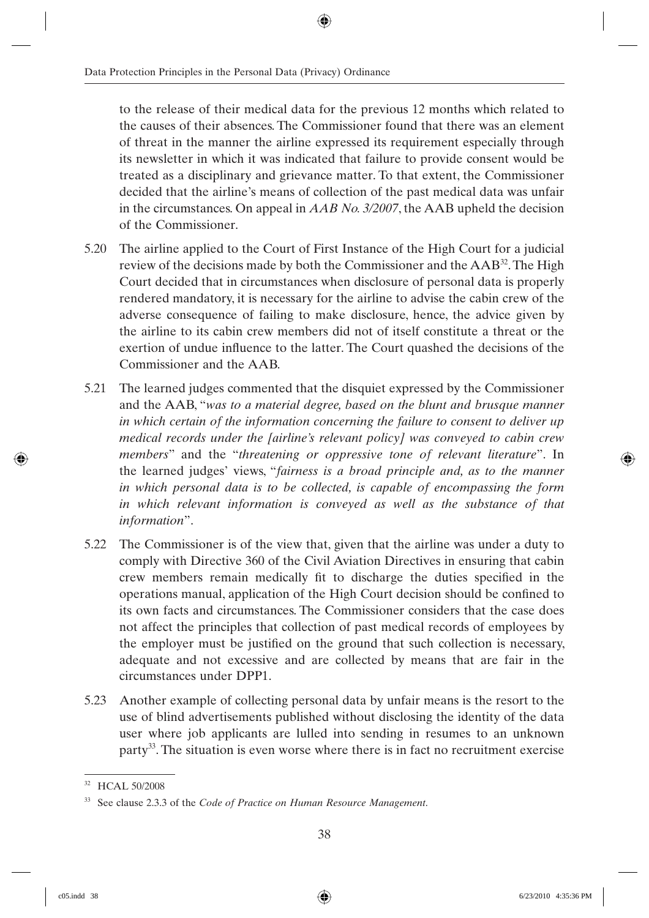to the release of their medical data for the previous 12 months which related to the causes of their absences. The Commissioner found that there was an element of threat in the manner the airline expressed its requirement especially through its newsletter in which it was indicated that failure to provide consent would be treated as a disciplinary and grievance matter. To that extent, the Commissioner decided that the airline's means of collection of the past medical data was unfair in the circumstances. On appeal in *AAB No. 3/2007*, the AAB upheld the decision of the Commissioner.

5.20 The airline applied to the Court of First Instance of the High Court for a judicial review of the decisions made by both the Commissioner and the AAB[32]. The High Court decided that in circumstances when disclosure of personal data is properly rendered mandatory, it is necessary for the airline to advise the cabin crew of the adverse consequence of failing to make disclosure, hence, the advice given by the airline to its cabin crew members did not of itself constitute a threat or the exertion of undue influence to the latter. The Court quashed the decisions of the Commissioner and the AAB.

5.21 The learned judges commented that the disquiet expressed by the Commissioner and the AAB, "*was to a material degree, based on the blunt and brusque manner in which certain of the information concerning the failure to consent to deliver up medical records under the [airline's relevant policy] was conveyed to cabin crew members*" and the "*threatening or oppressive tone of relevant literature*". In the learned judges' views, "*fairness is a broad principle and, as to the manner in which personal data is to be collected, is capable of encompassing the form in which relevant information is conveyed as well as the substance of that information*".

5.22 The Commissioner is of the view that, given that the airline was under a duty to comply with Directive 360 of the Civil Aviation Directives in ensuring that cabin crew members remain medically fit to discharge the duties specified in the operations manual, application of the High Court decision should be confined to its own facts and circumstances. The Commissioner considers that the case does not affect the principles that collection of past medical records of employees by the employer must be justified on the ground that such collection is necessary, adequate and not excessive and are collected by means that are fair in the circumstances under DPP1.

5.23 Another example of collecting personal data by unfair means is the resort to the use of blind advertisements published without disclosing the identity of the data user where job applicants are lulled into sending in resumes to an unknown party[33]. The situation is even worse where there is in fact no recruitment exercise

---

[32] HCAL 50/2008

[33] See clause 2.3.3 of the *Code of Practice on Human Resource Management*.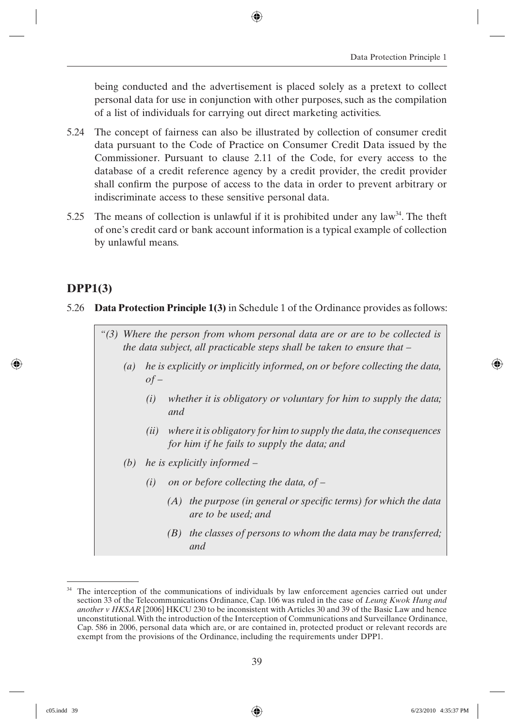being conducted and the advertisement is placed solely as a pretext to collect personal data for use in conjunction with other purposes, such as the compilation of a list of individuals for carrying out direct marketing activities.

5.24 The concept of fairness can also be illustrated by collection of consumer credit data pursuant to the Code of Practice on Consumer Credit Data issued by the Commissioner. Pursuant to clause 2.11 of the Code, for every access to the database of a credit reference agency by a credit provider, the credit provider shall confirm the purpose of access to the data in order to prevent arbitrary or indiscriminate access to these sensitive personal data.

5.25 The means of collection is unlawful if it is prohibited under any law[34]. The theft of one's credit card or bank account information is a typical example of collection by unlawful means.

## DPP1(3)

5.26 **Data Protection Principle 1(3)** in Schedule 1 of the Ordinance provides as follows:

> *"(3) Where the person from whom personal data are or are to be collected is the data subject, all practicable steps shall be taken to ensure that –*
>
> *(a) he is explicitly or implicitly informed, on or before collecting the data, of –*
>
> *(i) whether it is obligatory or voluntary for him to supply the data; and*
>
> *(ii) where it is obligatory for him to supply the data, the consequences for him if he fails to supply the data; and*
>
> *(b) he is explicitly informed –*
>
> *(i) on or before collecting the data, of –*
>
> *(A) the purpose (in general or specific terms) for which the data are to be used; and*
>
> *(B) the classes of persons to whom the data may be transferred; and*

---

[34] The interception of the communications of individuals by law enforcement agencies carried out under section 33 of the Telecommunications Ordinance, Cap. 106 was ruled in the case of *Leung Kwok Hung and another v HKSAR* [2006] HKCU 230 to be inconsistent with Articles 30 and 39 of the Basic Law and hence unconstitutional. With the introduction of the Interception of Communications and Surveillance Ordinance, Cap. 586 in 2006, personal data which are, or are contained in, protected product or relevant records are exempt from the provisions of the Ordinance, including the requirements under DPP1.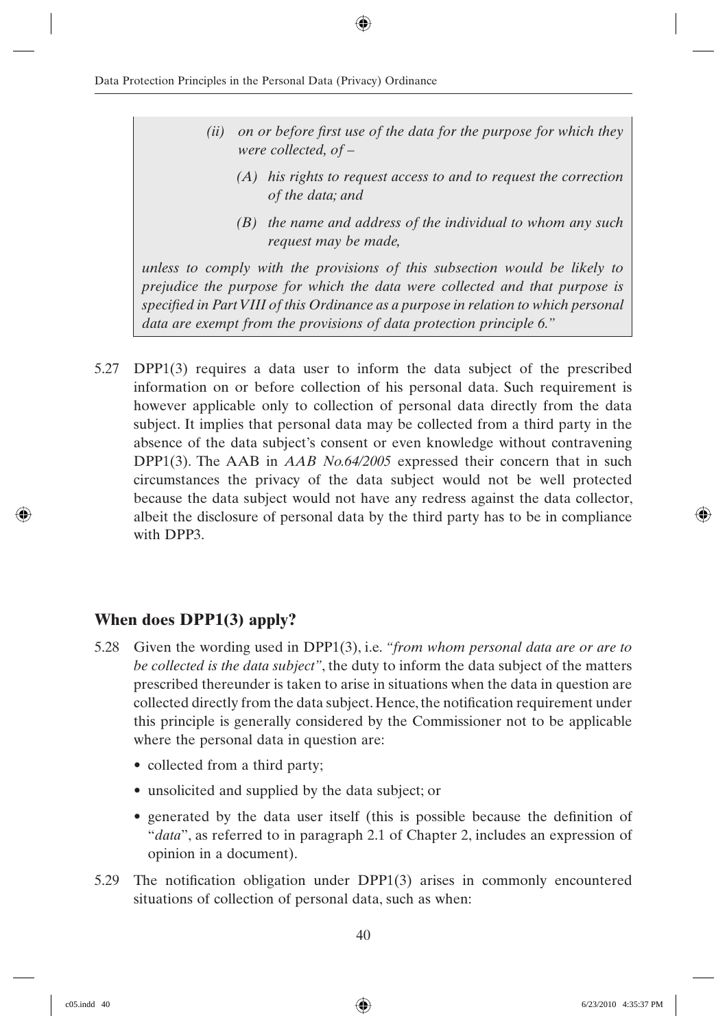> *(ii) on or before first use of the data for the purpose for which they were collected, of –*
>
> *(A) his rights to request access to and to request the correction of the data; and*
>
> *(B) the name and address of the individual to whom any such request may be made,*
>
> *unless to comply with the provisions of this subsection would be likely to prejudice the purpose for which the data were collected and that purpose is specified in Part VIII of this Ordinance as a purpose in relation to which personal data are exempt from the provisions of data protection principle 6."*

5.27 DPP1(3) requires a data user to inform the data subject of the prescribed information on or before collection of his personal data. Such requirement is however applicable only to collection of personal data directly from the data subject. It implies that personal data may be collected from a third party in the absence of the data subject's consent or even knowledge without contravening DPP1(3). The AAB in *AAB No.64/2005* expressed their concern that in such circumstances the privacy of the data subject would not be well protected because the data subject would not have any redress against the data collector, albeit the disclosure of personal data by the third party has to be in compliance with DPP3.

## When does DPP1(3) apply?

5.28 Given the wording used in DPP1(3), i.e. *"from whom personal data are or are to be collected is the data subject"*, the duty to inform the data subject of the matters prescribed thereunder is taken to arise in situations when the data in question are collected directly from the data subject. Hence, the notification requirement under this principle is generally considered by the Commissioner not to be applicable where the personal data in question are:

- collected from a third party;
- unsolicited and supplied by the data subject; or
- generated by the data user itself (this is possible because the definition of "*data*", as referred to in paragraph 2.1 of Chapter 2, includes an expression of opinion in a document).

5.29 The notification obligation under DPP1(3) arises in commonly encountered situations of collection of personal data, such as when: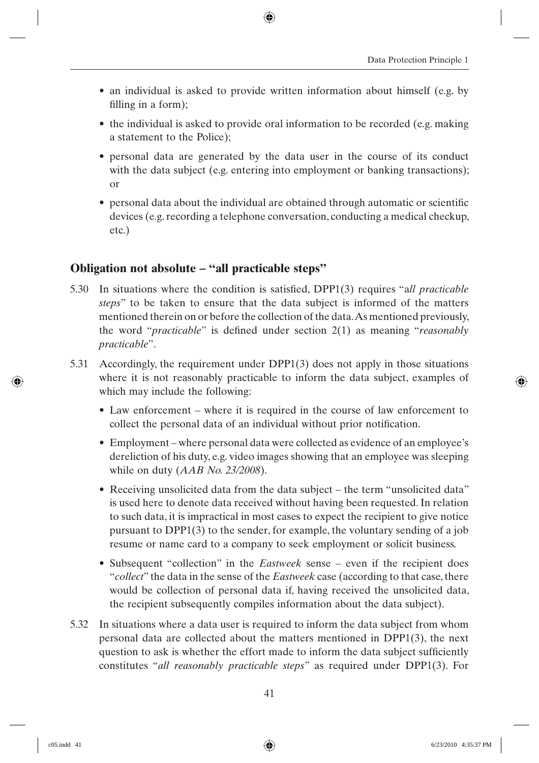- an individual is asked to provide written information about himself (e.g. by filling in a form);
- the individual is asked to provide oral information to be recorded (e.g. making a statement to the Police);
- personal data are generated by the data user in the course of its conduct with the data subject (e.g. entering into employment or banking transactions); or
- personal data about the individual are obtained through automatic or scientific devices (e.g. recording a telephone conversation, conducting a medical checkup, etc.)

## Obligation not absolute – "all practicable steps"

5.30 In situations where the condition is satisfied, DPP1(3) requires "*all practicable steps*" to be taken to ensure that the data subject is informed of the matters mentioned therein on or before the collection of the data. As mentioned previously, the word "*practicable*" is defined under section 2(1) as meaning "*reasonably practicable*".

5.31 Accordingly, the requirement under DPP1(3) does not apply in those situations where it is not reasonably practicable to inform the data subject, examples of which may include the following:

- Law enforcement – where it is required in the course of law enforcement to collect the personal data of an individual without prior notification.
- Employment – where personal data were collected as evidence of an employee's dereliction of his duty, e.g. video images showing that an employee was sleeping while on duty (*AAB No. 23/2008*).
- Receiving unsolicited data from the data subject – the term "unsolicited data" is used here to denote data received without having been requested. In relation to such data, it is impractical in most cases to expect the recipient to give notice pursuant to DPP1(3) to the sender, for example, the voluntary sending of a job resume or name card to a company to seek employment or solicit business.
- Subsequent "collection" in the *Eastweek* sense – even if the recipient does "*collect*" the data in the sense of the *Eastweek* case (according to that case, there would be collection of personal data if, having received the unsolicited data, the recipient subsequently compiles information about the data subject).

5.32 In situations where a data user is required to inform the data subject from whom personal data are collected about the matters mentioned in DPP1(3), the next question to ask is whether the effort made to inform the data subject sufficiently constitutes "*all reasonably practicable steps*" as required under DPP1(3). For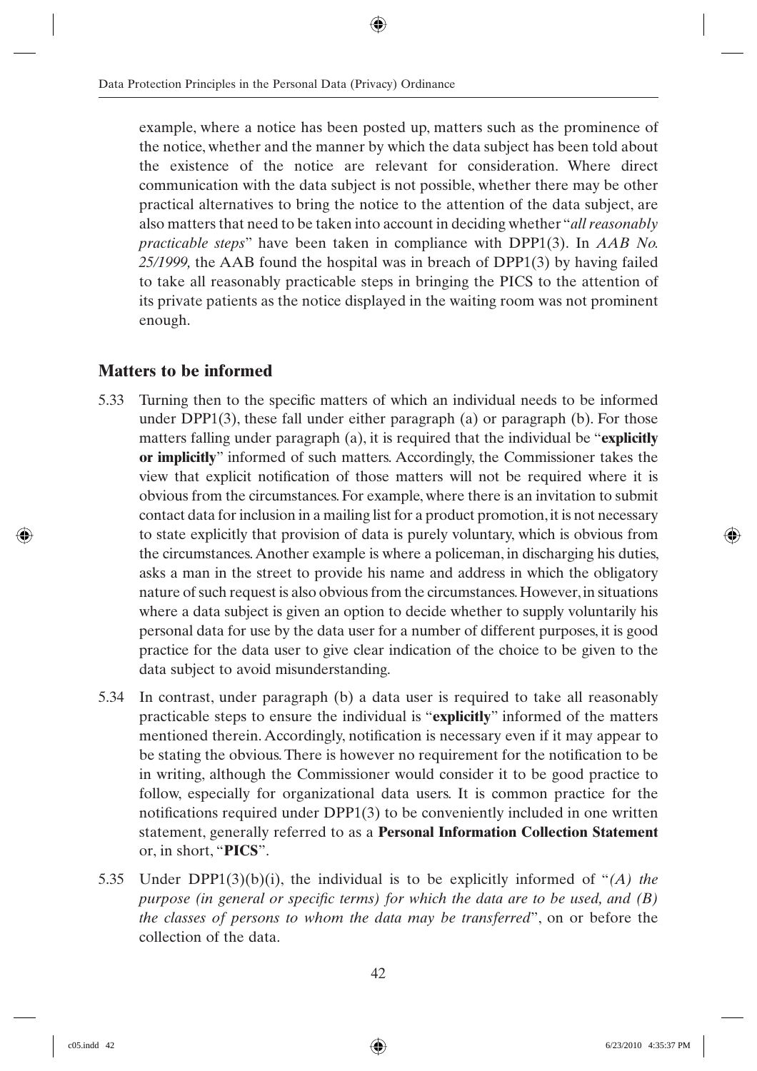example, where a notice has been posted up, matters such as the prominence of the notice, whether and the manner by which the data subject has been told about the existence of the notice are relevant for consideration. Where direct communication with the data subject is not possible, whether there may be other practical alternatives to bring the notice to the attention of the data subject, are also matters that need to be taken into account in deciding whether "*all reasonably practicable steps*" have been taken in compliance with DPP1(3). In *AAB No. 25/1999,* the AAB found the hospital was in breach of DPP1(3) by having failed to take all reasonably practicable steps in bringing the PICS to the attention of its private patients as the notice displayed in the waiting room was not prominent enough.

## Matters to be informed

5.33 Turning then to the specific matters of which an individual needs to be informed under DPP1(3), these fall under either paragraph (a) or paragraph (b). For those matters falling under paragraph (a), it is required that the individual be "**explicitly or implicitly**" informed of such matters. Accordingly, the Commissioner takes the view that explicit notification of those matters will not be required where it is obvious from the circumstances. For example, where there is an invitation to submit contact data for inclusion in a mailing list for a product promotion, it is not necessary to state explicitly that provision of data is purely voluntary, which is obvious from the circumstances. Another example is where a policeman, in discharging his duties, asks a man in the street to provide his name and address in which the obligatory nature of such request is also obvious from the circumstances. However, in situations where a data subject is given an option to decide whether to supply voluntarily his personal data for use by the data user for a number of different purposes, it is good practice for the data user to give clear indication of the choice to be given to the data subject to avoid misunderstanding.

5.34 In contrast, under paragraph (b) a data user is required to take all reasonably practicable steps to ensure the individual is "**explicitly**" informed of the matters mentioned therein. Accordingly, notification is necessary even if it may appear to be stating the obvious. There is however no requirement for the notification to be in writing, although the Commissioner would consider it to be good practice to follow, especially for organizational data users. It is common practice for the notifications required under DPP1(3) to be conveniently included in one written statement, generally referred to as a **Personal Information Collection Statement** or, in short, "**PICS**".

5.35 Under DPP1(3)(b)(i), the individual is to be explicitly informed of "*(A) the purpose (in general or specific terms) for which the data are to be used, and (B) the classes of persons to whom the data may be transferred*", on or before the collection of the data.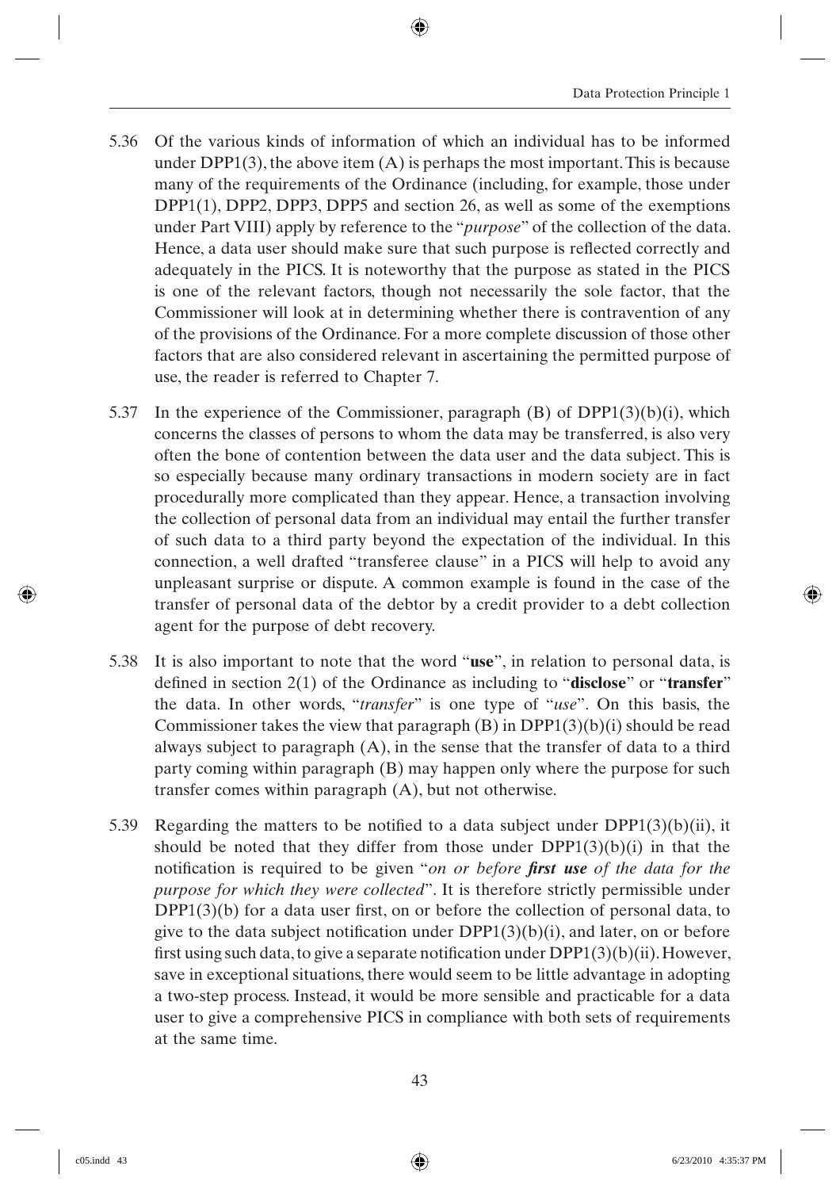5.36 Of the various kinds of information of which an individual has to be informed under DPP1(3), the above item (A) is perhaps the most important. This is because many of the requirements of the Ordinance (including, for example, those under DPP1(1), DPP2, DPP3, DPP5 and section 26, as well as some of the exemptions under Part VIII) apply by reference to the "*purpose*" of the collection of the data. Hence, a data user should make sure that such purpose is reflected correctly and adequately in the PICS. It is noteworthy that the purpose as stated in the PICS is one of the relevant factors, though not necessarily the sole factor, that the Commissioner will look at in determining whether there is contravention of any of the provisions of the Ordinance. For a more complete discussion of those other factors that are also considered relevant in ascertaining the permitted purpose of use, the reader is referred to Chapter 7.

5.37 In the experience of the Commissioner, paragraph (B) of DPP1(3)(b)(i), which concerns the classes of persons to whom the data may be transferred, is also very often the bone of contention between the data user and the data subject. This is so especially because many ordinary transactions in modern society are in fact procedurally more complicated than they appear. Hence, a transaction involving the collection of personal data from an individual may entail the further transfer of such data to a third party beyond the expectation of the individual. In this connection, a well drafted "transferee clause" in a PICS will help to avoid any unpleasant surprise or dispute. A common example is found in the case of the transfer of personal data of the debtor by a credit provider to a debt collection agent for the purpose of debt recovery.

5.38 It is also important to note that the word "**use**", in relation to personal data, is defined in section 2(1) of the Ordinance as including to "**disclose**" or "**transfer**" the data. In other words, "*transfer*" is one type of "*use*". On this basis, the Commissioner takes the view that paragraph (B) in DPP1(3)(b)(i) should be read always subject to paragraph (A), in the sense that the transfer of data to a third party coming within paragraph (B) may happen only where the purpose for such transfer comes within paragraph (A), but not otherwise.

5.39 Regarding the matters to be notified to a data subject under DPP1(3)(b)(ii), it should be noted that they differ from those under DPP1(3)(b)(i) in that the notification is required to be given "*on or before **first use** of the data for the purpose for which they were collected*". It is therefore strictly permissible under DPP1(3)(b) for a data user first, on or before the collection of personal data, to give to the data subject notification under DPP1(3)(b)(i), and later, on or before first using such data, to give a separate notification under DPP1(3)(b)(ii). However, save in exceptional situations, there would seem to be little advantage in adopting a two-step process. Instead, it would be more sensible and practicable for a data user to give a comprehensive PICS in compliance with both sets of requirements at the same time.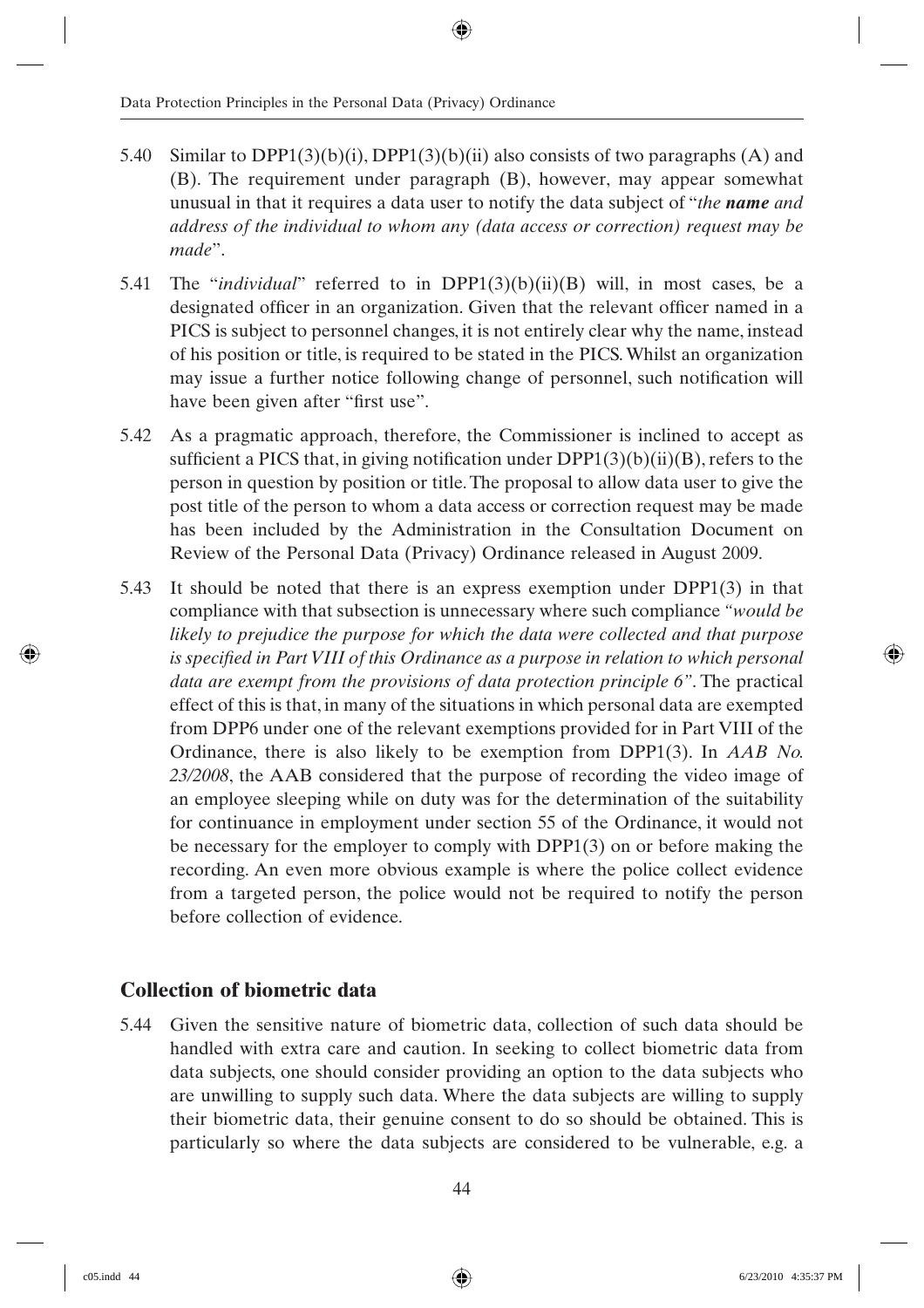5.40 Similar to DPP1(3)(b)(i), DPP1(3)(b)(ii) also consists of two paragraphs (A) and (B). The requirement under paragraph (B), however, may appear somewhat unusual in that it requires a data user to notify the data subject of "*the **name** and address of the individual to whom any (data access or correction) request may be made*".

5.41 The "*individual*" referred to in DPP1(3)(b)(ii)(B) will, in most cases, be a designated officer in an organization. Given that the relevant officer named in a PICS is subject to personnel changes, it is not entirely clear why the name, instead of his position or title, is required to be stated in the PICS. Whilst an organization may issue a further notice following change of personnel, such notification will have been given after "first use".

5.42 As a pragmatic approach, therefore, the Commissioner is inclined to accept as sufficient a PICS that, in giving notification under DPP1(3)(b)(ii)(B), refers to the person in question by position or title. The proposal to allow data user to give the post title of the person to whom a data access or correction request may be made has been included by the Administration in the Consultation Document on Review of the Personal Data (Privacy) Ordinance released in August 2009.

5.43 It should be noted that there is an express exemption under DPP1(3) in that compliance with that subsection is unnecessary where such compliance *"would be likely to prejudice the purpose for which the data were collected and that purpose is specified in Part VIII of this Ordinance as a purpose in relation to which personal data are exempt from the provisions of data protection principle 6"*. The practical effect of this is that, in many of the situations in which personal data are exempted from DPP6 under one of the relevant exemptions provided for in Part VIII of the Ordinance, there is also likely to be exemption from DPP1(3). In *AAB No. 23/2008*, the AAB considered that the purpose of recording the video image of an employee sleeping while on duty was for the determination of the suitability for continuance in employment under section 55 of the Ordinance, it would not be necessary for the employer to comply with DPP1(3) on or before making the recording. An even more obvious example is where the police collect evidence from a targeted person, the police would not be required to notify the person before collection of evidence.

## Collection of biometric data

5.44 Given the sensitive nature of biometric data, collection of such data should be handled with extra care and caution. In seeking to collect biometric data from data subjects, one should consider providing an option to the data subjects who are unwilling to supply such data. Where the data subjects are willing to supply their biometric data, their genuine consent to do so should be obtained. This is particularly so where the data subjects are considered to be vulnerable, e.g. a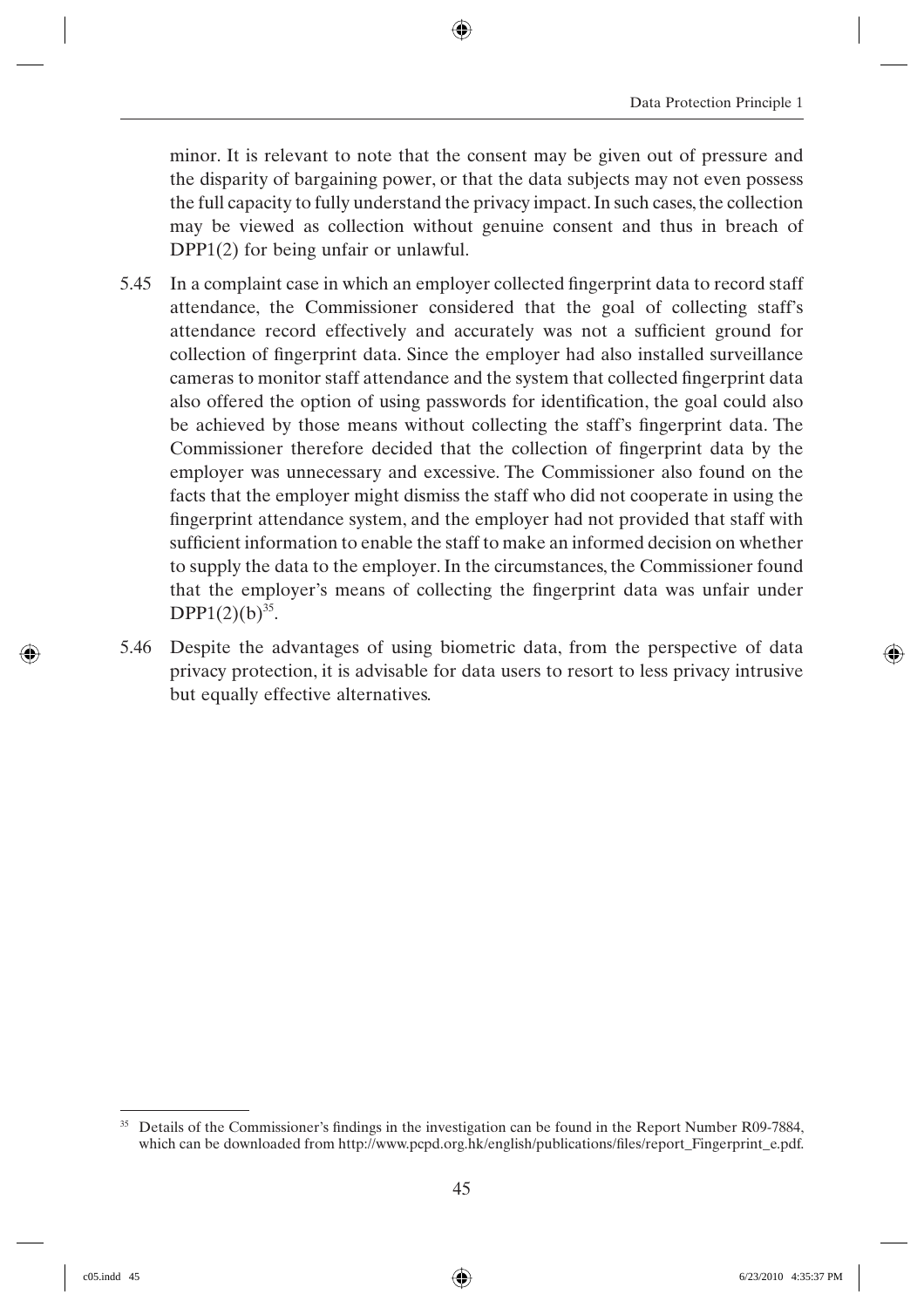minor. It is relevant to note that the consent may be given out of pressure and the disparity of bargaining power, or that the data subjects may not even possess the full capacity to fully understand the privacy impact. In such cases, the collection may be viewed as collection without genuine consent and thus in breach of DPP1(2) for being unfair or unlawful.

5.45 In a complaint case in which an employer collected fingerprint data to record staff attendance, the Commissioner considered that the goal of collecting staff's attendance record effectively and accurately was not a sufficient ground for collection of fingerprint data. Since the employer had also installed surveillance cameras to monitor staff attendance and the system that collected fingerprint data also offered the option of using passwords for identification, the goal could also be achieved by those means without collecting the staff's fingerprint data. The Commissioner therefore decided that the collection of fingerprint data by the employer was unnecessary and excessive. The Commissioner also found on the facts that the employer might dismiss the staff who did not cooperate in using the fingerprint attendance system, and the employer had not provided that staff with sufficient information to enable the staff to make an informed decision on whether to supply the data to the employer. In the circumstances, the Commissioner found that the employer's means of collecting the fingerprint data was unfair under DPP1(2)(b)[35].

5.46 Despite the advantages of using biometric data, from the perspective of data privacy protection, it is advisable for data users to resort to less privacy intrusive but equally effective alternatives.

---

[35] Details of the Commissioner's findings in the investigation can be found in the Report Number R09-7884, which can be downloaded from http://www.pcpd.org.hk/english/publications/files/report_Fingerprint_e.pdf.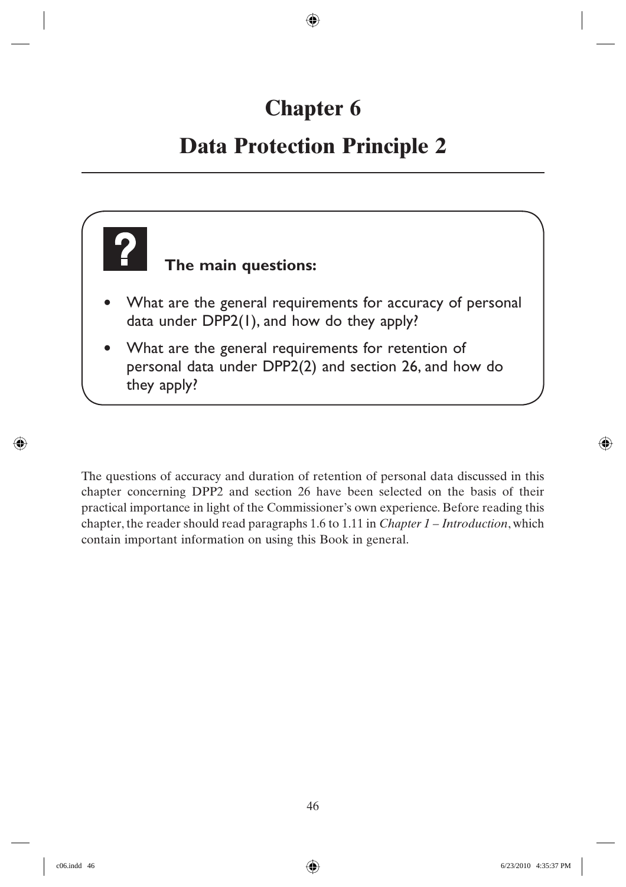# Chapter 6

# Data Protection Principle 2

**The main questions:**

- What are the general requirements for accuracy of personal data under DPP2(1), and how do they apply?
- What are the general requirements for retention of personal data under DPP2(2) and section 26, and how do they apply?

The questions of accuracy and duration of retention of personal data discussed in this chapter concerning DPP2 and section 26 have been selected on the basis of their practical importance in light of the Commissioner's own experience. Before reading this chapter, the reader should read paragraphs 1.6 to 1.11 in *Chapter 1 – Introduction*, which contain important information on using this Book in general.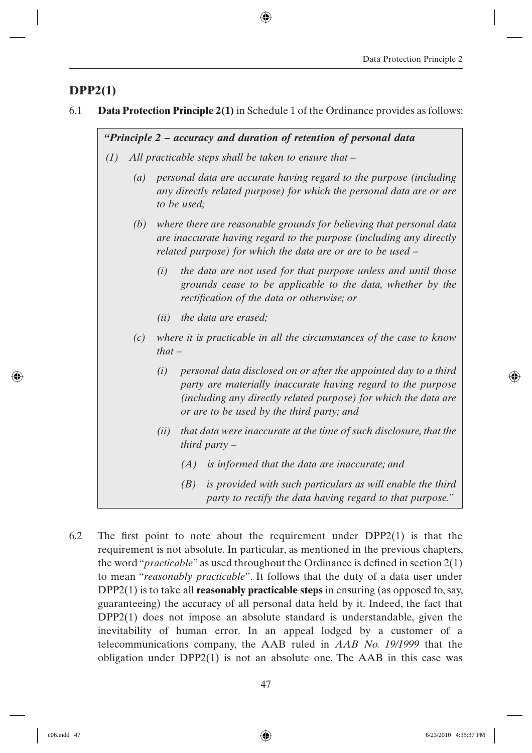## DPP2(1)

6.1 **Data Protection Principle 2(1)** in Schedule 1 of the Ordinance provides as follows:

> ***"Principle 2 – accuracy and duration of retention of personal data***
>
> *(1) All practicable steps shall be taken to ensure that –*
>
> *(a) personal data are accurate having regard to the purpose (including any directly related purpose) for which the personal data are or are to be used;*
>
> *(b) where there are reasonable grounds for believing that personal data are inaccurate having regard to the purpose (including any directly related purpose) for which the data are or are to be used –*
>
> *(i) the data are not used for that purpose unless and until those grounds cease to be applicable to the data, whether by the rectification of the data or otherwise; or*
>
> *(ii) the data are erased;*
>
> *(c) where it is practicable in all the circumstances of the case to know that –*
>
> *(i) personal data disclosed on or after the appointed day to a third party are materially inaccurate having regard to the purpose (including any directly related purpose) for which the data are or are to be used by the third party; and*
>
> *(ii) that data were inaccurate at the time of such disclosure, that the third party –*
>
> *(A) is informed that the data are inaccurate; and*
>
> *(B) is provided with such particulars as will enable the third party to rectify the data having regard to that purpose."*

6.2 The first point to note about the requirement under DPP2(1) is that the requirement is not absolute. In particular, as mentioned in the previous chapters, the word "*practicable*" as used throughout the Ordinance is defined in section 2(1) to mean "*reasonably practicable*". It follows that the duty of a data user under DPP2(1) is to take all **reasonably practicable steps** in ensuring (as opposed to, say, guaranteeing) the accuracy of all personal data held by it. Indeed, the fact that DPP2(1) does not impose an absolute standard is understandable, given the inevitability of human error. In an appeal lodged by a customer of a telecommunications company, the AAB ruled in *AAB No. 19/1999* that the obligation under DPP2(1) is not an absolute one. The AAB in this case was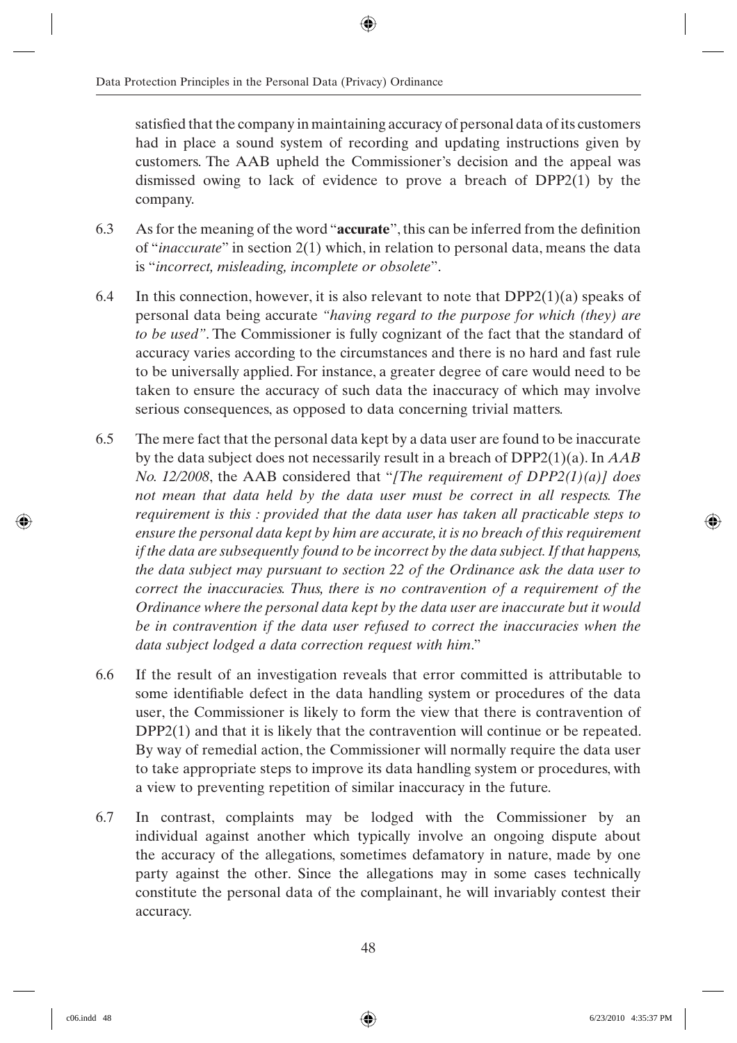satisfied that the company in maintaining accuracy of personal data of its customers had in place a sound system of recording and updating instructions given by customers. The AAB upheld the Commissioner's decision and the appeal was dismissed owing to lack of evidence to prove a breach of DPP2(1) by the company.

6.3 As for the meaning of the word "**accurate**", this can be inferred from the definition of "*inaccurate*" in section 2(1) which, in relation to personal data, means the data is "*incorrect, misleading, incomplete or obsolete*".

6.4 In this connection, however, it is also relevant to note that DPP2(1)(a) speaks of personal data being accurate *"having regard to the purpose for which (they) are to be used"*. The Commissioner is fully cognizant of the fact that the standard of accuracy varies according to the circumstances and there is no hard and fast rule to be universally applied. For instance, a greater degree of care would need to be taken to ensure the accuracy of such data the inaccuracy of which may involve serious consequences, as opposed to data concerning trivial matters.

6.5 The mere fact that the personal data kept by a data user are found to be inaccurate by the data subject does not necessarily result in a breach of DPP2(1)(a). In *AAB No. 12/2008*, the AAB considered that "*[The requirement of DPP2(1)(a)] does not mean that data held by the data user must be correct in all respects. The requirement is this : provided that the data user has taken all practicable steps to ensure the personal data kept by him are accurate, it is no breach of this requirement if the data are subsequently found to be incorrect by the data subject. If that happens, the data subject may pursuant to section 22 of the Ordinance ask the data user to correct the inaccuracies. Thus, there is no contravention of a requirement of the Ordinance where the personal data kept by the data user are inaccurate but it would be in contravention if the data user refused to correct the inaccuracies when the data subject lodged a data correction request with him*."

6.6 If the result of an investigation reveals that error committed is attributable to some identifiable defect in the data handling system or procedures of the data user, the Commissioner is likely to form the view that there is contravention of DPP2(1) and that it is likely that the contravention will continue or be repeated. By way of remedial action, the Commissioner will normally require the data user to take appropriate steps to improve its data handling system or procedures, with a view to preventing repetition of similar inaccuracy in the future.

6.7 In contrast, complaints may be lodged with the Commissioner by an individual against another which typically involve an ongoing dispute about the accuracy of the allegations, sometimes defamatory in nature, made by one party against the other. Since the allegations may in some cases technically constitute the personal data of the complainant, he will invariably contest their accuracy.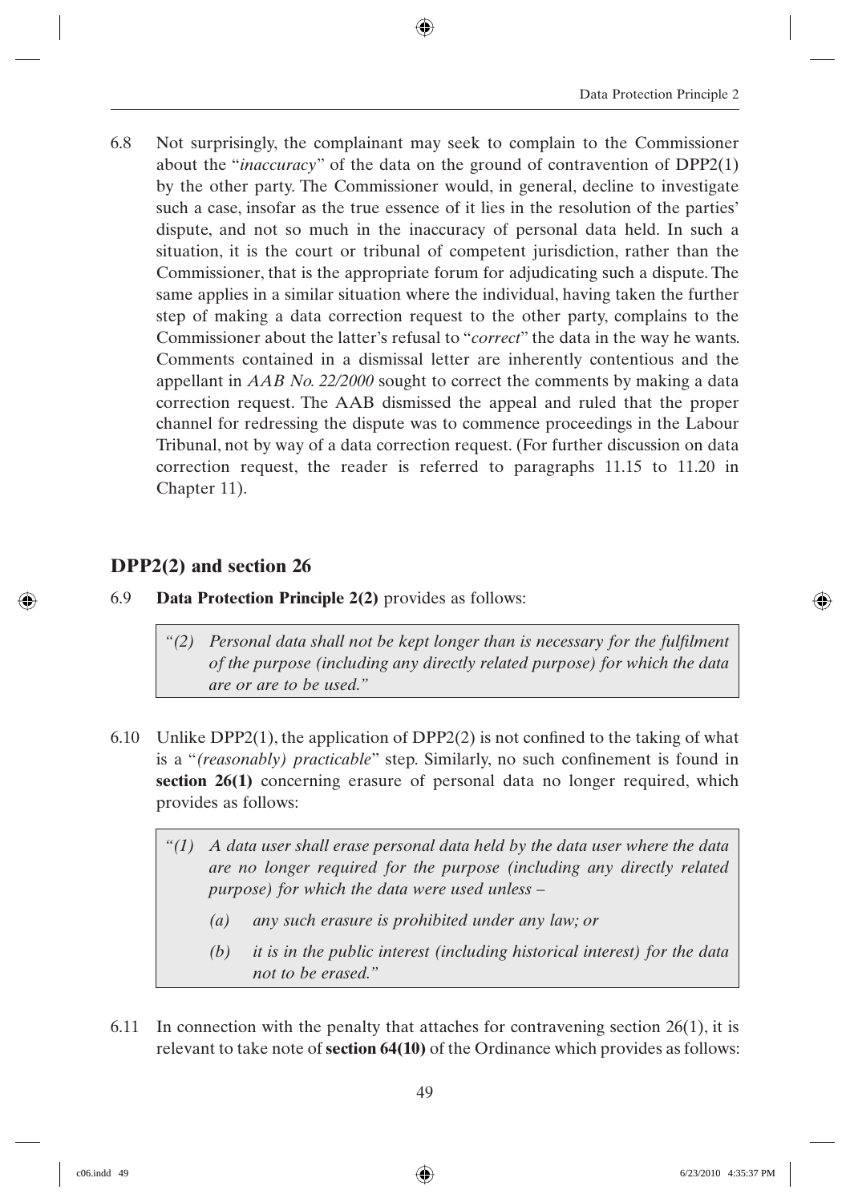6.8 Not surprisingly, the complainant may seek to complain to the Commissioner about the "*inaccuracy*" of the data on the ground of contravention of DPP2(1) by the other party. The Commissioner would, in general, decline to investigate such a case, insofar as the true essence of it lies in the resolution of the parties' dispute, and not so much in the inaccuracy of personal data held. In such a situation, it is the court or tribunal of competent jurisdiction, rather than the Commissioner, that is the appropriate forum for adjudicating such a dispute. The same applies in a similar situation where the individual, having taken the further step of making a data correction request to the other party, complains to the Commissioner about the latter's refusal to "*correct*" the data in the way he wants. Comments contained in a dismissal letter are inherently contentious and the appellant in *AAB No. 22/2000* sought to correct the comments by making a data correction request. The AAB dismissed the appeal and ruled that the proper channel for redressing the dispute was to commence proceedings in the Labour Tribunal, not by way of a data correction request. (For further discussion on data correction request, the reader is referred to paragraphs 11.15 to 11.20 in Chapter 11).

## DPP2(2) and section 26

6.9 **Data Protection Principle 2(2)** provides as follows:

> *"(2) Personal data shall not be kept longer than is necessary for the fulfilment of the purpose (including any directly related purpose) for which the data are or are to be used."*

6.10 Unlike DPP2(1), the application of DPP2(2) is not confined to the taking of what is a "*(reasonably) practicable*" step. Similarly, no such confinement is found in **section 26(1)** concerning erasure of personal data no longer required, which provides as follows:

> *"(1) A data user shall erase personal data held by the data user where the data are no longer required for the purpose (including any directly related purpose) for which the data were used unless –*
>
> *(a) any such erasure is prohibited under any law; or*
>
> *(b) it is in the public interest (including historical interest) for the data not to be erased."*

6.11 In connection with the penalty that attaches for contravening section 26(1), it is relevant to take note of **section 64(10)** of the Ordinance which provides as follows: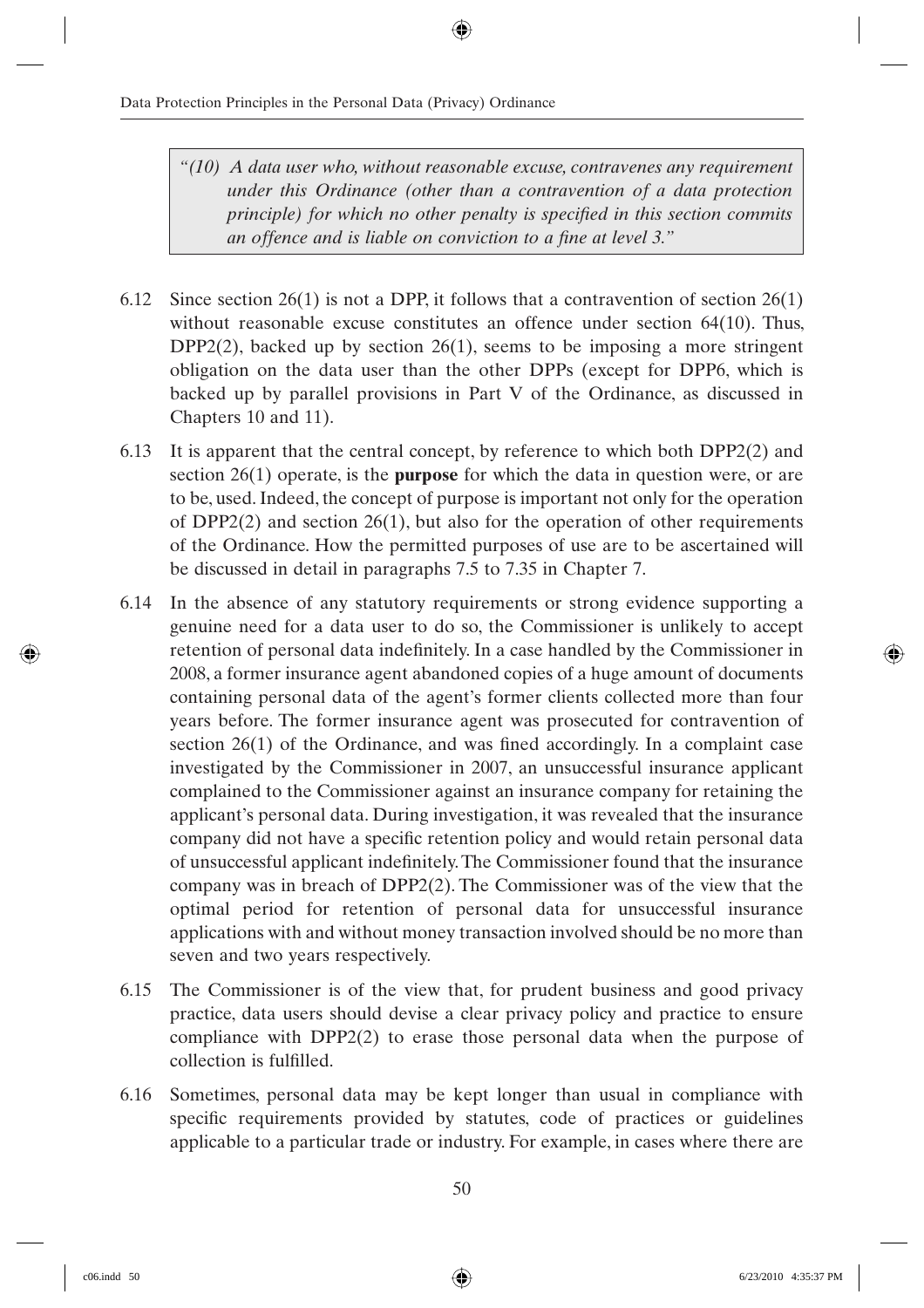> *"(10) A data user who, without reasonable excuse, contravenes any requirement under this Ordinance (other than a contravention of a data protection principle) for which no other penalty is specified in this section commits an offence and is liable on conviction to a fine at level 3."*

6.12 Since section 26(1) is not a DPP, it follows that a contravention of section 26(1) without reasonable excuse constitutes an offence under section 64(10). Thus, DPP2(2), backed up by section 26(1), seems to be imposing a more stringent obligation on the data user than the other DPPs (except for DPP6, which is backed up by parallel provisions in Part V of the Ordinance, as discussed in Chapters 10 and 11).

6.13 It is apparent that the central concept, by reference to which both DPP2(2) and section 26(1) operate, is the **purpose** for which the data in question were, or are to be, used. Indeed, the concept of purpose is important not only for the operation of DPP2(2) and section 26(1), but also for the operation of other requirements of the Ordinance. How the permitted purposes of use are to be ascertained will be discussed in detail in paragraphs 7.5 to 7.35 in Chapter 7.

6.14 In the absence of any statutory requirements or strong evidence supporting a genuine need for a data user to do so, the Commissioner is unlikely to accept retention of personal data indefinitely. In a case handled by the Commissioner in 2008, a former insurance agent abandoned copies of a huge amount of documents containing personal data of the agent's former clients collected more than four years before. The former insurance agent was prosecuted for contravention of section 26(1) of the Ordinance, and was fined accordingly. In a complaint case investigated by the Commissioner in 2007, an unsuccessful insurance applicant complained to the Commissioner against an insurance company for retaining the applicant's personal data. During investigation, it was revealed that the insurance company did not have a specific retention policy and would retain personal data of unsuccessful applicant indefinitely. The Commissioner found that the insurance company was in breach of DPP2(2). The Commissioner was of the view that the optimal period for retention of personal data for unsuccessful insurance applications with and without money transaction involved should be no more than seven and two years respectively.

6.15 The Commissioner is of the view that, for prudent business and good privacy practice, data users should devise a clear privacy policy and practice to ensure compliance with DPP2(2) to erase those personal data when the purpose of collection is fulfilled.

6.16 Sometimes, personal data may be kept longer than usual in compliance with specific requirements provided by statutes, code of practices or guidelines applicable to a particular trade or industry. For example, in cases where there are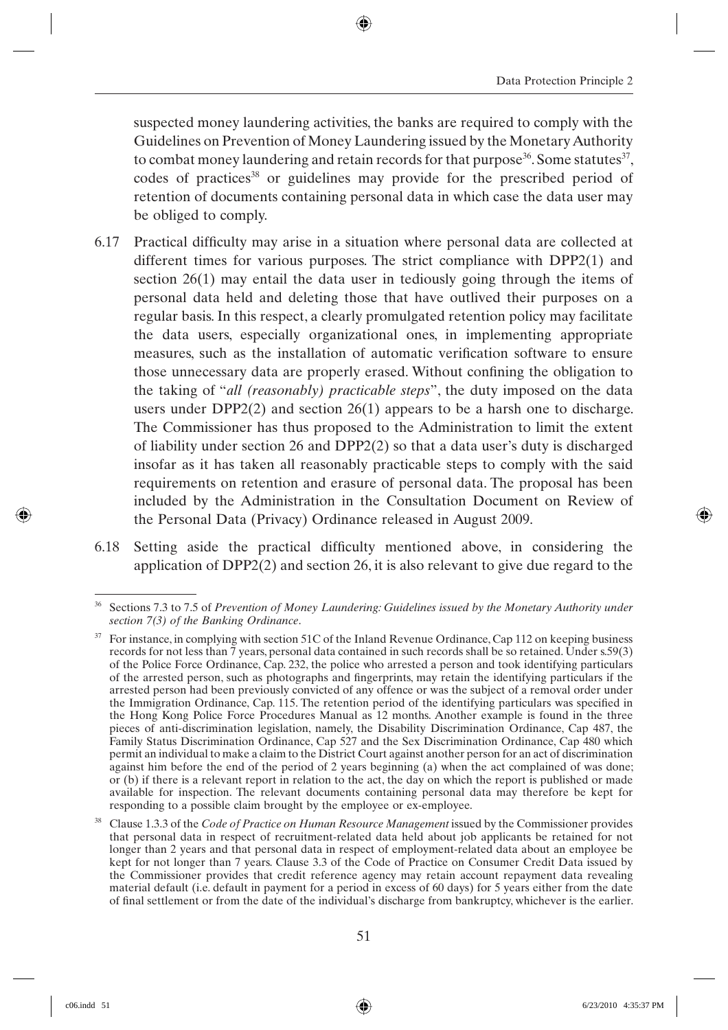suspected money laundering activities, the banks are required to comply with the Guidelines on Prevention of Money Laundering issued by the Monetary Authority to combat money laundering and retain records for that purpose[36]. Some statutes[37], codes of practices[38] or guidelines may provide for the prescribed period of retention of documents containing personal data in which case the data user may be obliged to comply.

6.17 Practical difficulty may arise in a situation where personal data are collected at different times for various purposes. The strict compliance with DPP2(1) and section 26(1) may entail the data user in tediously going through the items of personal data held and deleting those that have outlived their purposes on a regular basis. In this respect, a clearly promulgated retention policy may facilitate the data users, especially organizational ones, in implementing appropriate measures, such as the installation of automatic verification software to ensure those unnecessary data are properly erased. Without confining the obligation to the taking of "*all (reasonably) practicable steps*", the duty imposed on the data users under DPP2(2) and section 26(1) appears to be a harsh one to discharge. The Commissioner has thus proposed to the Administration to limit the extent of liability under section 26 and DPP2(2) so that a data user's duty is discharged insofar as it has taken all reasonably practicable steps to comply with the said requirements on retention and erasure of personal data. The proposal has been included by the Administration in the Consultation Document on Review of the Personal Data (Privacy) Ordinance released in August 2009.

6.18 Setting aside the practical difficulty mentioned above, in considering the application of DPP2(2) and section 26, it is also relevant to give due regard to the

---

[36] Sections 7.3 to 7.5 of *Prevention of Money Laundering: Guidelines issued by the Monetary Authority under section 7(3) of the Banking Ordinance*.

[37] For instance, in complying with section 51C of the Inland Revenue Ordinance, Cap 112 on keeping business records for not less than 7 years, personal data contained in such records shall be so retained. Under s.59(3) of the Police Force Ordinance, Cap. 232, the police who arrested a person and took identifying particulars of the arrested person, such as photographs and fingerprints, may retain the identifying particulars if the arrested person had been previously convicted of any offence or was the subject of a removal order under the Immigration Ordinance, Cap. 115. The retention period of the identifying particulars was specified in the Hong Kong Police Force Procedures Manual as 12 months. Another example is found in the three pieces of anti-discrimination legislation, namely, the Disability Discrimination Ordinance, Cap 487, the Family Status Discrimination Ordinance, Cap 527 and the Sex Discrimination Ordinance, Cap 480 which permit an individual to make a claim to the District Court against another person for an act of discrimination against him before the end of the period of 2 years beginning (a) when the act complained of was done; or (b) if there is a relevant report in relation to the act, the day on which the report is published or made available for inspection. The relevant documents containing personal data may therefore be kept for responding to a possible claim brought by the employee or ex-employee.

[38] Clause 1.3.3 of the *Code of Practice on Human Resource Management* issued by the Commissioner provides that personal data in respect of recruitment-related data held about job applicants be retained for not longer than 2 years and that personal data in respect of employment-related data about an employee be kept for not longer than 7 years. Clause 3.3 of the Code of Practice on Consumer Credit Data issued by the Commissioner provides that credit reference agency may retain account repayment data revealing material default (i.e. default in payment for a period in excess of 60 days) for 5 years either from the date of final settlement or from the date of the individual's discharge from bankruptcy, whichever is the earlier.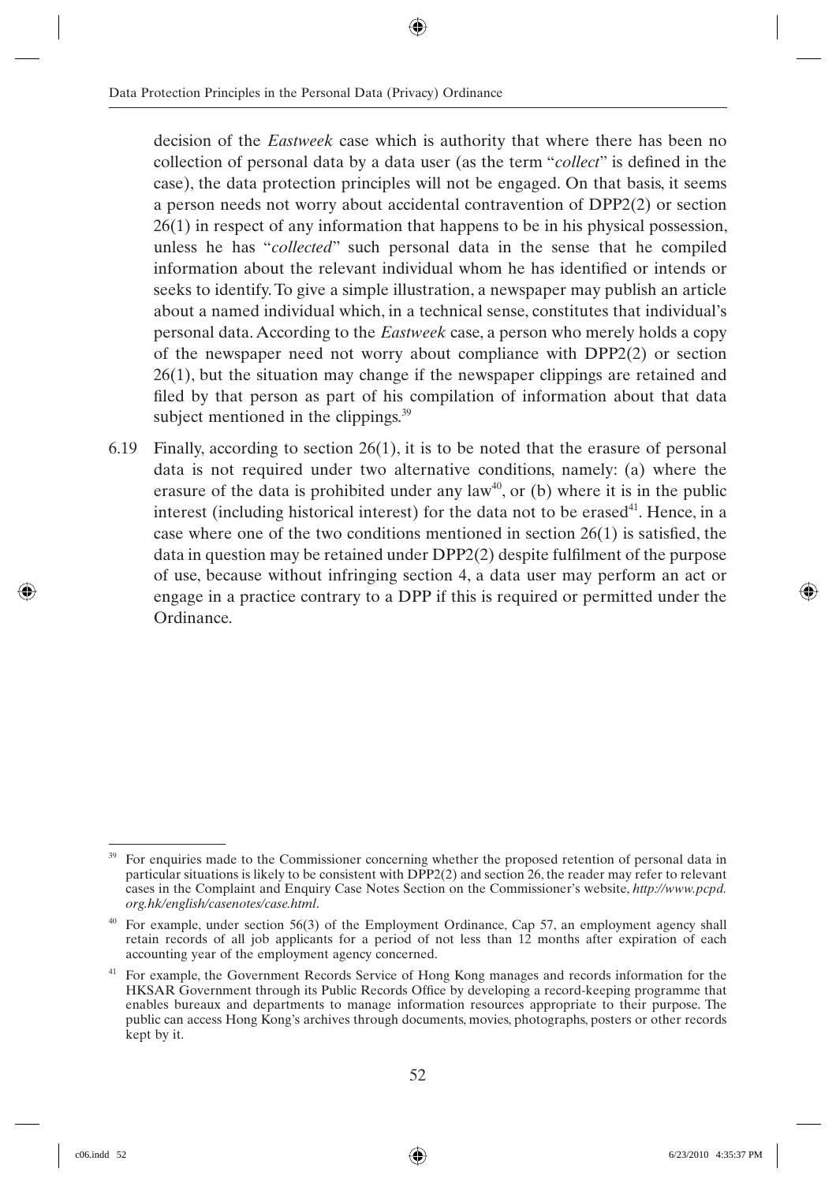decision of the *Eastweek* case which is authority that where there has been no collection of personal data by a data user (as the term "*collect*" is defined in the case), the data protection principles will not be engaged. On that basis, it seems a person needs not worry about accidental contravention of DPP2(2) or section 26(1) in respect of any information that happens to be in his physical possession, unless he has "*collected*" such personal data in the sense that he compiled information about the relevant individual whom he has identified or intends or seeks to identify. To give a simple illustration, a newspaper may publish an article about a named individual which, in a technical sense, constitutes that individual's personal data. According to the *Eastweek* case, a person who merely holds a copy of the newspaper need not worry about compliance with DPP2(2) or section 26(1), but the situation may change if the newspaper clippings are retained and filed by that person as part of his compilation of information about that data subject mentioned in the clippings.[39]

6.19 Finally, according to section 26(1), it is to be noted that the erasure of personal data is not required under two alternative conditions, namely: (a) where the erasure of the data is prohibited under any law[40], or (b) where it is in the public interest (including historical interest) for the data not to be erased[41]. Hence, in a case where one of the two conditions mentioned in section 26(1) is satisfied, the data in question may be retained under DPP2(2) despite fulfilment of the purpose of use, because without infringing section 4, a data user may perform an act or engage in a practice contrary to a DPP if this is required or permitted under the Ordinance.

---

[39] For enquiries made to the Commissioner concerning whether the proposed retention of personal data in particular situations is likely to be consistent with DPP2(2) and section 26, the reader may refer to relevant cases in the Complaint and Enquiry Case Notes Section on the Commissioner's website, *http://www.pcpd.org.hk/english/casenotes/case.html*.

[40] For example, under section 56(3) of the Employment Ordinance, Cap 57, an employment agency shall retain records of all job applicants for a period of not less than 12 months after expiration of each accounting year of the employment agency concerned.

[41] For example, the Government Records Service of Hong Kong manages and records information for the HKSAR Government through its Public Records Office by developing a record-keeping programme that enables bureaux and departments to manage information resources appropriate to their purpose. The public can access Hong Kong's archives through documents, movies, photographs, posters or other records kept by it.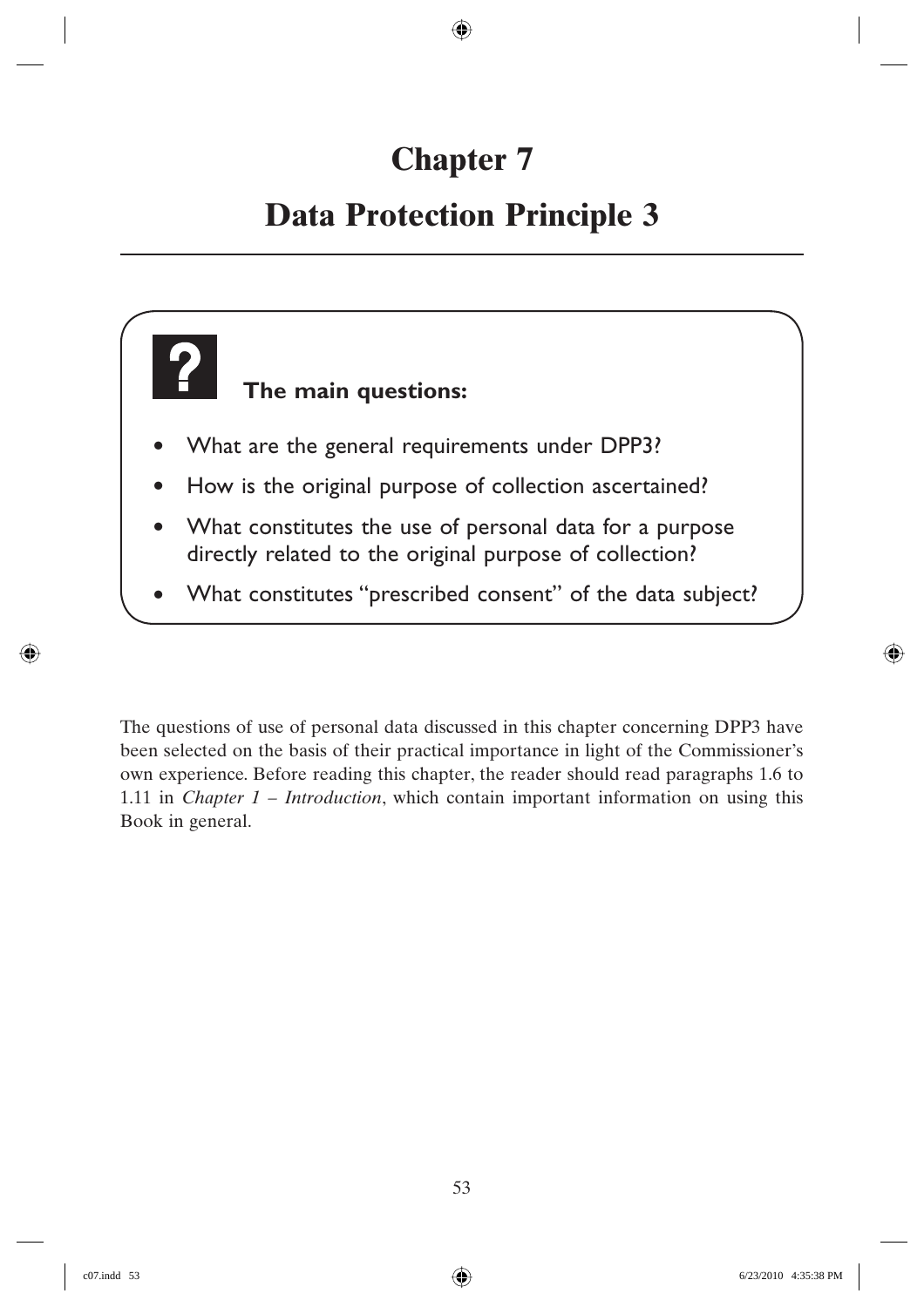# Chapter 7

# Data Protection Principle 3

**The main questions:**

- What are the general requirements under DPP3?
- How is the original purpose of collection ascertained?
- What constitutes the use of personal data for a purpose directly related to the original purpose of collection?
- What constitutes "prescribed consent" of the data subject?

The questions of use of personal data discussed in this chapter concerning DPP3 have been selected on the basis of their practical importance in light of the Commissioner's own experience. Before reading this chapter, the reader should read paragraphs 1.6 to 1.11 in *Chapter 1 – Introduction*, which contain important information on using this Book in general.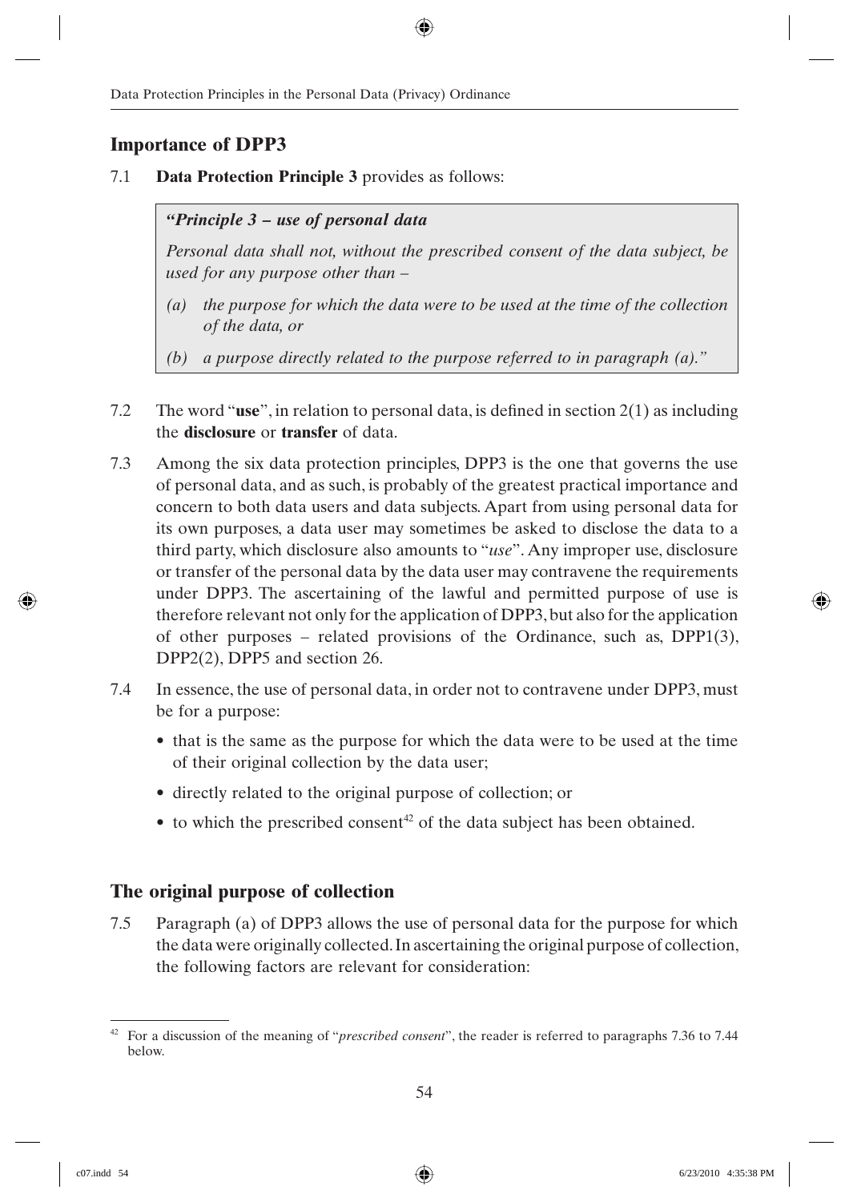## Importance of DPP3

7.1 **Data Protection Principle 3** provides as follows:

> ***"Principle 3 – use of personal data***
>
> *Personal data shall not, without the prescribed consent of the data subject, be used for any purpose other than –*
>
> *(a) the purpose for which the data were to be used at the time of the collection of the data, or*
>
> *(b) a purpose directly related to the purpose referred to in paragraph (a)."*

7.2 The word "**use**", in relation to personal data, is defined in section 2(1) as including the **disclosure** or **transfer** of data.

7.3 Among the six data protection principles, DPP3 is the one that governs the use of personal data, and as such, is probably of the greatest practical importance and concern to both data users and data subjects. Apart from using personal data for its own purposes, a data user may sometimes be asked to disclose the data to a third party, which disclosure also amounts to "*use*". Any improper use, disclosure or transfer of the personal data by the data user may contravene the requirements under DPP3. The ascertaining of the lawful and permitted purpose of use is therefore relevant not only for the application of DPP3, but also for the application of other purposes – related provisions of the Ordinance, such as, DPP1(3), DPP2(2), DPP5 and section 26.

7.4 In essence, the use of personal data, in order not to contravene under DPP3, must be for a purpose:

- that is the same as the purpose for which the data were to be used at the time of their original collection by the data user;
- directly related to the original purpose of collection; or
- to which the prescribed consent[42] of the data subject has been obtained.

## The original purpose of collection

7.5 Paragraph (a) of DPP3 allows the use of personal data for the purpose for which the data were originally collected. In ascertaining the original purpose of collection, the following factors are relevant for consideration:

---

[42] For a discussion of the meaning of "*prescribed consent*", the reader is referred to paragraphs 7.36 to 7.44 below.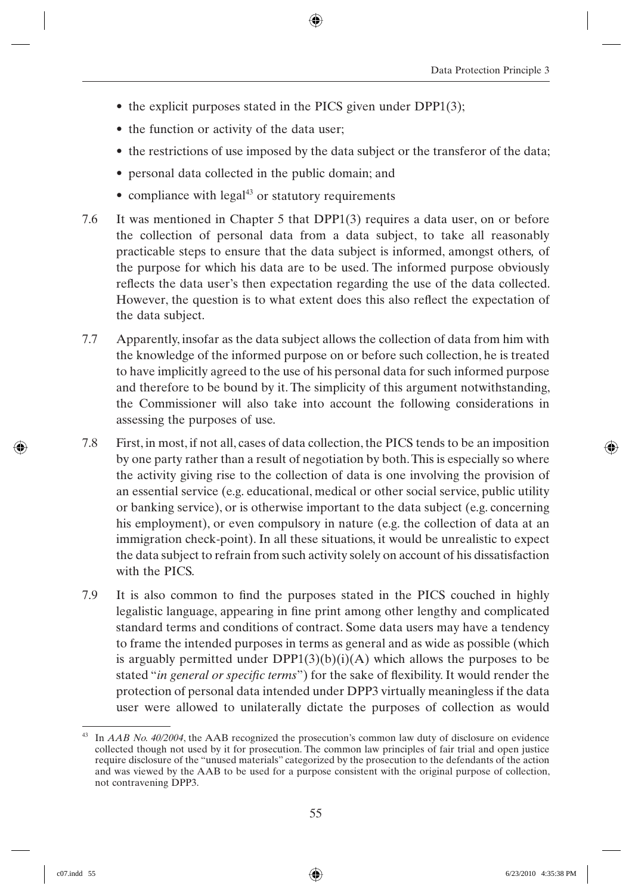- the explicit purposes stated in the PICS given under DPP1(3);
- the function or activity of the data user;
- the restrictions of use imposed by the data subject or the transferor of the data;
- personal data collected in the public domain; and
- compliance with legal[43] or statutory requirements

7.6 It was mentioned in Chapter 5 that DPP1(3) requires a data user, on or before the collection of personal data from a data subject, to take all reasonably practicable steps to ensure that the data subject is informed, amongst others*,* of the purpose for which his data are to be used. The informed purpose obviously reflects the data user's then expectation regarding the use of the data collected. However, the question is to what extent does this also reflect the expectation of the data subject.

7.7 Apparently, insofar as the data subject allows the collection of data from him with the knowledge of the informed purpose on or before such collection, he is treated to have implicitly agreed to the use of his personal data for such informed purpose and therefore to be bound by it. The simplicity of this argument notwithstanding, the Commissioner will also take into account the following considerations in assessing the purposes of use.

7.8 First, in most, if not all, cases of data collection, the PICS tends to be an imposition by one party rather than a result of negotiation by both. This is especially so where the activity giving rise to the collection of data is one involving the provision of an essential service (e.g. educational, medical or other social service, public utility or banking service), or is otherwise important to the data subject (e.g. concerning his employment), or even compulsory in nature (e.g. the collection of data at an immigration check-point). In all these situations, it would be unrealistic to expect the data subject to refrain from such activity solely on account of his dissatisfaction with the PICS.

7.9 It is also common to find the purposes stated in the PICS couched in highly legalistic language, appearing in fine print among other lengthy and complicated standard terms and conditions of contract. Some data users may have a tendency to frame the intended purposes in terms as general and as wide as possible (which is arguably permitted under DPP1(3)(b)(i)(A) which allows the purposes to be stated "*in general or specific terms*") for the sake of flexibility. It would render the protection of personal data intended under DPP3 virtually meaningless if the data user were allowed to unilaterally dictate the purposes of collection as would

---

[43] In *AAB No. 40/2004*, the AAB recognized the prosecution's common law duty of disclosure on evidence collected though not used by it for prosecution. The common law principles of fair trial and open justice require disclosure of the "unused materials" categorized by the prosecution to the defendants of the action and was viewed by the AAB to be used for a purpose consistent with the original purpose of collection, not contravening DPP3.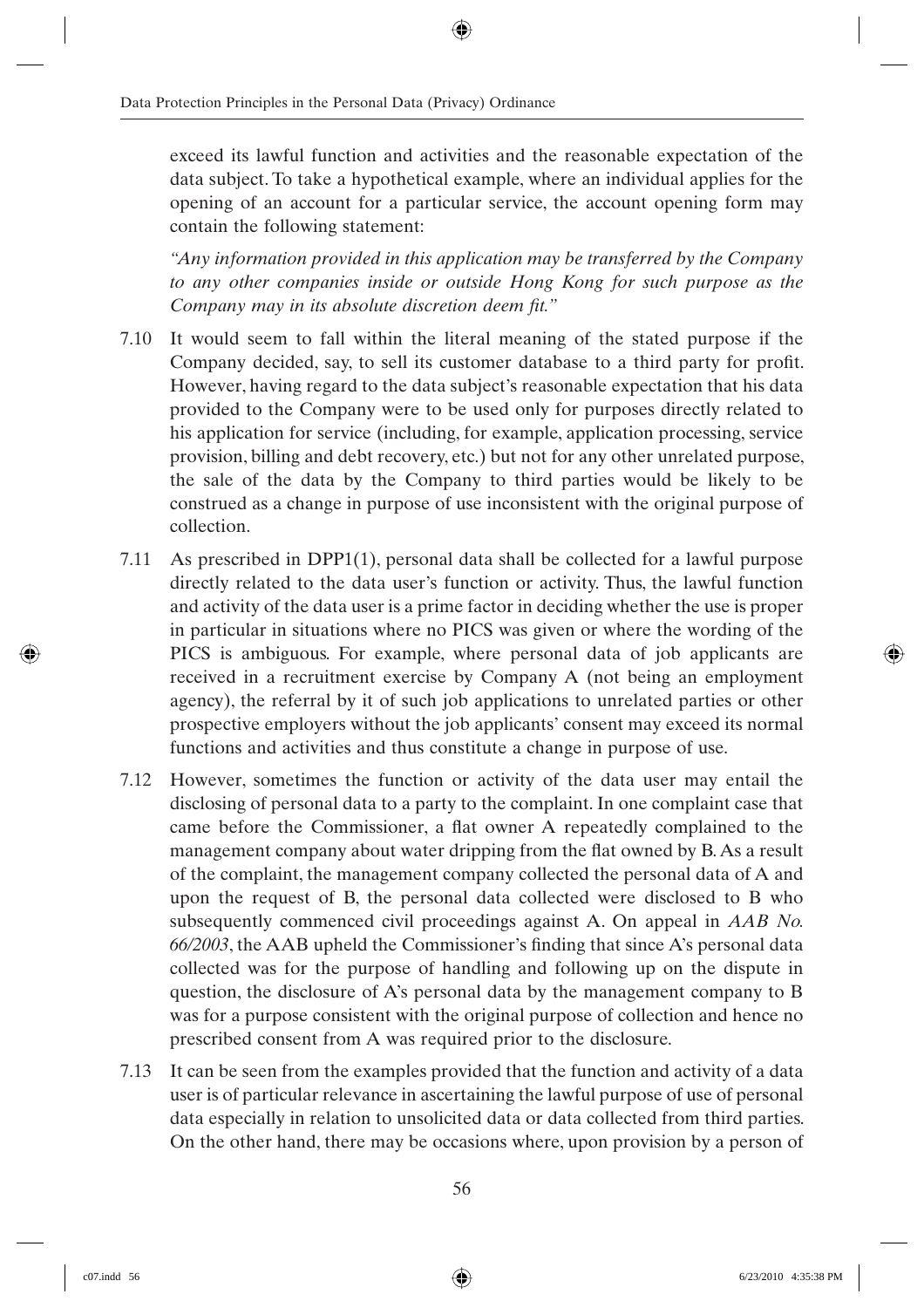exceed its lawful function and activities and the reasonable expectation of the data subject. To take a hypothetical example, where an individual applies for the opening of an account for a particular service, the account opening form may contain the following statement:

*"Any information provided in this application may be transferred by the Company to any other companies inside or outside Hong Kong for such purpose as the Company may in its absolute discretion deem fit."*

7.10 It would seem to fall within the literal meaning of the stated purpose if the Company decided, say, to sell its customer database to a third party for profit. However, having regard to the data subject's reasonable expectation that his data provided to the Company were to be used only for purposes directly related to his application for service (including, for example, application processing, service provision, billing and debt recovery, etc.) but not for any other unrelated purpose, the sale of the data by the Company to third parties would be likely to be construed as a change in purpose of use inconsistent with the original purpose of collection.

7.11 As prescribed in DPP1(1), personal data shall be collected for a lawful purpose directly related to the data user's function or activity. Thus, the lawful function and activity of the data user is a prime factor in deciding whether the use is proper in particular in situations where no PICS was given or where the wording of the PICS is ambiguous. For example, where personal data of job applicants are received in a recruitment exercise by Company A (not being an employment agency), the referral by it of such job applications to unrelated parties or other prospective employers without the job applicants' consent may exceed its normal functions and activities and thus constitute a change in purpose of use.

7.12 However, sometimes the function or activity of the data user may entail the disclosing of personal data to a party to the complaint. In one complaint case that came before the Commissioner, a flat owner A repeatedly complained to the management company about water dripping from the flat owned by B. As a result of the complaint, the management company collected the personal data of A and upon the request of B, the personal data collected were disclosed to B who subsequently commenced civil proceedings against A. On appeal in *AAB No. 66/2003*, the AAB upheld the Commissioner's finding that since A's personal data collected was for the purpose of handling and following up on the dispute in question, the disclosure of A's personal data by the management company to B was for a purpose consistent with the original purpose of collection and hence no prescribed consent from A was required prior to the disclosure.

7.13 It can be seen from the examples provided that the function and activity of a data user is of particular relevance in ascertaining the lawful purpose of use of personal data especially in relation to unsolicited data or data collected from third parties. On the other hand, there may be occasions where, upon provision by a person of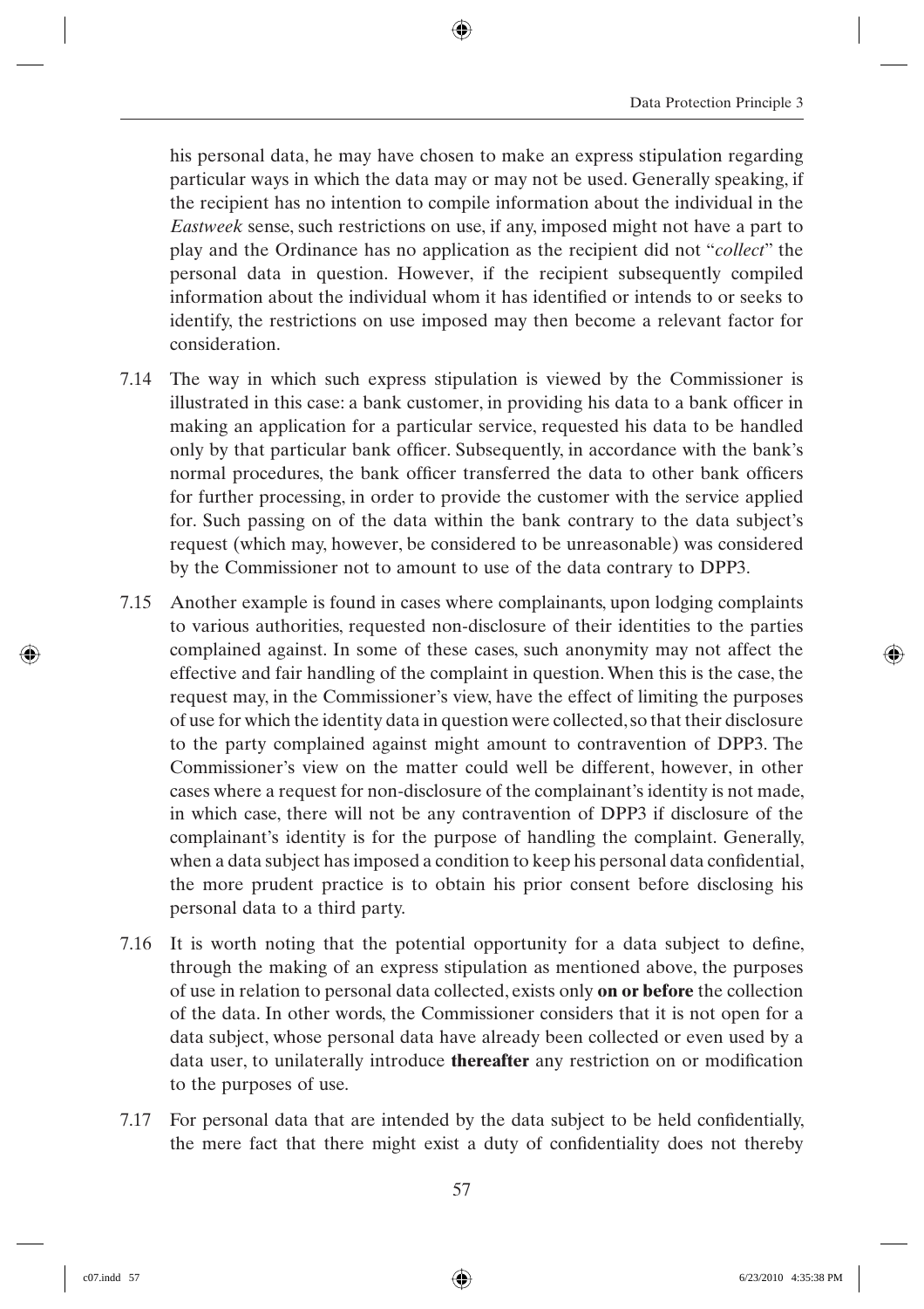his personal data, he may have chosen to make an express stipulation regarding particular ways in which the data may or may not be used. Generally speaking, if the recipient has no intention to compile information about the individual in the *Eastweek* sense, such restrictions on use, if any, imposed might not have a part to play and the Ordinance has no application as the recipient did not "*collect*" the personal data in question. However, if the recipient subsequently compiled information about the individual whom it has identified or intends to or seeks to identify, the restrictions on use imposed may then become a relevant factor for consideration.

7.14 The way in which such express stipulation is viewed by the Commissioner is illustrated in this case: a bank customer, in providing his data to a bank officer in making an application for a particular service, requested his data to be handled only by that particular bank officer. Subsequently, in accordance with the bank's normal procedures, the bank officer transferred the data to other bank officers for further processing, in order to provide the customer with the service applied for. Such passing on of the data within the bank contrary to the data subject's request (which may, however, be considered to be unreasonable) was considered by the Commissioner not to amount to use of the data contrary to DPP3.

7.15 Another example is found in cases where complainants, upon lodging complaints to various authorities, requested non-disclosure of their identities to the parties complained against. In some of these cases, such anonymity may not affect the effective and fair handling of the complaint in question. When this is the case, the request may, in the Commissioner's view, have the effect of limiting the purposes of use for which the identity data in question were collected, so that their disclosure to the party complained against might amount to contravention of DPP3. The Commissioner's view on the matter could well be different, however, in other cases where a request for non-disclosure of the complainant's identity is not made, in which case, there will not be any contravention of DPP3 if disclosure of the complainant's identity is for the purpose of handling the complaint. Generally, when a data subject has imposed a condition to keep his personal data confidential, the more prudent practice is to obtain his prior consent before disclosing his personal data to a third party.

7.16 It is worth noting that the potential opportunity for a data subject to define, through the making of an express stipulation as mentioned above, the purposes of use in relation to personal data collected, exists only **on or before** the collection of the data. In other words, the Commissioner considers that it is not open for a data subject, whose personal data have already been collected or even used by a data user, to unilaterally introduce **thereafter** any restriction on or modification to the purposes of use.

7.17 For personal data that are intended by the data subject to be held confidentially, the mere fact that there might exist a duty of confidentiality does not thereby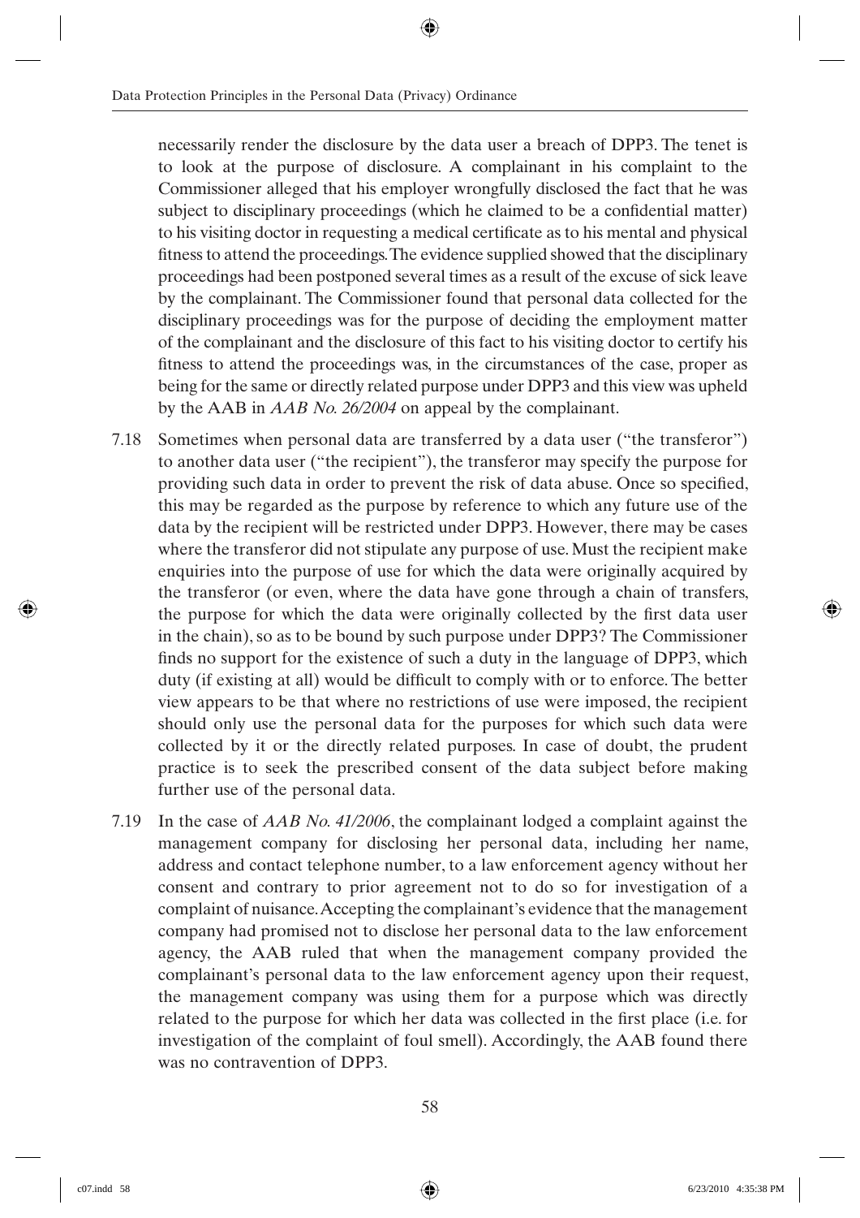necessarily render the disclosure by the data user a breach of DPP3. The tenet is to look at the purpose of disclosure. A complainant in his complaint to the Commissioner alleged that his employer wrongfully disclosed the fact that he was subject to disciplinary proceedings (which he claimed to be a confidential matter) to his visiting doctor in requesting a medical certificate as to his mental and physical fitness to attend the proceedings. The evidence supplied showed that the disciplinary proceedings had been postponed several times as a result of the excuse of sick leave by the complainant. The Commissioner found that personal data collected for the disciplinary proceedings was for the purpose of deciding the employment matter of the complainant and the disclosure of this fact to his visiting doctor to certify his fitness to attend the proceedings was, in the circumstances of the case, proper as being for the same or directly related purpose under DPP3 and this view was upheld by the AAB in *AAB No. 26/2004* on appeal by the complainant.

7.18 Sometimes when personal data are transferred by a data user ("the transferor") to another data user ("the recipient"), the transferor may specify the purpose for providing such data in order to prevent the risk of data abuse. Once so specified, this may be regarded as the purpose by reference to which any future use of the data by the recipient will be restricted under DPP3. However, there may be cases where the transferor did not stipulate any purpose of use. Must the recipient make enquiries into the purpose of use for which the data were originally acquired by the transferor (or even, where the data have gone through a chain of transfers, the purpose for which the data were originally collected by the first data user in the chain), so as to be bound by such purpose under DPP3? The Commissioner finds no support for the existence of such a duty in the language of DPP3, which duty (if existing at all) would be difficult to comply with or to enforce. The better view appears to be that where no restrictions of use were imposed, the recipient should only use the personal data for the purposes for which such data were collected by it or the directly related purposes. In case of doubt, the prudent practice is to seek the prescribed consent of the data subject before making further use of the personal data.

7.19 In the case of *AAB No. 41/2006*, the complainant lodged a complaint against the management company for disclosing her personal data, including her name, address and contact telephone number, to a law enforcement agency without her consent and contrary to prior agreement not to do so for investigation of a complaint of nuisance. Accepting the complainant's evidence that the management company had promised not to disclose her personal data to the law enforcement agency, the AAB ruled that when the management company provided the complainant's personal data to the law enforcement agency upon their request, the management company was using them for a purpose which was directly related to the purpose for which her data was collected in the first place (i.e. for investigation of the complaint of foul smell). Accordingly, the AAB found there was no contravention of DPP3.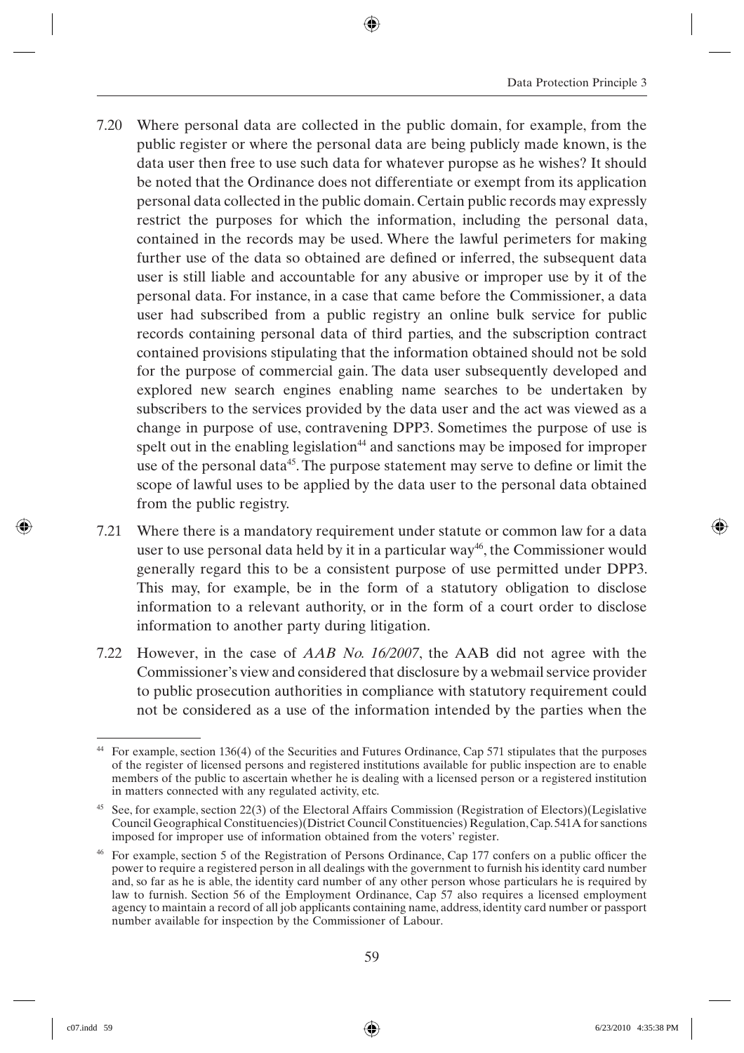7.20 Where personal data are collected in the public domain, for example, from the public register or where the personal data are being publicly made known, is the data user then free to use such data for whatever puropse as he wishes? It should be noted that the Ordinance does not differentiate or exempt from its application personal data collected in the public domain. Certain public records may expressly restrict the purposes for which the information, including the personal data, contained in the records may be used. Where the lawful perimeters for making further use of the data so obtained are defined or inferred, the subsequent data user is still liable and accountable for any abusive or improper use by it of the personal data. For instance, in a case that came before the Commissioner, a data user had subscribed from a public registry an online bulk service for public records containing personal data of third parties, and the subscription contract contained provisions stipulating that the information obtained should not be sold for the purpose of commercial gain. The data user subsequently developed and explored new search engines enabling name searches to be undertaken by subscribers to the services provided by the data user and the act was viewed as a change in purpose of use, contravening DPP3. Sometimes the purpose of use is spelt out in the enabling legislation[44] and sanctions may be imposed for improper use of the personal data[45]. The purpose statement may serve to define or limit the scope of lawful uses to be applied by the data user to the personal data obtained from the public registry.

7.21 Where there is a mandatory requirement under statute or common law for a data user to use personal data held by it in a particular way[46], the Commissioner would generally regard this to be a consistent purpose of use permitted under DPP3. This may, for example, be in the form of a statutory obligation to disclose information to a relevant authority, or in the form of a court order to disclose information to another party during litigation.

7.22 However, in the case of *AAB No. 16/2007*, the AAB did not agree with the Commissioner's view and considered that disclosure by a webmail service provider to public prosecution authorities in compliance with statutory requirement could not be considered as a use of the information intended by the parties when the

---

[44] For example, section 136(4) of the Securities and Futures Ordinance, Cap 571 stipulates that the purposes of the register of licensed persons and registered institutions available for public inspection are to enable members of the public to ascertain whether he is dealing with a licensed person or a registered institution in matters connected with any regulated activity, etc.

[45] See, for example, section 22(3) of the Electoral Affairs Commission (Registration of Electors)(Legislative Council Geographical Constituencies)(District Council Constituencies) Regulation, Cap. 541A for sanctions imposed for improper use of information obtained from the voters' register.

[46] For example, section 5 of the Registration of Persons Ordinance, Cap 177 confers on a public officer the power to require a registered person in all dealings with the government to furnish his identity card number and, so far as he is able, the identity card number of any other person whose particulars he is required by law to furnish. Section 56 of the Employment Ordinance, Cap 57 also requires a licensed employment agency to maintain a record of all job applicants containing name, address, identity card number or passport number available for inspection by the Commissioner of Labour.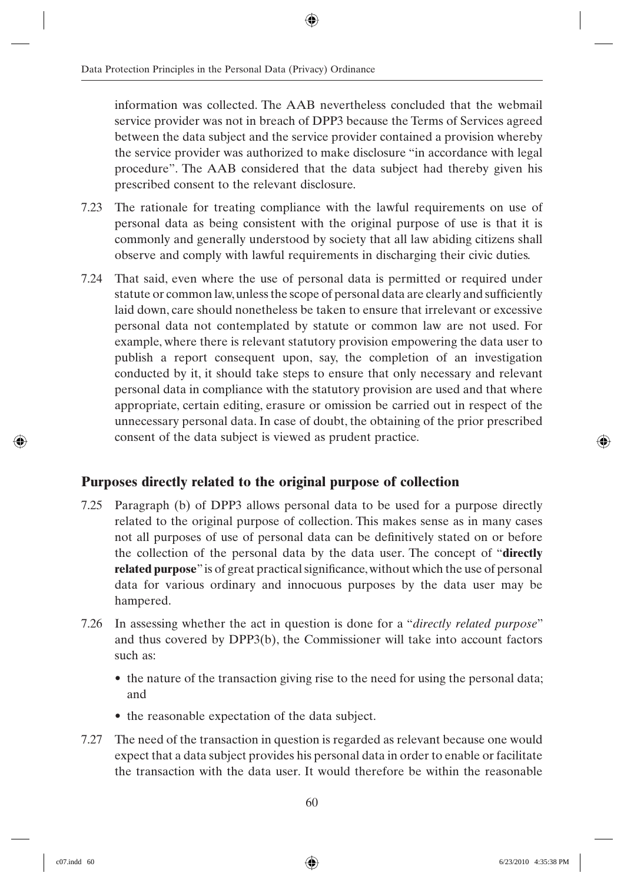information was collected. The AAB nevertheless concluded that the webmail service provider was not in breach of DPP3 because the Terms of Services agreed between the data subject and the service provider contained a provision whereby the service provider was authorized to make disclosure "in accordance with legal procedure". The AAB considered that the data subject had thereby given his prescribed consent to the relevant disclosure.

7.23 The rationale for treating compliance with the lawful requirements on use of personal data as being consistent with the original purpose of use is that it is commonly and generally understood by society that all law abiding citizens shall observe and comply with lawful requirements in discharging their civic duties.

7.24 That said, even where the use of personal data is permitted or required under statute or common law, unless the scope of personal data are clearly and sufficiently laid down, care should nonetheless be taken to ensure that irrelevant or excessive personal data not contemplated by statute or common law are not used. For example, where there is relevant statutory provision empowering the data user to publish a report consequent upon, say, the completion of an investigation conducted by it, it should take steps to ensure that only necessary and relevant personal data in compliance with the statutory provision are used and that where appropriate, certain editing, erasure or omission be carried out in respect of the unnecessary personal data. In case of doubt, the obtaining of the prior prescribed consent of the data subject is viewed as prudent practice.

## Purposes directly related to the original purpose of collection

7.25 Paragraph (b) of DPP3 allows personal data to be used for a purpose directly related to the original purpose of collection. This makes sense as in many cases not all purposes of use of personal data can be definitively stated on or before the collection of the personal data by the data user. The concept of "**directly related purpose**" is of great practical significance, without which the use of personal data for various ordinary and innocuous purposes by the data user may be hampered.

7.26 In assessing whether the act in question is done for a "*directly related purpose*" and thus covered by DPP3(b), the Commissioner will take into account factors such as:

- the nature of the transaction giving rise to the need for using the personal data; and
- the reasonable expectation of the data subject.

7.27 The need of the transaction in question is regarded as relevant because one would expect that a data subject provides his personal data in order to enable or facilitate the transaction with the data user. It would therefore be within the reasonable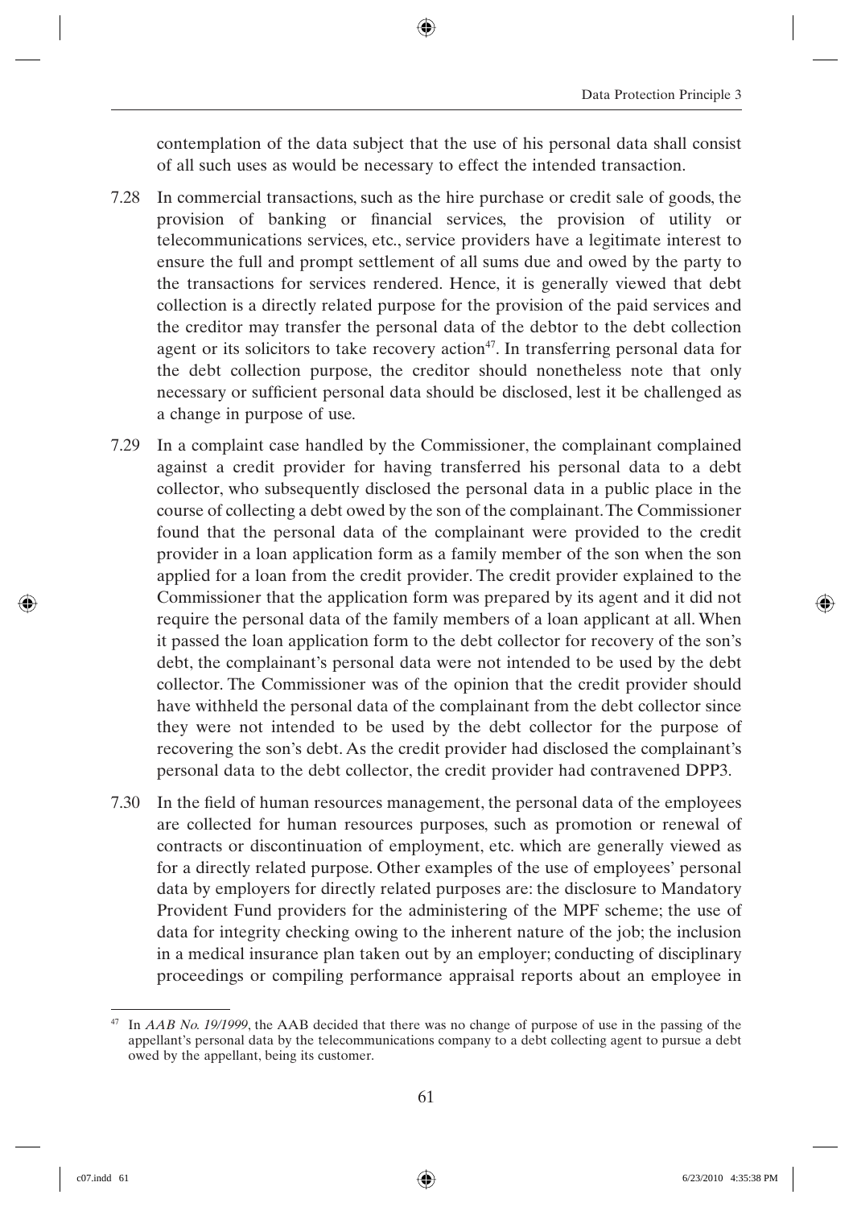contemplation of the data subject that the use of his personal data shall consist of all such uses as would be necessary to effect the intended transaction.

7.28 In commercial transactions, such as the hire purchase or credit sale of goods, the provision of banking or financial services, the provision of utility or telecommunications services, etc., service providers have a legitimate interest to ensure the full and prompt settlement of all sums due and owed by the party to the transactions for services rendered. Hence, it is generally viewed that debt collection is a directly related purpose for the provision of the paid services and the creditor may transfer the personal data of the debtor to the debt collection agent or its solicitors to take recovery action[47]. In transferring personal data for the debt collection purpose, the creditor should nonetheless note that only necessary or sufficient personal data should be disclosed, lest it be challenged as a change in purpose of use.

7.29 In a complaint case handled by the Commissioner, the complainant complained against a credit provider for having transferred his personal data to a debt collector, who subsequently disclosed the personal data in a public place in the course of collecting a debt owed by the son of the complainant. The Commissioner found that the personal data of the complainant were provided to the credit provider in a loan application form as a family member of the son when the son applied for a loan from the credit provider. The credit provider explained to the Commissioner that the application form was prepared by its agent and it did not require the personal data of the family members of a loan applicant at all. When it passed the loan application form to the debt collector for recovery of the son's debt, the complainant's personal data were not intended to be used by the debt collector. The Commissioner was of the opinion that the credit provider should have withheld the personal data of the complainant from the debt collector since they were not intended to be used by the debt collector for the purpose of recovering the son's debt. As the credit provider had disclosed the complainant's personal data to the debt collector, the credit provider had contravened DPP3.

7.30 In the field of human resources management, the personal data of the employees are collected for human resources purposes, such as promotion or renewal of contracts or discontinuation of employment, etc. which are generally viewed as for a directly related purpose. Other examples of the use of employees' personal data by employers for directly related purposes are: the disclosure to Mandatory Provident Fund providers for the administering of the MPF scheme; the use of data for integrity checking owing to the inherent nature of the job; the inclusion in a medical insurance plan taken out by an employer; conducting of disciplinary proceedings or compiling performance appraisal reports about an employee in

---

[47] In *AAB No. 19/1999*, the AAB decided that there was no change of purpose of use in the passing of the appellant's personal data by the telecommunications company to a debt collecting agent to pursue a debt owed by the appellant, being its customer.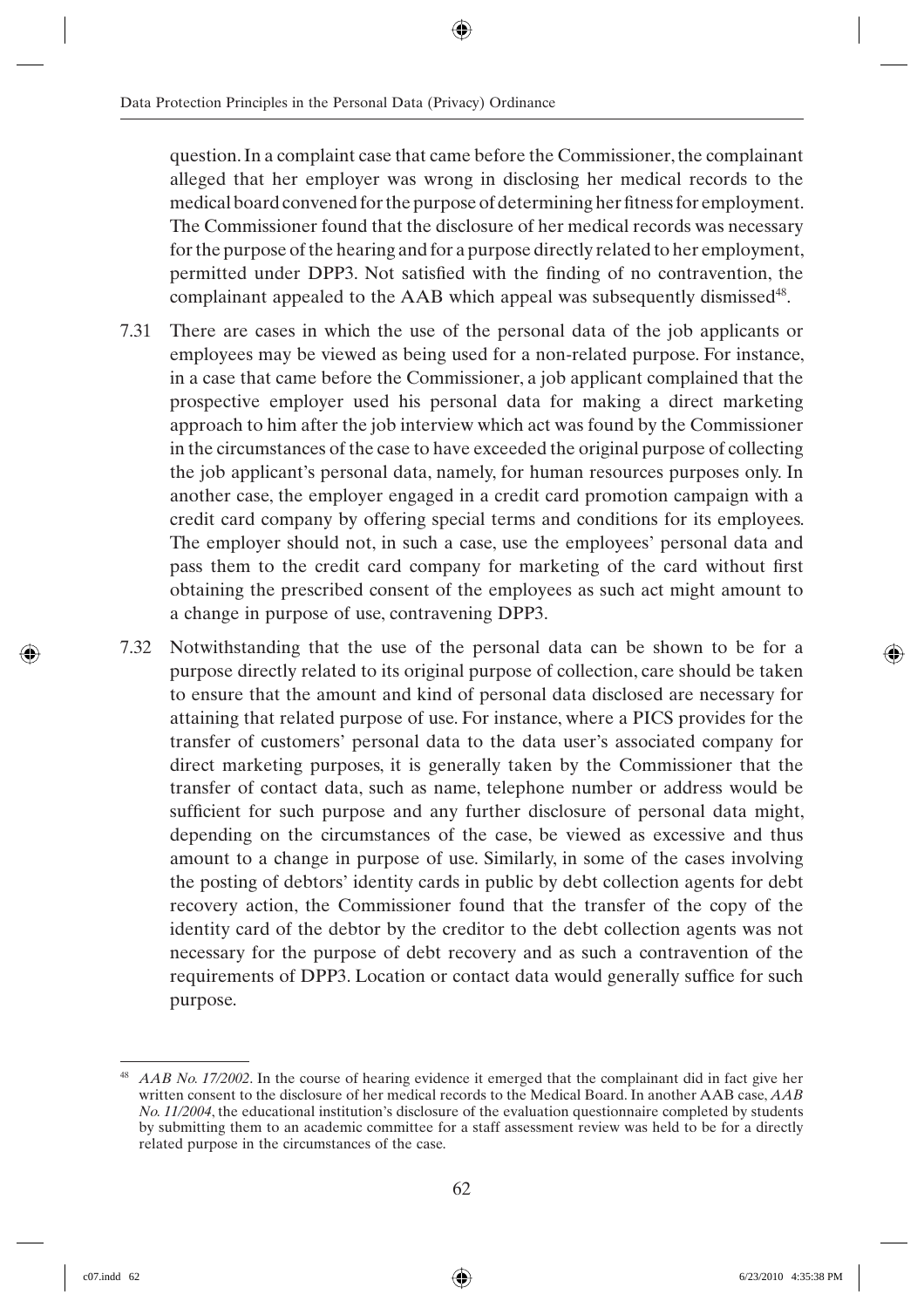question. In a complaint case that came before the Commissioner, the complainant alleged that her employer was wrong in disclosing her medical records to the medical board convened for the purpose of determining her fitness for employment. The Commissioner found that the disclosure of her medical records was necessary for the purpose of the hearing and for a purpose directly related to her employment, permitted under DPP3. Not satisfied with the finding of no contravention, the complainant appealed to the AAB which appeal was subsequently dismissed[48].

7.31 There are cases in which the use of the personal data of the job applicants or employees may be viewed as being used for a non-related purpose. For instance, in a case that came before the Commissioner, a job applicant complained that the prospective employer used his personal data for making a direct marketing approach to him after the job interview which act was found by the Commissioner in the circumstances of the case to have exceeded the original purpose of collecting the job applicant's personal data, namely, for human resources purposes only. In another case, the employer engaged in a credit card promotion campaign with a credit card company by offering special terms and conditions for its employees. The employer should not, in such a case, use the employees' personal data and pass them to the credit card company for marketing of the card without first obtaining the prescribed consent of the employees as such act might amount to a change in purpose of use, contravening DPP3.

7.32 Notwithstanding that the use of the personal data can be shown to be for a purpose directly related to its original purpose of collection, care should be taken to ensure that the amount and kind of personal data disclosed are necessary for attaining that related purpose of use. For instance, where a PICS provides for the transfer of customers' personal data to the data user's associated company for direct marketing purposes, it is generally taken by the Commissioner that the transfer of contact data, such as name, telephone number or address would be sufficient for such purpose and any further disclosure of personal data might, depending on the circumstances of the case, be viewed as excessive and thus amount to a change in purpose of use. Similarly, in some of the cases involving the posting of debtors' identity cards in public by debt collection agents for debt recovery action, the Commissioner found that the transfer of the copy of the identity card of the debtor by the creditor to the debt collection agents was not necessary for the purpose of debt recovery and as such a contravention of the requirements of DPP3. Location or contact data would generally suffice for such purpose.

---

[48] *AAB No. 17/2002*. In the course of hearing evidence it emerged that the complainant did in fact give her written consent to the disclosure of her medical records to the Medical Board. In another AAB case, *AAB No. 11/2004*, the educational institution's disclosure of the evaluation questionnaire completed by students by submitting them to an academic committee for a staff assessment review was held to be for a directly related purpose in the circumstances of the case.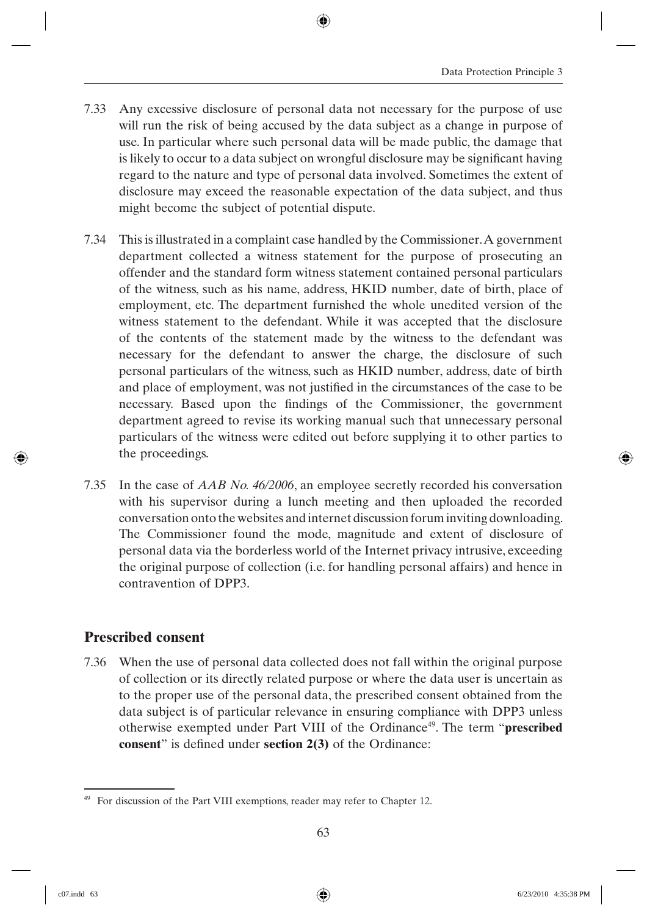7.33 Any excessive disclosure of personal data not necessary for the purpose of use will run the risk of being accused by the data subject as a change in purpose of use. In particular where such personal data will be made public, the damage that is likely to occur to a data subject on wrongful disclosure may be significant having regard to the nature and type of personal data involved. Sometimes the extent of disclosure may exceed the reasonable expectation of the data subject, and thus might become the subject of potential dispute.

7.34 This is illustrated in a complaint case handled by the Commissioner. A government department collected a witness statement for the purpose of prosecuting an offender and the standard form witness statement contained personal particulars of the witness, such as his name, address, HKID number, date of birth, place of employment, etc. The department furnished the whole unedited version of the witness statement to the defendant. While it was accepted that the disclosure of the contents of the statement made by the witness to the defendant was necessary for the defendant to answer the charge, the disclosure of such personal particulars of the witness, such as HKID number, address, date of birth and place of employment, was not justified in the circumstances of the case to be necessary. Based upon the findings of the Commissioner, the government department agreed to revise its working manual such that unnecessary personal particulars of the witness were edited out before supplying it to other parties to the proceedings.

7.35 In the case of *AAB No. 46/2006*, an employee secretly recorded his conversation with his supervisor during a lunch meeting and then uploaded the recorded conversation onto the websites and internet discussion forum inviting downloading. The Commissioner found the mode, magnitude and extent of disclosure of personal data via the borderless world of the Internet privacy intrusive, exceeding the original purpose of collection (i.e. for handling personal affairs) and hence in contravention of DPP3.

## Prescribed consent

7.36 When the use of personal data collected does not fall within the original purpose of collection or its directly related purpose or where the data user is uncertain as to the proper use of the personal data, the prescribed consent obtained from the data subject is of particular relevance in ensuring compliance with DPP3 unless otherwise exempted under Part VIII of the Ordinance[49]. The term "**prescribed consent**" is defined under **section 2(3)** of the Ordinance:

[49] For discussion of the Part VIII exemptions, reader may refer to Chapter 12.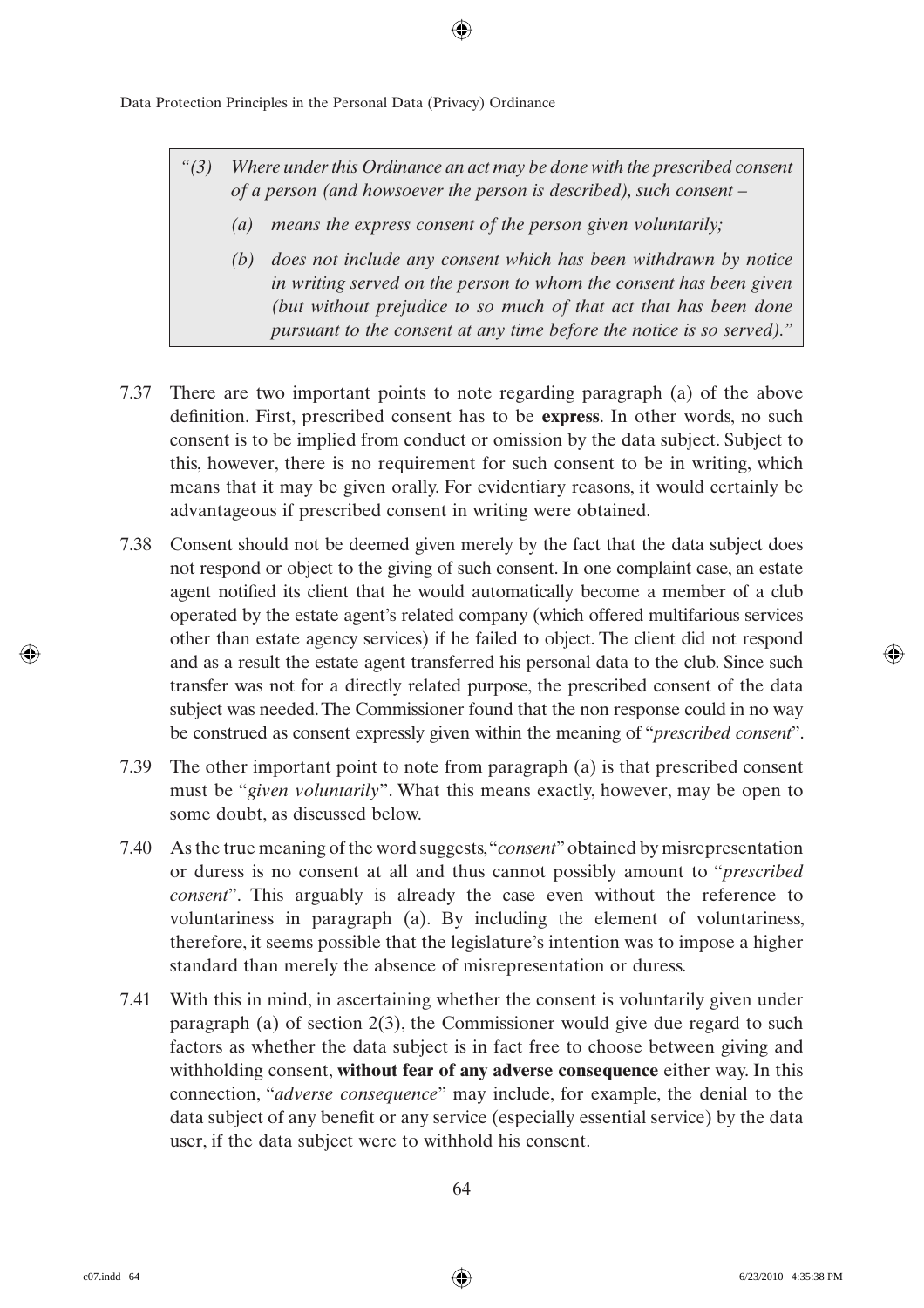> *"(3) Where under this Ordinance an act may be done with the prescribed consent of a person (and howsoever the person is described), such consent –*
>
> *(a) means the express consent of the person given voluntarily;*
>
> *(b) does not include any consent which has been withdrawn by notice in writing served on the person to whom the consent has been given (but without prejudice to so much of that act that has been done pursuant to the consent at any time before the notice is so served)."*

7.37 There are two important points to note regarding paragraph (a) of the above definition. First, prescribed consent has to be **express**. In other words, no such consent is to be implied from conduct or omission by the data subject. Subject to this, however, there is no requirement for such consent to be in writing, which means that it may be given orally. For evidentiary reasons, it would certainly be advantageous if prescribed consent in writing were obtained.

7.38 Consent should not be deemed given merely by the fact that the data subject does not respond or object to the giving of such consent. In one complaint case, an estate agent notified its client that he would automatically become a member of a club operated by the estate agent's related company (which offered multifarious services other than estate agency services) if he failed to object. The client did not respond and as a result the estate agent transferred his personal data to the club. Since such transfer was not for a directly related purpose, the prescribed consent of the data subject was needed. The Commissioner found that the non response could in no way be construed as consent expressly given within the meaning of "*prescribed consent*".

7.39 The other important point to note from paragraph (a) is that prescribed consent must be "*given voluntarily*". What this means exactly, however, may be open to some doubt, as discussed below.

7.40 As the true meaning of the word suggests, "*consent*" obtained by misrepresentation or duress is no consent at all and thus cannot possibly amount to "*prescribed consent*". This arguably is already the case even without the reference to voluntariness in paragraph (a). By including the element of voluntariness, therefore, it seems possible that the legislature's intention was to impose a higher standard than merely the absence of misrepresentation or duress.

7.41 With this in mind, in ascertaining whether the consent is voluntarily given under paragraph (a) of section 2(3), the Commissioner would give due regard to such factors as whether the data subject is in fact free to choose between giving and withholding consent, **without fear of any adverse consequence** either way. In this connection, "*adverse consequence*" may include, for example, the denial to the data subject of any benefit or any service (especially essential service) by the data user, if the data subject were to withhold his consent.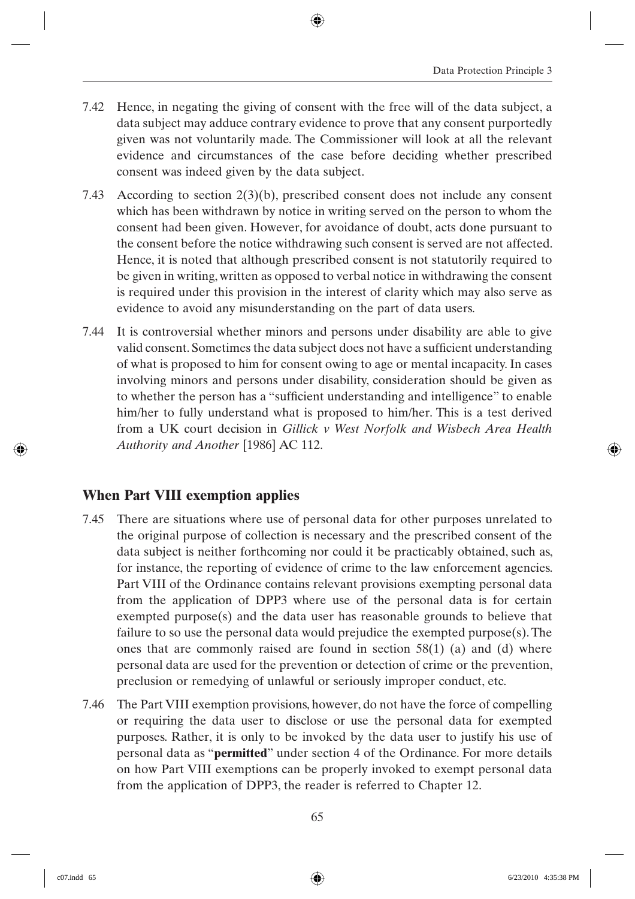7.42 Hence, in negating the giving of consent with the free will of the data subject, a data subject may adduce contrary evidence to prove that any consent purportedly given was not voluntarily made. The Commissioner will look at all the relevant evidence and circumstances of the case before deciding whether prescribed consent was indeed given by the data subject.

7.43 According to section 2(3)(b), prescribed consent does not include any consent which has been withdrawn by notice in writing served on the person to whom the consent had been given. However, for avoidance of doubt, acts done pursuant to the consent before the notice withdrawing such consent is served are not affected. Hence, it is noted that although prescribed consent is not statutorily required to be given in writing, written as opposed to verbal notice in withdrawing the consent is required under this provision in the interest of clarity which may also serve as evidence to avoid any misunderstanding on the part of data users.

7.44 It is controversial whether minors and persons under disability are able to give valid consent. Sometimes the data subject does not have a sufficient understanding of what is proposed to him for consent owing to age or mental incapacity. In cases involving minors and persons under disability, consideration should be given as to whether the person has a "sufficient understanding and intelligence" to enable him/her to fully understand what is proposed to him/her. This is a test derived from a UK court decision in *Gillick v West Norfolk and Wisbech Area Health Authority and Another* [1986] AC 112.

## When Part VIII exemption applies

7.45 There are situations where use of personal data for other purposes unrelated to the original purpose of collection is necessary and the prescribed consent of the data subject is neither forthcoming nor could it be practicably obtained, such as, for instance, the reporting of evidence of crime to the law enforcement agencies. Part VIII of the Ordinance contains relevant provisions exempting personal data from the application of DPP3 where use of the personal data is for certain exempted purpose(s) and the data user has reasonable grounds to believe that failure to so use the personal data would prejudice the exempted purpose(s). The ones that are commonly raised are found in section 58(1) (a) and (d) where personal data are used for the prevention or detection of crime or the prevention, preclusion or remedying of unlawful or seriously improper conduct, etc.

7.46 The Part VIII exemption provisions, however, do not have the force of compelling or requiring the data user to disclose or use the personal data for exempted purposes. Rather, it is only to be invoked by the data user to justify his use of personal data as "**permitted**" under section 4 of the Ordinance. For more details on how Part VIII exemptions can be properly invoked to exempt personal data from the application of DPP3, the reader is referred to Chapter 12.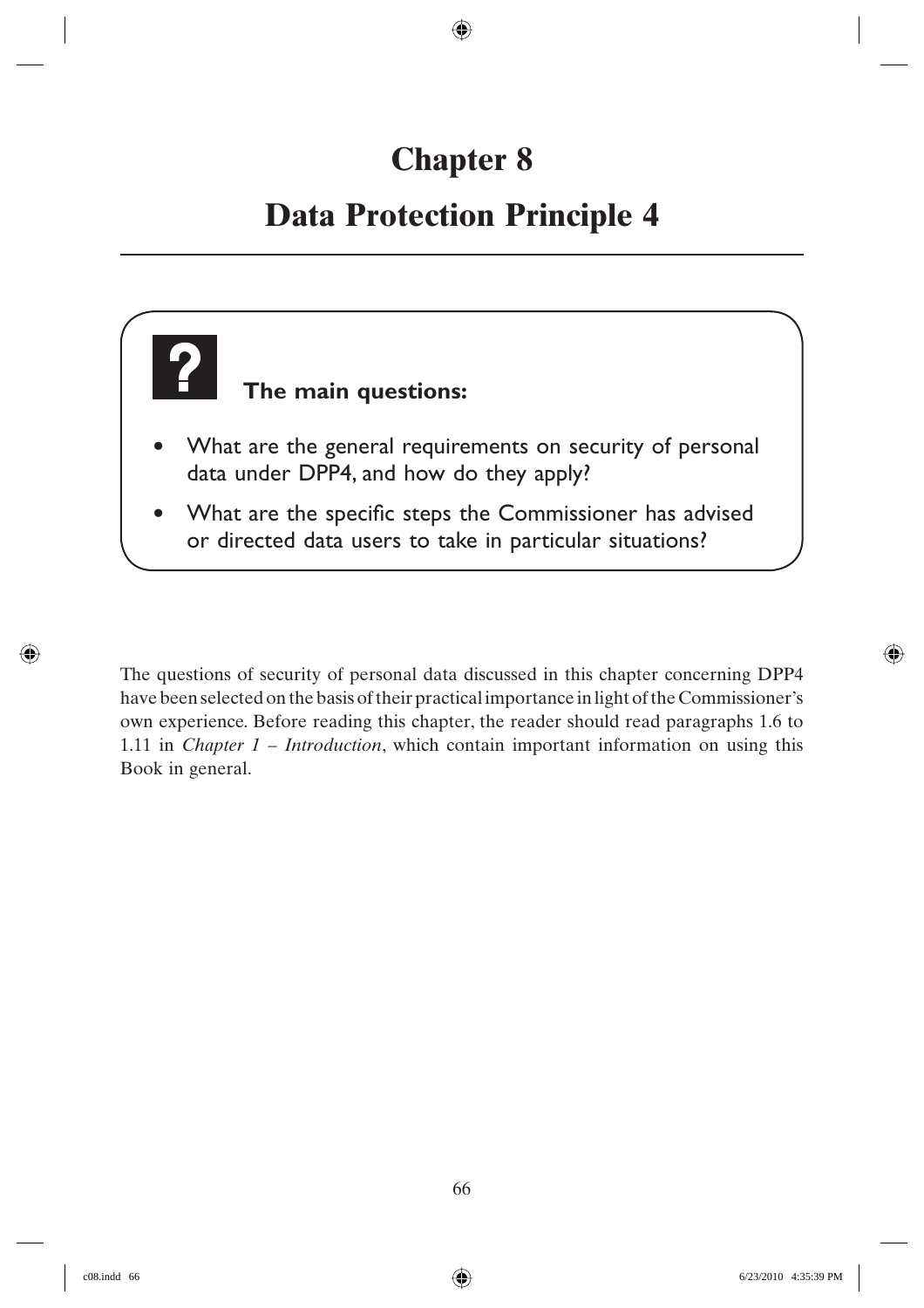# Chapter 8

# Data Protection Principle 4

**The main questions:**

- What are the general requirements on security of personal data under DPP4, and how do they apply?
- What are the specific steps the Commissioner has advised or directed data users to take in particular situations?

The questions of security of personal data discussed in this chapter concerning DPP4 have been selected on the basis of their practical importance in light of the Commissioner's own experience. Before reading this chapter, the reader should read paragraphs 1.6 to 1.11 in *Chapter 1 – Introduction*, which contain important information on using this Book in general.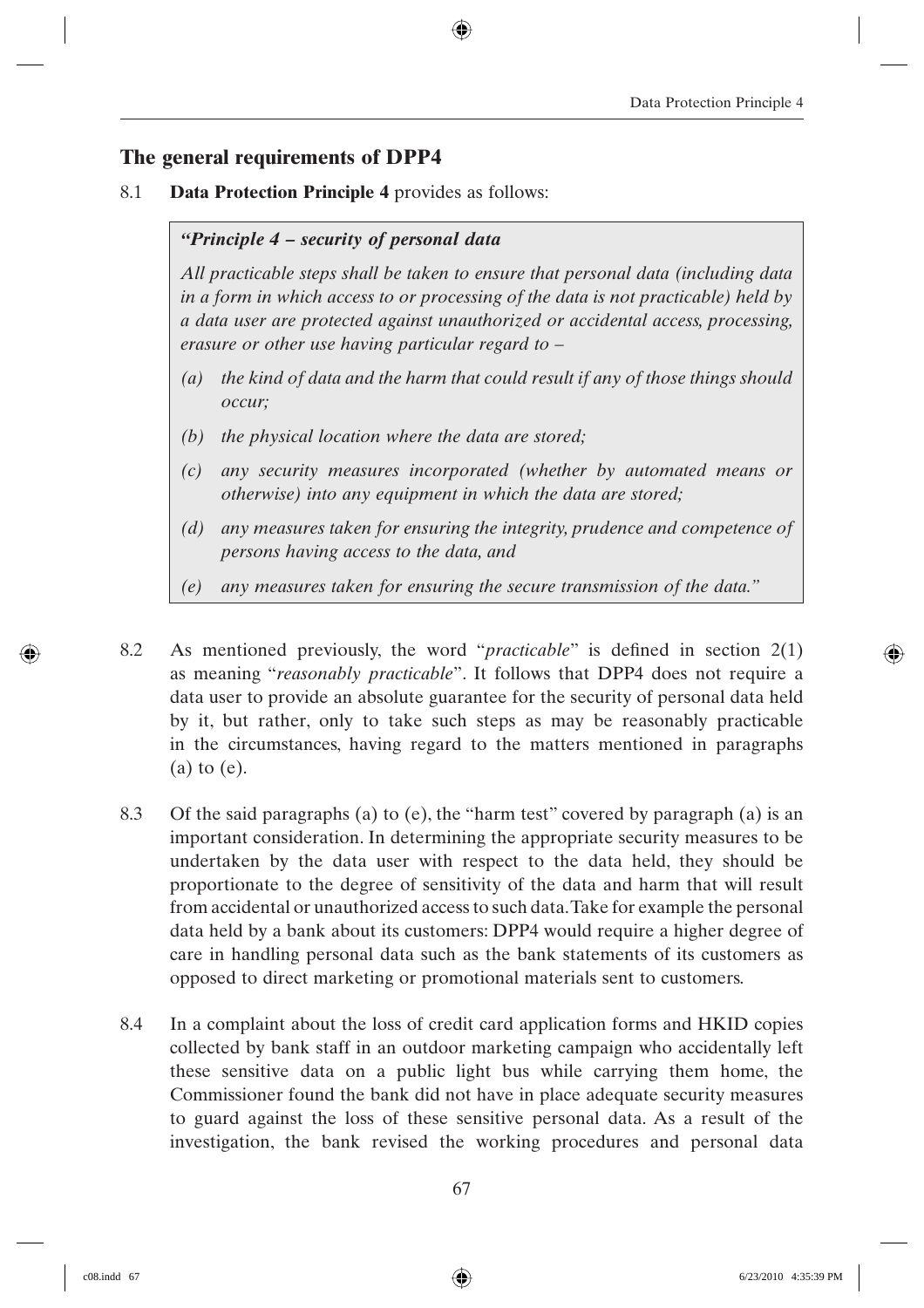## The general requirements of DPP4

8.1 **Data Protection Principle 4** provides as follows:

> ***"Principle 4 – security of personal data***
>
> *All practicable steps shall be taken to ensure that personal data (including data in a form in which access to or processing of the data is not practicable) held by a data user are protected against unauthorized or accidental access, processing, erasure or other use having particular regard to –*
>
> *(a) the kind of data and the harm that could result if any of those things should occur;*
>
> *(b) the physical location where the data are stored;*
>
> *(c) any security measures incorporated (whether by automated means or otherwise) into any equipment in which the data are stored;*
>
> *(d) any measures taken for ensuring the integrity, prudence and competence of persons having access to the data, and*
>
> *(e) any measures taken for ensuring the secure transmission of the data."*

8.2 As mentioned previously, the word "*practicable*" is defined in section 2(1) as meaning "*reasonably practicable*". It follows that DPP4 does not require a data user to provide an absolute guarantee for the security of personal data held by it, but rather, only to take such steps as may be reasonably practicable in the circumstances, having regard to the matters mentioned in paragraphs (a) to (e).

8.3 Of the said paragraphs (a) to (e), the "harm test" covered by paragraph (a) is an important consideration. In determining the appropriate security measures to be undertaken by the data user with respect to the data held, they should be proportionate to the degree of sensitivity of the data and harm that will result from accidental or unauthorized access to such data. Take for example the personal data held by a bank about its customers: DPP4 would require a higher degree of care in handling personal data such as the bank statements of its customers as opposed to direct marketing or promotional materials sent to customers.

8.4 In a complaint about the loss of credit card application forms and HKID copies collected by bank staff in an outdoor marketing campaign who accidentally left these sensitive data on a public light bus while carrying them home, the Commissioner found the bank did not have in place adequate security measures to guard against the loss of these sensitive personal data. As a result of the investigation, the bank revised the working procedures and personal data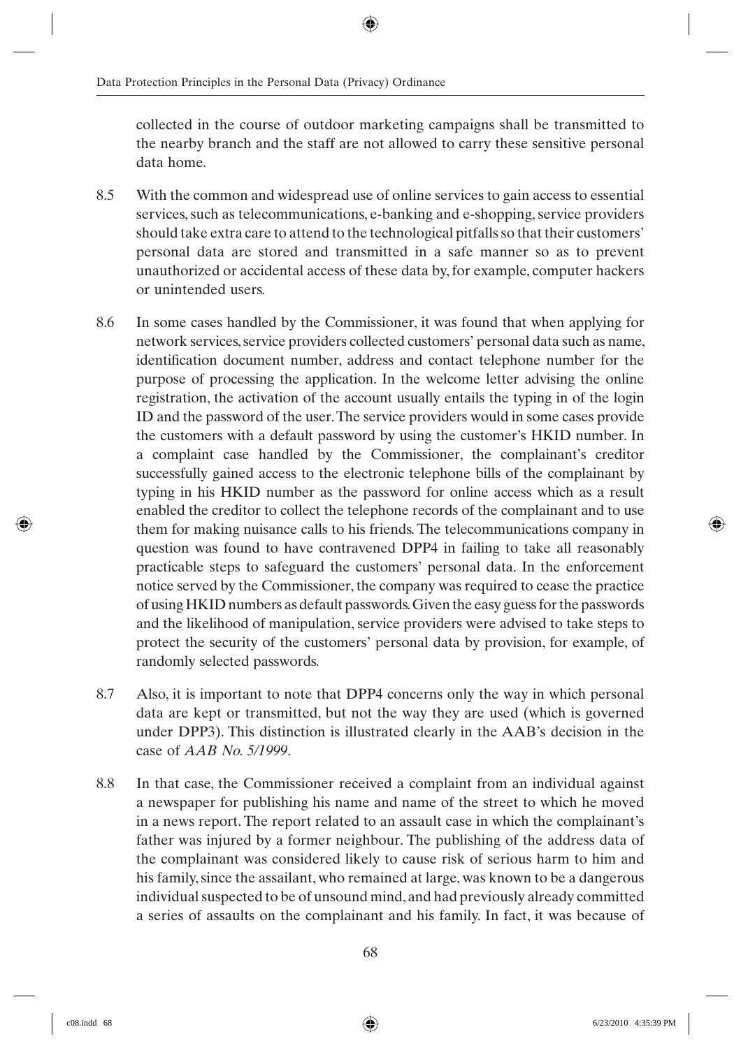collected in the course of outdoor marketing campaigns shall be transmitted to the nearby branch and the staff are not allowed to carry these sensitive personal data home.

8.5 With the common and widespread use of online services to gain access to essential services, such as telecommunications, e-banking and e-shopping, service providers should take extra care to attend to the technological pitfalls so that their customers' personal data are stored and transmitted in a safe manner so as to prevent unauthorized or accidental access of these data by, for example, computer hackers or unintended users.

8.6 In some cases handled by the Commissioner, it was found that when applying for network services, service providers collected customers' personal data such as name, identification document number, address and contact telephone number for the purpose of processing the application. In the welcome letter advising the online registration, the activation of the account usually entails the typing in of the login ID and the password of the user. The service providers would in some cases provide the customers with a default password by using the customer's HKID number. In a complaint case handled by the Commissioner, the complainant's creditor successfully gained access to the electronic telephone bills of the complainant by typing in his HKID number as the password for online access which as a result enabled the creditor to collect the telephone records of the complainant and to use them for making nuisance calls to his friends. The telecommunications company in question was found to have contravened DPP4 in failing to take all reasonably practicable steps to safeguard the customers' personal data. In the enforcement notice served by the Commissioner, the company was required to cease the practice of using HKID numbers as default passwords. Given the easy guess for the passwords and the likelihood of manipulation, service providers were advised to take steps to protect the security of the customers' personal data by provision, for example, of randomly selected passwords.

8.7 Also, it is important to note that DPP4 concerns only the way in which personal data are kept or transmitted, but not the way they are used (which is governed under DPP3). This distinction is illustrated clearly in the AAB's decision in the case of *AAB No. 5/1999*.

8.8 In that case, the Commissioner received a complaint from an individual against a newspaper for publishing his name and name of the street to which he moved in a news report. The report related to an assault case in which the complainant's father was injured by a former neighbour. The publishing of the address data of the complainant was considered likely to cause risk of serious harm to him and his family, since the assailant, who remained at large, was known to be a dangerous individual suspected to be of unsound mind, and had previously already committed a series of assaults on the complainant and his family. In fact, it was because of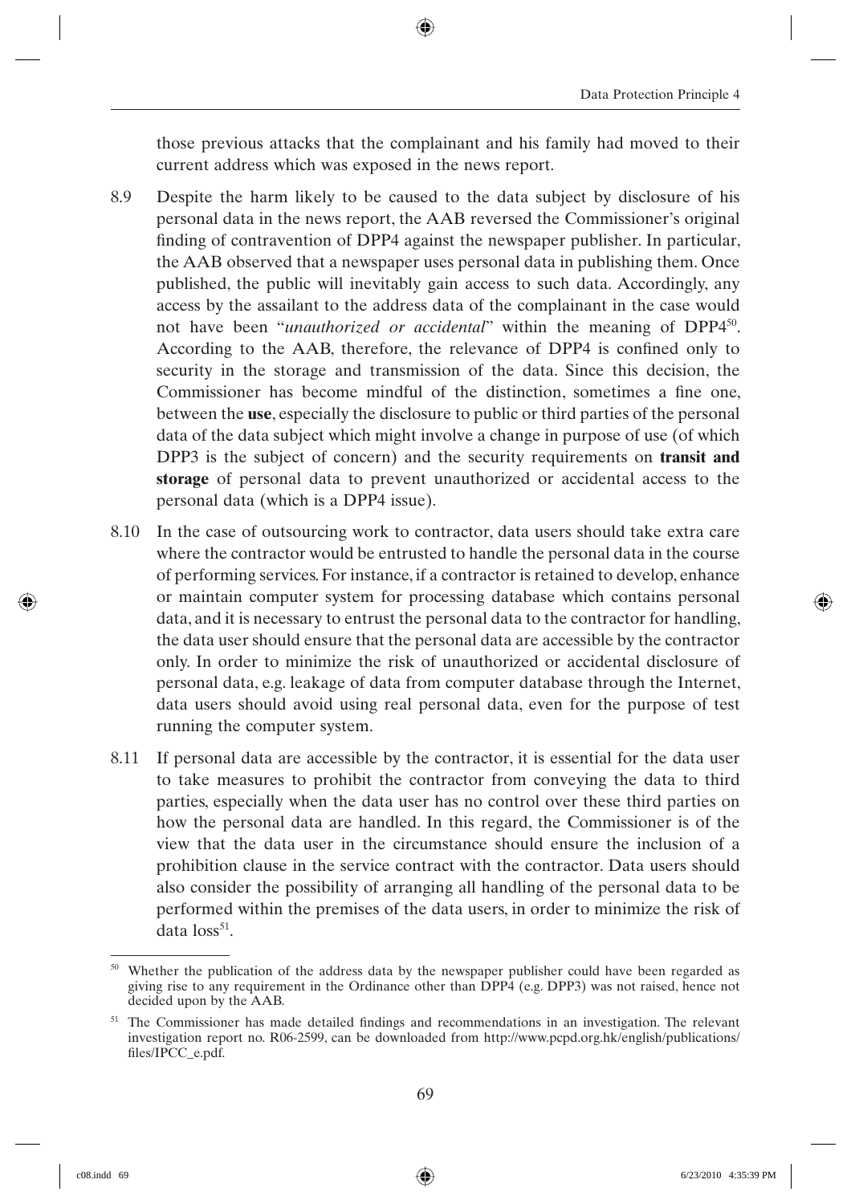those previous attacks that the complainant and his family had moved to their current address which was exposed in the news report.

8.9 Despite the harm likely to be caused to the data subject by disclosure of his personal data in the news report, the AAB reversed the Commissioner's original finding of contravention of DPP4 against the newspaper publisher. In particular, the AAB observed that a newspaper uses personal data in publishing them. Once published, the public will inevitably gain access to such data. Accordingly, any access by the assailant to the address data of the complainant in the case would not have been "*unauthorized or accidental*" within the meaning of DPP4[50]. According to the AAB, therefore, the relevance of DPP4 is confined only to security in the storage and transmission of the data. Since this decision, the Commissioner has become mindful of the distinction, sometimes a fine one, between the **use**, especially the disclosure to public or third parties of the personal data of the data subject which might involve a change in purpose of use (of which DPP3 is the subject of concern) and the security requirements on **transit and storage** of personal data to prevent unauthorized or accidental access to the personal data (which is a DPP4 issue).

8.10 In the case of outsourcing work to contractor, data users should take extra care where the contractor would be entrusted to handle the personal data in the course of performing services. For instance, if a contractor is retained to develop, enhance or maintain computer system for processing database which contains personal data, and it is necessary to entrust the personal data to the contractor for handling, the data user should ensure that the personal data are accessible by the contractor only. In order to minimize the risk of unauthorized or accidental disclosure of personal data, e.g. leakage of data from computer database through the Internet, data users should avoid using real personal data, even for the purpose of test running the computer system.

8.11 If personal data are accessible by the contractor, it is essential for the data user to take measures to prohibit the contractor from conveying the data to third parties, especially when the data user has no control over these third parties on how the personal data are handled. In this regard, the Commissioner is of the view that the data user in the circumstance should ensure the inclusion of a prohibition clause in the service contract with the contractor. Data users should also consider the possibility of arranging all handling of the personal data to be performed within the premises of the data users, in order to minimize the risk of data loss[51].

---

[50] Whether the publication of the address data by the newspaper publisher could have been regarded as giving rise to any requirement in the Ordinance other than DPP4 (e.g. DPP3) was not raised, hence not decided upon by the AAB.

[51] The Commissioner has made detailed findings and recommendations in an investigation. The relevant investigation report no. R06-2599, can be downloaded from http://www.pcpd.org.hk/english/publications/files/IPCC_e.pdf.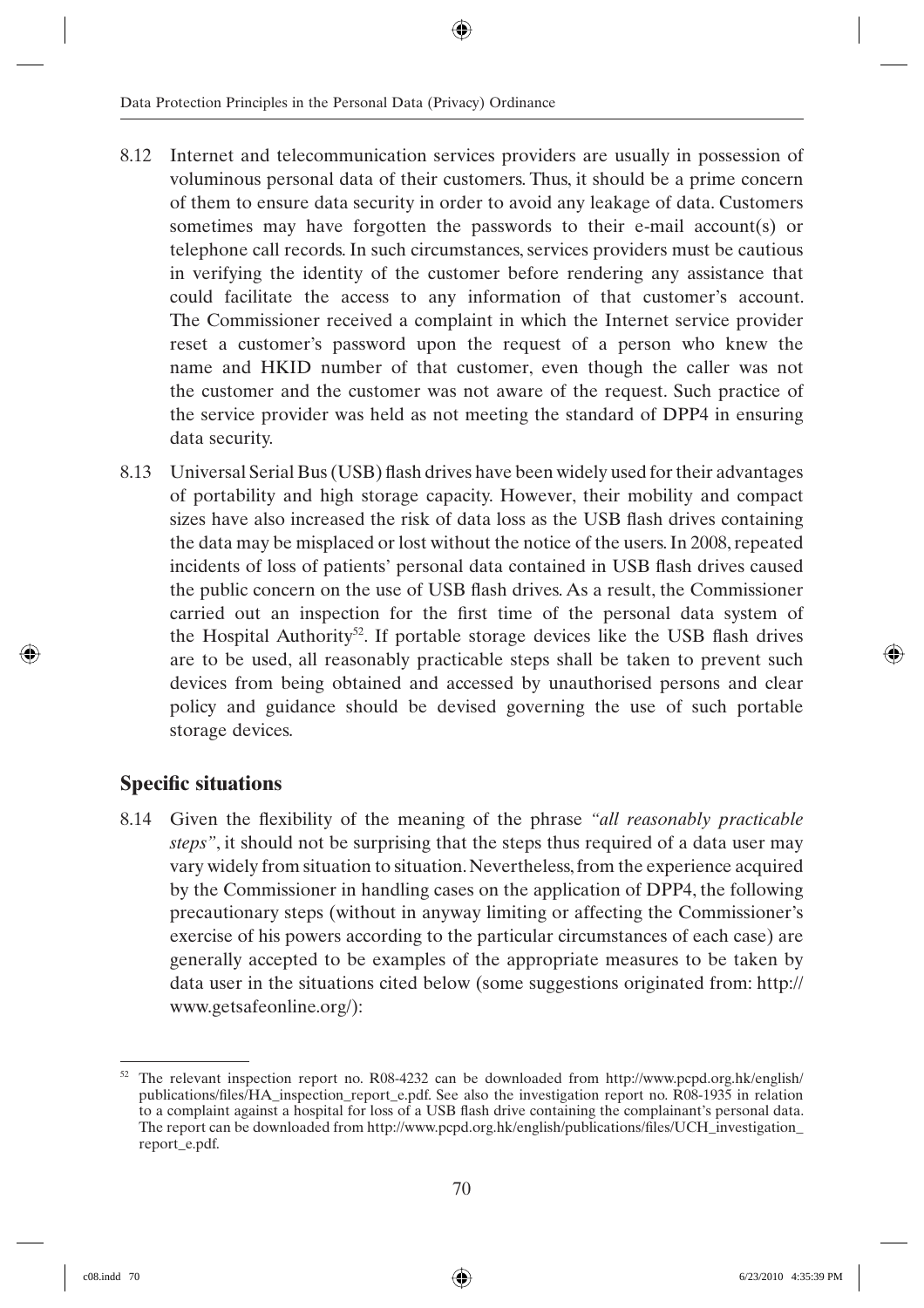8.12 Internet and telecommunication services providers are usually in possession of voluminous personal data of their customers. Thus, it should be a prime concern of them to ensure data security in order to avoid any leakage of data. Customers sometimes may have forgotten the passwords to their e-mail account(s) or telephone call records. In such circumstances, services providers must be cautious in verifying the identity of the customer before rendering any assistance that could facilitate the access to any information of that customer's account. The Commissioner received a complaint in which the Internet service provider reset a customer's password upon the request of a person who knew the name and HKID number of that customer, even though the caller was not the customer and the customer was not aware of the request. Such practice of the service provider was held as not meeting the standard of DPP4 in ensuring data security.

8.13 Universal Serial Bus (USB) flash drives have been widely used for their advantages of portability and high storage capacity. However, their mobility and compact sizes have also increased the risk of data loss as the USB flash drives containing the data may be misplaced or lost without the notice of the users. In 2008, repeated incidents of loss of patients' personal data contained in USB flash drives caused the public concern on the use of USB flash drives. As a result, the Commissioner carried out an inspection for the first time of the personal data system of the Hospital Authority[52]. If portable storage devices like the USB flash drives are to be used, all reasonably practicable steps shall be taken to prevent such devices from being obtained and accessed by unauthorised persons and clear policy and guidance should be devised governing the use of such portable storage devices.

## Specific situations

8.14 Given the flexibility of the meaning of the phrase *"all reasonably practicable steps"*, it should not be surprising that the steps thus required of a data user may vary widely from situation to situation. Nevertheless, from the experience acquired by the Commissioner in handling cases on the application of DPP4, the following precautionary steps (without in anyway limiting or affecting the Commissioner's exercise of his powers according to the particular circumstances of each case) are generally accepted to be examples of the appropriate measures to be taken by data user in the situations cited below (some suggestions originated from: http://www.getsafeonline.org/):

---

[52] The relevant inspection report no. R08-4232 can be downloaded from http://www.pcpd.org.hk/english/publications/files/HA_inspection_report_e.pdf. See also the investigation report no. R08-1935 in relation to a complaint against a hospital for loss of a USB flash drive containing the complainant's personal data. The report can be downloaded from http://www.pcpd.org.hk/english/publications/files/UCH_investigation_report_e.pdf.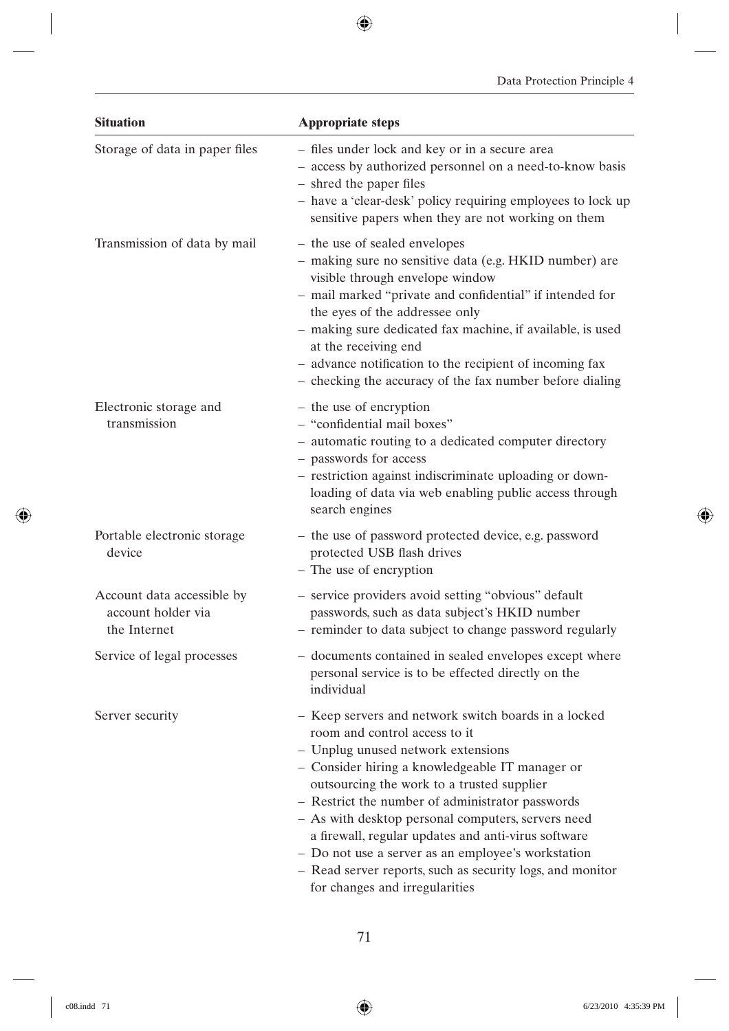| Situation | Appropriate steps |
|---|---|
| Storage of data in paper files | – files under lock and key or in a secure area<br>– access by authorized personnel on a need-to-know basis<br>– shred the paper files<br>– have a 'clear-desk' policy requiring employees to lock up sensitive papers when they are not working on them |
| Transmission of data by mail | – the use of sealed envelopes<br>– making sure no sensitive data (e.g. HKID number) are visible through envelope window<br>– mail marked "private and confidential" if intended for the eyes of the addressee only<br>– making sure dedicated fax machine, if available, is used at the receiving end<br>– advance notification to the recipient of incoming fax<br>– checking the accuracy of the fax number before dialing |
| Electronic storage and transmission | – the use of encryption<br>– "confidential mail boxes"<br>– automatic routing to a dedicated computer directory<br>– passwords for access<br>– restriction against indiscriminate uploading or downloading of data via web enabling public access through search engines |
| Portable electronic storage device | – the use of password protected device, e.g. password protected USB flash drives<br>– The use of encryption |
| Account data accessible by account holder via the Internet | – service providers avoid setting "obvious" default passwords, such as data subject's HKID number<br>– reminder to data subject to change password regularly |
| Service of legal processes | – documents contained in sealed envelopes except where personal service is to be effected directly on the individual |
| Server security | – Keep servers and network switch boards in a locked room and control access to it<br>– Unplug unused network extensions<br>– Consider hiring a knowledgeable IT manager or outsourcing the work to a trusted supplier<br>– Restrict the number of administrator passwords<br>– As with desktop personal computers, servers need a firewall, regular updates and anti-virus software<br>– Do not use a server as an employee's workstation<br>– Read server reports, such as security logs, and monitor for changes and irregularities |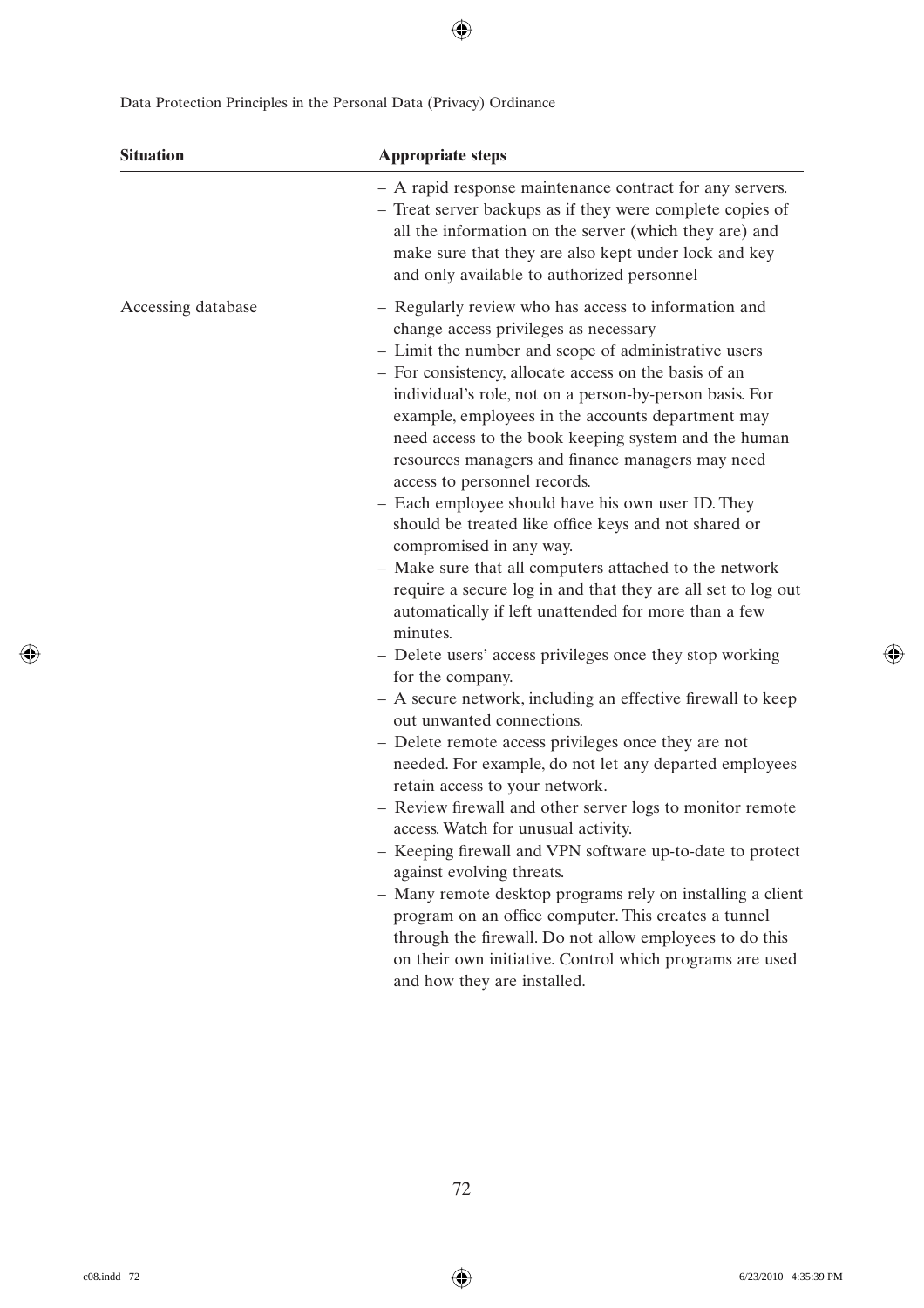| Situation | Appropriate steps |
|---|---|
| | – A rapid response maintenance contract for any servers.<br>– Treat server backups as if they were complete copies of all the information on the server (which they are) and make sure that they are also kept under lock and key and only available to authorized personnel |
| Accessing database | – Regularly review who has access to information and change access privileges as necessary<br>– Limit the number and scope of administrative users<br>– For consistency, allocate access on the basis of an individual's role, not on a person-by-person basis. For example, employees in the accounts department may need access to the book keeping system and the human resources managers and finance managers may need access to personnel records.<br>– Each employee should have his own user ID. They should be treated like office keys and not shared or compromised in any way.<br>– Make sure that all computers attached to the network require a secure log in and that they are all set to log out automatically if left unattended for more than a few minutes.<br>– Delete users' access privileges once they stop working for the company.<br>– A secure network, including an effective firewall to keep out unwanted connections.<br>– Delete remote access privileges once they are not needed. For example, do not let any departed employees retain access to your network.<br>– Review firewall and other server logs to monitor remote access. Watch for unusual activity.<br>– Keeping firewall and VPN software up-to-date to protect against evolving threats.<br>– Many remote desktop programs rely on installing a client program on an office computer. This creates a tunnel through the firewall. Do not allow employees to do this on their own initiative. Control which programs are used and how they are installed. |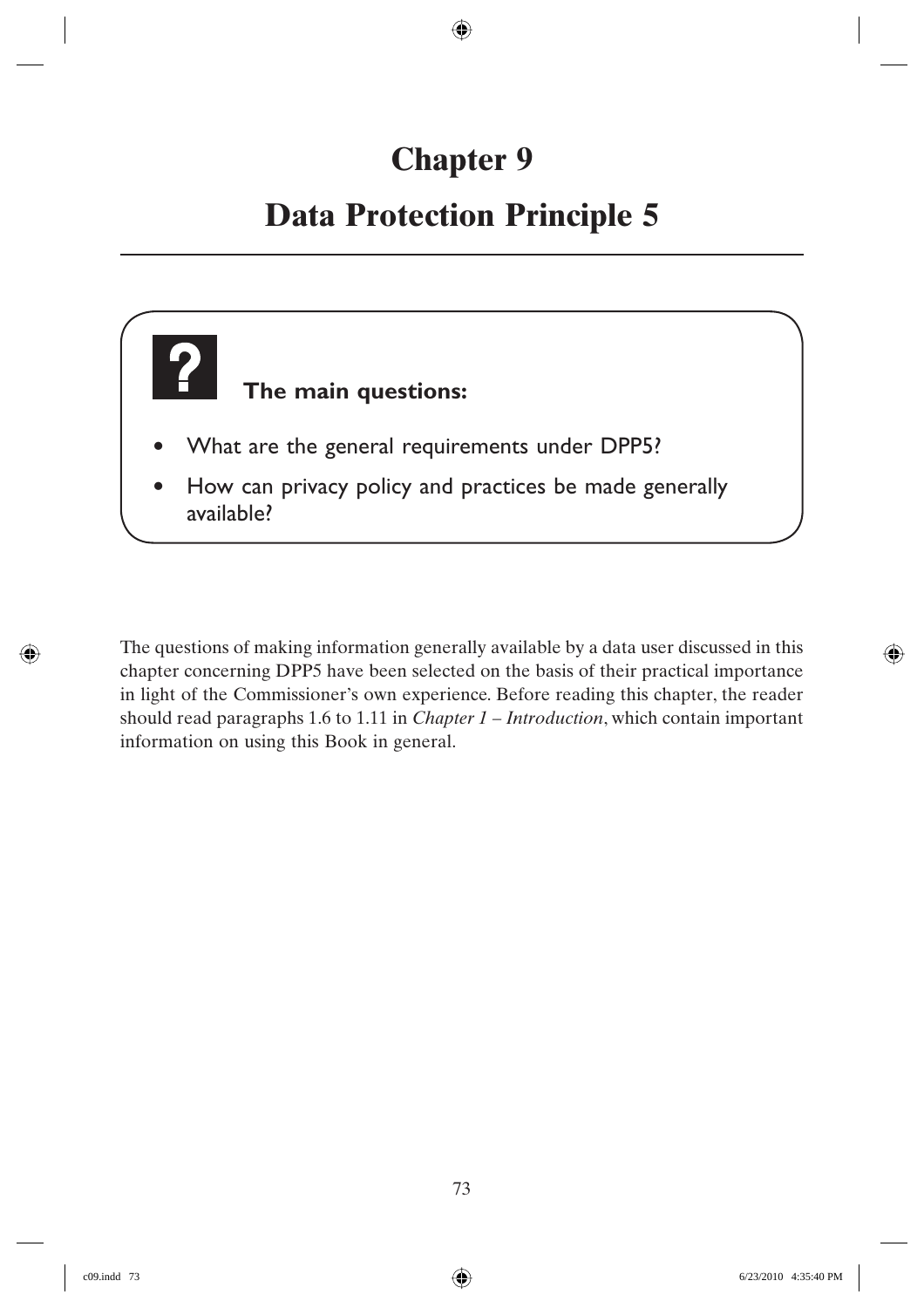# Chapter 9

# Data Protection Principle 5

**The main questions:**

- What are the general requirements under DPP5?
- How can privacy policy and practices be made generally available?

The questions of making information generally available by a data user discussed in this chapter concerning DPP5 have been selected on the basis of their practical importance in light of the Commissioner's own experience. Before reading this chapter, the reader should read paragraphs 1.6 to 1.11 in *Chapter 1 – Introduction*, which contain important information on using this Book in general.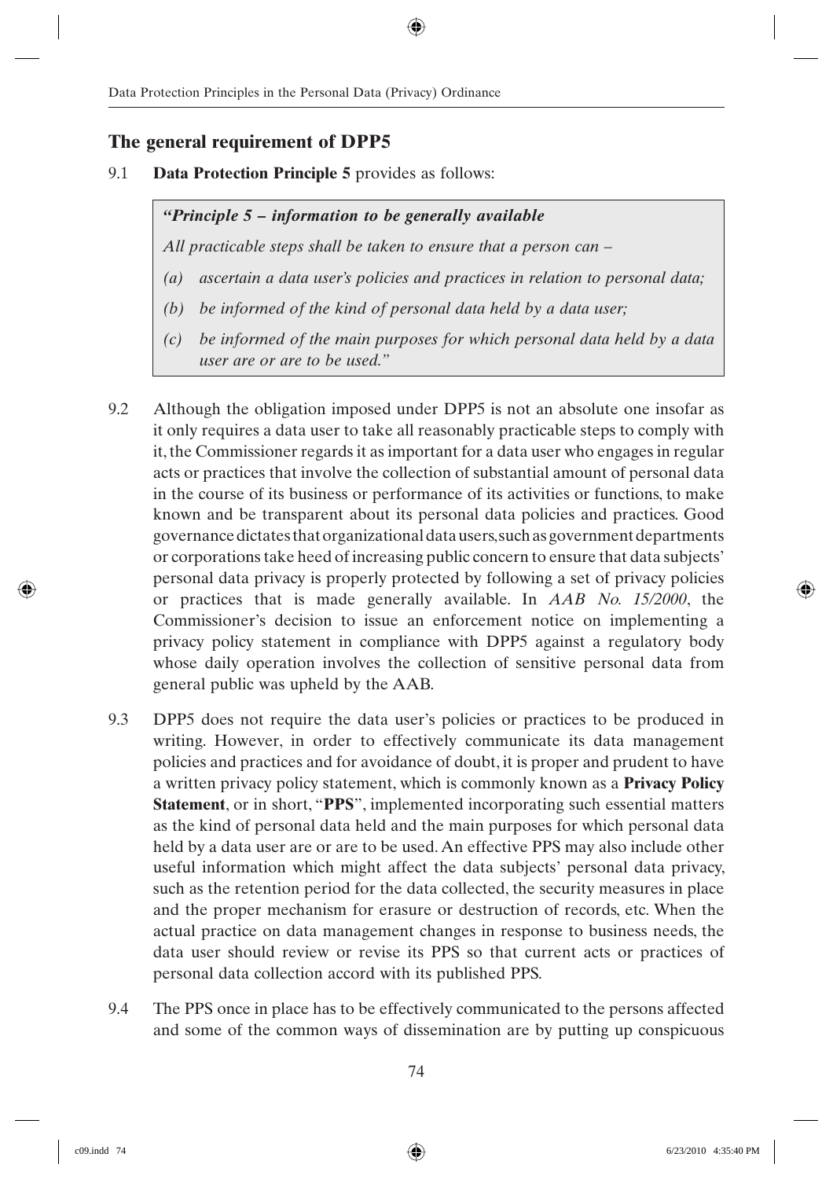## The general requirement of DPP5

9.1 **Data Protection Principle 5** provides as follows:

> ***"Principle 5 – information to be generally available***
>
> *All practicable steps shall be taken to ensure that a person can –*
>
> *(a) ascertain a data user's policies and practices in relation to personal data;*
>
> *(b) be informed of the kind of personal data held by a data user;*
>
> *(c) be informed of the main purposes for which personal data held by a data user are or are to be used."*

9.2 Although the obligation imposed under DPP5 is not an absolute one insofar as it only requires a data user to take all reasonably practicable steps to comply with it, the Commissioner regards it as important for a data user who engages in regular acts or practices that involve the collection of substantial amount of personal data in the course of its business or performance of its activities or functions, to make known and be transparent about its personal data policies and practices. Good governance dictates that organizational data users, such as government departments or corporations take heed of increasing public concern to ensure that data subjects' personal data privacy is properly protected by following a set of privacy policies or practices that is made generally available. In *AAB No. 15/2000*, the Commissioner's decision to issue an enforcement notice on implementing a privacy policy statement in compliance with DPP5 against a regulatory body whose daily operation involves the collection of sensitive personal data from general public was upheld by the AAB.

9.3 DPP5 does not require the data user's policies or practices to be produced in writing. However, in order to effectively communicate its data management policies and practices and for avoidance of doubt, it is proper and prudent to have a written privacy policy statement, which is commonly known as a **Privacy Policy Statement**, or in short, "**PPS**", implemented incorporating such essential matters as the kind of personal data held and the main purposes for which personal data held by a data user are or are to be used. An effective PPS may also include other useful information which might affect the data subjects' personal data privacy, such as the retention period for the data collected, the security measures in place and the proper mechanism for erasure or destruction of records, etc. When the actual practice on data management changes in response to business needs, the data user should review or revise its PPS so that current acts or practices of personal data collection accord with its published PPS.

9.4 The PPS once in place has to be effectively communicated to the persons affected and some of the common ways of dissemination are by putting up conspicuous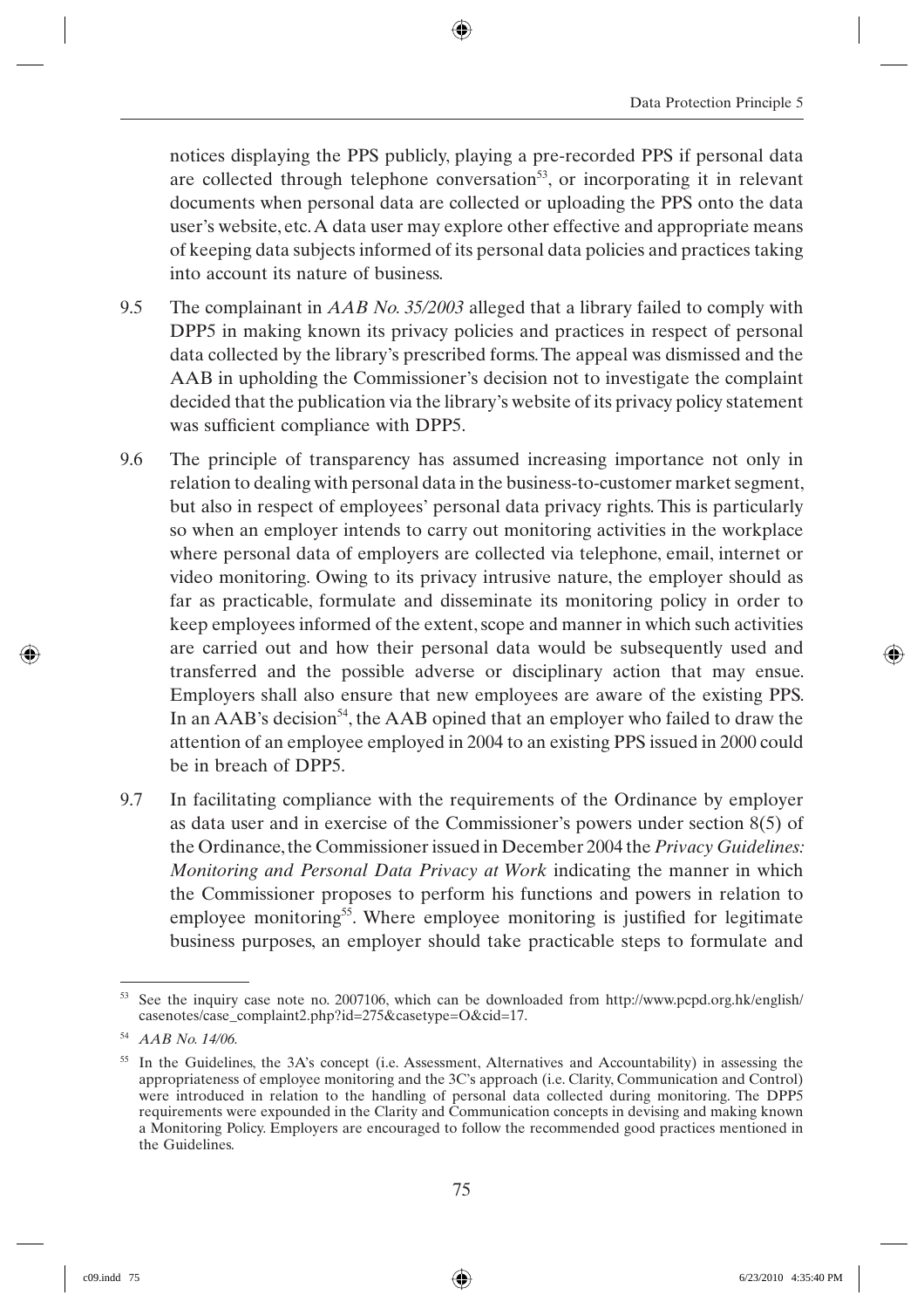notices displaying the PPS publicly, playing a pre-recorded PPS if personal data are collected through telephone conversation[53], or incorporating it in relevant documents when personal data are collected or uploading the PPS onto the data user's website, etc. A data user may explore other effective and appropriate means of keeping data subjects informed of its personal data policies and practices taking into account its nature of business.

9.5 The complainant in *AAB No. 35/2003* alleged that a library failed to comply with DPP5 in making known its privacy policies and practices in respect of personal data collected by the library's prescribed forms. The appeal was dismissed and the AAB in upholding the Commissioner's decision not to investigate the complaint decided that the publication via the library's website of its privacy policy statement was sufficient compliance with DPP5.

9.6 The principle of transparency has assumed increasing importance not only in relation to dealing with personal data in the business-to-customer market segment, but also in respect of employees' personal data privacy rights. This is particularly so when an employer intends to carry out monitoring activities in the workplace where personal data of employers are collected via telephone, email, internet or video monitoring. Owing to its privacy intrusive nature, the employer should as far as practicable, formulate and disseminate its monitoring policy in order to keep employees informed of the extent, scope and manner in which such activities are carried out and how their personal data would be subsequently used and transferred and the possible adverse or disciplinary action that may ensue. Employers shall also ensure that new employees are aware of the existing PPS. In an AAB's decision[54], the AAB opined that an employer who failed to draw the attention of an employee employed in 2004 to an existing PPS issued in 2000 could be in breach of DPP5.

9.7 In facilitating compliance with the requirements of the Ordinance by employer as data user and in exercise of the Commissioner's powers under section 8(5) of the Ordinance, the Commissioner issued in December 2004 the *Privacy Guidelines: Monitoring and Personal Data Privacy at Work* indicating the manner in which the Commissioner proposes to perform his functions and powers in relation to employee monitoring[55]. Where employee monitoring is justified for legitimate business purposes, an employer should take practicable steps to formulate and

---

[53] See the inquiry case note no. 2007106, which can be downloaded from http://www.pcpd.org.hk/english/casenotes/case_complaint2.php?id=275&casetype=O&cid=17.

[54] *AAB No. 14/06.*

[55] In the Guidelines, the 3A's concept (i.e. Assessment, Alternatives and Accountability) in assessing the appropriateness of employee monitoring and the 3C's approach (i.e. Clarity, Communication and Control) were introduced in relation to the handling of personal data collected during monitoring. The DPP5 requirements were expounded in the Clarity and Communication concepts in devising and making known a Monitoring Policy. Employers are encouraged to follow the recommended good practices mentioned in the Guidelines.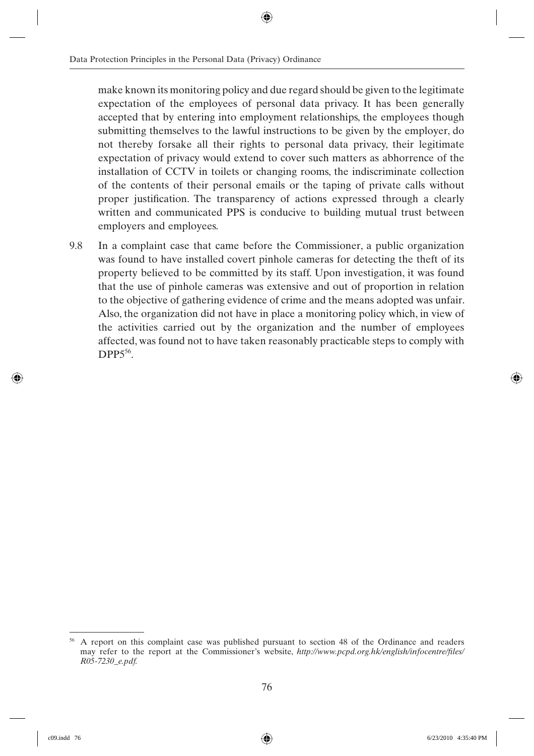make known its monitoring policy and due regard should be given to the legitimate expectation of the employees of personal data privacy. It has been generally accepted that by entering into employment relationships, the employees though submitting themselves to the lawful instructions to be given by the employer, do not thereby forsake all their rights to personal data privacy, their legitimate expectation of privacy would extend to cover such matters as abhorrence of the installation of CCTV in toilets or changing rooms, the indiscriminate collection of the contents of their personal emails or the taping of private calls without proper justification. The transparency of actions expressed through a clearly written and communicated PPS is conducive to building mutual trust between employers and employees.

9.8 In a complaint case that came before the Commissioner, a public organization was found to have installed covert pinhole cameras for detecting the theft of its property believed to be committed by its staff. Upon investigation, it was found that the use of pinhole cameras was extensive and out of proportion in relation to the objective of gathering evidence of crime and the means adopted was unfair. Also, the organization did not have in place a monitoring policy which, in view of the activities carried out by the organization and the number of employees affected, was found not to have taken reasonably practicable steps to comply with DPP5[56].

---

[56] A report on this complaint case was published pursuant to section 48 of the Ordinance and readers may refer to the report at the Commissioner's website, *http://www.pcpd.org.hk/english/infocentre/files/R05-7230_e.pdf.*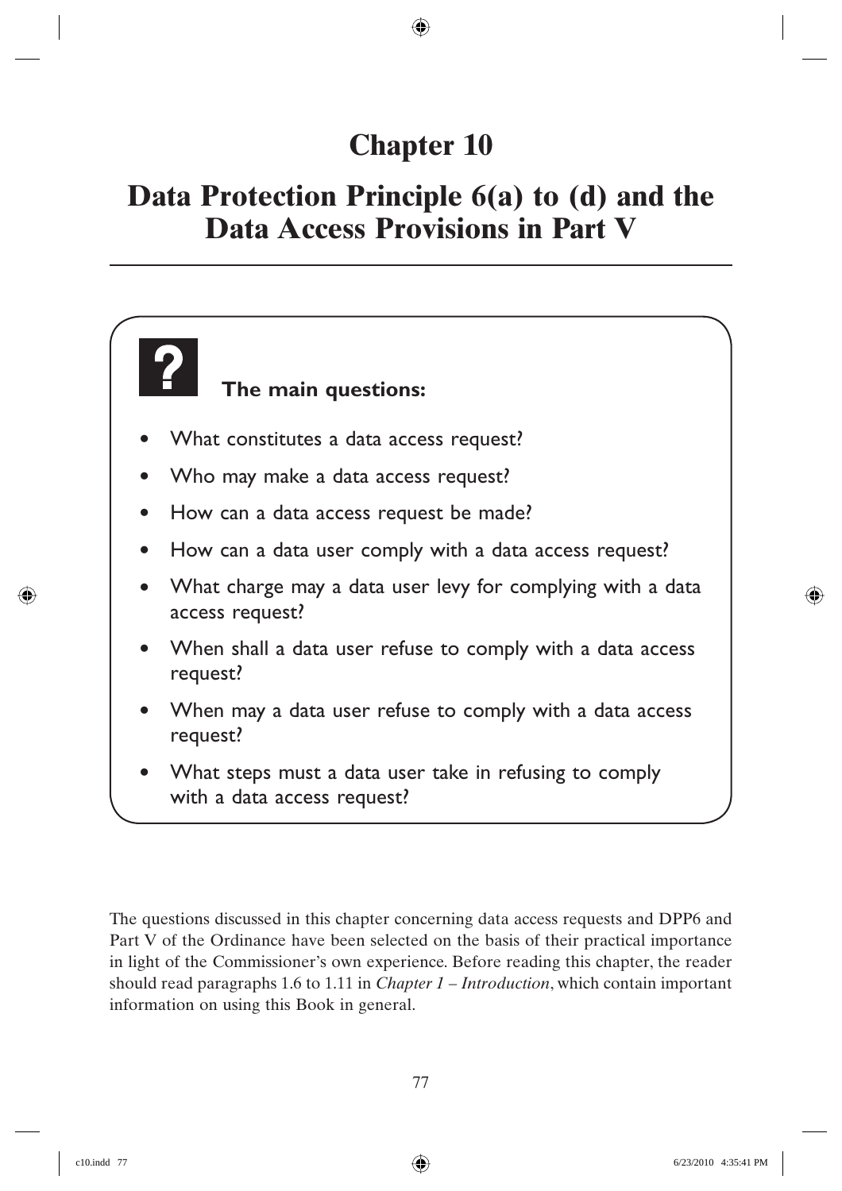# Chapter 10

# Data Protection Principle 6(a) to (d) and the Data Access Provisions in Part V

**The main questions:**

- What constitutes a data access request?
- Who may make a data access request?
- How can a data access request be made?
- How can a data user comply with a data access request?
- What charge may a data user levy for complying with a data access request?
- When shall a data user refuse to comply with a data access request?
- When may a data user refuse to comply with a data access request?
- What steps must a data user take in refusing to comply with a data access request?

The questions discussed in this chapter concerning data access requests and DPP6 and Part V of the Ordinance have been selected on the basis of their practical importance in light of the Commissioner's own experience. Before reading this chapter, the reader should read paragraphs 1.6 to 1.11 in *Chapter 1 – Introduction*, which contain important information on using this Book in general.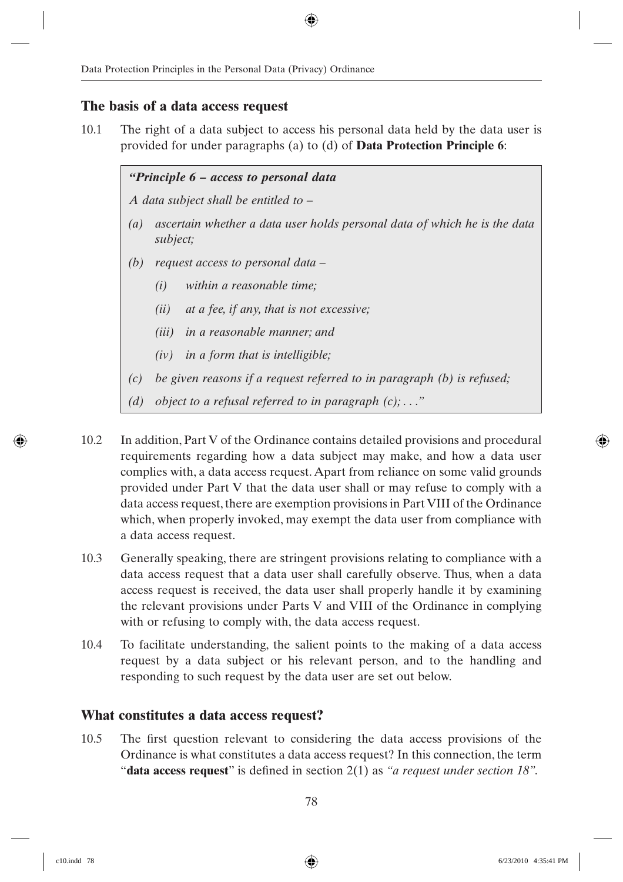## The basis of a data access request

10.1 The right of a data subject to access his personal data held by the data user is provided for under paragraphs (a) to (d) of **Data Protection Principle 6**:

> ***"Principle 6 – access to personal data***
>
> *A data subject shall be entitled to –*
>
> *(a) ascertain whether a data user holds personal data of which he is the data subject;*
>
> *(b) request access to personal data –*
>
> *(i) within a reasonable time;*
>
> *(ii) at a fee, if any, that is not excessive;*
>
> *(iii) in a reasonable manner; and*
>
> *(iv) in a form that is intelligible;*
>
> *(c) be given reasons if a request referred to in paragraph (b) is refused;*
>
> *(d) object to a refusal referred to in paragraph (c); . . ."*

10.2 In addition, Part V of the Ordinance contains detailed provisions and procedural requirements regarding how a data subject may make, and how a data user complies with, a data access request. Apart from reliance on some valid grounds provided under Part V that the data user shall or may refuse to comply with a data access request, there are exemption provisions in Part VIII of the Ordinance which, when properly invoked, may exempt the data user from compliance with a data access request.

10.3 Generally speaking, there are stringent provisions relating to compliance with a data access request that a data user shall carefully observe. Thus, when a data access request is received, the data user shall properly handle it by examining the relevant provisions under Parts V and VIII of the Ordinance in complying with or refusing to comply with, the data access request.

10.4 To facilitate understanding, the salient points to the making of a data access request by a data subject or his relevant person, and to the handling and responding to such request by the data user are set out below.

## What constitutes a data access request?

10.5 The first question relevant to considering the data access provisions of the Ordinance is what constitutes a data access request? In this connection, the term "**data access request**" is defined in section 2(1) as *"a request under section 18".*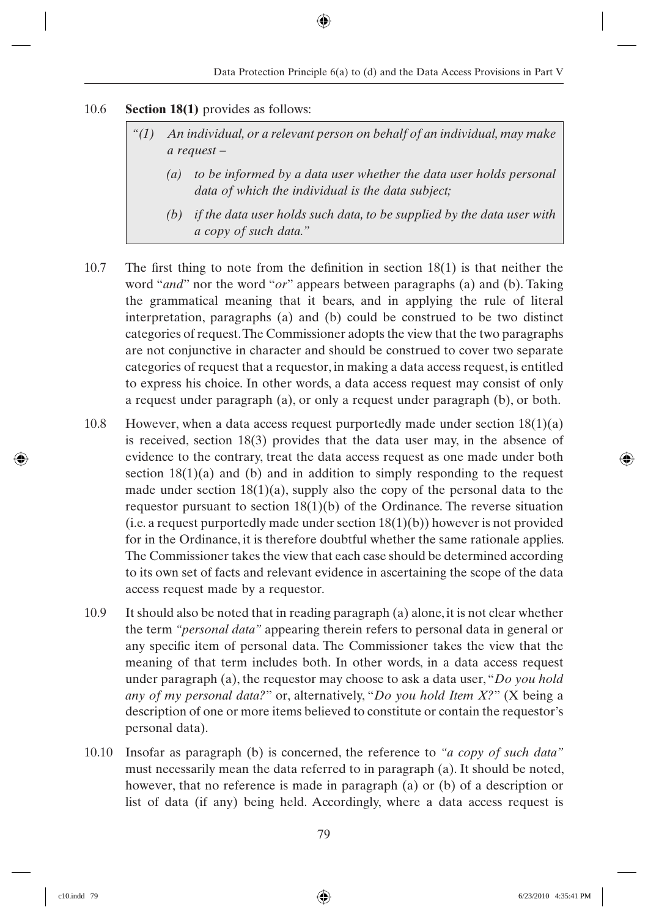10.6 **Section 18(1)** provides as follows:

> *"(1) An individual, or a relevant person on behalf of an individual, may make a request –*
>
> *(a) to be informed by a data user whether the data user holds personal data of which the individual is the data subject;*
>
> *(b) if the data user holds such data, to be supplied by the data user with a copy of such data."*

10.7 The first thing to note from the definition in section 18(1) is that neither the word "*and*" nor the word "*or*" appears between paragraphs (a) and (b). Taking the grammatical meaning that it bears, and in applying the rule of literal interpretation, paragraphs (a) and (b) could be construed to be two distinct categories of request. The Commissioner adopts the view that the two paragraphs are not conjunctive in character and should be construed to cover two separate categories of request that a requestor, in making a data access request, is entitled to express his choice. In other words, a data access request may consist of only a request under paragraph (a), or only a request under paragraph (b), or both.

10.8 However, when a data access request purportedly made under section 18(1)(a) is received, section 18(3) provides that the data user may, in the absence of evidence to the contrary, treat the data access request as one made under both section 18(1)(a) and (b) and in addition to simply responding to the request made under section 18(1)(a), supply also the copy of the personal data to the requestor pursuant to section 18(1)(b) of the Ordinance. The reverse situation (i.e. a request purportedly made under section 18(1)(b)) however is not provided for in the Ordinance, it is therefore doubtful whether the same rationale applies. The Commissioner takes the view that each case should be determined according to its own set of facts and relevant evidence in ascertaining the scope of the data access request made by a requestor.

10.9 It should also be noted that in reading paragraph (a) alone, it is not clear whether the term *"personal data"* appearing therein refers to personal data in general or any specific item of personal data. The Commissioner takes the view that the meaning of that term includes both. In other words, in a data access request under paragraph (a), the requestor may choose to ask a data user, "*Do you hold any of my personal data?*" or, alternatively, "*Do you hold Item X?*" (X being a description of one or more items believed to constitute or contain the requestor's personal data).

10.10 Insofar as paragraph (b) is concerned, the reference to *"a copy of such data"* must necessarily mean the data referred to in paragraph (a). It should be noted, however, that no reference is made in paragraph (a) or (b) of a description or list of data (if any) being held. Accordingly, where a data access request is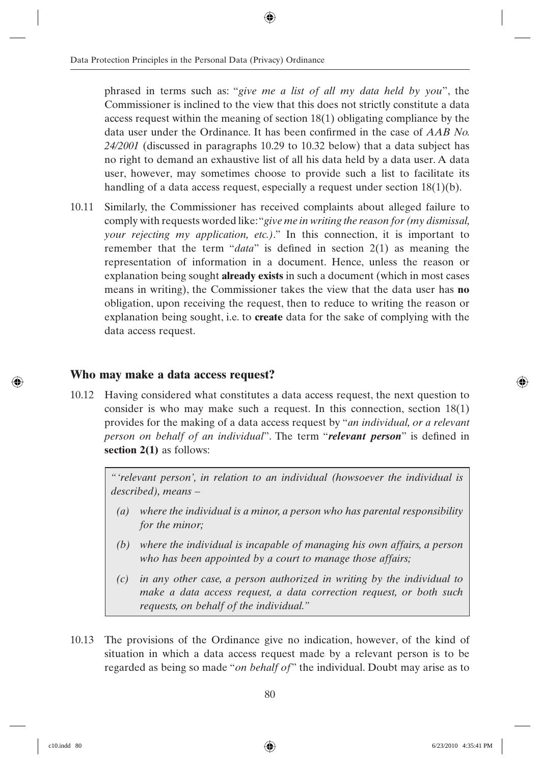phrased in terms such as: "*give me a list of all my data held by you*", the Commissioner is inclined to the view that this does not strictly constitute a data access request within the meaning of section 18(1) obligating compliance by the data user under the Ordinance. It has been confirmed in the case of *AAB No. 24/2001* (discussed in paragraphs 10.29 to 10.32 below) that a data subject has no right to demand an exhaustive list of all his data held by a data user. A data user, however, may sometimes choose to provide such a list to facilitate its handling of a data access request, especially a request under section 18(1)(b).

10.11 Similarly, the Commissioner has received complaints about alleged failure to comply with requests worded like: "*give me in writing the reason for (my dismissal, your rejecting my application, etc.)*." In this connection, it is important to remember that the term "*data*" is defined in section 2(1) as meaning the representation of information in a document. Hence, unless the reason or explanation being sought **already exists** in such a document (which in most cases means in writing), the Commissioner takes the view that the data user has **no** obligation, upon receiving the request, then to reduce to writing the reason or explanation being sought, i.e. to **create** data for the sake of complying with the data access request.

## Who may make a data access request?

10.12 Having considered what constitutes a data access request, the next question to consider is who may make such a request. In this connection, section 18(1) provides for the making of a data access request by "*an individual, or a relevant person on behalf of an individual*". The term "***relevant person***" is defined in **section 2(1)** as follows:

> *"'relevant person', in relation to an individual (howsoever the individual is described), means –*
>
> *(a) where the individual is a minor, a person who has parental responsibility for the minor;*
>
> *(b) where the individual is incapable of managing his own affairs, a person who has been appointed by a court to manage those affairs;*
>
> *(c) in any other case, a person authorized in writing by the individual to make a data access request, a data correction request, or both such requests, on behalf of the individual."*

10.13 The provisions of the Ordinance give no indication, however, of the kind of situation in which a data access request made by a relevant person is to be regarded as being so made "*on behalf of*" the individual. Doubt may arise as to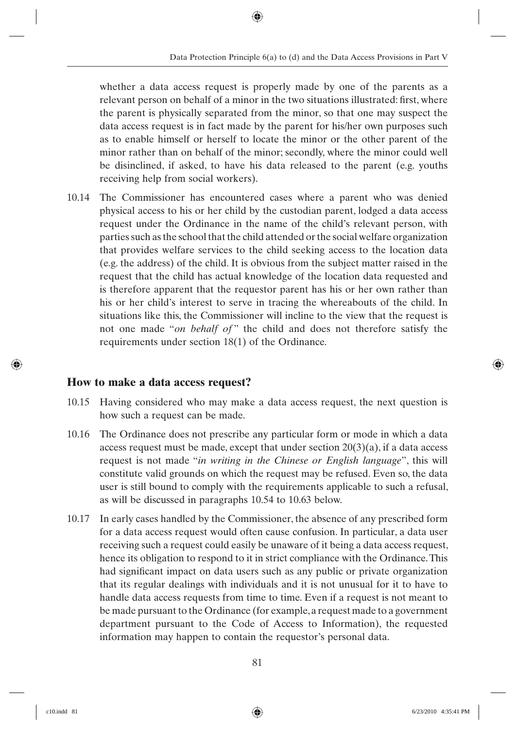whether a data access request is properly made by one of the parents as a relevant person on behalf of a minor in the two situations illustrated: first, where the parent is physically separated from the minor, so that one may suspect the data access request is in fact made by the parent for his/her own purposes such as to enable himself or herself to locate the minor or the other parent of the minor rather than on behalf of the minor; secondly, where the minor could well be disinclined, if asked, to have his data released to the parent (e.g. youths receiving help from social workers).

10.14 The Commissioner has encountered cases where a parent who was denied physical access to his or her child by the custodian parent, lodged a data access request under the Ordinance in the name of the child's relevant person, with parties such as the school that the child attended or the social welfare organization that provides welfare services to the child seeking access to the location data (e.g. the address) of the child. It is obvious from the subject matter raised in the request that the child has actual knowledge of the location data requested and is therefore apparent that the requestor parent has his or her own rather than his or her child's interest to serve in tracing the whereabouts of the child. In situations like this, the Commissioner will incline to the view that the request is not one made "*on behalf of*" the child and does not therefore satisfy the requirements under section 18(1) of the Ordinance.

## How to make a data access request?

10.15 Having considered who may make a data access request, the next question is how such a request can be made.

10.16 The Ordinance does not prescribe any particular form or mode in which a data access request must be made, except that under section 20(3)(a), if a data access request is not made "*in writing in the Chinese or English language*", this will constitute valid grounds on which the request may be refused. Even so, the data user is still bound to comply with the requirements applicable to such a refusal, as will be discussed in paragraphs 10.54 to 10.63 below.

10.17 In early cases handled by the Commissioner, the absence of any prescribed form for a data access request would often cause confusion. In particular, a data user receiving such a request could easily be unaware of it being a data access request, hence its obligation to respond to it in strict compliance with the Ordinance. This had significant impact on data users such as any public or private organization that its regular dealings with individuals and it is not unusual for it to have to handle data access requests from time to time. Even if a request is not meant to be made pursuant to the Ordinance (for example, a request made to a government department pursuant to the Code of Access to Information), the requested information may happen to contain the requestor's personal data.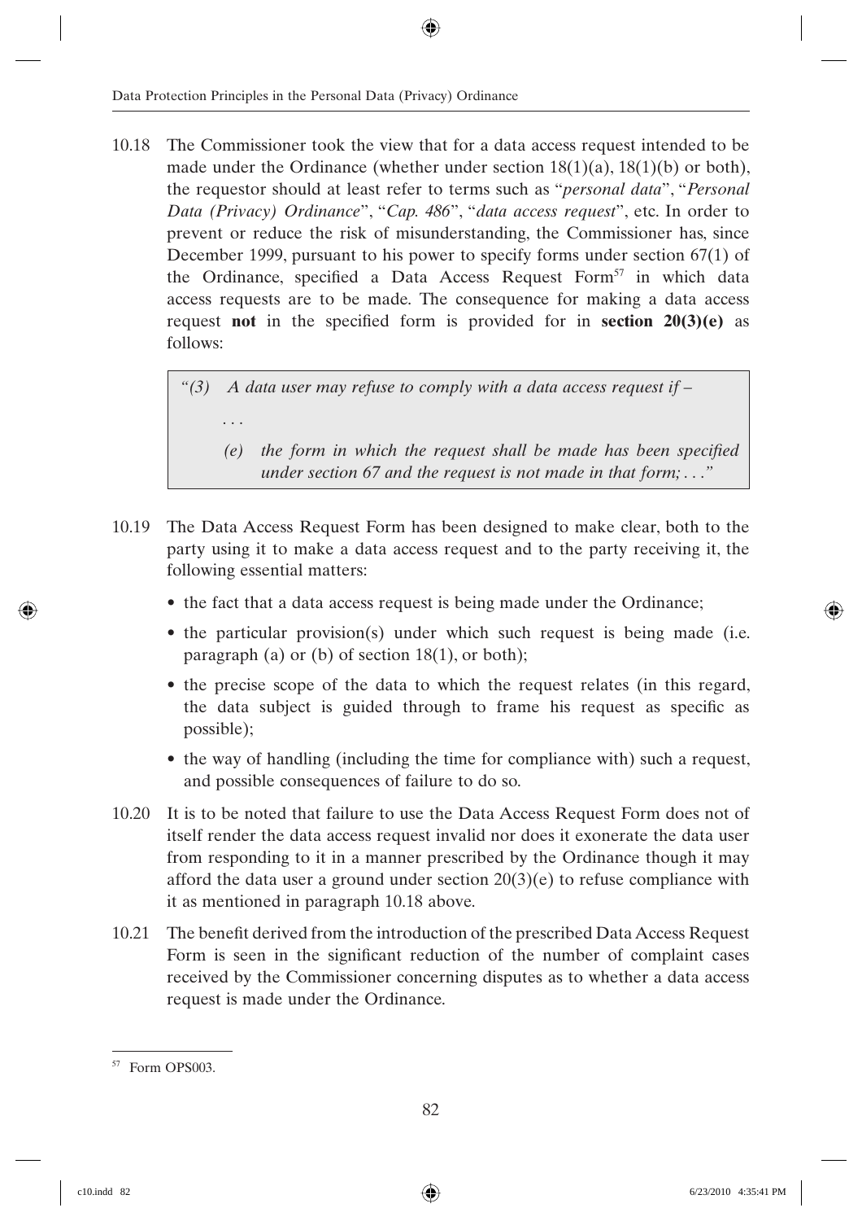10.18 The Commissioner took the view that for a data access request intended to be made under the Ordinance (whether under section 18(1)(a), 18(1)(b) or both), the requestor should at least refer to terms such as "*personal data*", "*Personal Data (Privacy) Ordinance*", "*Cap. 486*", "*data access request*", etc. In order to prevent or reduce the risk of misunderstanding, the Commissioner has, since December 1999, pursuant to his power to specify forms under section 67(1) of the Ordinance, specified a Data Access Request Form[57] in which data access requests are to be made. The consequence for making a data access request **not** in the specified form is provided for in **section 20(3)(e)** as follows:

> *"(3) A data user may refuse to comply with a data access request if –*
>
> *. . .*
>
> *(e) the form in which the request shall be made has been specified under section 67 and the request is not made in that form; . . ."*

10.19 The Data Access Request Form has been designed to make clear, both to the party using it to make a data access request and to the party receiving it, the following essential matters:

- the fact that a data access request is being made under the Ordinance;
- the particular provision(s) under which such request is being made (i.e. paragraph (a) or (b) of section 18(1), or both);
- the precise scope of the data to which the request relates (in this regard, the data subject is guided through to frame his request as specific as possible);
- the way of handling (including the time for compliance with) such a request, and possible consequences of failure to do so.

10.20 It is to be noted that failure to use the Data Access Request Form does not of itself render the data access request invalid nor does it exonerate the data user from responding to it in a manner prescribed by the Ordinance though it may afford the data user a ground under section 20(3)(e) to refuse compliance with it as mentioned in paragraph 10.18 above.

10.21 The benefit derived from the introduction of the prescribed Data Access Request Form is seen in the significant reduction of the number of complaint cases received by the Commissioner concerning disputes as to whether a data access request is made under the Ordinance.

---

[57] Form OPS003.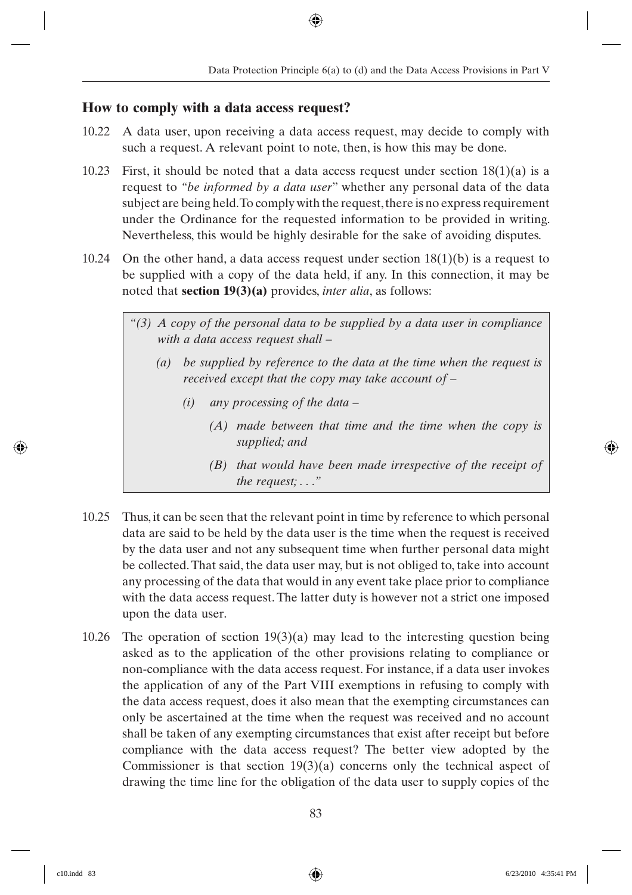## How to comply with a data access request?

10.22 A data user, upon receiving a data access request, may decide to comply with such a request. A relevant point to note, then, is how this may be done.

10.23 First, it should be noted that a data access request under section 18(1)(a) is a request to *"be informed by a data user"* whether any personal data of the data subject are being held. To comply with the request, there is no express requirement under the Ordinance for the requested information to be provided in writing. Nevertheless, this would be highly desirable for the sake of avoiding disputes.

10.24 On the other hand, a data access request under section 18(1)(b) is a request to be supplied with a copy of the data held, if any. In this connection, it may be noted that **section 19(3)(a)** provides, *inter alia*, as follows:

> *"(3) A copy of the personal data to be supplied by a data user in compliance with a data access request shall –*
>
> *(a) be supplied by reference to the data at the time when the request is received except that the copy may take account of –*
>
> *(i) any processing of the data –*
>
> *(A) made between that time and the time when the copy is supplied; and*
>
> *(B) that would have been made irrespective of the receipt of the request; . . ."*

10.25 Thus, it can be seen that the relevant point in time by reference to which personal data are said to be held by the data user is the time when the request is received by the data user and not any subsequent time when further personal data might be collected. That said, the data user may, but is not obliged to, take into account any processing of the data that would in any event take place prior to compliance with the data access request. The latter duty is however not a strict one imposed upon the data user.

10.26 The operation of section 19(3)(a) may lead to the interesting question being asked as to the application of the other provisions relating to compliance or non-compliance with the data access request. For instance, if a data user invokes the application of any of the Part VIII exemptions in refusing to comply with the data access request, does it also mean that the exempting circumstances can only be ascertained at the time when the request was received and no account shall be taken of any exempting circumstances that exist after receipt but before compliance with the data access request? The better view adopted by the Commissioner is that section 19(3)(a) concerns only the technical aspect of drawing the time line for the obligation of the data user to supply copies of the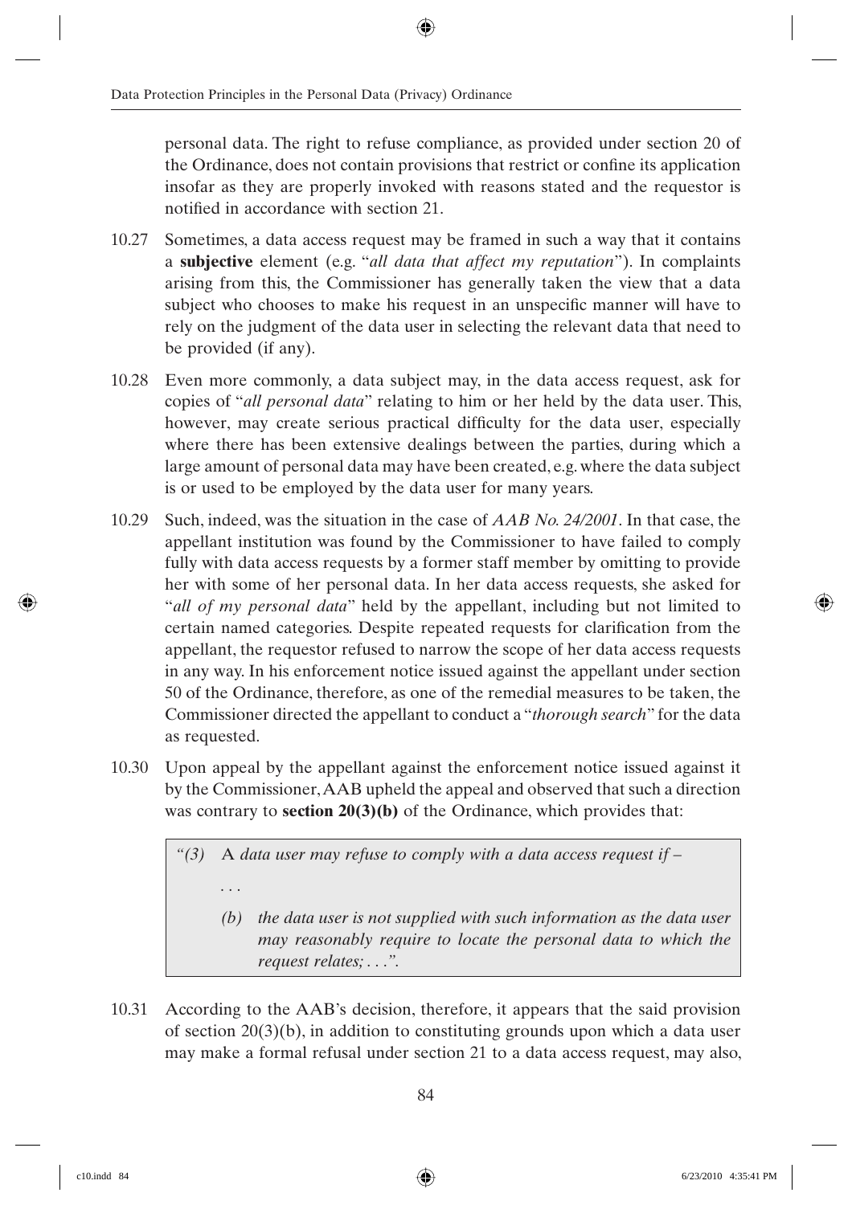personal data. The right to refuse compliance, as provided under section 20 of the Ordinance, does not contain provisions that restrict or confine its application insofar as they are properly invoked with reasons stated and the requestor is notified in accordance with section 21.

10.27 Sometimes, a data access request may be framed in such a way that it contains a **subjective** element (e.g. "*all data that affect my reputation*"). In complaints arising from this, the Commissioner has generally taken the view that a data subject who chooses to make his request in an unspecific manner will have to rely on the judgment of the data user in selecting the relevant data that need to be provided (if any).

10.28 Even more commonly, a data subject may, in the data access request, ask for copies of "*all personal data*" relating to him or her held by the data user. This, however, may create serious practical difficulty for the data user, especially where there has been extensive dealings between the parties, during which a large amount of personal data may have been created, e.g. where the data subject is or used to be employed by the data user for many years.

10.29 Such, indeed, was the situation in the case of *AAB No. 24/2001*. In that case, the appellant institution was found by the Commissioner to have failed to comply fully with data access requests by a former staff member by omitting to provide her with some of her personal data. In her data access requests, she asked for "*all of my personal data*" held by the appellant, including but not limited to certain named categories. Despite repeated requests for clarification from the appellant, the requestor refused to narrow the scope of her data access requests in any way. In his enforcement notice issued against the appellant under section 50 of the Ordinance, therefore, as one of the remedial measures to be taken, the Commissioner directed the appellant to conduct a "*thorough search*" for the data as requested.

10.30 Upon appeal by the appellant against the enforcement notice issued against it by the Commissioner, AAB upheld the appeal and observed that such a direction was contrary to **section 20(3)(b)** of the Ordinance, which provides that:

> *"(3)* A *data user may refuse to comply with a data access request if –*
>
> *. . .*
>
> *(b) the data user is not supplied with such information as the data user may reasonably require to locate the personal data to which the request relates; . . .".*

10.31 According to the AAB's decision, therefore, it appears that the said provision of section 20(3)(b), in addition to constituting grounds upon which a data user may make a formal refusal under section 21 to a data access request, may also,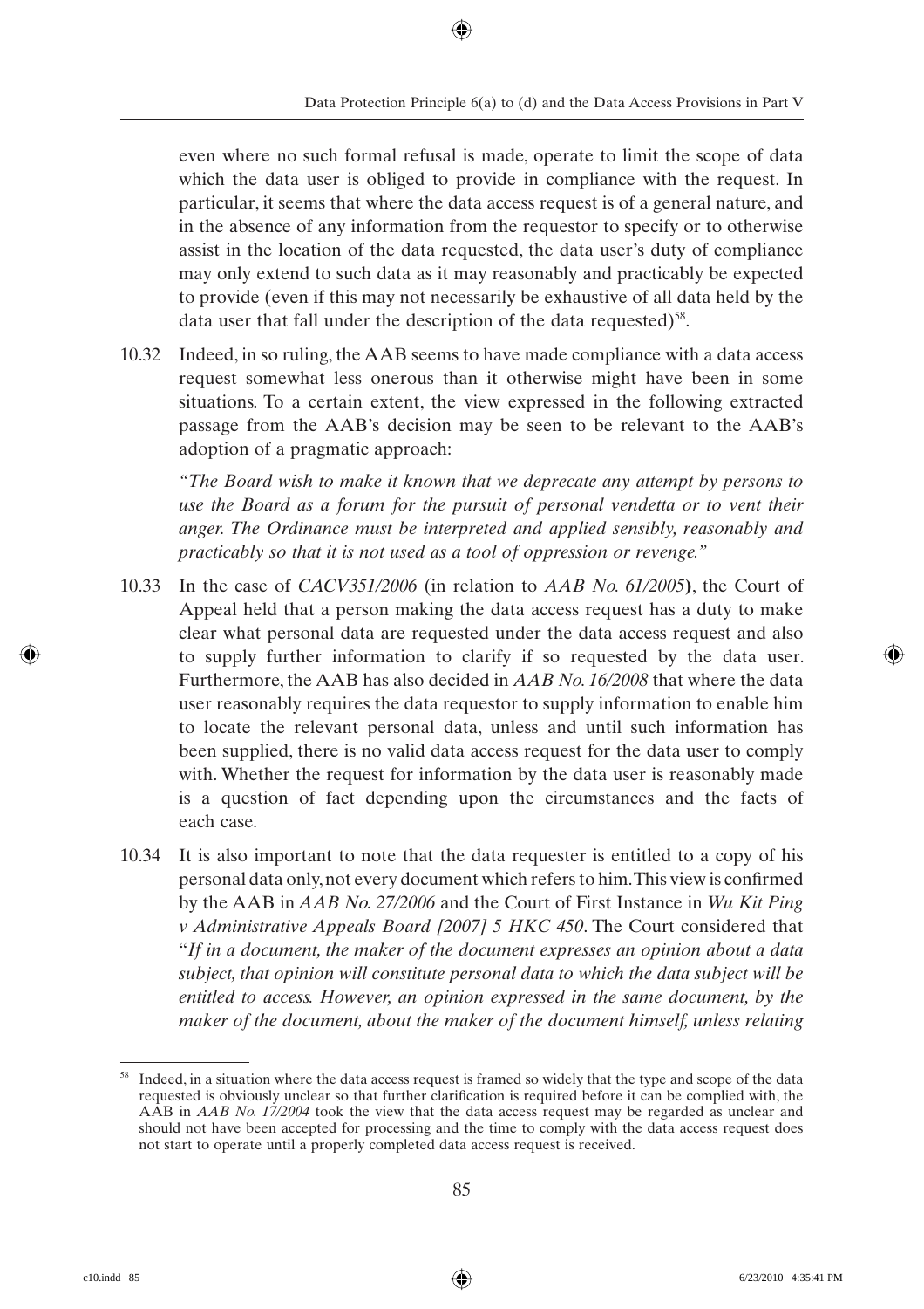even where no such formal refusal is made, operate to limit the scope of data which the data user is obliged to provide in compliance with the request. In particular, it seems that where the data access request is of a general nature, and in the absence of any information from the requestor to specify or to otherwise assist in the location of the data requested, the data user's duty of compliance may only extend to such data as it may reasonably and practicably be expected to provide (even if this may not necessarily be exhaustive of all data held by the data user that fall under the description of the data requested)[58].

10.32 Indeed, in so ruling, the AAB seems to have made compliance with a data access request somewhat less onerous than it otherwise might have been in some situations. To a certain extent, the view expressed in the following extracted passage from the AAB's decision may be seen to be relevant to the AAB's adoption of a pragmatic approach:

*"The Board wish to make it known that we deprecate any attempt by persons to use the Board as a forum for the pursuit of personal vendetta or to vent their anger. The Ordinance must be interpreted and applied sensibly, reasonably and practicably so that it is not used as a tool of oppression or revenge."*

10.33 In the case of *CACV351/2006* (in relation to *AAB No. 61/2005*), the Court of Appeal held that a person making the data access request has a duty to make clear what personal data are requested under the data access request and also to supply further information to clarify if so requested by the data user. Furthermore, the AAB has also decided in *AAB No. 16/2008* that where the data user reasonably requires the data requestor to supply information to enable him to locate the relevant personal data, unless and until such information has been supplied, there is no valid data access request for the data user to comply with. Whether the request for information by the data user is reasonably made is a question of fact depending upon the circumstances and the facts of each case.

10.34 It is also important to note that the data requester is entitled to a copy of his personal data only, not every document which refers to him. This view is confirmed by the AAB in *AAB No. 27/2006* and the Court of First Instance in *Wu Kit Ping v Administrative Appeals Board [2007] 5 HKC 450*. The Court considered that "*If in a document, the maker of the document expresses an opinion about a data subject, that opinion will constitute personal data to which the data subject will be entitled to access. However, an opinion expressed in the same document, by the maker of the document, about the maker of the document himself, unless relating*

---

[58] Indeed, in a situation where the data access request is framed so widely that the type and scope of the data requested is obviously unclear so that further clarification is required before it can be complied with, the AAB in *AAB No. 17/2004* took the view that the data access request may be regarded as unclear and should not have been accepted for processing and the time to comply with the data access request does not start to operate until a properly completed data access request is received.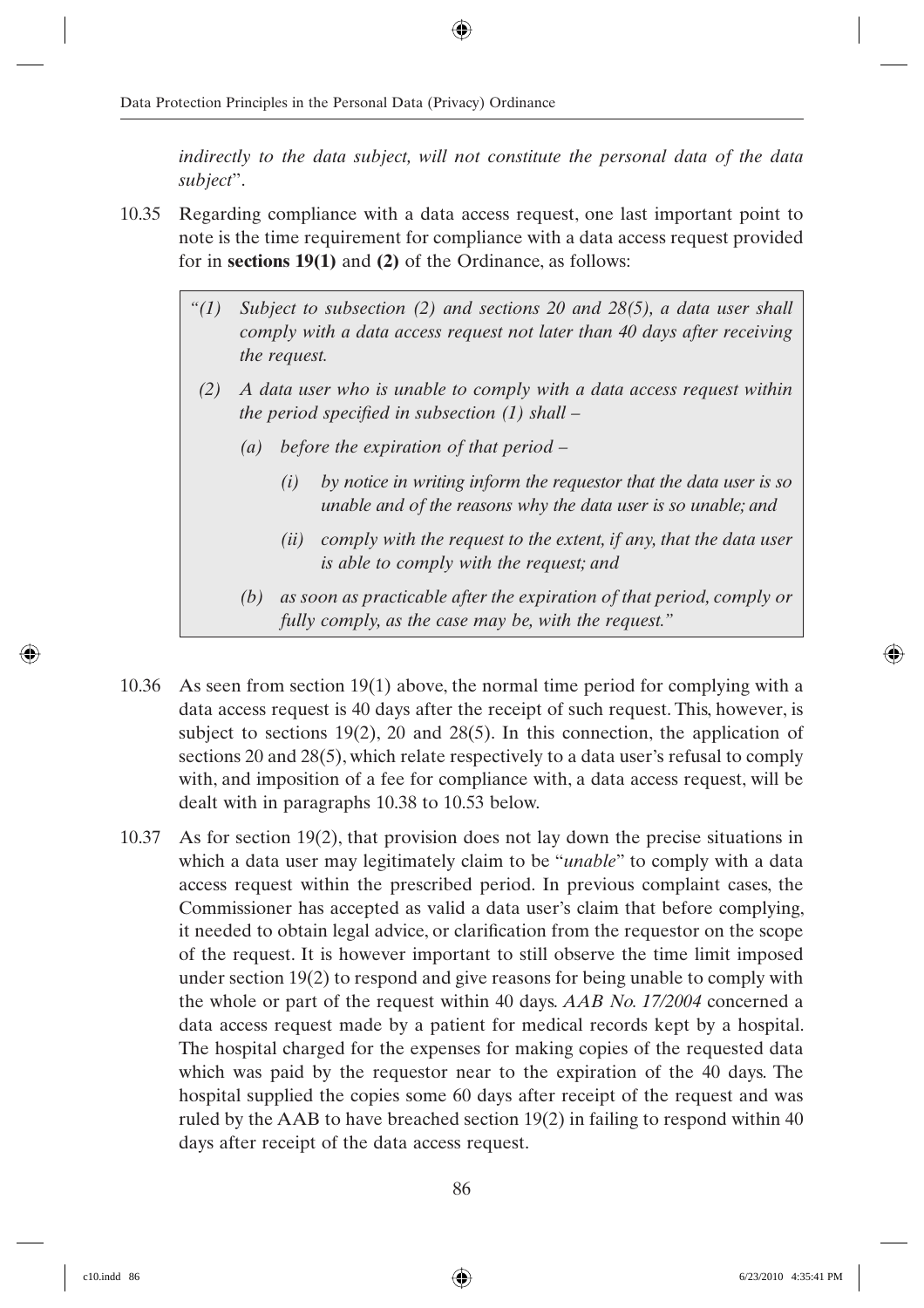*indirectly to the data subject, will not constitute the personal data of the data subject*".

10.35 Regarding compliance with a data access request, one last important point to note is the time requirement for compliance with a data access request provided for in **sections 19(1)** and **(2)** of the Ordinance, as follows:

> *"(1) Subject to subsection (2) and sections 20 and 28(5), a data user shall comply with a data access request not later than 40 days after receiving the request.*
>
> *(2) A data user who is unable to comply with a data access request within the period specified in subsection (1) shall –*
>
> *(a) before the expiration of that period –*
>
> *(i) by notice in writing inform the requestor that the data user is so unable and of the reasons why the data user is so unable; and*
>
> *(ii) comply with the request to the extent, if any, that the data user is able to comply with the request; and*
>
> *(b) as soon as practicable after the expiration of that period, comply or fully comply, as the case may be, with the request."*

10.36 As seen from section 19(1) above, the normal time period for complying with a data access request is 40 days after the receipt of such request. This, however, is subject to sections 19(2), 20 and 28(5). In this connection, the application of sections 20 and 28(5), which relate respectively to a data user's refusal to comply with, and imposition of a fee for compliance with, a data access request, will be dealt with in paragraphs 10.38 to 10.53 below.

10.37 As for section 19(2), that provision does not lay down the precise situations in which a data user may legitimately claim to be "*unable*" to comply with a data access request within the prescribed period. In previous complaint cases, the Commissioner has accepted as valid a data user's claim that before complying, it needed to obtain legal advice, or clarification from the requestor on the scope of the request. It is however important to still observe the time limit imposed under section 19(2) to respond and give reasons for being unable to comply with the whole or part of the request within 40 days. *AAB No. 17/2004* concerned a data access request made by a patient for medical records kept by a hospital. The hospital charged for the expenses for making copies of the requested data which was paid by the requestor near to the expiration of the 40 days. The hospital supplied the copies some 60 days after receipt of the request and was ruled by the AAB to have breached section 19(2) in failing to respond within 40 days after receipt of the data access request.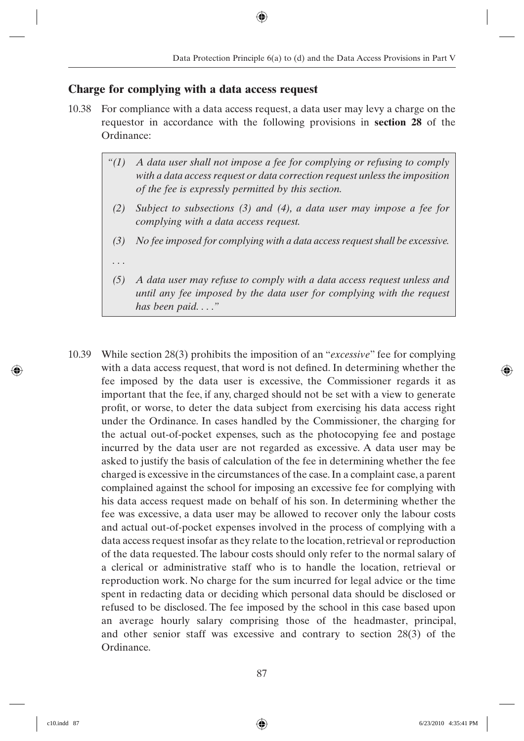## Charge for complying with a data access request

10.38 For compliance with a data access request, a data user may levy a charge on the requestor in accordance with the following provisions in **section 28** of the Ordinance:

> *"(1) A data user shall not impose a fee for complying or refusing to comply with a data access request or data correction request unless the imposition of the fee is expressly permitted by this section.*
>
> *(2) Subject to subsections (3) and (4), a data user may impose a fee for complying with a data access request.*
>
> *(3) No fee imposed for complying with a data access request shall be excessive.*
>
> *. . .*
>
> *(5) A data user may refuse to comply with a data access request unless and until any fee imposed by the data user for complying with the request has been paid. . . ."*

10.39 While section 28(3) prohibits the imposition of an "*excessive*" fee for complying with a data access request, that word is not defined. In determining whether the fee imposed by the data user is excessive, the Commissioner regards it as important that the fee, if any, charged should not be set with a view to generate profit, or worse, to deter the data subject from exercising his data access right under the Ordinance. In cases handled by the Commissioner, the charging for the actual out-of-pocket expenses, such as the photocopying fee and postage incurred by the data user are not regarded as excessive. A data user may be asked to justify the basis of calculation of the fee in determining whether the fee charged is excessive in the circumstances of the case. In a complaint case, a parent complained against the school for imposing an excessive fee for complying with his data access request made on behalf of his son. In determining whether the fee was excessive, a data user may be allowed to recover only the labour costs and actual out-of-pocket expenses involved in the process of complying with a data access request insofar as they relate to the location, retrieval or reproduction of the data requested. The labour costs should only refer to the normal salary of a clerical or administrative staff who is to handle the location, retrieval or reproduction work. No charge for the sum incurred for legal advice or the time spent in redacting data or deciding which personal data should be disclosed or refused to be disclosed. The fee imposed by the school in this case based upon an average hourly salary comprising those of the headmaster, principal, and other senior staff was excessive and contrary to section 28(3) of the Ordinance.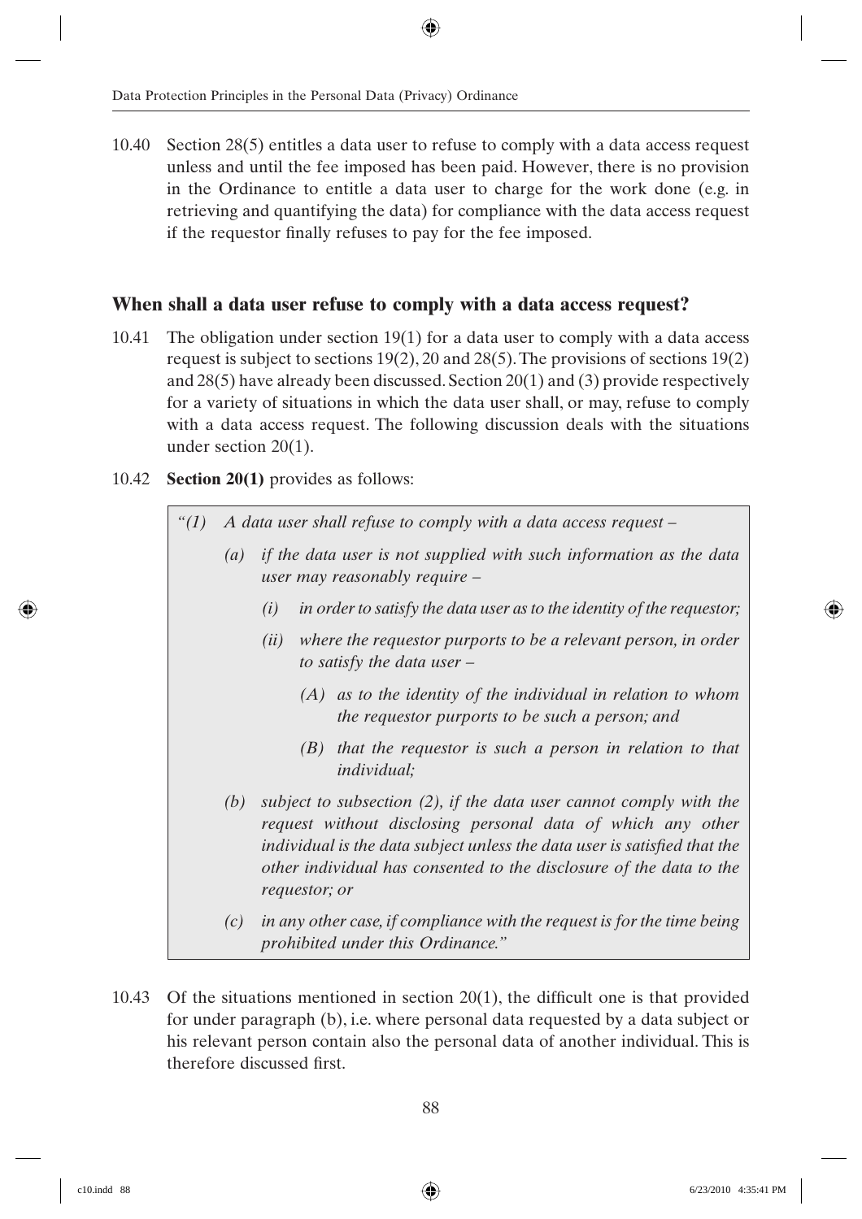10.40 Section 28(5) entitles a data user to refuse to comply with a data access request unless and until the fee imposed has been paid. However, there is no provision in the Ordinance to entitle a data user to charge for the work done (e.g. in retrieving and quantifying the data) for compliance with the data access request if the requestor finally refuses to pay for the fee imposed.

## When shall a data user refuse to comply with a data access request?

10.41 The obligation under section 19(1) for a data user to comply with a data access request is subject to sections 19(2), 20 and 28(5). The provisions of sections 19(2) and 28(5) have already been discussed. Section 20(1) and (3) provide respectively for a variety of situations in which the data user shall, or may, refuse to comply with a data access request. The following discussion deals with the situations under section 20(1).

10.42 **Section 20(1)** provides as follows:

> *"(1) A data user shall refuse to comply with a data access request –*
>
> *(a) if the data user is not supplied with such information as the data user may reasonably require –*
>
> *(i) in order to satisfy the data user as to the identity of the requestor;*
>
> *(ii) where the requestor purports to be a relevant person, in order to satisfy the data user –*
>
> *(A) as to the identity of the individual in relation to whom the requestor purports to be such a person; and*
>
> *(B) that the requestor is such a person in relation to that individual;*
>
> *(b) subject to subsection (2), if the data user cannot comply with the request without disclosing personal data of which any other individual is the data subject unless the data user is satisfied that the other individual has consented to the disclosure of the data to the requestor; or*
>
> *(c) in any other case, if compliance with the request is for the time being prohibited under this Ordinance."*

10.43 Of the situations mentioned in section 20(1), the difficult one is that provided for under paragraph (b), i.e. where personal data requested by a data subject or his relevant person contain also the personal data of another individual. This is therefore discussed first.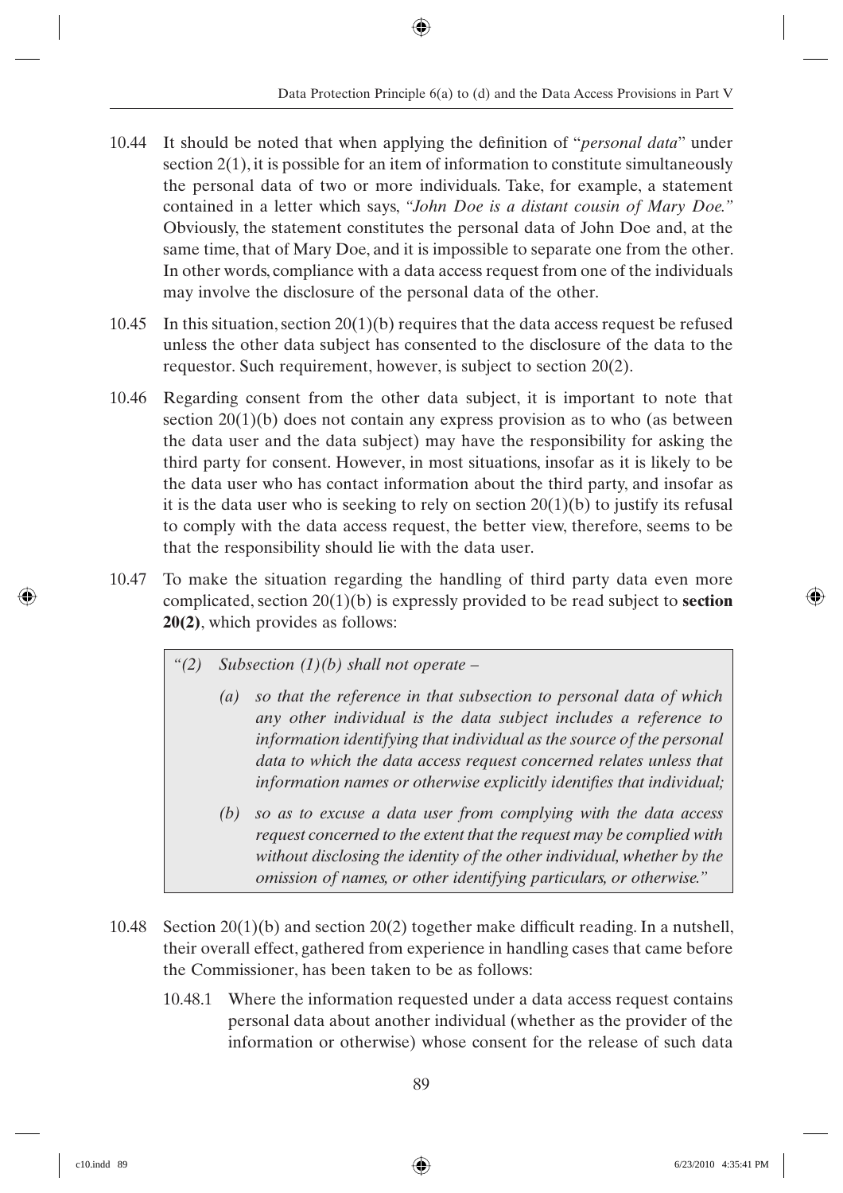10.44 It should be noted that when applying the definition of "*personal data*" under section 2(1), it is possible for an item of information to constitute simultaneously the personal data of two or more individuals. Take, for example, a statement contained in a letter which says, *"John Doe is a distant cousin of Mary Doe."* Obviously, the statement constitutes the personal data of John Doe and, at the same time, that of Mary Doe, and it is impossible to separate one from the other. In other words, compliance with a data access request from one of the individuals may involve the disclosure of the personal data of the other.

10.45 In this situation, section 20(1)(b) requires that the data access request be refused unless the other data subject has consented to the disclosure of the data to the requestor. Such requirement, however, is subject to section 20(2).

10.46 Regarding consent from the other data subject, it is important to note that section 20(1)(b) does not contain any express provision as to who (as between the data user and the data subject) may have the responsibility for asking the third party for consent. However, in most situations, insofar as it is likely to be the data user who has contact information about the third party, and insofar as it is the data user who is seeking to rely on section 20(1)(b) to justify its refusal to comply with the data access request, the better view, therefore, seems to be that the responsibility should lie with the data user.

10.47 To make the situation regarding the handling of third party data even more complicated, section 20(1)(b) is expressly provided to be read subject to **section 20(2)**, which provides as follows:

> *"(2) Subsection (1)(b) shall not operate –*
>
> *(a) so that the reference in that subsection to personal data of which any other individual is the data subject includes a reference to information identifying that individual as the source of the personal data to which the data access request concerned relates unless that information names or otherwise explicitly identifies that individual;*
>
> *(b) so as to excuse a data user from complying with the data access request concerned to the extent that the request may be complied with without disclosing the identity of the other individual, whether by the omission of names, or other identifying particulars, or otherwise."*

10.48 Section 20(1)(b) and section 20(2) together make difficult reading. In a nutshell, their overall effect, gathered from experience in handling cases that came before the Commissioner, has been taken to be as follows:

10.48.1 Where the information requested under a data access request contains personal data about another individual (whether as the provider of the information or otherwise) whose consent for the release of such data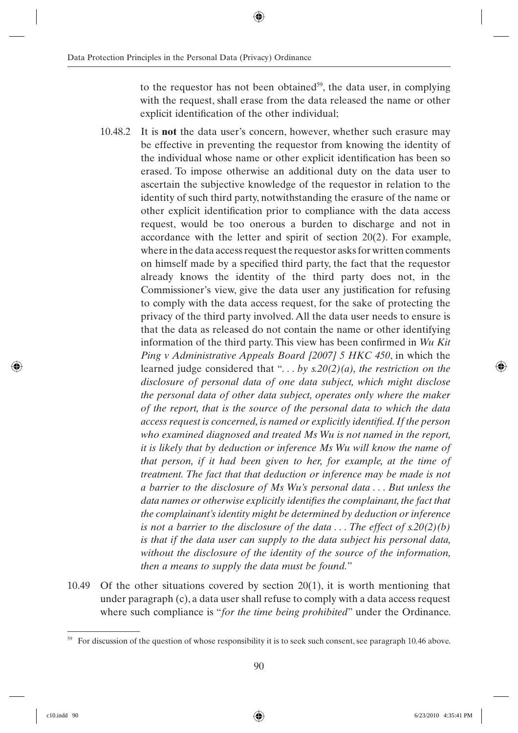to the requestor has not been obtained[59], the data user, in complying with the request, shall erase from the data released the name or other explicit identification of the other individual;

10.48.2 It is **not** the data user's concern, however, whether such erasure may be effective in preventing the requestor from knowing the identity of the individual whose name or other explicit identification has been so erased. To impose otherwise an additional duty on the data user to ascertain the subjective knowledge of the requestor in relation to the identity of such third party, notwithstanding the erasure of the name or other explicit identification prior to compliance with the data access request, would be too onerous a burden to discharge and not in accordance with the letter and spirit of section 20(2). For example, where in the data access request the requestor asks for written comments on himself made by a specified third party, the fact that the requestor already knows the identity of the third party does not, in the Commissioner's view, give the data user any justification for refusing to comply with the data access request, for the sake of protecting the privacy of the third party involved. All the data user needs to ensure is that the data as released do not contain the name or other identifying information of the third party. This view has been confirmed in *Wu Kit Ping v Administrative Appeals Board [2007] 5 HKC 450*, in which the learned judge considered that "*. . . by s.20(2)(a), the restriction on the disclosure of personal data of one data subject, which might disclose the personal data of other data subject, operates only where the maker of the report, that is the source of the personal data to which the data access request is concerned, is named or explicitly identified. If the person who examined diagnosed and treated Ms Wu is not named in the report, it is likely that by deduction or inference Ms Wu will know the name of that person, if it had been given to her, for example, at the time of treatment. The fact that that deduction or inference may be made is not a barrier to the disclosure of Ms Wu's personal data . . . But unless the data names or otherwise explicitly identifies the complainant, the fact that the complainant's identity might be determined by deduction or inference is not a barrier to the disclosure of the data . . . The effect of s.20(2)(b) is that if the data user can supply to the data subject his personal data, without the disclosure of the identity of the source of the information, then a means to supply the data must be found.*"

10.49 Of the other situations covered by section 20(1), it is worth mentioning that under paragraph (c), a data user shall refuse to comply with a data access request where such compliance is "*for the time being prohibited*" under the Ordinance.

---

[59] For discussion of the question of whose responsibility it is to seek such consent, see paragraph 10.46 above.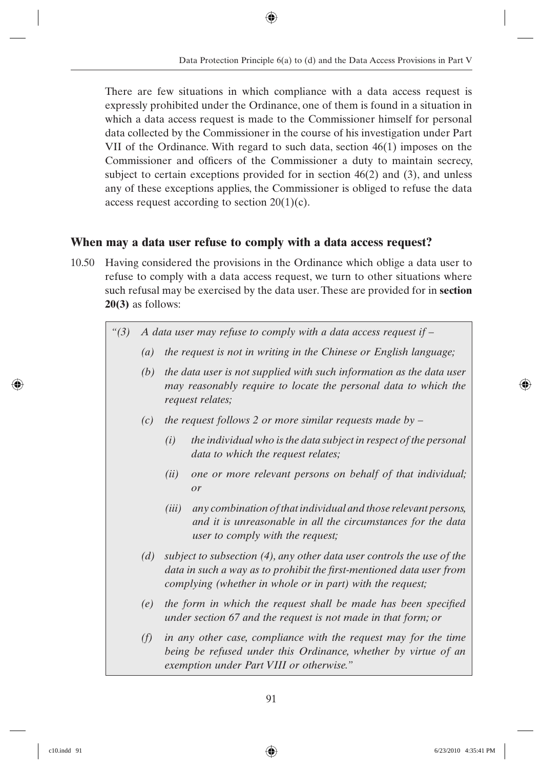There are few situations in which compliance with a data access request is expressly prohibited under the Ordinance, one of them is found in a situation in which a data access request is made to the Commissioner himself for personal data collected by the Commissioner in the course of his investigation under Part VII of the Ordinance. With regard to such data, section 46(1) imposes on the Commissioner and officers of the Commissioner a duty to maintain secrecy, subject to certain exceptions provided for in section 46(2) and (3), and unless any of these exceptions applies, the Commissioner is obliged to refuse the data access request according to section 20(1)(c).

## When may a data user refuse to comply with a data access request?

10.50 Having considered the provisions in the Ordinance which oblige a data user to refuse to comply with a data access request, we turn to other situations where such refusal may be exercised by the data user. These are provided for in **section 20(3)** as follows:

> *"(3) A data user may refuse to comply with a data access request if –*
>
> *(a) the request is not in writing in the Chinese or English language;*
>
> *(b) the data user is not supplied with such information as the data user may reasonably require to locate the personal data to which the request relates;*
>
> *(c) the request follows 2 or more similar requests made by –*
>
> *(i) the individual who is the data subject in respect of the personal data to which the request relates;*
>
> *(ii) one or more relevant persons on behalf of that individual; or*
>
> *(iii) any combination of that individual and those relevant persons, and it is unreasonable in all the circumstances for the data user to comply with the request;*
>
> *(d) subject to subsection (4), any other data user controls the use of the data in such a way as to prohibit the first-mentioned data user from complying (whether in whole or in part) with the request;*
>
> *(e) the form in which the request shall be made has been specified under section 67 and the request is not made in that form; or*
>
> *(f) in any other case, compliance with the request may for the time being be refused under this Ordinance, whether by virtue of an exemption under Part VIII or otherwise."*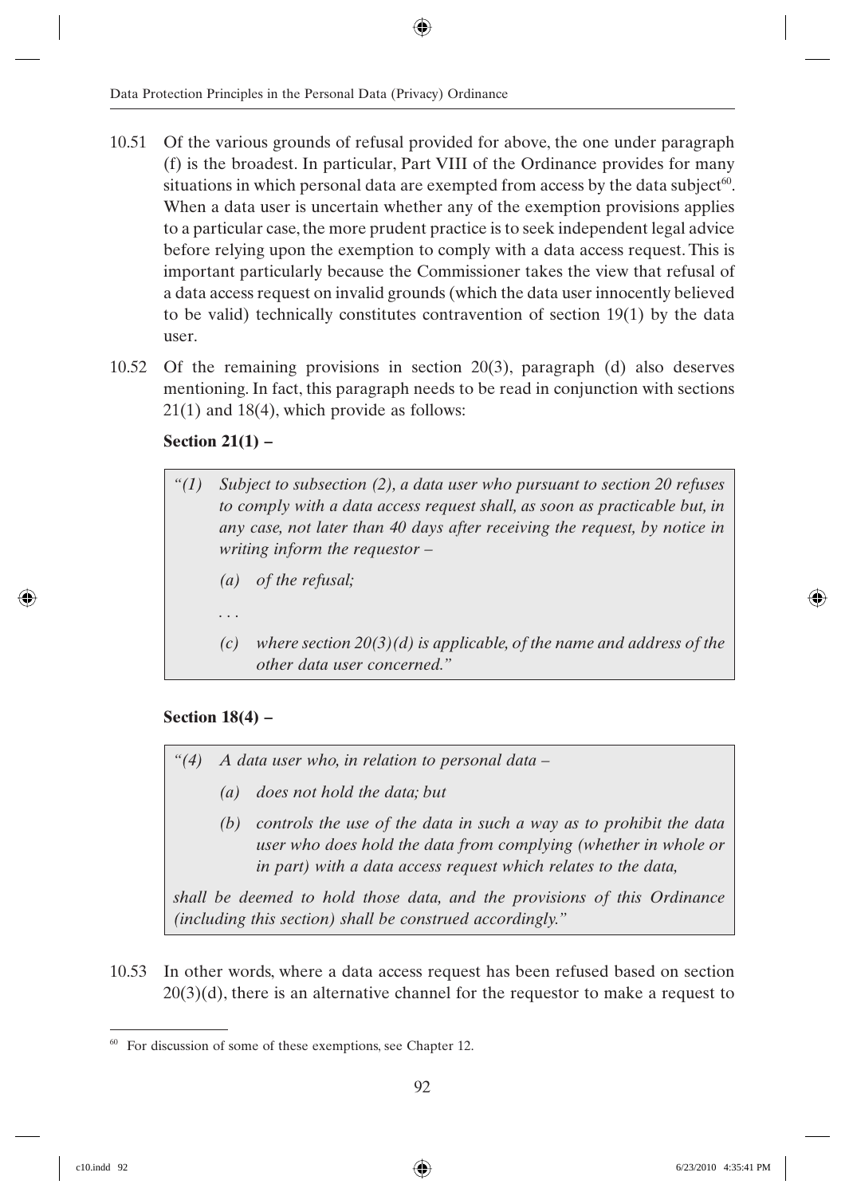10.51 Of the various grounds of refusal provided for above, the one under paragraph (f) is the broadest. In particular, Part VIII of the Ordinance provides for many situations in which personal data are exempted from access by the data subject[60]. When a data user is uncertain whether any of the exemption provisions applies to a particular case, the more prudent practice is to seek independent legal advice before relying upon the exemption to comply with a data access request. This is important particularly because the Commissioner takes the view that refusal of a data access request on invalid grounds (which the data user innocently believed to be valid) technically constitutes contravention of section 19(1) by the data user.

10.52 Of the remaining provisions in section 20(3), paragraph (d) also deserves mentioning. In fact, this paragraph needs to be read in conjunction with sections 21(1) and 18(4), which provide as follows:

**Section 21(1) –**

> *"(1) Subject to subsection (2), a data user who pursuant to section 20 refuses to comply with a data access request shall, as soon as practicable but, in any case, not later than 40 days after receiving the request, by notice in writing inform the requestor –*
>
> *(a) of the refusal;*
>
> *. . .*
>
> *(c) where section 20(3)(d) is applicable, of the name and address of the other data user concerned."*

**Section 18(4) –**

> *"(4) A data user who, in relation to personal data –*
>
> *(a) does not hold the data; but*
>
> *(b) controls the use of the data in such a way as to prohibit the data user who does hold the data from complying (whether in whole or in part) with a data access request which relates to the data,*
>
> *shall be deemed to hold those data, and the provisions of this Ordinance (including this section) shall be construed accordingly."*

10.53 In other words, where a data access request has been refused based on section 20(3)(d), there is an alternative channel for the requestor to make a request to

---

[60] For discussion of some of these exemptions, see Chapter 12.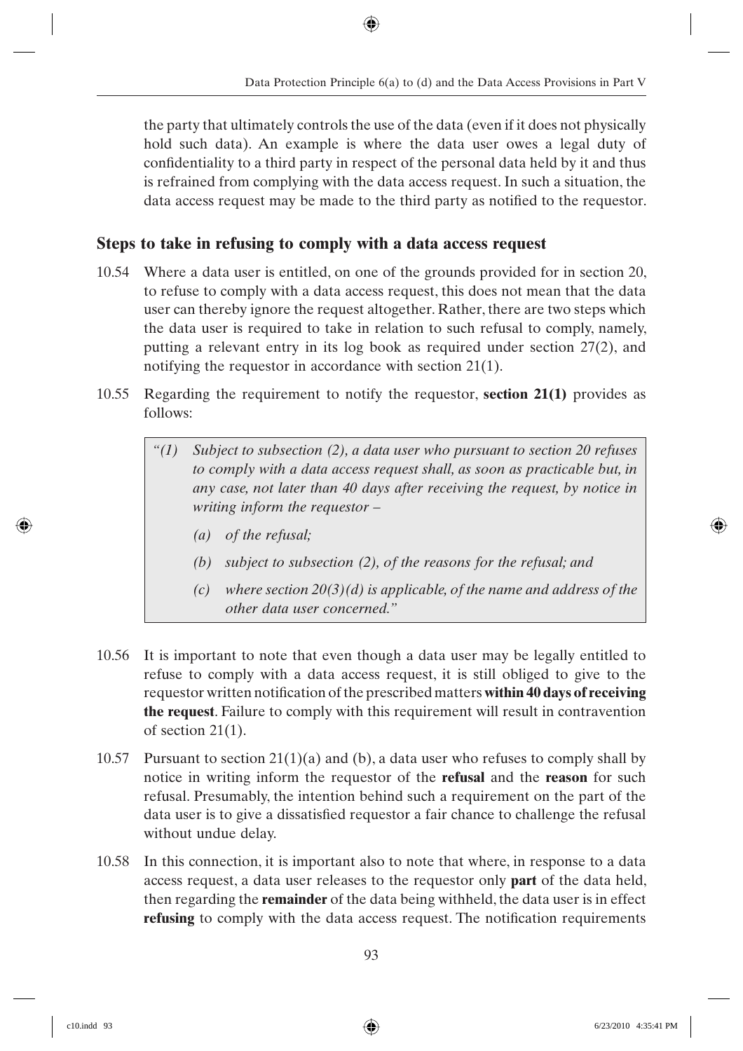the party that ultimately controls the use of the data (even if it does not physically hold such data). An example is where the data user owes a legal duty of confidentiality to a third party in respect of the personal data held by it and thus is refrained from complying with the data access request. In such a situation, the data access request may be made to the third party as notified to the requestor.

## Steps to take in refusing to comply with a data access request

10.54 Where a data user is entitled, on one of the grounds provided for in section 20, to refuse to comply with a data access request, this does not mean that the data user can thereby ignore the request altogether. Rather, there are two steps which the data user is required to take in relation to such refusal to comply, namely, putting a relevant entry in its log book as required under section 27(2), and notifying the requestor in accordance with section 21(1).

10.55 Regarding the requirement to notify the requestor, **section 21(1)** provides as follows:

> *"(1) Subject to subsection (2), a data user who pursuant to section 20 refuses to comply with a data access request shall, as soon as practicable but, in any case, not later than 40 days after receiving the request, by notice in writing inform the requestor –*
>
> *(a) of the refusal;*
>
> *(b) subject to subsection (2), of the reasons for the refusal; and*
>
> *(c) where section 20(3)(d) is applicable, of the name and address of the other data user concerned."*

10.56 It is important to note that even though a data user may be legally entitled to refuse to comply with a data access request, it is still obliged to give to the requestor written notification of the prescribed matters **within 40 days of receiving the request**. Failure to comply with this requirement will result in contravention of section 21(1).

10.57 Pursuant to section 21(1)(a) and (b), a data user who refuses to comply shall by notice in writing inform the requestor of the **refusal** and the **reason** for such refusal. Presumably, the intention behind such a requirement on the part of the data user is to give a dissatisfied requestor a fair chance to challenge the refusal without undue delay.

10.58 In this connection, it is important also to note that where, in response to a data access request, a data user releases to the requestor only **part** of the data held, then regarding the **remainder** of the data being withheld, the data user is in effect **refusing** to comply with the data access request. The notification requirements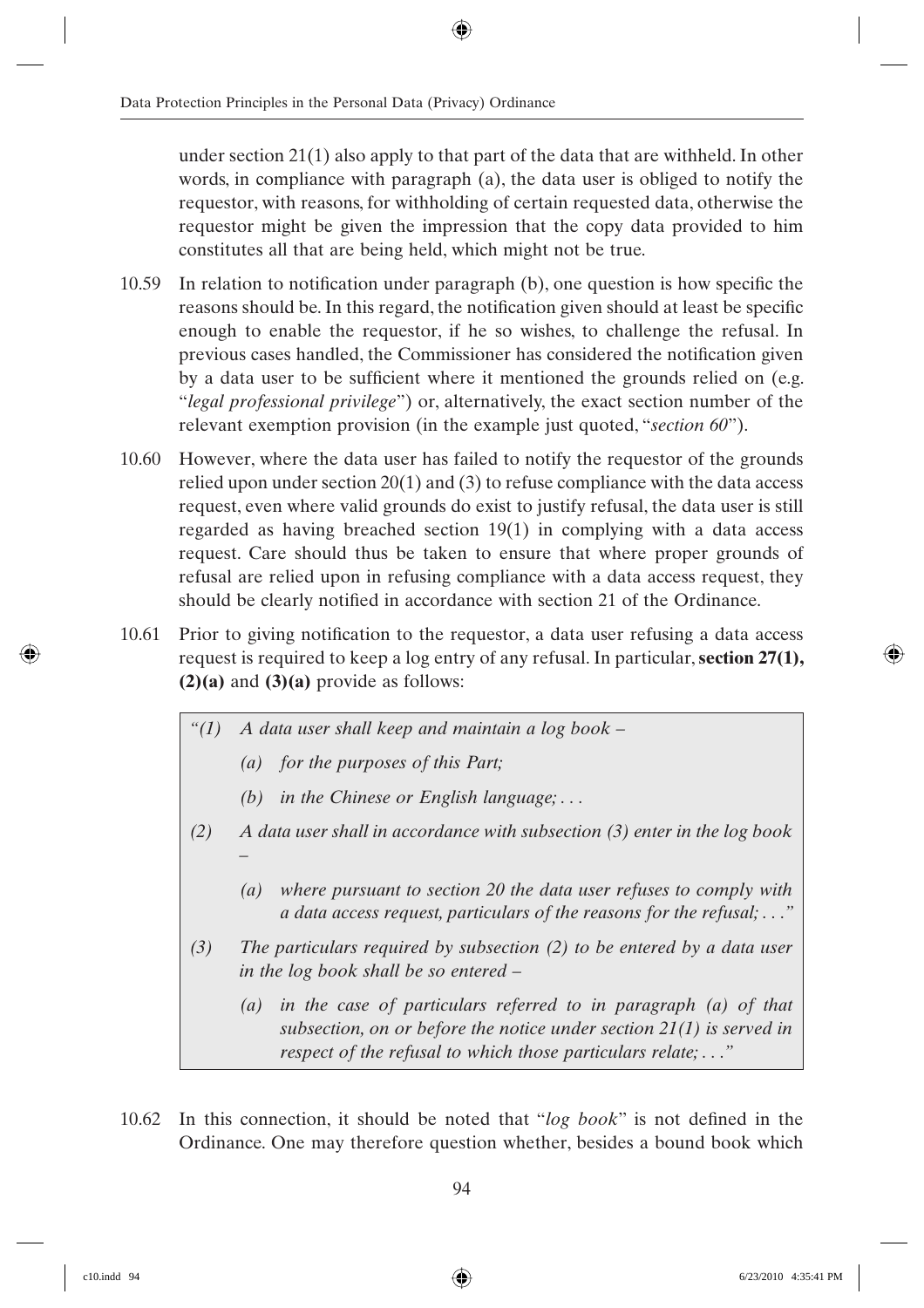under section 21(1) also apply to that part of the data that are withheld. In other words, in compliance with paragraph (a), the data user is obliged to notify the requestor, with reasons, for withholding of certain requested data, otherwise the requestor might be given the impression that the copy data provided to him constitutes all that are being held, which might not be true.

10.59 In relation to notification under paragraph (b), one question is how specific the reasons should be. In this regard, the notification given should at least be specific enough to enable the requestor, if he so wishes, to challenge the refusal. In previous cases handled, the Commissioner has considered the notification given by a data user to be sufficient where it mentioned the grounds relied on (e.g. "*legal professional privilege*") or, alternatively, the exact section number of the relevant exemption provision (in the example just quoted, "*section 60*").

10.60 However, where the data user has failed to notify the requestor of the grounds relied upon under section 20(1) and (3) to refuse compliance with the data access request, even where valid grounds do exist to justify refusal, the data user is still regarded as having breached section 19(1) in complying with a data access request. Care should thus be taken to ensure that where proper grounds of refusal are relied upon in refusing compliance with a data access request, they should be clearly notified in accordance with section 21 of the Ordinance.

10.61 Prior to giving notification to the requestor, a data user refusing a data access request is required to keep a log entry of any refusal. In particular, **section 27(1), (2)(a)** and **(3)(a)** provide as follows:

> *"(1) A data user shall keep and maintain a log book –*
>
> *(a) for the purposes of this Part;*
>
> *(b) in the Chinese or English language; . . .*
>
> *(2) A data user shall in accordance with subsection (3) enter in the log book –*
>
> *(a) where pursuant to section 20 the data user refuses to comply with a data access request, particulars of the reasons for the refusal; . . ."*
>
> *(3) The particulars required by subsection (2) to be entered by a data user in the log book shall be so entered –*
>
> *(a) in the case of particulars referred to in paragraph (a) of that subsection, on or before the notice under section 21(1) is served in respect of the refusal to which those particulars relate; . . ."*

10.62 In this connection, it should be noted that "*log book*" is not defined in the Ordinance. One may therefore question whether, besides a bound book which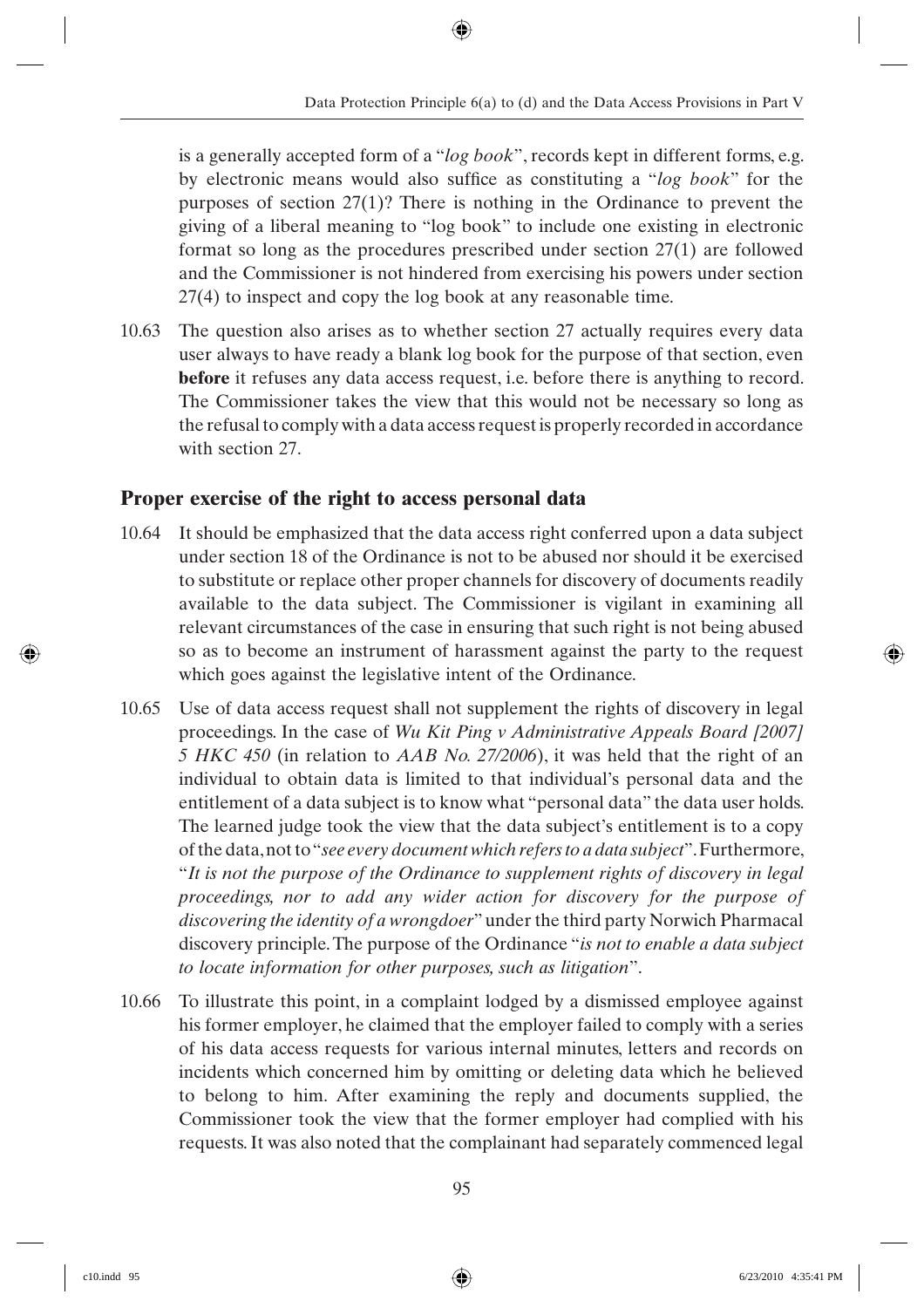is a generally accepted form of a "*log book*", records kept in different forms, e.g. by electronic means would also suffice as constituting a "*log book*" for the purposes of section 27(1)? There is nothing in the Ordinance to prevent the giving of a liberal meaning to "log book" to include one existing in electronic format so long as the procedures prescribed under section 27(1) are followed and the Commissioner is not hindered from exercising his powers under section 27(4) to inspect and copy the log book at any reasonable time.

10.63 The question also arises as to whether section 27 actually requires every data user always to have ready a blank log book for the purpose of that section, even **before** it refuses any data access request, i.e. before there is anything to record. The Commissioner takes the view that this would not be necessary so long as the refusal to comply with a data access request is properly recorded in accordance with section 27.

## Proper exercise of the right to access personal data

10.64 It should be emphasized that the data access right conferred upon a data subject under section 18 of the Ordinance is not to be abused nor should it be exercised to substitute or replace other proper channels for discovery of documents readily available to the data subject. The Commissioner is vigilant in examining all relevant circumstances of the case in ensuring that such right is not being abused so as to become an instrument of harassment against the party to the request which goes against the legislative intent of the Ordinance.

10.65 Use of data access request shall not supplement the rights of discovery in legal proceedings. In the case of *Wu Kit Ping v Administrative Appeals Board [2007] 5 HKC 450* (in relation to *AAB No. 27/2006*), it was held that the right of an individual to obtain data is limited to that individual's personal data and the entitlement of a data subject is to know what "personal data" the data user holds. The learned judge took the view that the data subject's entitlement is to a copy of the data, not to "*see every document which refers to a data subject*". Furthermore, "*It is not the purpose of the Ordinance to supplement rights of discovery in legal proceedings, nor to add any wider action for discovery for the purpose of discovering the identity of a wrongdoer*" under the third party Norwich Pharmacal discovery principle. The purpose of the Ordinance "*is not to enable a data subject to locate information for other purposes, such as litigation*".

10.66 To illustrate this point, in a complaint lodged by a dismissed employee against his former employer, he claimed that the employer failed to comply with a series of his data access requests for various internal minutes, letters and records on incidents which concerned him by omitting or deleting data which he believed to belong to him. After examining the reply and documents supplied, the Commissioner took the view that the former employer had complied with his requests. It was also noted that the complainant had separately commenced legal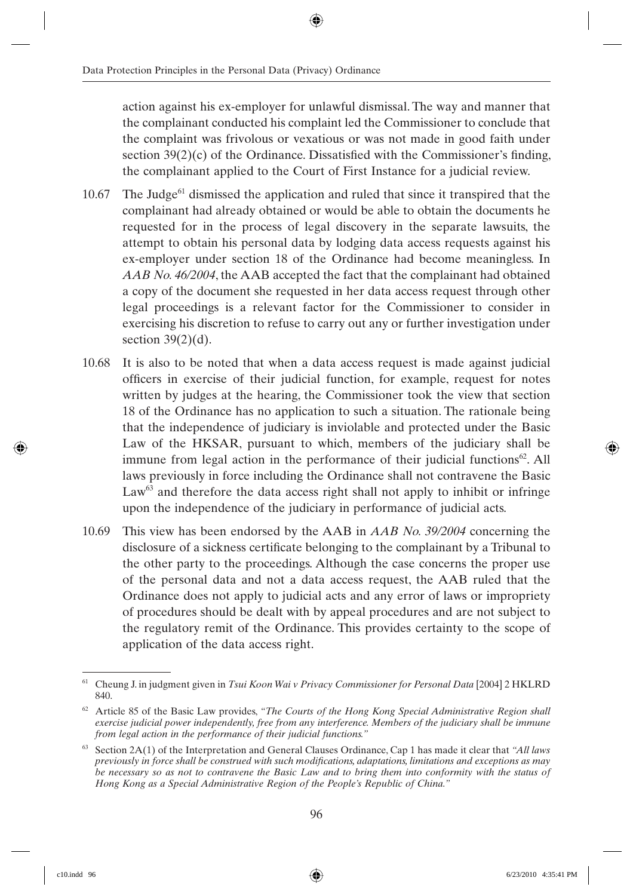action against his ex-employer for unlawful dismissal. The way and manner that the complainant conducted his complaint led the Commissioner to conclude that the complaint was frivolous or vexatious or was not made in good faith under section 39(2)(c) of the Ordinance. Dissatisfied with the Commissioner's finding, the complainant applied to the Court of First Instance for a judicial review.

10.67 The Judge[61] dismissed the application and ruled that since it transpired that the complainant had already obtained or would be able to obtain the documents he requested for in the process of legal discovery in the separate lawsuits, the attempt to obtain his personal data by lodging data access requests against his ex-employer under section 18 of the Ordinance had become meaningless. In *AAB No. 46/2004*, the AAB accepted the fact that the complainant had obtained a copy of the document she requested in her data access request through other legal proceedings is a relevant factor for the Commissioner to consider in exercising his discretion to refuse to carry out any or further investigation under section 39(2)(d).

10.68 It is also to be noted that when a data access request is made against judicial officers in exercise of their judicial function, for example, request for notes written by judges at the hearing, the Commissioner took the view that section 18 of the Ordinance has no application to such a situation. The rationale being that the independence of judiciary is inviolable and protected under the Basic Law of the HKSAR, pursuant to which, members of the judiciary shall be immune from legal action in the performance of their judicial functions[62]. All laws previously in force including the Ordinance shall not contravene the Basic Law[63] and therefore the data access right shall not apply to inhibit or infringe upon the independence of the judiciary in performance of judicial acts.

10.69 This view has been endorsed by the AAB in *AAB No. 39/2004* concerning the disclosure of a sickness certificate belonging to the complainant by a Tribunal to the other party to the proceedings. Although the case concerns the proper use of the personal data and not a data access request, the AAB ruled that the Ordinance does not apply to judicial acts and any error of laws or impropriety of procedures should be dealt with by appeal procedures and are not subject to the regulatory remit of the Ordinance. This provides certainty to the scope of application of the data access right.

---

[61] Cheung J. in judgment given in *Tsui Koon Wai v Privacy Commissioner for Personal Data* [2004] 2 HKLRD 840.

[62] Article 85 of the Basic Law provides, *"The Courts of the Hong Kong Special Administrative Region shall exercise judicial power independently, free from any interference. Members of the judiciary shall be immune from legal action in the performance of their judicial functions."*

[63] Section 2A(1) of the Interpretation and General Clauses Ordinance, Cap 1 has made it clear that *"All laws previously in force shall be construed with such modifications, adaptations, limitations and exceptions as may be necessary so as not to contravene the Basic Law and to bring them into conformity with the status of Hong Kong as a Special Administrative Region of the People's Republic of China."*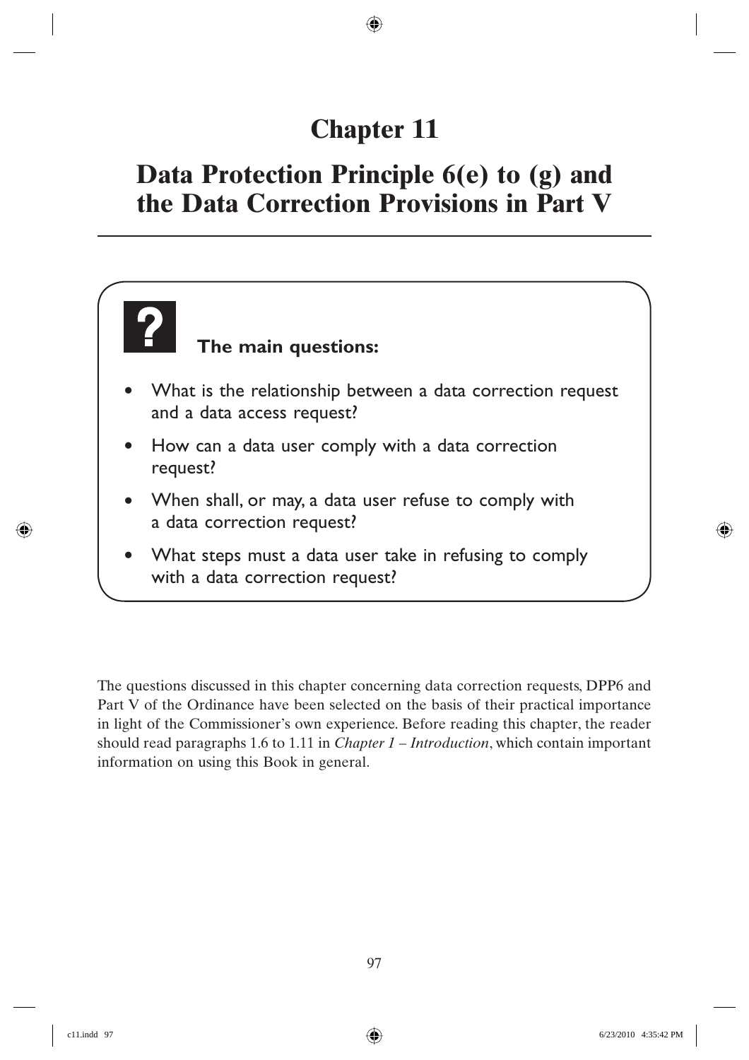# Chapter 11

# Data Protection Principle 6(e) to (g) and the Data Correction Provisions in Part V

**The main questions:**

- What is the relationship between a data correction request and a data access request?
- How can a data user comply with a data correction request?
- When shall, or may, a data user refuse to comply with a data correction request?
- What steps must a data user take in refusing to comply with a data correction request?

The questions discussed in this chapter concerning data correction requests, DPP6 and Part V of the Ordinance have been selected on the basis of their practical importance in light of the Commissioner's own experience. Before reading this chapter, the reader should read paragraphs 1.6 to 1.11 in *Chapter 1 – Introduction*, which contain important information on using this Book in general.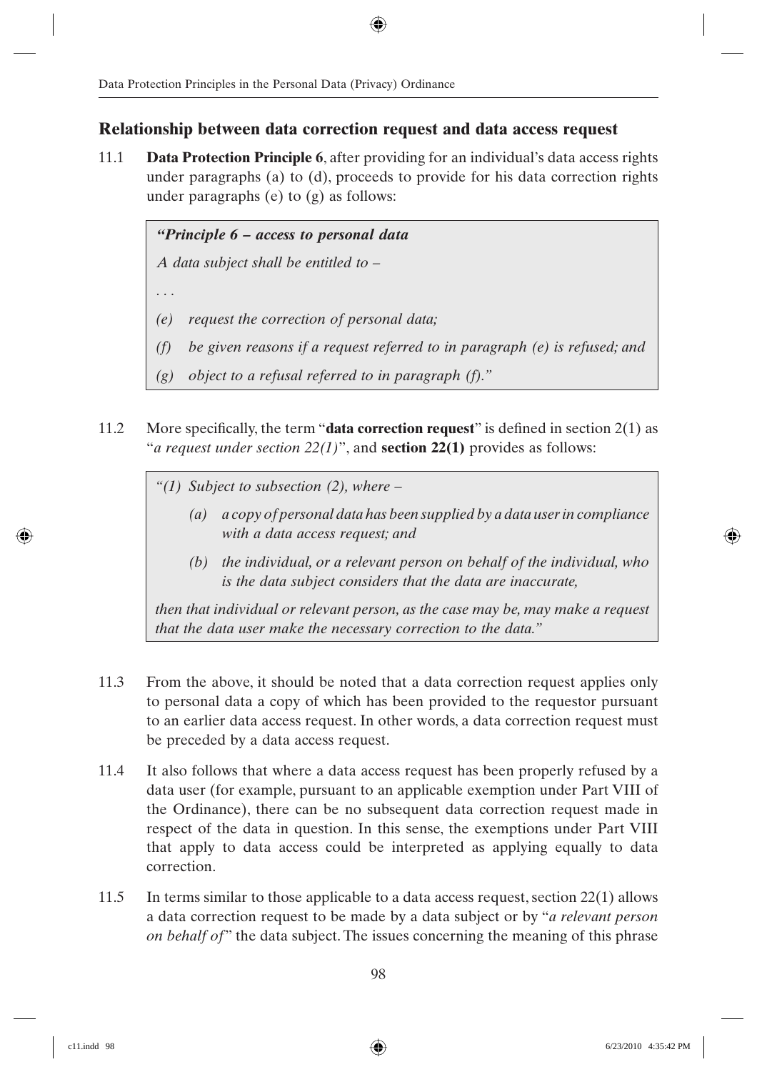## Relationship between data correction request and data access request

11.1 **Data Protection Principle 6**, after providing for an individual's data access rights under paragraphs (a) to (d), proceeds to provide for his data correction rights under paragraphs (e) to (g) as follows:

> ***"Principle 6 – access to personal data***
>
> *A data subject shall be entitled to –*
>
> *. . .*
>
> *(e) request the correction of personal data;*
>
> *(f) be given reasons if a request referred to in paragraph (e) is refused; and*
>
> *(g) object to a refusal referred to in paragraph (f)."*

11.2 More specifically, the term "**data correction request**" is defined in section 2(1) as "*a request under section 22(1)*", and **section 22(1)** provides as follows:

> *"(1) Subject to subsection (2), where –*
>
> *(a) a copy of personal data has been supplied by a data user in compliance with a data access request; and*
>
> *(b) the individual, or a relevant person on behalf of the individual, who is the data subject considers that the data are inaccurate,*
>
> *then that individual or relevant person, as the case may be, may make a request that the data user make the necessary correction to the data."*

11.3 From the above, it should be noted that a data correction request applies only to personal data a copy of which has been provided to the requestor pursuant to an earlier data access request. In other words, a data correction request must be preceded by a data access request.

11.4 It also follows that where a data access request has been properly refused by a data user (for example, pursuant to an applicable exemption under Part VIII of the Ordinance), there can be no subsequent data correction request made in respect of the data in question. In this sense, the exemptions under Part VIII that apply to data access could be interpreted as applying equally to data correction.

11.5 In terms similar to those applicable to a data access request, section 22(1) allows a data correction request to be made by a data subject or by "*a relevant person on behalf of*" the data subject. The issues concerning the meaning of this phrase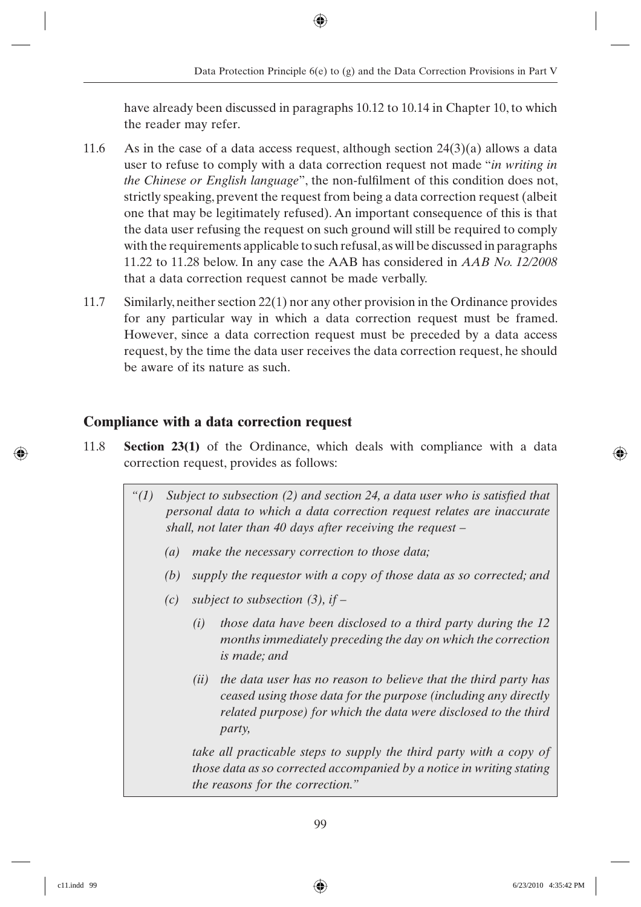have already been discussed in paragraphs 10.12 to 10.14 in Chapter 10, to which the reader may refer.

11.6 As in the case of a data access request, although section 24(3)(a) allows a data user to refuse to comply with a data correction request not made "*in writing in the Chinese or English language*", the non-fulfilment of this condition does not, strictly speaking, prevent the request from being a data correction request (albeit one that may be legitimately refused). An important consequence of this is that the data user refusing the request on such ground will still be required to comply with the requirements applicable to such refusal, as will be discussed in paragraphs 11.22 to 11.28 below. In any case the AAB has considered in *AAB No. 12/2008* that a data correction request cannot be made verbally.

11.7 Similarly, neither section 22(1) nor any other provision in the Ordinance provides for any particular way in which a data correction request must be framed. However, since a data correction request must be preceded by a data access request, by the time the data user receives the data correction request, he should be aware of its nature as such.

## Compliance with a data correction request

11.8 **Section 23(1)** of the Ordinance, which deals with compliance with a data correction request, provides as follows:

> *"(1) Subject to subsection (2) and section 24, a data user who is satisfied that personal data to which a data correction request relates are inaccurate shall, not later than 40 days after receiving the request –*
>
> *(a) make the necessary correction to those data;*
>
> *(b) supply the requestor with a copy of those data as so corrected; and*
>
> *(c) subject to subsection (3), if –*
>
> *(i) those data have been disclosed to a third party during the 12 months immediately preceding the day on which the correction is made; and*
>
> *(ii) the data user has no reason to believe that the third party has ceased using those data for the purpose (including any directly related purpose) for which the data were disclosed to the third party,*
>
> *take all practicable steps to supply the third party with a copy of those data as so corrected accompanied by a notice in writing stating the reasons for the correction."*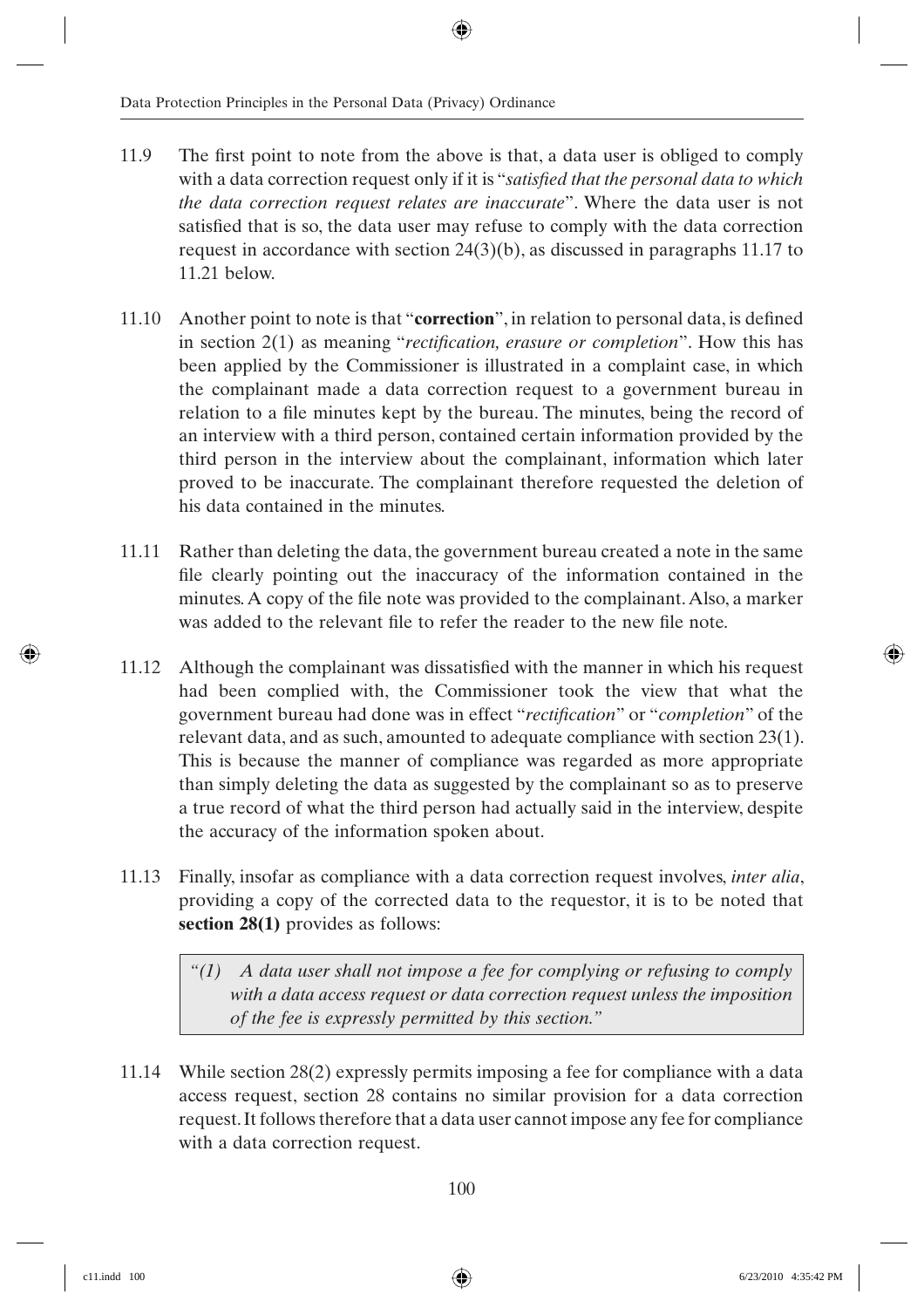11.9 The first point to note from the above is that, a data user is obliged to comply with a data correction request only if it is "*satisfied that the personal data to which the data correction request relates are inaccurate*". Where the data user is not satisfied that is so, the data user may refuse to comply with the data correction request in accordance with section 24(3)(b), as discussed in paragraphs 11.17 to 11.21 below.

11.10 Another point to note is that "**correction**", in relation to personal data, is defined in section 2(1) as meaning "*rectification, erasure or completion*". How this has been applied by the Commissioner is illustrated in a complaint case, in which the complainant made a data correction request to a government bureau in relation to a file minutes kept by the bureau. The minutes, being the record of an interview with a third person, contained certain information provided by the third person in the interview about the complainant, information which later proved to be inaccurate. The complainant therefore requested the deletion of his data contained in the minutes.

11.11 Rather than deleting the data, the government bureau created a note in the same file clearly pointing out the inaccuracy of the information contained in the minutes. A copy of the file note was provided to the complainant. Also, a marker was added to the relevant file to refer the reader to the new file note.

11.12 Although the complainant was dissatisfied with the manner in which his request had been complied with, the Commissioner took the view that what the government bureau had done was in effect "*rectification*" or "*completion*" of the relevant data, and as such, amounted to adequate compliance with section 23(1). This is because the manner of compliance was regarded as more appropriate than simply deleting the data as suggested by the complainant so as to preserve a true record of what the third person had actually said in the interview, despite the accuracy of the information spoken about.

11.13 Finally, insofar as compliance with a data correction request involves, *inter alia*, providing a copy of the corrected data to the requestor, it is to be noted that **section 28(1)** provides as follows:

> *"(1) A data user shall not impose a fee for complying or refusing to comply with a data access request or data correction request unless the imposition of the fee is expressly permitted by this section."*

11.14 While section 28(2) expressly permits imposing a fee for compliance with a data access request, section 28 contains no similar provision for a data correction request. It follows therefore that a data user cannot impose any fee for compliance with a data correction request.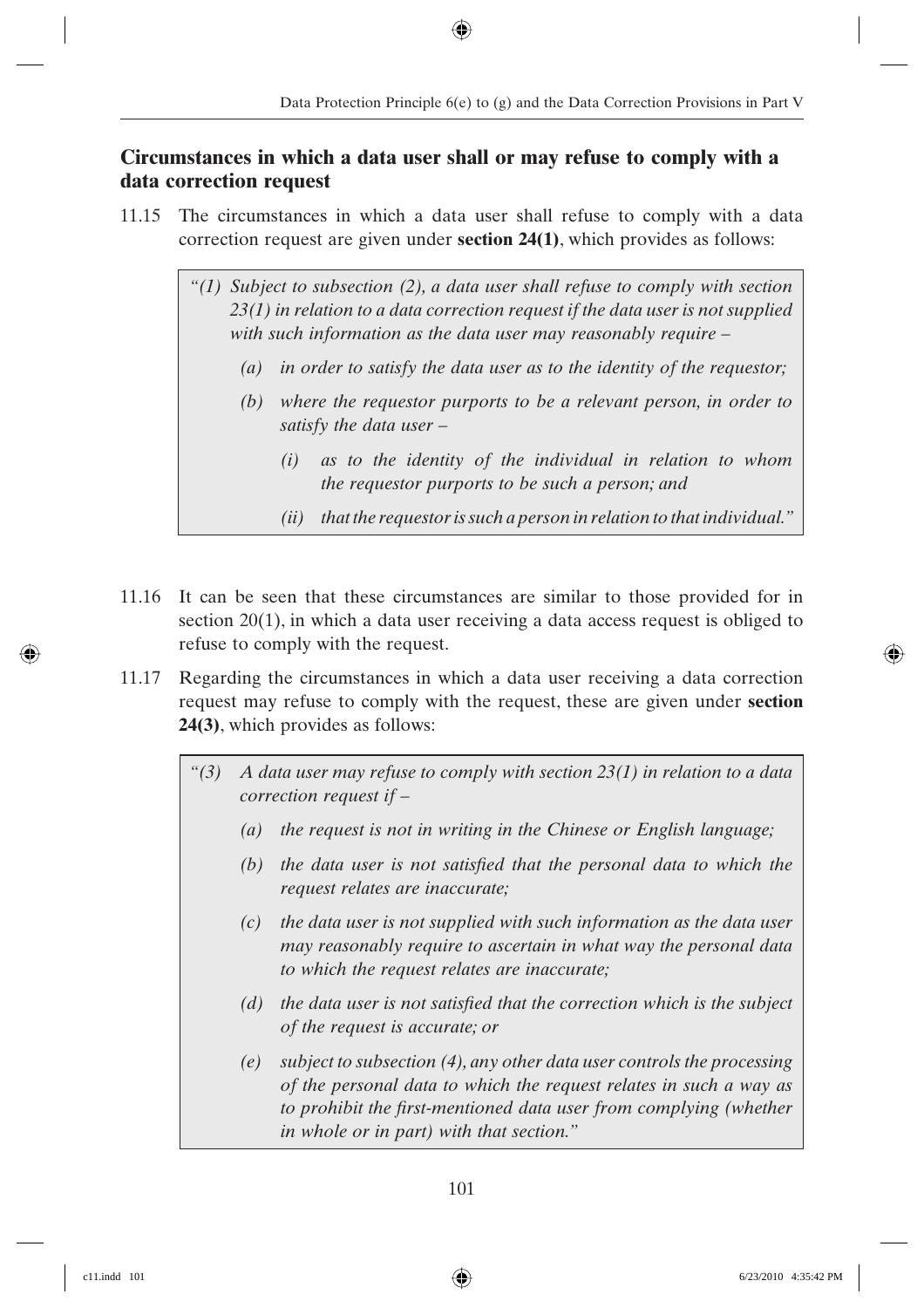## Circumstances in which a data user shall or may refuse to comply with a data correction request

11.15 The circumstances in which a data user shall refuse to comply with a data correction request are given under **section 24(1)**, which provides as follows:

> *"(1) Subject to subsection (2), a data user shall refuse to comply with section 23(1) in relation to a data correction request if the data user is not supplied with such information as the data user may reasonably require –*
>
> *(a) in order to satisfy the data user as to the identity of the requestor;*
>
> *(b) where the requestor purports to be a relevant person, in order to satisfy the data user –*
>
> *(i) as to the identity of the individual in relation to whom the requestor purports to be such a person; and*
>
> *(ii) that the requestor is such a person in relation to that individual."*

11.16 It can be seen that these circumstances are similar to those provided for in section 20(1), in which a data user receiving a data access request is obliged to refuse to comply with the request.

11.17 Regarding the circumstances in which a data user receiving a data correction request may refuse to comply with the request, these are given under **section 24(3)**, which provides as follows:

> *"(3) A data user may refuse to comply with section 23(1) in relation to a data correction request if –*
>
> *(a) the request is not in writing in the Chinese or English language;*
>
> *(b) the data user is not satisfied that the personal data to which the request relates are inaccurate;*
>
> *(c) the data user is not supplied with such information as the data user may reasonably require to ascertain in what way the personal data to which the request relates are inaccurate;*
>
> *(d) the data user is not satisfied that the correction which is the subject of the request is accurate; or*
>
> *(e) subject to subsection (4), any other data user controls the processing of the personal data to which the request relates in such a way as to prohibit the first-mentioned data user from complying (whether in whole or in part) with that section."*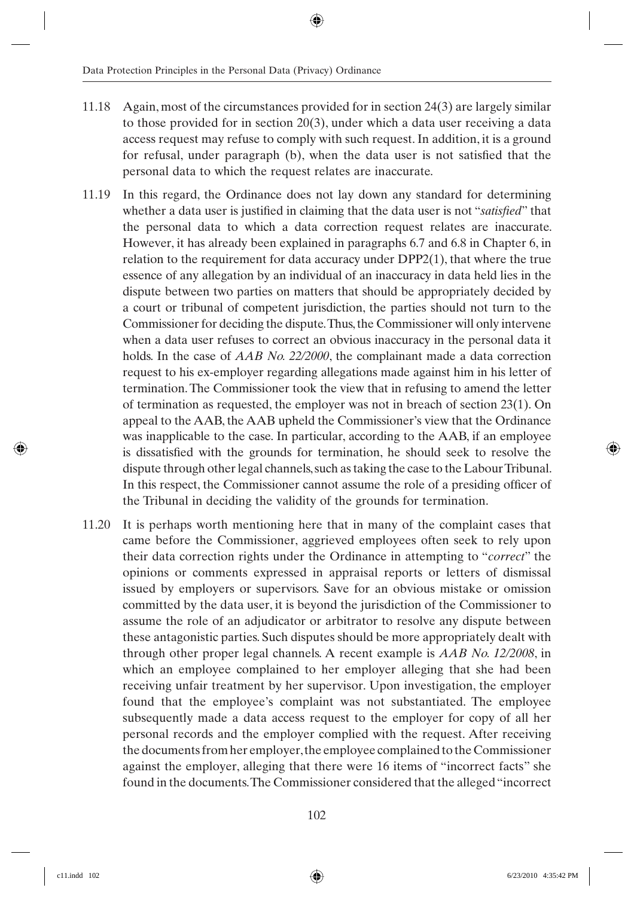11.18 Again, most of the circumstances provided for in section 24(3) are largely similar to those provided for in section 20(3), under which a data user receiving a data access request may refuse to comply with such request. In addition, it is a ground for refusal, under paragraph (b), when the data user is not satisfied that the personal data to which the request relates are inaccurate.

11.19 In this regard, the Ordinance does not lay down any standard for determining whether a data user is justified in claiming that the data user is not "*satisfied*" that the personal data to which a data correction request relates are inaccurate. However, it has already been explained in paragraphs 6.7 and 6.8 in Chapter 6, in relation to the requirement for data accuracy under DPP2(1), that where the true essence of any allegation by an individual of an inaccuracy in data held lies in the dispute between two parties on matters that should be appropriately decided by a court or tribunal of competent jurisdiction, the parties should not turn to the Commissioner for deciding the dispute. Thus, the Commissioner will only intervene when a data user refuses to correct an obvious inaccuracy in the personal data it holds. In the case of *AAB No. 22/2000*, the complainant made a data correction request to his ex-employer regarding allegations made against him in his letter of termination. The Commissioner took the view that in refusing to amend the letter of termination as requested, the employer was not in breach of section 23(1). On appeal to the AAB, the AAB upheld the Commissioner's view that the Ordinance was inapplicable to the case. In particular, according to the AAB, if an employee is dissatisfied with the grounds for termination, he should seek to resolve the dispute through other legal channels, such as taking the case to the Labour Tribunal. In this respect, the Commissioner cannot assume the role of a presiding officer of the Tribunal in deciding the validity of the grounds for termination.

11.20 It is perhaps worth mentioning here that in many of the complaint cases that came before the Commissioner, aggrieved employees often seek to rely upon their data correction rights under the Ordinance in attempting to "*correct*" the opinions or comments expressed in appraisal reports or letters of dismissal issued by employers or supervisors. Save for an obvious mistake or omission committed by the data user, it is beyond the jurisdiction of the Commissioner to assume the role of an adjudicator or arbitrator to resolve any dispute between these antagonistic parties. Such disputes should be more appropriately dealt with through other proper legal channels. A recent example is *AAB No. 12/2008*, in which an employee complained to her employer alleging that she had been receiving unfair treatment by her supervisor. Upon investigation, the employer found that the employee's complaint was not substantiated. The employee subsequently made a data access request to the employer for copy of all her personal records and the employer complied with the request. After receiving the documents from her employer, the employee complained to the Commissioner against the employer, alleging that there were 16 items of "incorrect facts" she found in the documents. The Commissioner considered that the alleged "incorrect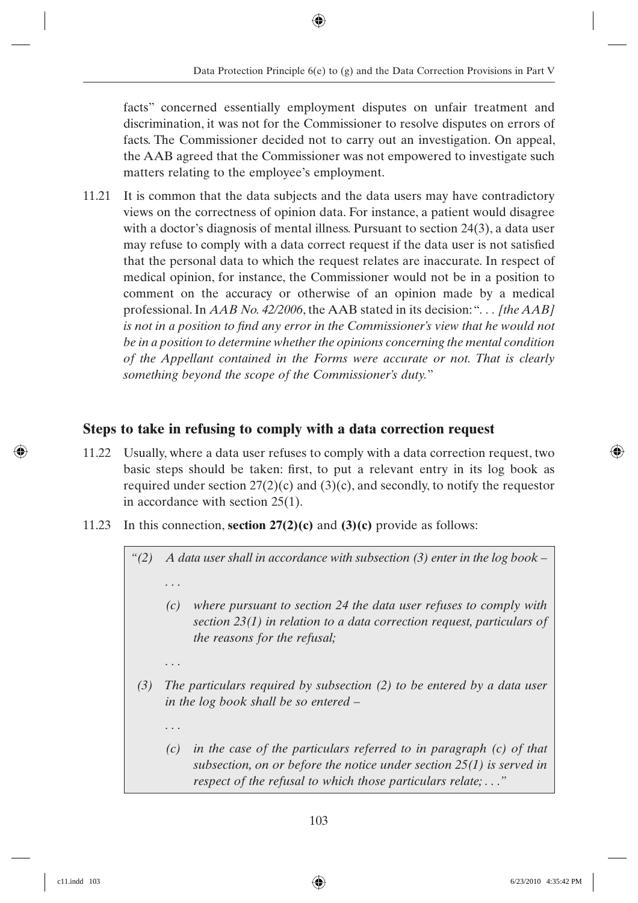facts" concerned essentially employment disputes on unfair treatment and discrimination, it was not for the Commissioner to resolve disputes on errors of facts. The Commissioner decided not to carry out an investigation. On appeal, the AAB agreed that the Commissioner was not empowered to investigate such matters relating to the employee's employment.

11.21 It is common that the data subjects and the data users may have contradictory views on the correctness of opinion data. For instance, a patient would disagree with a doctor's diagnosis of mental illness. Pursuant to section 24(3), a data user may refuse to comply with a data correct request if the data user is not satisfied that the personal data to which the request relates are inaccurate. In respect of medical opinion, for instance, the Commissioner would not be in a position to comment on the accuracy or otherwise of an opinion made by a medical professional. In *AAB No. 42/2006*, the AAB stated in its decision: "*. . . [the AAB] is not in a position to find any error in the Commissioner's view that he would not be in a position to determine whether the opinions concerning the mental condition of the Appellant contained in the Forms were accurate or not. That is clearly something beyond the scope of the Commissioner's duty.*"

## Steps to take in refusing to comply with a data correction request

11.22 Usually, where a data user refuses to comply with a data correction request, two basic steps should be taken: first, to put a relevant entry in its log book as required under section 27(2)(c) and (3)(c), and secondly, to notify the requestor in accordance with section 25(1).

11.23 In this connection, **section 27(2)(c)** and **(3)(c)** provide as follows:

> *"(2) A data user shall in accordance with subsection (3) enter in the log book –*
>
> *. . .*
>
> *(c) where pursuant to section 24 the data user refuses to comply with section 23(1) in relation to a data correction request, particulars of the reasons for the refusal;*
>
> *. . .*
>
> *(3) The particulars required by subsection (2) to be entered by a data user in the log book shall be so entered –*
>
> *. . .*
>
> *(c) in the case of the particulars referred to in paragraph (c) of that subsection, on or before the notice under section 25(1) is served in respect of the refusal to which those particulars relate; . . ."*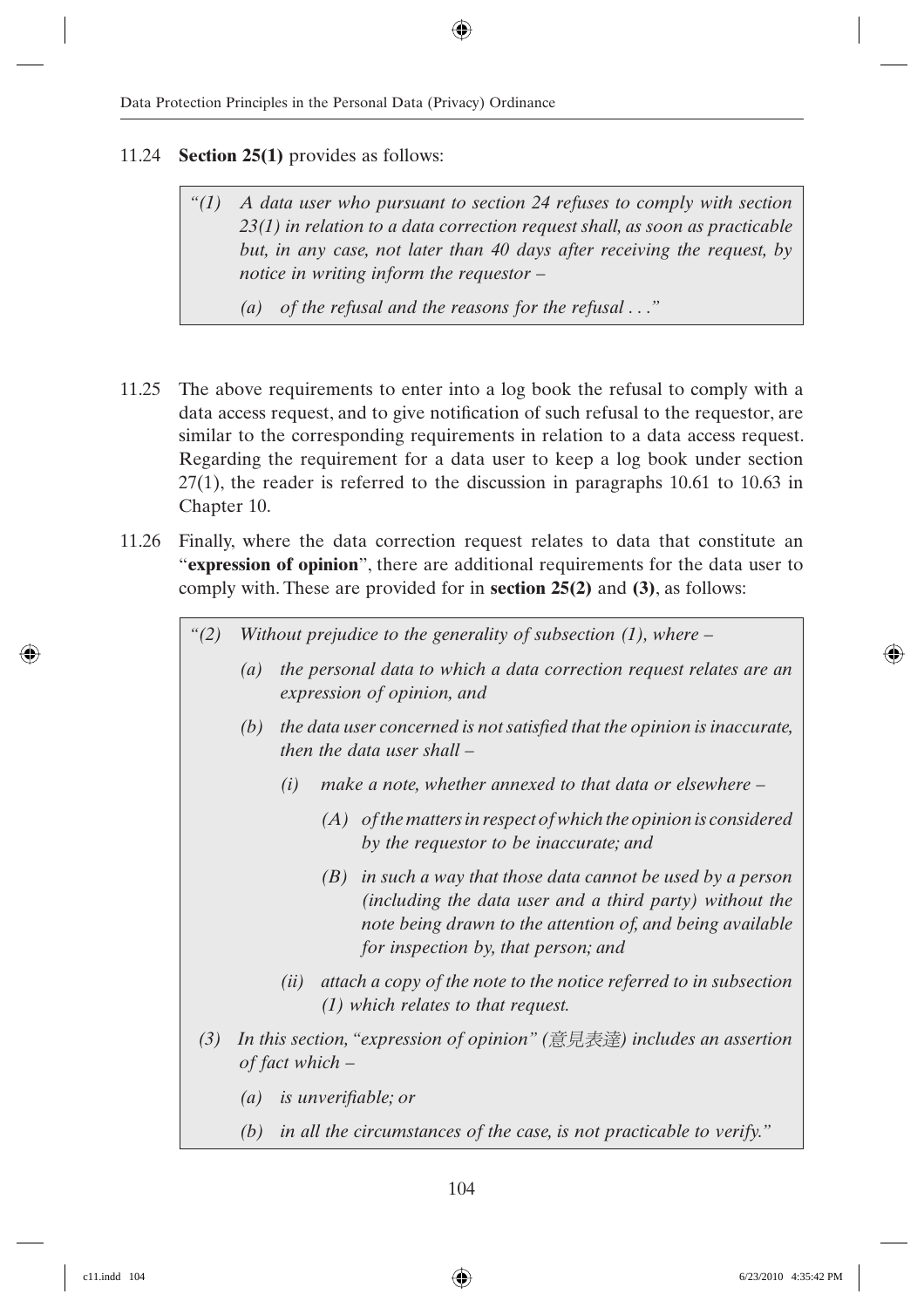11.24 **Section 25(1)** provides as follows:

> *"(1) A data user who pursuant to section 24 refuses to comply with section 23(1) in relation to a data correction request shall, as soon as practicable but, in any case, not later than 40 days after receiving the request, by notice in writing inform the requestor –*
>
> *(a) of the refusal and the reasons for the refusal . . ."*

11.25 The above requirements to enter into a log book the refusal to comply with a data access request, and to give notification of such refusal to the requestor, are similar to the corresponding requirements in relation to a data access request. Regarding the requirement for a data user to keep a log book under section 27(1), the reader is referred to the discussion in paragraphs 10.61 to 10.63 in Chapter 10.

11.26 Finally, where the data correction request relates to data that constitute an "**expression of opinion**", there are additional requirements for the data user to comply with. These are provided for in **section 25(2)** and **(3)**, as follows:

> *"(2) Without prejudice to the generality of subsection (1), where –*
>
> *(a) the personal data to which a data correction request relates are an expression of opinion, and*
>
> *(b) the data user concerned is not satisfied that the opinion is inaccurate, then the data user shall –*
>
> *(i) make a note, whether annexed to that data or elsewhere –*
>
> *(A) of the matters in respect of which the opinion is considered by the requestor to be inaccurate; and*
>
> *(B) in such a way that those data cannot be used by a person (including the data user and a third party) without the note being drawn to the attention of, and being available for inspection by, that person; and*
>
> *(ii) attach a copy of the note to the notice referred to in subsection (1) which relates to that request.*
>
> *(3) In this section, "expression of opinion" (意見表達) includes an assertion of fact which –*
>
> *(a) is unverifiable; or*
>
> *(b) in all the circumstances of the case, is not practicable to verify."*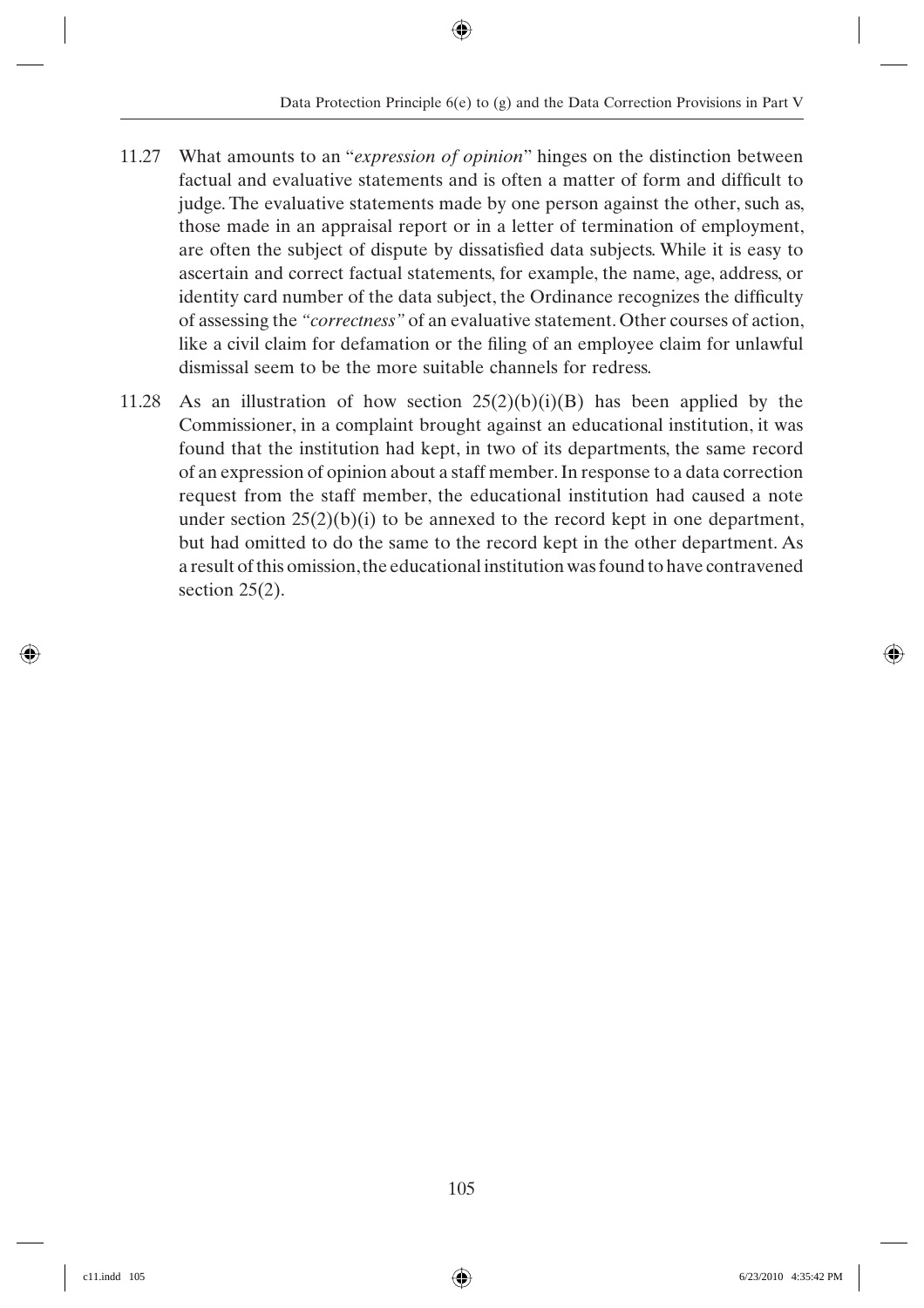11.27 What amounts to an "*expression of opinion*" hinges on the distinction between factual and evaluative statements and is often a matter of form and difficult to judge. The evaluative statements made by one person against the other, such as, those made in an appraisal report or in a letter of termination of employment, are often the subject of dispute by dissatisfied data subjects. While it is easy to ascertain and correct factual statements, for example, the name, age, address, or identity card number of the data subject, the Ordinance recognizes the difficulty of assessing the *"correctness"* of an evaluative statement. Other courses of action, like a civil claim for defamation or the filing of an employee claim for unlawful dismissal seem to be the more suitable channels for redress.

11.28 As an illustration of how section 25(2)(b)(i)(B) has been applied by the Commissioner, in a complaint brought against an educational institution, it was found that the institution had kept, in two of its departments, the same record of an expression of opinion about a staff member. In response to a data correction request from the staff member, the educational institution had caused a note under section 25(2)(b)(i) to be annexed to the record kept in one department, but had omitted to do the same to the record kept in the other department. As a result of this omission, the educational institution was found to have contravened section 25(2).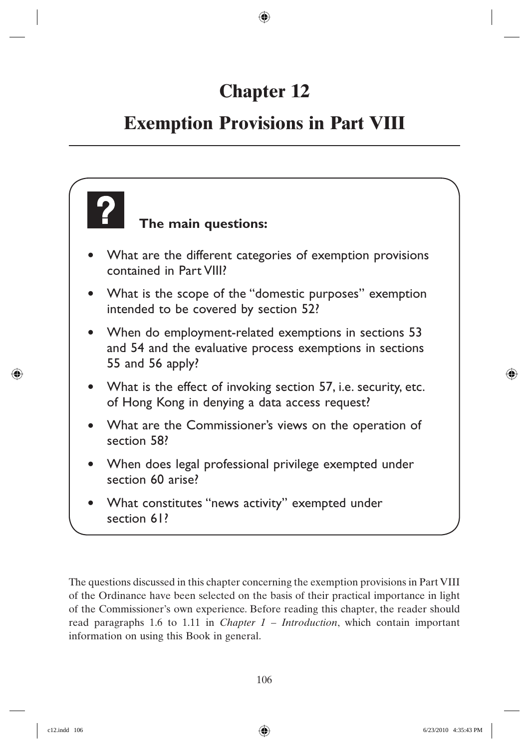# Chapter 12

# Exemption Provisions in Part VIII

**The main questions:**

- What are the different categories of exemption provisions contained in Part VIII?
- What is the scope of the "domestic purposes" exemption intended to be covered by section 52?
- When do employment-related exemptions in sections 53 and 54 and the evaluative process exemptions in sections 55 and 56 apply?
- What is the effect of invoking section 57, i.e. security, etc. of Hong Kong in denying a data access request?
- What are the Commissioner's views on the operation of section 58?
- When does legal professional privilege exempted under section 60 arise?
- What constitutes "news activity" exempted under section 61?

The questions discussed in this chapter concerning the exemption provisions in Part VIII of the Ordinance have been selected on the basis of their practical importance in light of the Commissioner's own experience. Before reading this chapter, the reader should read paragraphs 1.6 to 1.11 in *Chapter 1 – Introduction*, which contain important information on using this Book in general.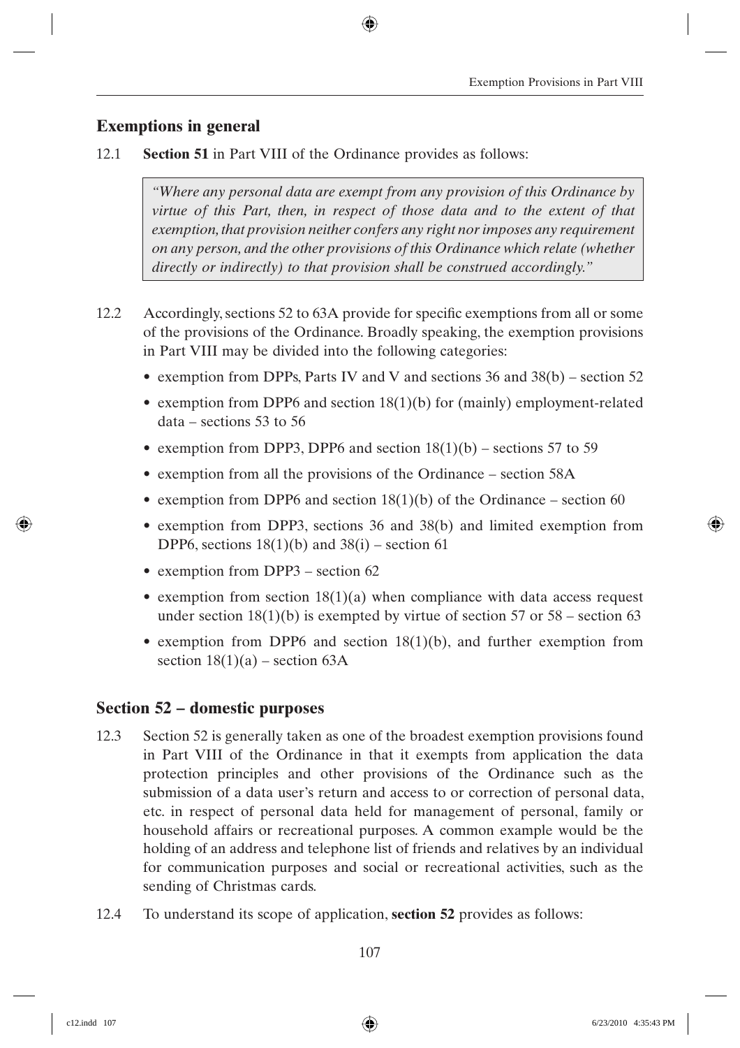## Exemptions in general

12.1 **Section 51** in Part VIII of the Ordinance provides as follows:

> *"Where any personal data are exempt from any provision of this Ordinance by virtue of this Part, then, in respect of those data and to the extent of that exemption, that provision neither confers any right nor imposes any requirement on any person, and the other provisions of this Ordinance which relate (whether directly or indirectly) to that provision shall be construed accordingly."*

12.2 Accordingly, sections 52 to 63A provide for specific exemptions from all or some of the provisions of the Ordinance. Broadly speaking, the exemption provisions in Part VIII may be divided into the following categories:

- exemption from DPPs, Parts IV and V and sections 36 and 38(b) – section 52
- exemption from DPP6 and section 18(1)(b) for (mainly) employment-related data – sections 53 to 56
- exemption from DPP3, DPP6 and section 18(1)(b) – sections 57 to 59
- exemption from all the provisions of the Ordinance – section 58A
- exemption from DPP6 and section 18(1)(b) of the Ordinance – section 60
- exemption from DPP3, sections 36 and 38(b) and limited exemption from DPP6, sections 18(1)(b) and 38(i) – section 61
- exemption from DPP3 – section 62
- exemption from section 18(1)(a) when compliance with data access request under section 18(1)(b) is exempted by virtue of section 57 or 58 – section 63
- exemption from DPP6 and section 18(1)(b), and further exemption from section 18(1)(a) – section 63A

## Section 52 – domestic purposes

12.3 Section 52 is generally taken as one of the broadest exemption provisions found in Part VIII of the Ordinance in that it exempts from application the data protection principles and other provisions of the Ordinance such as the submission of a data user's return and access to or correction of personal data, etc. in respect of personal data held for management of personal, family or household affairs or recreational purposes. A common example would be the holding of an address and telephone list of friends and relatives by an individual for communication purposes and social or recreational activities, such as the sending of Christmas cards.

12.4 To understand its scope of application, **section 52** provides as follows: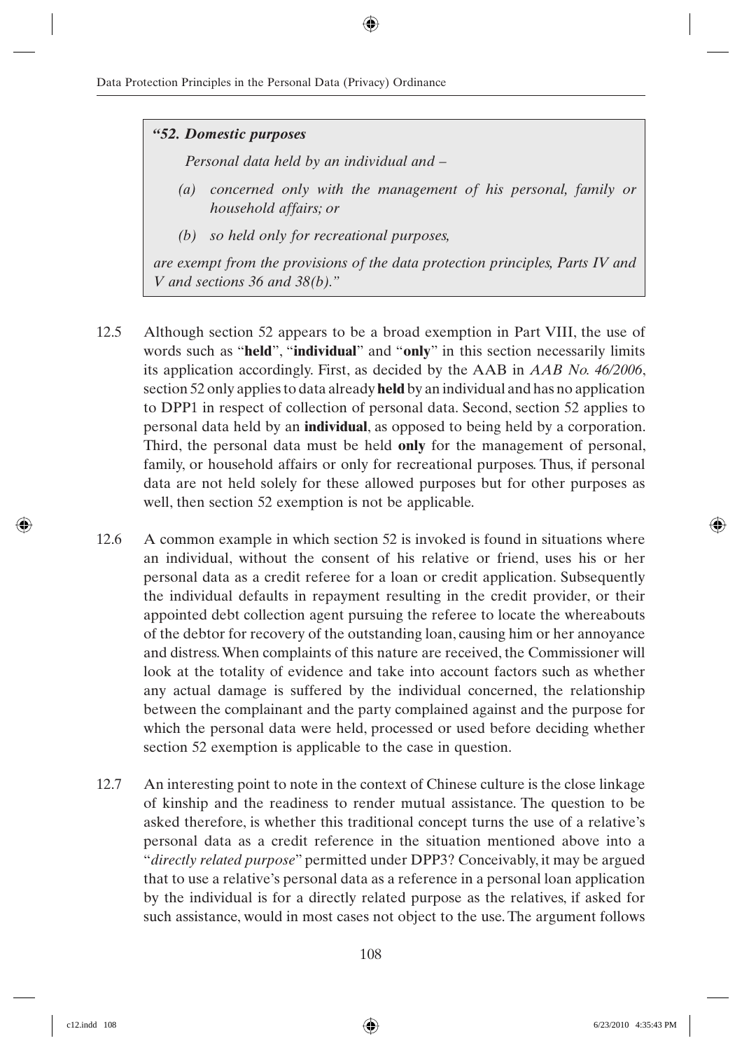> ***"52. Domestic purposes***
>
> *Personal data held by an individual and –*
>
> *(a) concerned only with the management of his personal, family or household affairs; or*
>
> *(b) so held only for recreational purposes,*
>
> *are exempt from the provisions of the data protection principles, Parts IV and V and sections 36 and 38(b)."*

12.5 Although section 52 appears to be a broad exemption in Part VIII, the use of words such as "**held**", "**individual**" and "**only**" in this section necessarily limits its application accordingly. First, as decided by the AAB in *AAB No. 46/2006*, section 52 only applies to data already **held** by an individual and has no application to DPP1 in respect of collection of personal data. Second, section 52 applies to personal data held by an **individual**, as opposed to being held by a corporation. Third, the personal data must be held **only** for the management of personal, family, or household affairs or only for recreational purposes. Thus, if personal data are not held solely for these allowed purposes but for other purposes as well, then section 52 exemption is not be applicable.

12.6 A common example in which section 52 is invoked is found in situations where an individual, without the consent of his relative or friend, uses his or her personal data as a credit referee for a loan or credit application. Subsequently the individual defaults in repayment resulting in the credit provider, or their appointed debt collection agent pursuing the referee to locate the whereabouts of the debtor for recovery of the outstanding loan, causing him or her annoyance and distress. When complaints of this nature are received, the Commissioner will look at the totality of evidence and take into account factors such as whether any actual damage is suffered by the individual concerned, the relationship between the complainant and the party complained against and the purpose for which the personal data were held, processed or used before deciding whether section 52 exemption is applicable to the case in question.

12.7 An interesting point to note in the context of Chinese culture is the close linkage of kinship and the readiness to render mutual assistance. The question to be asked therefore, is whether this traditional concept turns the use of a relative's personal data as a credit reference in the situation mentioned above into a "*directly related purpose*" permitted under DPP3? Conceivably, it may be argued that to use a relative's personal data as a reference in a personal loan application by the individual is for a directly related purpose as the relatives, if asked for such assistance, would in most cases not object to the use. The argument follows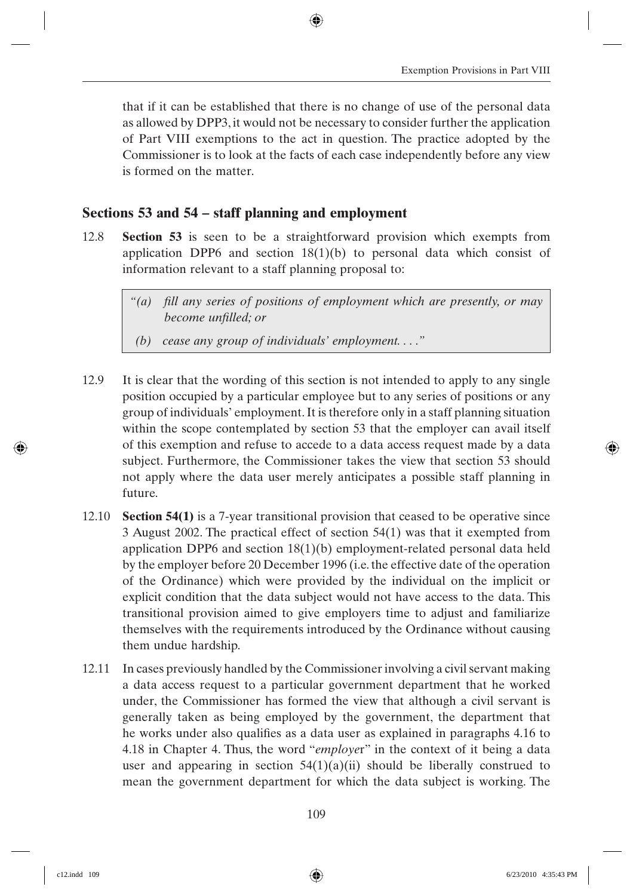that if it can be established that there is no change of use of the personal data as allowed by DPP3, it would not be necessary to consider further the application of Part VIII exemptions to the act in question. The practice adopted by the Commissioner is to look at the facts of each case independently before any view is formed on the matter.

## Sections 53 and 54 – staff planning and employment

12.8 **Section 53** is seen to be a straightforward provision which exempts from application DPP6 and section 18(1)(b) to personal data which consist of information relevant to a staff planning proposal to:

> *"(a) fill any series of positions of employment which are presently, or may become unfilled; or*
>
> *(b) cease any group of individuals' employment. . . ."*

12.9 It is clear that the wording of this section is not intended to apply to any single position occupied by a particular employee but to any series of positions or any group of individuals' employment. It is therefore only in a staff planning situation within the scope contemplated by section 53 that the employer can avail itself of this exemption and refuse to accede to a data access request made by a data subject. Furthermore, the Commissioner takes the view that section 53 should not apply where the data user merely anticipates a possible staff planning in future.

12.10 **Section 54(1)** is a 7-year transitional provision that ceased to be operative since 3 August 2002. The practical effect of section 54(1) was that it exempted from application DPP6 and section 18(1)(b) employment-related personal data held by the employer before 20 December 1996 (i.e. the effective date of the operation of the Ordinance) which were provided by the individual on the implicit or explicit condition that the data subject would not have access to the data. This transitional provision aimed to give employers time to adjust and familiarize themselves with the requirements introduced by the Ordinance without causing them undue hardship.

12.11 In cases previously handled by the Commissioner involving a civil servant making a data access request to a particular government department that he worked under, the Commissioner has formed the view that although a civil servant is generally taken as being employed by the government, the department that he works under also qualifies as a data user as explained in paragraphs 4.16 to 4.18 in Chapter 4. Thus, the word "*employer*" in the context of it being a data user and appearing in section 54(1)(a)(ii) should be liberally construed to mean the government department for which the data subject is working. The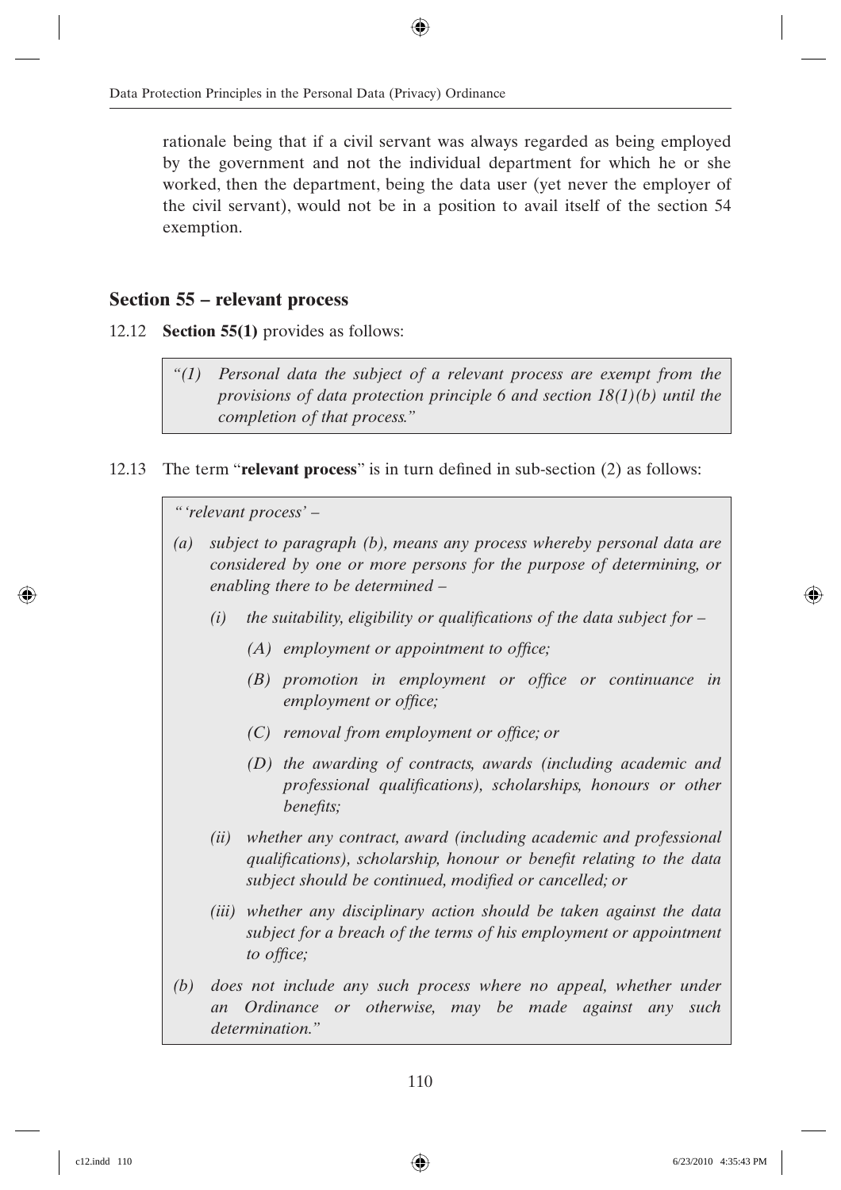rationale being that if a civil servant was always regarded as being employed by the government and not the individual department for which he or she worked, then the department, being the data user (yet never the employer of the civil servant), would not be in a position to avail itself of the section 54 exemption.

## Section 55 – relevant process

12.12 **Section 55(1)** provides as follows:

> *"(1) Personal data the subject of a relevant process are exempt from the provisions of data protection principle 6 and section 18(1)(b) until the completion of that process."*

12.13 The term "**relevant process**" is in turn defined in sub-section (2) as follows:

> *"'relevant process' –*
>
> *(a) subject to paragraph (b), means any process whereby personal data are considered by one or more persons for the purpose of determining, or enabling there to be determined –*
>
> *(i) the suitability, eligibility or qualifications of the data subject for –*
>
> *(A) employment or appointment to office;*
>
> *(B) promotion in employment or office or continuance in employment or office;*
>
> *(C) removal from employment or office; or*
>
> *(D) the awarding of contracts, awards (including academic and professional qualifications), scholarships, honours or other benefits;*
>
> *(ii) whether any contract, award (including academic and professional qualifications), scholarship, honour or benefit relating to the data subject should be continued, modified or cancelled; or*
>
> *(iii) whether any disciplinary action should be taken against the data subject for a breach of the terms of his employment or appointment to office;*
>
> *(b) does not include any such process where no appeal, whether under an Ordinance or otherwise, may be made against any such determination."*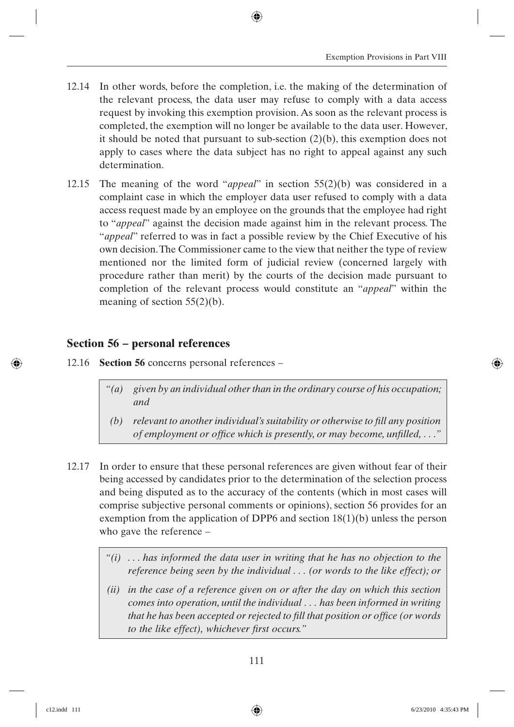12.14 In other words, before the completion, i.e. the making of the determination of the relevant process, the data user may refuse to comply with a data access request by invoking this exemption provision. As soon as the relevant process is completed, the exemption will no longer be available to the data user. However, it should be noted that pursuant to sub-section (2)(b), this exemption does not apply to cases where the data subject has no right to appeal against any such determination.

12.15 The meaning of the word "*appeal*" in section 55(2)(b) was considered in a complaint case in which the employer data user refused to comply with a data access request made by an employee on the grounds that the employee had right to "*appeal*" against the decision made against him in the relevant process. The "*appeal*" referred to was in fact a possible review by the Chief Executive of his own decision. The Commissioner came to the view that neither the type of review mentioned nor the limited form of judicial review (concerned largely with procedure rather than merit) by the courts of the decision made pursuant to completion of the relevant process would constitute an "*appeal*" within the meaning of section 55(2)(b).

## Section 56 – personal references

12.16 **Section 56** concerns personal references –

> *"(a) given by an individual other than in the ordinary course of his occupation; and*
>
> *(b) relevant to another individual's suitability or otherwise to fill any position of employment or office which is presently, or may become, unfilled, . . ."*

12.17 In order to ensure that these personal references are given without fear of their being accessed by candidates prior to the determination of the selection process and being disputed as to the accuracy of the contents (which in most cases will comprise subjective personal comments or opinions), section 56 provides for an exemption from the application of DPP6 and section 18(1)(b) unless the person who gave the reference –

> *"(i) . . . has informed the data user in writing that he has no objection to the reference being seen by the individual . . . (or words to the like effect); or*
>
> *(ii) in the case of a reference given on or after the day on which this section comes into operation, until the individual . . . has been informed in writing that he has been accepted or rejected to fill that position or office (or words to the like effect), whichever first occurs."*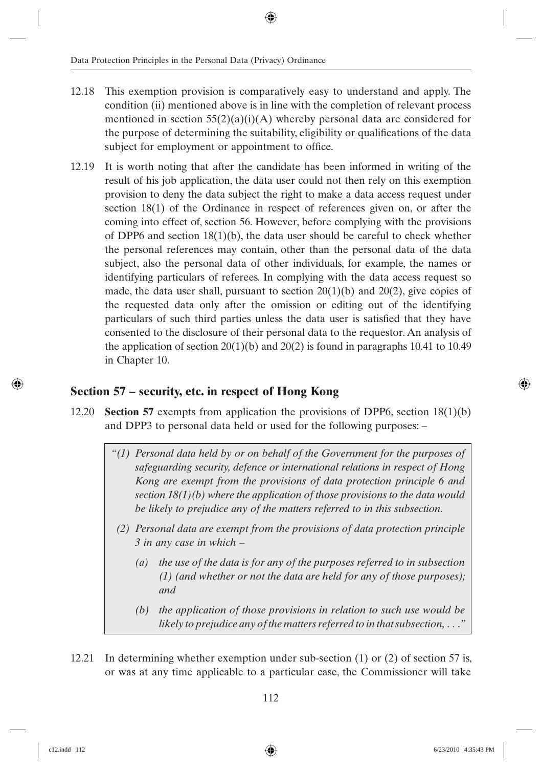12.18 This exemption provision is comparatively easy to understand and apply. The condition (ii) mentioned above is in line with the completion of relevant process mentioned in section 55(2)(a)(i)(A) whereby personal data are considered for the purpose of determining the suitability, eligibility or qualifications of the data subject for employment or appointment to office.

12.19 It is worth noting that after the candidate has been informed in writing of the result of his job application, the data user could not then rely on this exemption provision to deny the data subject the right to make a data access request under section 18(1) of the Ordinance in respect of references given on, or after the coming into effect of, section 56. However, before complying with the provisions of DPP6 and section 18(1)(b), the data user should be careful to check whether the personal references may contain, other than the personal data of the data subject, also the personal data of other individuals, for example, the names or identifying particulars of referees. In complying with the data access request so made, the data user shall, pursuant to section 20(1)(b) and 20(2), give copies of the requested data only after the omission or editing out of the identifying particulars of such third parties unless the data user is satisfied that they have consented to the disclosure of their personal data to the requestor. An analysis of the application of section 20(1)(b) and 20(2) is found in paragraphs 10.41 to 10.49 in Chapter 10.

## Section 57 – security, etc. in respect of Hong Kong

12.20 **Section 57** exempts from application the provisions of DPP6, section 18(1)(b) and DPP3 to personal data held or used for the following purposes: –

> *"(1) Personal data held by or on behalf of the Government for the purposes of safeguarding security, defence or international relations in respect of Hong Kong are exempt from the provisions of data protection principle 6 and section 18(1)(b) where the application of those provisions to the data would be likely to prejudice any of the matters referred to in this subsection.*
>
> *(2) Personal data are exempt from the provisions of data protection principle 3 in any case in which –*
>
> *(a) the use of the data is for any of the purposes referred to in subsection (1) (and whether or not the data are held for any of those purposes); and*
>
> *(b) the application of those provisions in relation to such use would be likely to prejudice any of the matters referred to in that subsection, . . ."*

12.21 In determining whether exemption under sub-section (1) or (2) of section 57 is, or was at any time applicable to a particular case, the Commissioner will take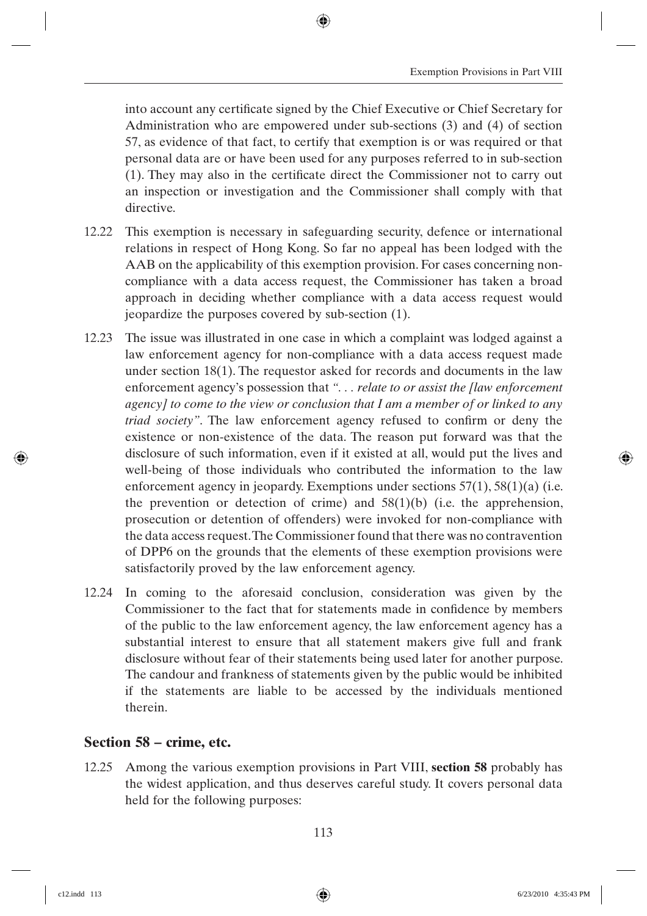into account any certificate signed by the Chief Executive or Chief Secretary for Administration who are empowered under sub-sections (3) and (4) of section 57, as evidence of that fact, to certify that exemption is or was required or that personal data are or have been used for any purposes referred to in sub-section (1). They may also in the certificate direct the Commissioner not to carry out an inspection or investigation and the Commissioner shall comply with that directive.

12.22 This exemption is necessary in safeguarding security, defence or international relations in respect of Hong Kong. So far no appeal has been lodged with the AAB on the applicability of this exemption provision. For cases concerning non-compliance with a data access request, the Commissioner has taken a broad approach in deciding whether compliance with a data access request would jeopardize the purposes covered by sub-section (1).

12.23 The issue was illustrated in one case in which a complaint was lodged against a law enforcement agency for non-compliance with a data access request made under section 18(1). The requestor asked for records and documents in the law enforcement agency's possession that *". . . relate to or assist the [law enforcement agency] to come to the view or conclusion that I am a member of or linked to any triad society"*. The law enforcement agency refused to confirm or deny the existence or non-existence of the data. The reason put forward was that the disclosure of such information, even if it existed at all, would put the lives and well-being of those individuals who contributed the information to the law enforcement agency in jeopardy. Exemptions under sections 57(1), 58(1)(a) (i.e. the prevention or detection of crime) and 58(1)(b) (i.e. the apprehension, prosecution or detention of offenders) were invoked for non-compliance with the data access request. The Commissioner found that there was no contravention of DPP6 on the grounds that the elements of these exemption provisions were satisfactorily proved by the law enforcement agency.

12.24 In coming to the aforesaid conclusion, consideration was given by the Commissioner to the fact that for statements made in confidence by members of the public to the law enforcement agency, the law enforcement agency has a substantial interest to ensure that all statement makers give full and frank disclosure without fear of their statements being used later for another purpose. The candour and frankness of statements given by the public would be inhibited if the statements are liable to be accessed by the individuals mentioned therein.

## Section 58 – crime, etc.

12.25 Among the various exemption provisions in Part VIII, **section 58** probably has the widest application, and thus deserves careful study. It covers personal data held for the following purposes: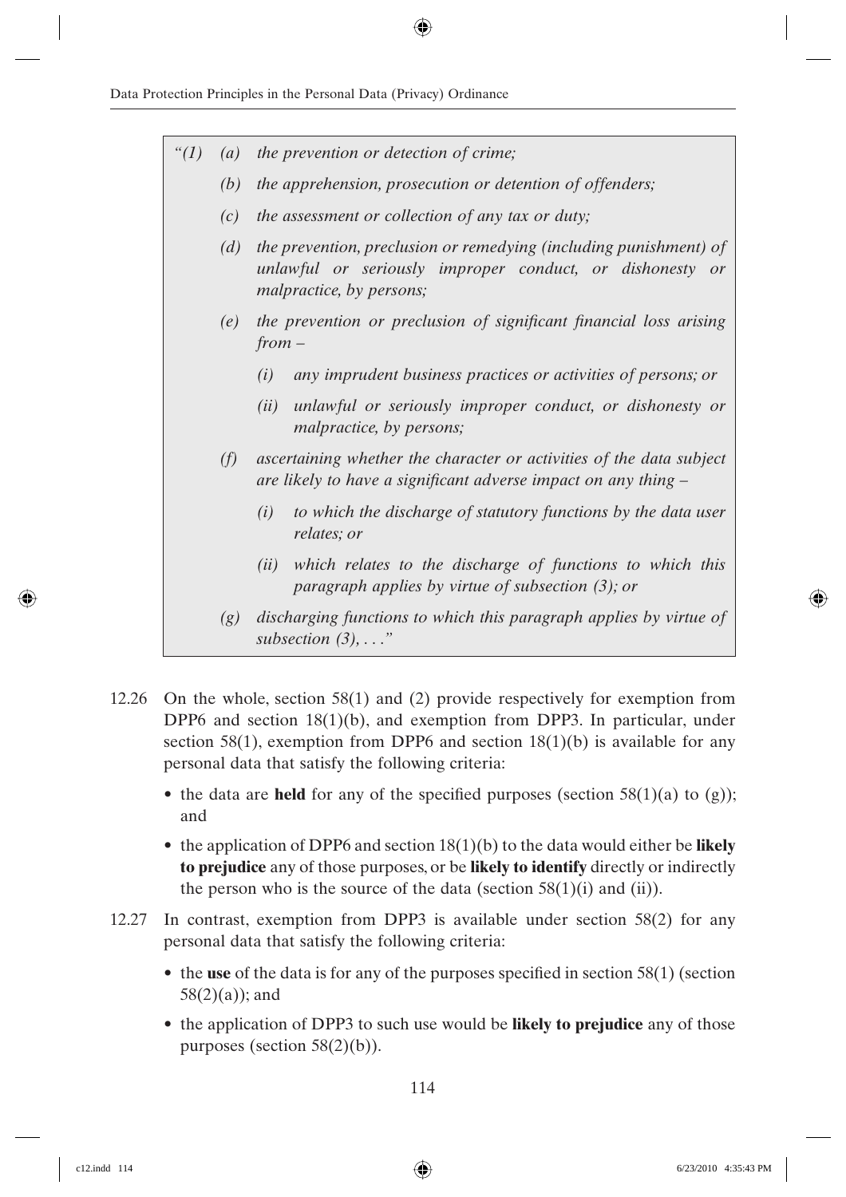> *"(1) (a) the prevention or detection of crime;*
>
> *(b) the apprehension, prosecution or detention of offenders;*
>
> *(c) the assessment or collection of any tax or duty;*
>
> *(d) the prevention, preclusion or remedying (including punishment) of unlawful or seriously improper conduct, or dishonesty or malpractice, by persons;*
>
> *(e) the prevention or preclusion of significant financial loss arising from –*
>
> *(i) any imprudent business practices or activities of persons; or*
>
> *(ii) unlawful or seriously improper conduct, or dishonesty or malpractice, by persons;*
>
> *(f) ascertaining whether the character or activities of the data subject are likely to have a significant adverse impact on any thing –*
>
> *(i) to which the discharge of statutory functions by the data user relates; or*
>
> *(ii) which relates to the discharge of functions to which this paragraph applies by virtue of subsection (3); or*
>
> *(g) discharging functions to which this paragraph applies by virtue of subsection (3), . . ."*

12.26 On the whole, section 58(1) and (2) provide respectively for exemption from DPP6 and section 18(1)(b), and exemption from DPP3. In particular, under section 58(1), exemption from DPP6 and section 18(1)(b) is available for any personal data that satisfy the following criteria:

- the data are **held** for any of the specified purposes (section 58(1)(a) to (g)); and
- the application of DPP6 and section 18(1)(b) to the data would either be **likely to prejudice** any of those purposes, or be **likely to identify** directly or indirectly the person who is the source of the data (section 58(1)(i) and (ii)).

12.27 In contrast, exemption from DPP3 is available under section 58(2) for any personal data that satisfy the following criteria:

- the **use** of the data is for any of the purposes specified in section 58(1) (section 58(2)(a)); and
- the application of DPP3 to such use would be **likely to prejudice** any of those purposes (section 58(2)(b)).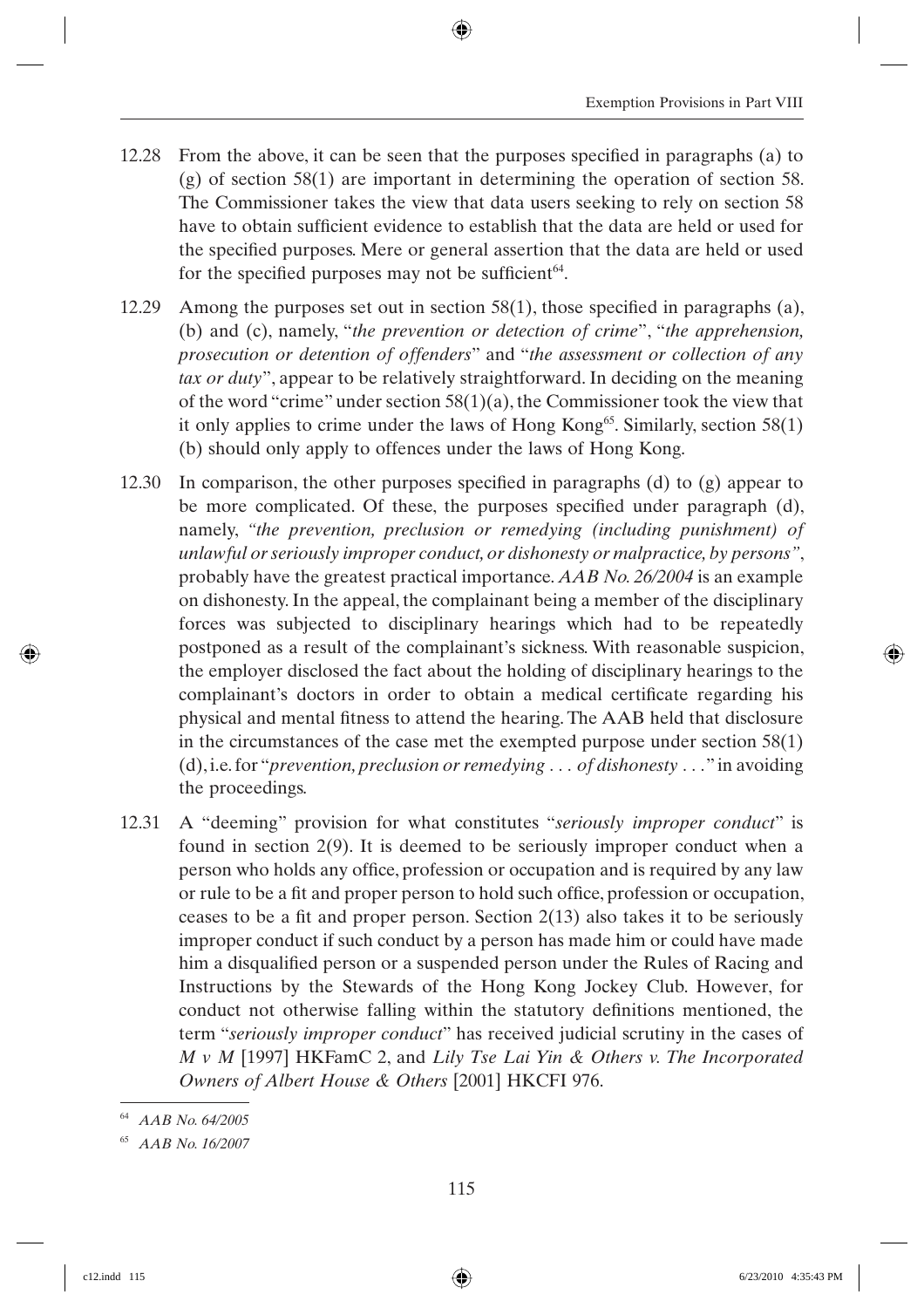12.28 From the above, it can be seen that the purposes specified in paragraphs (a) to (g) of section 58(1) are important in determining the operation of section 58. The Commissioner takes the view that data users seeking to rely on section 58 have to obtain sufficient evidence to establish that the data are held or used for the specified purposes. Mere or general assertion that the data are held or used for the specified purposes may not be sufficient[64].

12.29 Among the purposes set out in section 58(1), those specified in paragraphs (a), (b) and (c), namely, "*the prevention or detection of crime*", "*the apprehension, prosecution or detention of offenders*" and "*the assessment or collection of any tax or duty*", appear to be relatively straightforward. In deciding on the meaning of the word "crime" under section 58(1)(a), the Commissioner took the view that it only applies to crime under the laws of Hong Kong[65]. Similarly, section 58(1)(b) should only apply to offences under the laws of Hong Kong.

12.30 In comparison, the other purposes specified in paragraphs (d) to (g) appear to be more complicated. Of these, the purposes specified under paragraph (d), namely, *"the prevention, preclusion or remedying (including punishment) of unlawful or seriously improper conduct, or dishonesty or malpractice, by persons"*, probably have the greatest practical importance. *AAB No. 26/2004* is an example on dishonesty. In the appeal, the complainant being a member of the disciplinary forces was subjected to disciplinary hearings which had to be repeatedly postponed as a result of the complainant's sickness. With reasonable suspicion, the employer disclosed the fact about the holding of disciplinary hearings to the complainant's doctors in order to obtain a medical certificate regarding his physical and mental fitness to attend the hearing. The AAB held that disclosure in the circumstances of the case met the exempted purpose under section 58(1)(d), i.e. for "*prevention, preclusion or remedying . . . of dishonesty . . .*" in avoiding the proceedings.

12.31 A "deeming" provision for what constitutes "*seriously improper conduct*" is found in section 2(9). It is deemed to be seriously improper conduct when a person who holds any office, profession or occupation and is required by any law or rule to be a fit and proper person to hold such office, profession or occupation, ceases to be a fit and proper person. Section 2(13) also takes it to be seriously improper conduct if such conduct by a person has made him or could have made him a disqualified person or a suspended person under the Rules of Racing and Instructions by the Stewards of the Hong Kong Jockey Club. However, for conduct not otherwise falling within the statutory definitions mentioned, the term "*seriously improper conduct*" has received judicial scrutiny in the cases of *M v M* [1997] HKFamC 2, and *Lily Tse Lai Yin & Others v. The Incorporated Owners of Albert House & Others* [2001] HKCFI 976.

---

[64] *AAB No. 64/2005*

[65] *AAB No. 16/2007*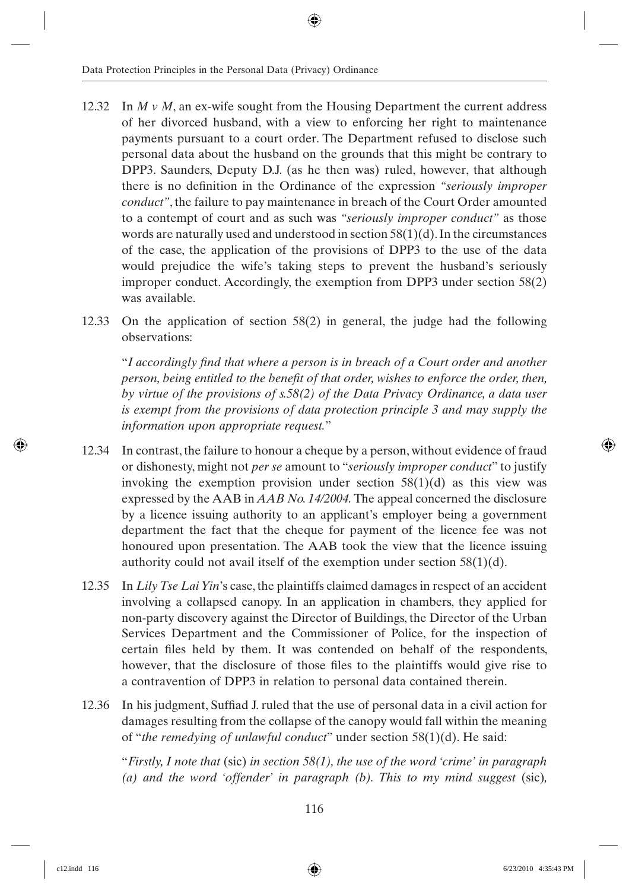12.32 In *M v M*, an ex-wife sought from the Housing Department the current address of her divorced husband, with a view to enforcing her right to maintenance payments pursuant to a court order. The Department refused to disclose such personal data about the husband on the grounds that this might be contrary to DPP3. Saunders, Deputy D.J. (as he then was) ruled, however, that although there is no definition in the Ordinance of the expression *"seriously improper conduct"*, the failure to pay maintenance in breach of the Court Order amounted to a contempt of court and as such was *"seriously improper conduct"* as those words are naturally used and understood in section 58(1)(d). In the circumstances of the case, the application of the provisions of DPP3 to the use of the data would prejudice the wife's taking steps to prevent the husband's seriously improper conduct. Accordingly, the exemption from DPP3 under section 58(2) was available.

12.33 On the application of section 58(2) in general, the judge had the following observations:

"*I accordingly find that where a person is in breach of a Court order and another person, being entitled to the benefit of that order, wishes to enforce the order, then, by virtue of the provisions of s.58(2) of the Data Privacy Ordinance, a data user is exempt from the provisions of data protection principle 3 and may supply the information upon appropriate request.*"

12.34 In contrast, the failure to honour a cheque by a person, without evidence of fraud or dishonesty, might not *per se* amount to "*seriously improper conduct*" to justify invoking the exemption provision under section 58(1)(d) as this view was expressed by the AAB in *AAB No. 14/2004*. The appeal concerned the disclosure by a licence issuing authority to an applicant's employer being a government department the fact that the cheque for payment of the licence fee was not honoured upon presentation. The AAB took the view that the licence issuing authority could not avail itself of the exemption under section 58(1)(d).

12.35 In *Lily Tse Lai Yin*'s case, the plaintiffs claimed damages in respect of an accident involving a collapsed canopy. In an application in chambers, they applied for non-party discovery against the Director of Buildings, the Director of the Urban Services Department and the Commissioner of Police, for the inspection of certain files held by them. It was contended on behalf of the respondents, however, that the disclosure of those files to the plaintiffs would give rise to a contravention of DPP3 in relation to personal data contained therein.

12.36 In his judgment, Suffiad J. ruled that the use of personal data in a civil action for damages resulting from the collapse of the canopy would fall within the meaning of "*the remedying of unlawful conduct*" under section 58(1)(d). He said:

"*Firstly, I note that* (sic) *in section 58(1), the use of the word 'crime' in paragraph (a) and the word 'offender' in paragraph (b). This to my mind suggest* (sic)*,*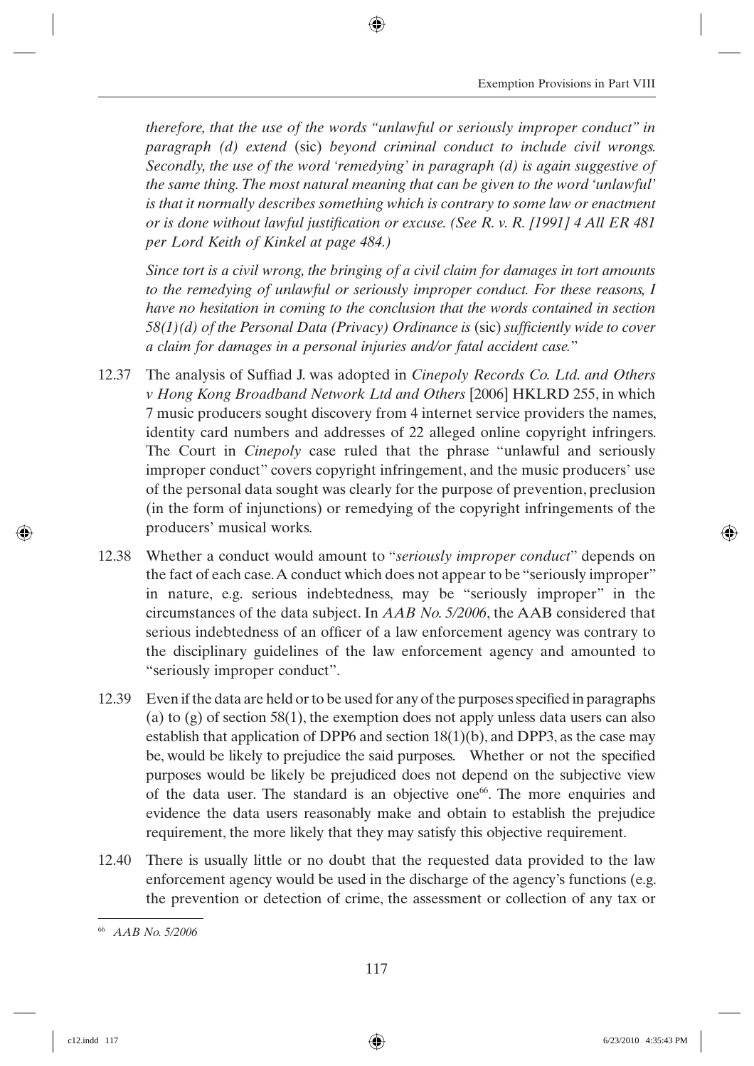*therefore, that the use of the words "unlawful or seriously improper conduct" in paragraph (d) extend* (sic) *beyond criminal conduct to include civil wrongs. Secondly, the use of the word 'remedying' in paragraph (d) is again suggestive of the same thing. The most natural meaning that can be given to the word 'unlawful' is that it normally describes something which is contrary to some law or enactment or is done without lawful justification or excuse. (See R. v. R. [1991] 4 All ER 481 per Lord Keith of Kinkel at page 484.)*

*Since tort is a civil wrong, the bringing of a civil claim for damages in tort amounts to the remedying of unlawful or seriously improper conduct. For these reasons, I have no hesitation in coming to the conclusion that the words contained in section 58(1)(d) of the Personal Data (Privacy) Ordinance is* (sic) *sufficiently wide to cover a claim for damages in a personal injuries and/or fatal accident case.*"

12.37 The analysis of Suffiad J. was adopted in *Cinepoly Records Co. Ltd. and Others v Hong Kong Broadband Network Ltd and Others* [2006] HKLRD 255, in which 7 music producers sought discovery from 4 internet service providers the names, identity card numbers and addresses of 22 alleged online copyright infringers. The Court in *Cinepoly* case ruled that the phrase "unlawful and seriously improper conduct" covers copyright infringement, and the music producers' use of the personal data sought was clearly for the purpose of prevention, preclusion (in the form of injunctions) or remedying of the copyright infringements of the producers' musical works.

12.38 Whether a conduct would amount to "*seriously improper conduct*" depends on the fact of each case. A conduct which does not appear to be "seriously improper" in nature, e.g. serious indebtedness, may be "seriously improper" in the circumstances of the data subject. In *AAB No. 5/2006*, the AAB considered that serious indebtedness of an officer of a law enforcement agency was contrary to the disciplinary guidelines of the law enforcement agency and amounted to "seriously improper conduct".

12.39 Even if the data are held or to be used for any of the purposes specified in paragraphs (a) to (g) of section 58(1), the exemption does not apply unless data users can also establish that application of DPP6 and section 18(1)(b), and DPP3, as the case may be, would be likely to prejudice the said purposes. Whether or not the specified purposes would be likely be prejudiced does not depend on the subjective view of the data user. The standard is an objective one[66]. The more enquiries and evidence the data users reasonably make and obtain to establish the prejudice requirement, the more likely that they may satisfy this objective requirement.

12.40 There is usually little or no doubt that the requested data provided to the law enforcement agency would be used in the discharge of the agency's functions (e.g. the prevention or detection of crime, the assessment or collection of any tax or

[66] *AAB No. 5/2006*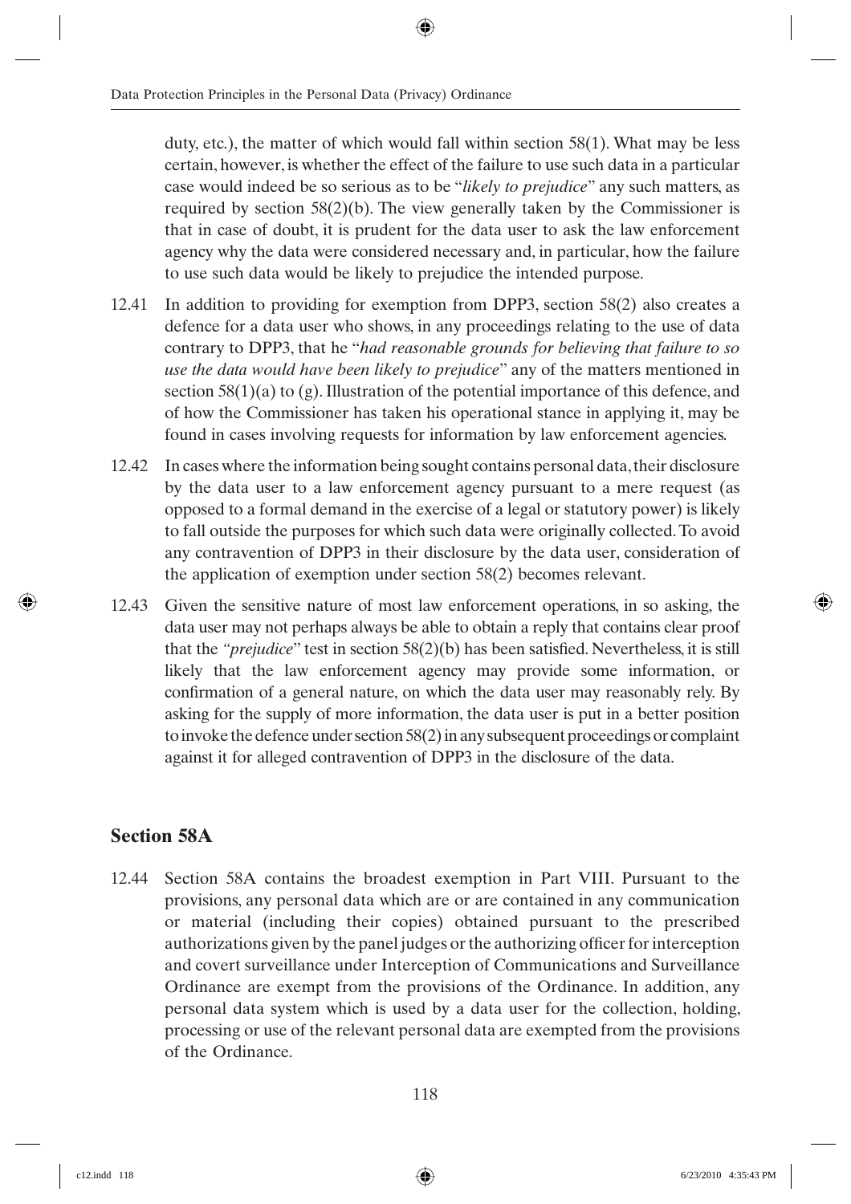duty, etc.), the matter of which would fall within section 58(1). What may be less certain, however, is whether the effect of the failure to use such data in a particular case would indeed be so serious as to be "*likely to prejudice*" any such matters, as required by section 58(2)(b). The view generally taken by the Commissioner is that in case of doubt, it is prudent for the data user to ask the law enforcement agency why the data were considered necessary and, in particular, how the failure to use such data would be likely to prejudice the intended purpose.

12.41 In addition to providing for exemption from DPP3, section 58(2) also creates a defence for a data user who shows, in any proceedings relating to the use of data contrary to DPP3, that he "*had reasonable grounds for believing that failure to so use the data would have been likely to prejudice*" any of the matters mentioned in section 58(1)(a) to (g). Illustration of the potential importance of this defence, and of how the Commissioner has taken his operational stance in applying it, may be found in cases involving requests for information by law enforcement agencies.

12.42 In cases where the information being sought contains personal data, their disclosure by the data user to a law enforcement agency pursuant to a mere request (as opposed to a formal demand in the exercise of a legal or statutory power) is likely to fall outside the purposes for which such data were originally collected. To avoid any contravention of DPP3 in their disclosure by the data user, consideration of the application of exemption under section 58(2) becomes relevant.

12.43 Given the sensitive nature of most law enforcement operations, in so asking, the data user may not perhaps always be able to obtain a reply that contains clear proof that the "*prejudice*" test in section 58(2)(b) has been satisfied. Nevertheless, it is still likely that the law enforcement agency may provide some information, or confirmation of a general nature, on which the data user may reasonably rely. By asking for the supply of more information, the data user is put in a better position to invoke the defence under section 58(2) in any subsequent proceedings or complaint against it for alleged contravention of DPP3 in the disclosure of the data.

## Section 58A

12.44 Section 58A contains the broadest exemption in Part VIII. Pursuant to the provisions, any personal data which are or are contained in any communication or material (including their copies) obtained pursuant to the prescribed authorizations given by the panel judges or the authorizing officer for interception and covert surveillance under Interception of Communications and Surveillance Ordinance are exempt from the provisions of the Ordinance. In addition, any personal data system which is used by a data user for the collection, holding, processing or use of the relevant personal data are exempted from the provisions of the Ordinance.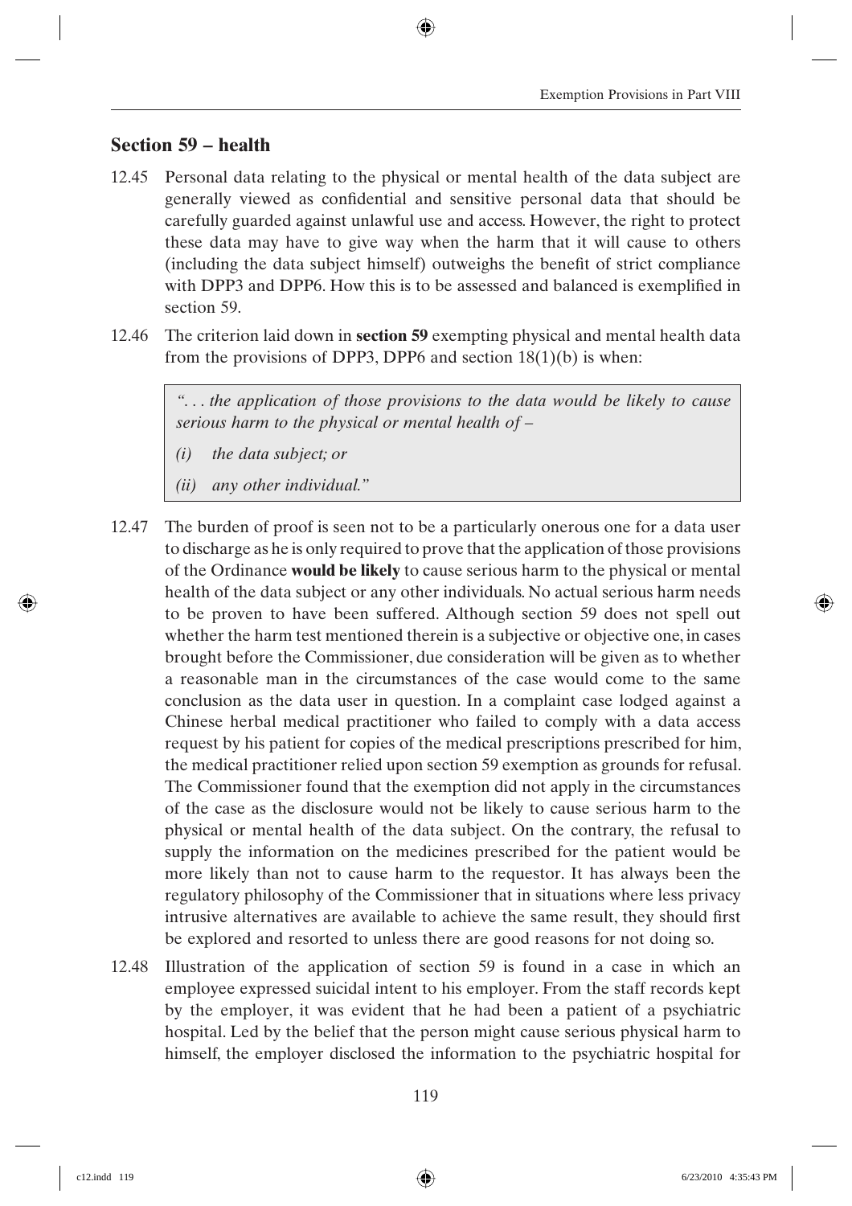## Section 59 – health

12.45 Personal data relating to the physical or mental health of the data subject are generally viewed as confidential and sensitive personal data that should be carefully guarded against unlawful use and access. However, the right to protect these data may have to give way when the harm that it will cause to others (including the data subject himself) outweighs the benefit of strict compliance with DPP3 and DPP6. How this is to be assessed and balanced is exemplified in section 59.

12.46 The criterion laid down in **section 59** exempting physical and mental health data from the provisions of DPP3, DPP6 and section 18(1)(b) is when:

> *". . . the application of those provisions to the data would be likely to cause serious harm to the physical or mental health of –*
>
> *(i) the data subject; or*
>
> *(ii) any other individual."*

12.47 The burden of proof is seen not to be a particularly onerous one for a data user to discharge as he is only required to prove that the application of those provisions of the Ordinance **would be likely** to cause serious harm to the physical or mental health of the data subject or any other individuals. No actual serious harm needs to be proven to have been suffered. Although section 59 does not spell out whether the harm test mentioned therein is a subjective or objective one, in cases brought before the Commissioner, due consideration will be given as to whether a reasonable man in the circumstances of the case would come to the same conclusion as the data user in question. In a complaint case lodged against a Chinese herbal medical practitioner who failed to comply with a data access request by his patient for copies of the medical prescriptions prescribed for him, the medical practitioner relied upon section 59 exemption as grounds for refusal. The Commissioner found that the exemption did not apply in the circumstances of the case as the disclosure would not be likely to cause serious harm to the physical or mental health of the data subject. On the contrary, the refusal to supply the information on the medicines prescribed for the patient would be more likely than not to cause harm to the requestor. It has always been the regulatory philosophy of the Commissioner that in situations where less privacy intrusive alternatives are available to achieve the same result, they should first be explored and resorted to unless there are good reasons for not doing so.

12.48 Illustration of the application of section 59 is found in a case in which an employee expressed suicidal intent to his employer. From the staff records kept by the employer, it was evident that he had been a patient of a psychiatric hospital. Led by the belief that the person might cause serious physical harm to himself, the employer disclosed the information to the psychiatric hospital for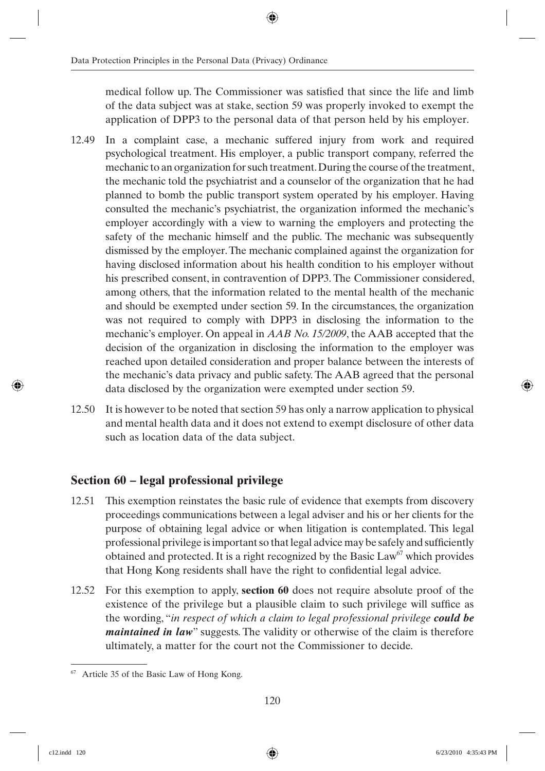medical follow up. The Commissioner was satisfied that since the life and limb of the data subject was at stake, section 59 was properly invoked to exempt the application of DPP3 to the personal data of that person held by his employer.

12.49 In a complaint case, a mechanic suffered injury from work and required psychological treatment. His employer, a public transport company, referred the mechanic to an organization for such treatment. During the course of the treatment, the mechanic told the psychiatrist and a counselor of the organization that he had planned to bomb the public transport system operated by his employer. Having consulted the mechanic's psychiatrist, the organization informed the mechanic's employer accordingly with a view to warning the employers and protecting the safety of the mechanic himself and the public. The mechanic was subsequently dismissed by the employer. The mechanic complained against the organization for having disclosed information about his health condition to his employer without his prescribed consent, in contravention of DPP3. The Commissioner considered, among others, that the information related to the mental health of the mechanic and should be exempted under section 59. In the circumstances, the organization was not required to comply with DPP3 in disclosing the information to the mechanic's employer. On appeal in *AAB No. 15/2009*, the AAB accepted that the decision of the organization in disclosing the information to the employer was reached upon detailed consideration and proper balance between the interests of the mechanic's data privacy and public safety. The AAB agreed that the personal data disclosed by the organization were exempted under section 59.

12.50 It is however to be noted that section 59 has only a narrow application to physical and mental health data and it does not extend to exempt disclosure of other data such as location data of the data subject.

## Section 60 – legal professional privilege

12.51 This exemption reinstates the basic rule of evidence that exempts from discovery proceedings communications between a legal adviser and his or her clients for the purpose of obtaining legal advice or when litigation is contemplated. This legal professional privilege is important so that legal advice may be safely and sufficiently obtained and protected. It is a right recognized by the Basic Law[67] which provides that Hong Kong residents shall have the right to confidential legal advice.

12.52 For this exemption to apply, **section 60** does not require absolute proof of the existence of the privilege but a plausible claim to such privilege will suffice as the wording, "*in respect of which a claim to legal professional privilege* ***could be maintained in law***" suggests. The validity or otherwise of the claim is therefore ultimately, a matter for the court not the Commissioner to decide.

[67] Article 35 of the Basic Law of Hong Kong.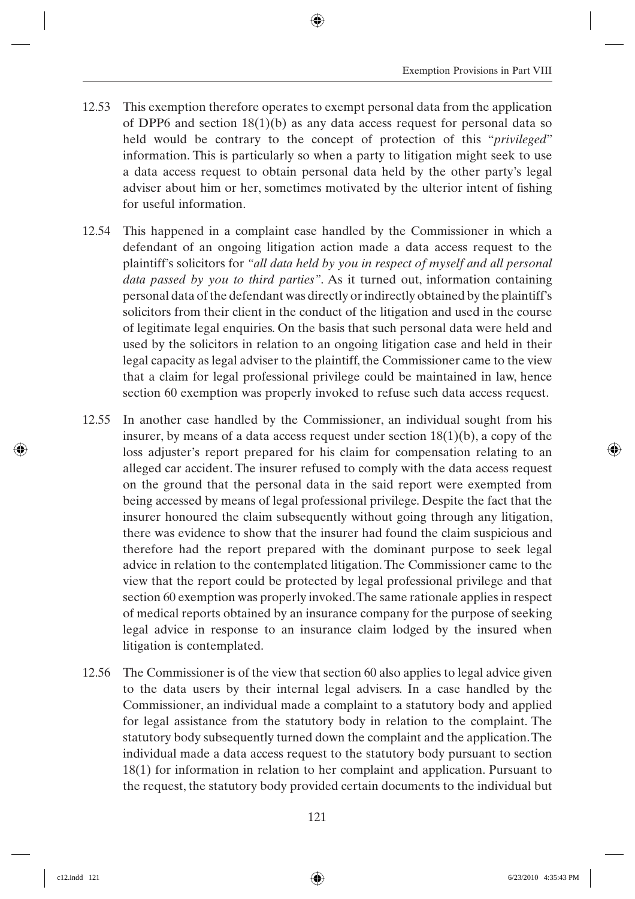12.53 This exemption therefore operates to exempt personal data from the application of DPP6 and section 18(1)(b) as any data access request for personal data so held would be contrary to the concept of protection of this "*privileged*" information. This is particularly so when a party to litigation might seek to use a data access request to obtain personal data held by the other party's legal adviser about him or her, sometimes motivated by the ulterior intent of fishing for useful information.

12.54 This happened in a complaint case handled by the Commissioner in which a defendant of an ongoing litigation action made a data access request to the plaintiff's solicitors for *"all data held by you in respect of myself and all personal data passed by you to third parties"*. As it turned out, information containing personal data of the defendant was directly or indirectly obtained by the plaintiff's solicitors from their client in the conduct of the litigation and used in the course of legitimate legal enquiries. On the basis that such personal data were held and used by the solicitors in relation to an ongoing litigation case and held in their legal capacity as legal adviser to the plaintiff, the Commissioner came to the view that a claim for legal professional privilege could be maintained in law, hence section 60 exemption was properly invoked to refuse such data access request.

12.55 In another case handled by the Commissioner, an individual sought from his insurer, by means of a data access request under section 18(1)(b), a copy of the loss adjuster's report prepared for his claim for compensation relating to an alleged car accident. The insurer refused to comply with the data access request on the ground that the personal data in the said report were exempted from being accessed by means of legal professional privilege. Despite the fact that the insurer honoured the claim subsequently without going through any litigation, there was evidence to show that the insurer had found the claim suspicious and therefore had the report prepared with the dominant purpose to seek legal advice in relation to the contemplated litigation. The Commissioner came to the view that the report could be protected by legal professional privilege and that section 60 exemption was properly invoked. The same rationale applies in respect of medical reports obtained by an insurance company for the purpose of seeking legal advice in response to an insurance claim lodged by the insured when litigation is contemplated.

12.56 The Commissioner is of the view that section 60 also applies to legal advice given to the data users by their internal legal advisers. In a case handled by the Commissioner, an individual made a complaint to a statutory body and applied for legal assistance from the statutory body in relation to the complaint. The statutory body subsequently turned down the complaint and the application. The individual made a data access request to the statutory body pursuant to section 18(1) for information in relation to her complaint and application. Pursuant to the request, the statutory body provided certain documents to the individual but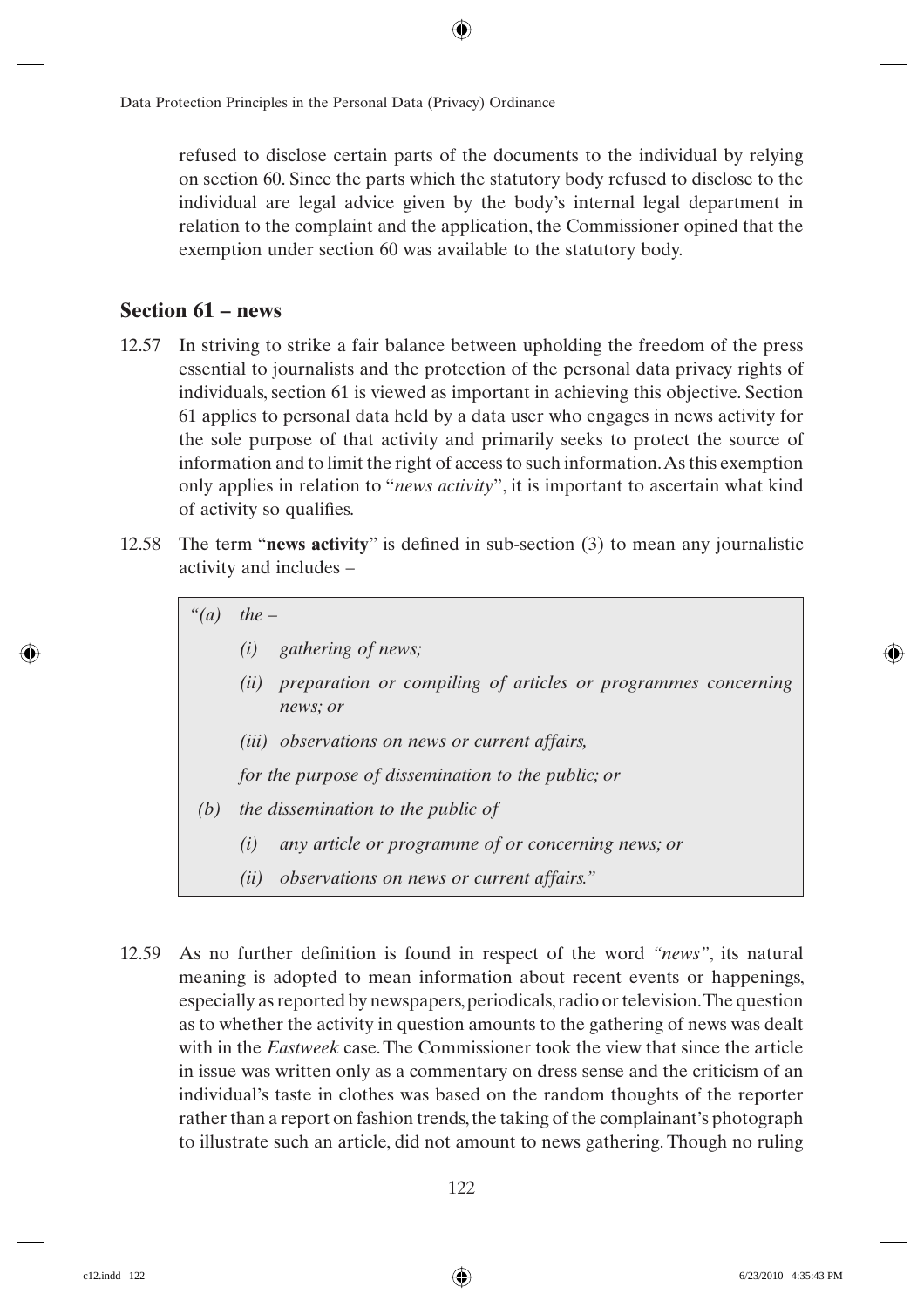refused to disclose certain parts of the documents to the individual by relying on section 60. Since the parts which the statutory body refused to disclose to the individual are legal advice given by the body's internal legal department in relation to the complaint and the application, the Commissioner opined that the exemption under section 60 was available to the statutory body.

## Section 61 – news

12.57 In striving to strike a fair balance between upholding the freedom of the press essential to journalists and the protection of the personal data privacy rights of individuals, section 61 is viewed as important in achieving this objective. Section 61 applies to personal data held by a data user who engages in news activity for the sole purpose of that activity and primarily seeks to protect the source of information and to limit the right of access to such information. As this exemption only applies in relation to "*news activity*", it is important to ascertain what kind of activity so qualifies.

12.58 The term "**news activity**" is defined in sub-section (3) to mean any journalistic activity and includes –

> *"(a) the –*
>
> *(i) gathering of news;*
>
> *(ii) preparation or compiling of articles or programmes concerning news; or*
>
> *(iii) observations on news or current affairs,*
>
> *for the purpose of dissemination to the public; or*
>
> *(b) the dissemination to the public of*
>
> *(i) any article or programme of or concerning news; or*
>
> *(ii) observations on news or current affairs."*

12.59 As no further definition is found in respect of the word *"news"*, its natural meaning is adopted to mean information about recent events or happenings, especially as reported by newspapers, periodicals, radio or television. The question as to whether the activity in question amounts to the gathering of news was dealt with in the *Eastweek* case. The Commissioner took the view that since the article in issue was written only as a commentary on dress sense and the criticism of an individual's taste in clothes was based on the random thoughts of the reporter rather than a report on fashion trends, the taking of the complainant's photograph to illustrate such an article, did not amount to news gathering. Though no ruling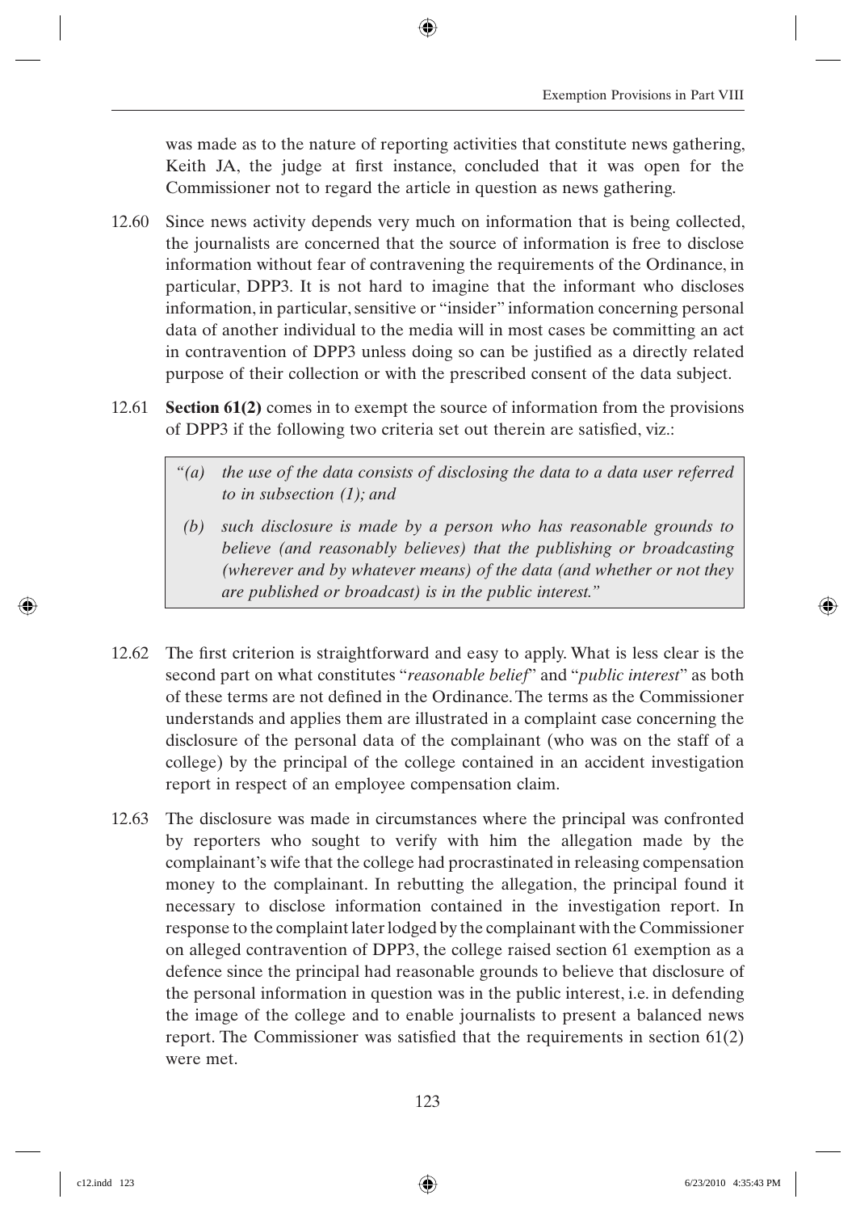was made as to the nature of reporting activities that constitute news gathering, Keith JA, the judge at first instance, concluded that it was open for the Commissioner not to regard the article in question as news gathering.

12.60 Since news activity depends very much on information that is being collected, the journalists are concerned that the source of information is free to disclose information without fear of contravening the requirements of the Ordinance, in particular, DPP3. It is not hard to imagine that the informant who discloses information, in particular, sensitive or "insider" information concerning personal data of another individual to the media will in most cases be committing an act in contravention of DPP3 unless doing so can be justified as a directly related purpose of their collection or with the prescribed consent of the data subject.

12.61 **Section 61(2)** comes in to exempt the source of information from the provisions of DPP3 if the following two criteria set out therein are satisfied, viz.:

> *"(a) the use of the data consists of disclosing the data to a data user referred to in subsection (1); and*
>
> *(b) such disclosure is made by a person who has reasonable grounds to believe (and reasonably believes) that the publishing or broadcasting (wherever and by whatever means) of the data (and whether or not they are published or broadcast) is in the public interest."*

12.62 The first criterion is straightforward and easy to apply. What is less clear is the second part on what constitutes "*reasonable belief*" and "*public interest*" as both of these terms are not defined in the Ordinance. The terms as the Commissioner understands and applies them are illustrated in a complaint case concerning the disclosure of the personal data of the complainant (who was on the staff of a college) by the principal of the college contained in an accident investigation report in respect of an employee compensation claim.

12.63 The disclosure was made in circumstances where the principal was confronted by reporters who sought to verify with him the allegation made by the complainant's wife that the college had procrastinated in releasing compensation money to the complainant. In rebutting the allegation, the principal found it necessary to disclose information contained in the investigation report. In response to the complaint later lodged by the complainant with the Commissioner on alleged contravention of DPP3, the college raised section 61 exemption as a defence since the principal had reasonable grounds to believe that disclosure of the personal information in question was in the public interest, i.e. in defending the image of the college and to enable journalists to present a balanced news report. The Commissioner was satisfied that the requirements in section 61(2) were met.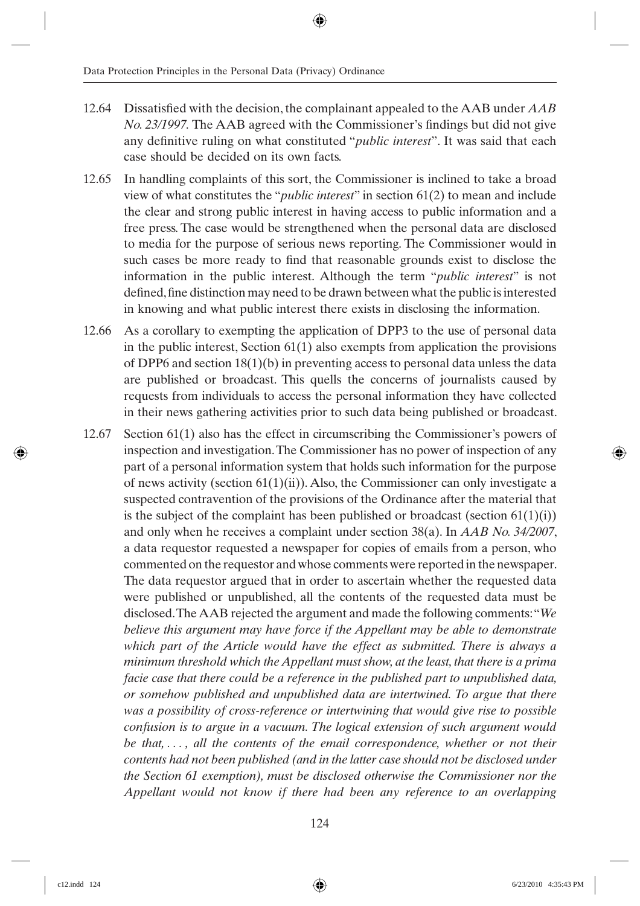12.64 Dissatisfied with the decision, the complainant appealed to the AAB under *AAB No. 23/1997*. The AAB agreed with the Commissioner's findings but did not give any definitive ruling on what constituted "*public interest*". It was said that each case should be decided on its own facts.

12.65 In handling complaints of this sort, the Commissioner is inclined to take a broad view of what constitutes the "*public interest*" in section 61(2) to mean and include the clear and strong public interest in having access to public information and a free press. The case would be strengthened when the personal data are disclosed to media for the purpose of serious news reporting. The Commissioner would in such cases be more ready to find that reasonable grounds exist to disclose the information in the public interest. Although the term "*public interest*" is not defined, fine distinction may need to be drawn between what the public is interested in knowing and what public interest there exists in disclosing the information.

12.66 As a corollary to exempting the application of DPP3 to the use of personal data in the public interest, Section 61(1) also exempts from application the provisions of DPP6 and section 18(1)(b) in preventing access to personal data unless the data are published or broadcast. This quells the concerns of journalists caused by requests from individuals to access the personal information they have collected in their news gathering activities prior to such data being published or broadcast.

12.67 Section 61(1) also has the effect in circumscribing the Commissioner's powers of inspection and investigation. The Commissioner has no power of inspection of any part of a personal information system that holds such information for the purpose of news activity (section 61(1)(ii)). Also, the Commissioner can only investigate a suspected contravention of the provisions of the Ordinance after the material that is the subject of the complaint has been published or broadcast (section 61(1)(i)) and only when he receives a complaint under section 38(a). In *AAB No. 34/2007*, a data requestor requested a newspaper for copies of emails from a person, who commented on the requestor and whose comments were reported in the newspaper. The data requestor argued that in order to ascertain whether the requested data were published or unpublished, all the contents of the requested data must be disclosed. The AAB rejected the argument and made the following comments: "*We believe this argument may have force if the Appellant may be able to demonstrate which part of the Article would have the effect as submitted. There is always a minimum threshold which the Appellant must show, at the least, that there is a prima facie case that there could be a reference in the published part to unpublished data, or somehow published and unpublished data are intertwined. To argue that there was a possibility of cross-reference or intertwining that would give rise to possible confusion is to argue in a vacuum. The logical extension of such argument would be that, . . . , all the contents of the email correspondence, whether or not their contents had not been published (and in the latter case should not be disclosed under the Section 61 exemption), must be disclosed otherwise the Commissioner nor the Appellant would not know if there had been any reference to an overlapping*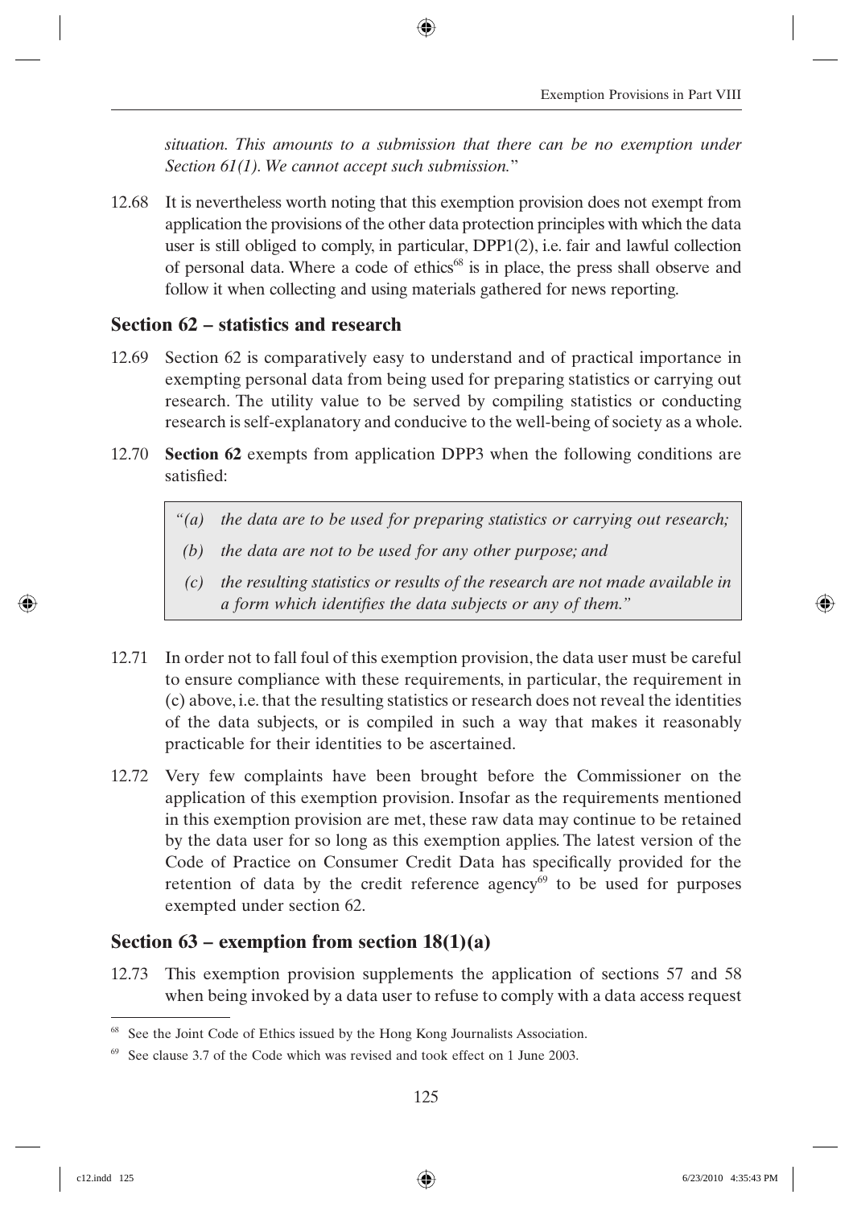*situation. This amounts to a submission that there can be no exemption under Section 61(1). We cannot accept such submission.*"

12.68 It is nevertheless worth noting that this exemption provision does not exempt from application the provisions of the other data protection principles with which the data user is still obliged to comply, in particular, DPP1(2), i.e. fair and lawful collection of personal data. Where a code of ethics[68] is in place, the press shall observe and follow it when collecting and using materials gathered for news reporting.

## Section 62 – statistics and research

12.69 Section 62 is comparatively easy to understand and of practical importance in exempting personal data from being used for preparing statistics or carrying out research. The utility value to be served by compiling statistics or conducting research is self-explanatory and conducive to the well-being of society as a whole.

12.70 **Section 62** exempts from application DPP3 when the following conditions are satisfied:

> *"(a) the data are to be used for preparing statistics or carrying out research;*
>
> *(b) the data are not to be used for any other purpose; and*
>
> *(c) the resulting statistics or results of the research are not made available in a form which identifies the data subjects or any of them."*

12.71 In order not to fall foul of this exemption provision, the data user must be careful to ensure compliance with these requirements, in particular, the requirement in (c) above, i.e. that the resulting statistics or research does not reveal the identities of the data subjects, or is compiled in such a way that makes it reasonably practicable for their identities to be ascertained.

12.72 Very few complaints have been brought before the Commissioner on the application of this exemption provision. Insofar as the requirements mentioned in this exemption provision are met, these raw data may continue to be retained by the data user for so long as this exemption applies. The latest version of the Code of Practice on Consumer Credit Data has specifically provided for the retention of data by the credit reference agency[69] to be used for purposes exempted under section 62.

## Section 63 – exemption from section 18(1)(a)

12.73 This exemption provision supplements the application of sections 57 and 58 when being invoked by a data user to refuse to comply with a data access request

---

[68] See the Joint Code of Ethics issued by the Hong Kong Journalists Association.

[69] See clause 3.7 of the Code which was revised and took effect on 1 June 2003.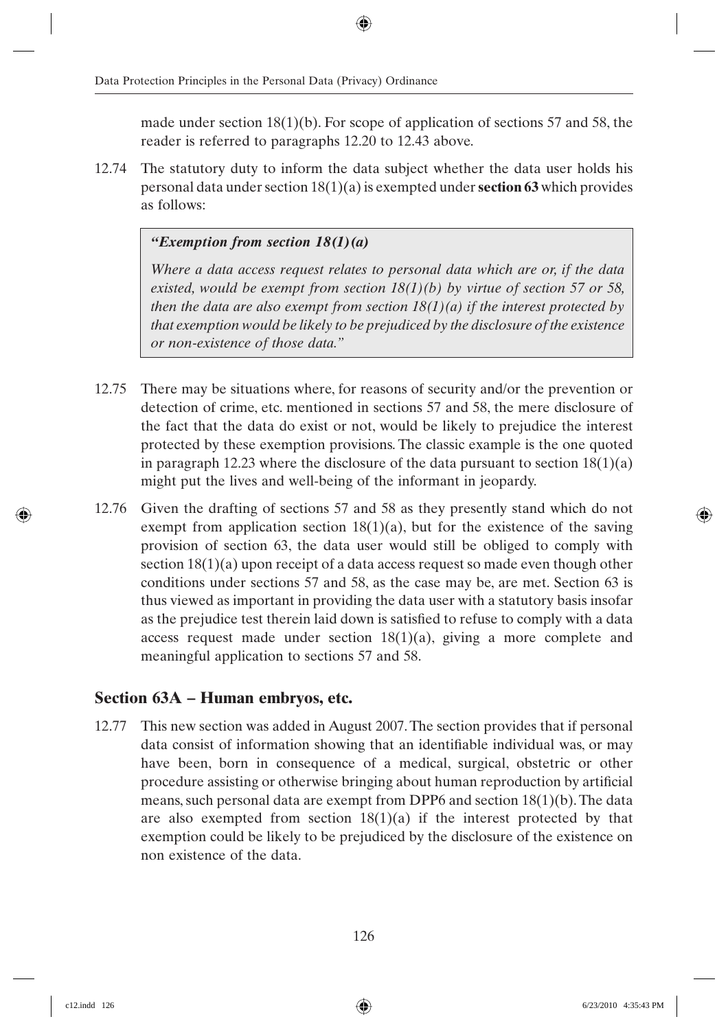made under section 18(1)(b). For scope of application of sections 57 and 58, the reader is referred to paragraphs 12.20 to 12.43 above.

12.74 The statutory duty to inform the data subject whether the data user holds his personal data under section 18(1)(a) is exempted under **section 63** which provides as follows:

> ***"Exemption from section 18(1)(a)***
>
> *Where a data access request relates to personal data which are or, if the data existed, would be exempt from section 18(1)(b) by virtue of section 57 or 58, then the data are also exempt from section 18(1)(a) if the interest protected by that exemption would be likely to be prejudiced by the disclosure of the existence or non-existence of those data."*

12.75 There may be situations where, for reasons of security and/or the prevention or detection of crime, etc. mentioned in sections 57 and 58, the mere disclosure of the fact that the data do exist or not, would be likely to prejudice the interest protected by these exemption provisions. The classic example is the one quoted in paragraph 12.23 where the disclosure of the data pursuant to section 18(1)(a) might put the lives and well-being of the informant in jeopardy.

12.76 Given the drafting of sections 57 and 58 as they presently stand which do not exempt from application section 18(1)(a), but for the existence of the saving provision of section 63, the data user would still be obliged to comply with section 18(1)(a) upon receipt of a data access request so made even though other conditions under sections 57 and 58, as the case may be, are met. Section 63 is thus viewed as important in providing the data user with a statutory basis insofar as the prejudice test therein laid down is satisfied to refuse to comply with a data access request made under section 18(1)(a), giving a more complete and meaningful application to sections 57 and 58.

## Section 63A – Human embryos, etc.

12.77 This new section was added in August 2007. The section provides that if personal data consist of information showing that an identifiable individual was, or may have been, born in consequence of a medical, surgical, obstetric or other procedure assisting or otherwise bringing about human reproduction by artificial means, such personal data are exempt from DPP6 and section 18(1)(b). The data are also exempted from section 18(1)(a) if the interest protected by that exemption could be likely to be prejudiced by the disclosure of the existence on non existence of the data.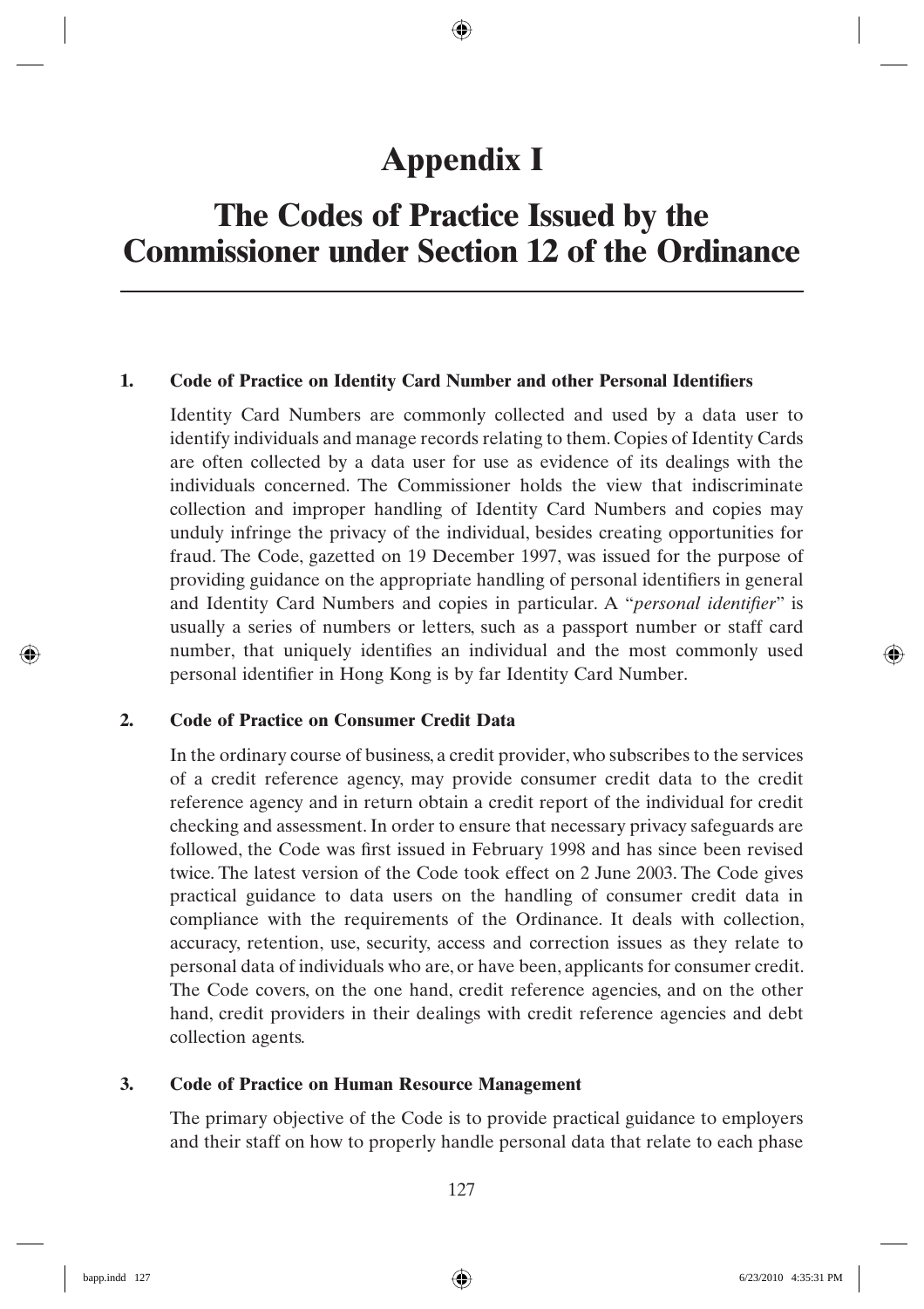# Appendix I

# The Codes of Practice Issued by the Commissioner under Section 12 of the Ordinance

**1. Code of Practice on Identity Card Number and other Personal Identifiers**

Identity Card Numbers are commonly collected and used by a data user to identify individuals and manage records relating to them. Copies of Identity Cards are often collected by a data user for use as evidence of its dealings with the individuals concerned. The Commissioner holds the view that indiscriminate collection and improper handling of Identity Card Numbers and copies may unduly infringe the privacy of the individual, besides creating opportunities for fraud. The Code, gazetted on 19 December 1997, was issued for the purpose of providing guidance on the appropriate handling of personal identifiers in general and Identity Card Numbers and copies in particular. A "*personal identifier*" is usually a series of numbers or letters, such as a passport number or staff card number, that uniquely identifies an individual and the most commonly used personal identifier in Hong Kong is by far Identity Card Number.

**2. Code of Practice on Consumer Credit Data**

In the ordinary course of business, a credit provider, who subscribes to the services of a credit reference agency, may provide consumer credit data to the credit reference agency and in return obtain a credit report of the individual for credit checking and assessment. In order to ensure that necessary privacy safeguards are followed, the Code was first issued in February 1998 and has since been revised twice. The latest version of the Code took effect on 2 June 2003. The Code gives practical guidance to data users on the handling of consumer credit data in compliance with the requirements of the Ordinance. It deals with collection, accuracy, retention, use, security, access and correction issues as they relate to personal data of individuals who are, or have been, applicants for consumer credit. The Code covers, on the one hand, credit reference agencies, and on the other hand, credit providers in their dealings with credit reference agencies and debt collection agents.

**3. Code of Practice on Human Resource Management**

The primary objective of the Code is to provide practical guidance to employers and their staff on how to properly handle personal data that relate to each phase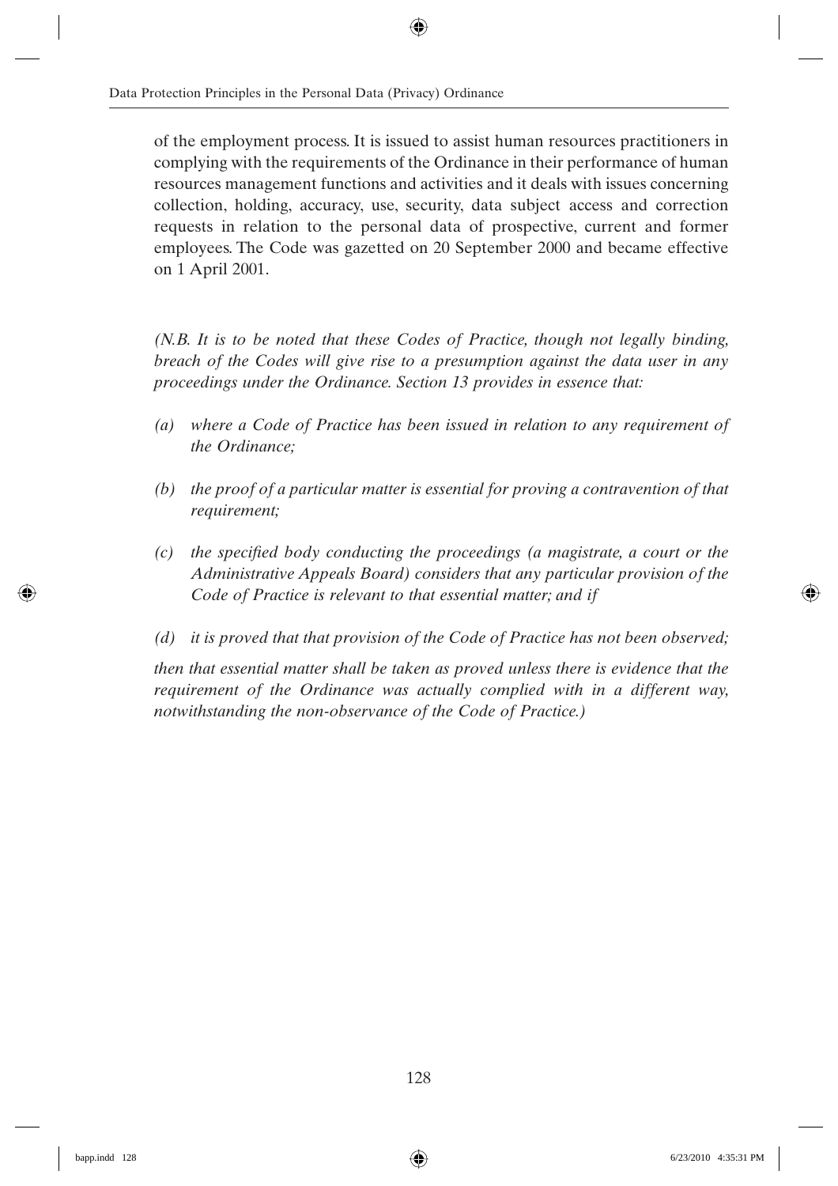of the employment process. It is issued to assist human resources practitioners in complying with the requirements of the Ordinance in their performance of human resources management functions and activities and it deals with issues concerning collection, holding, accuracy, use, security, data subject access and correction requests in relation to the personal data of prospective, current and former employees. The Code was gazetted on 20 September 2000 and became effective on 1 April 2001.

*(N.B. It is to be noted that these Codes of Practice, though not legally binding, breach of the Codes will give rise to a presumption against the data user in any proceedings under the Ordinance. Section 13 provides in essence that:*

*(a) where a Code of Practice has been issued in relation to any requirement of the Ordinance;*

*(b) the proof of a particular matter is essential for proving a contravention of that requirement;*

*(c) the specified body conducting the proceedings (a magistrate, a court or the Administrative Appeals Board) considers that any particular provision of the Code of Practice is relevant to that essential matter; and if*

*(d) it is proved that that provision of the Code of Practice has not been observed;*

*then that essential matter shall be taken as proved unless there is evidence that the requirement of the Ordinance was actually complied with in a different way, notwithstanding the non-observance of the Code of Practice.)*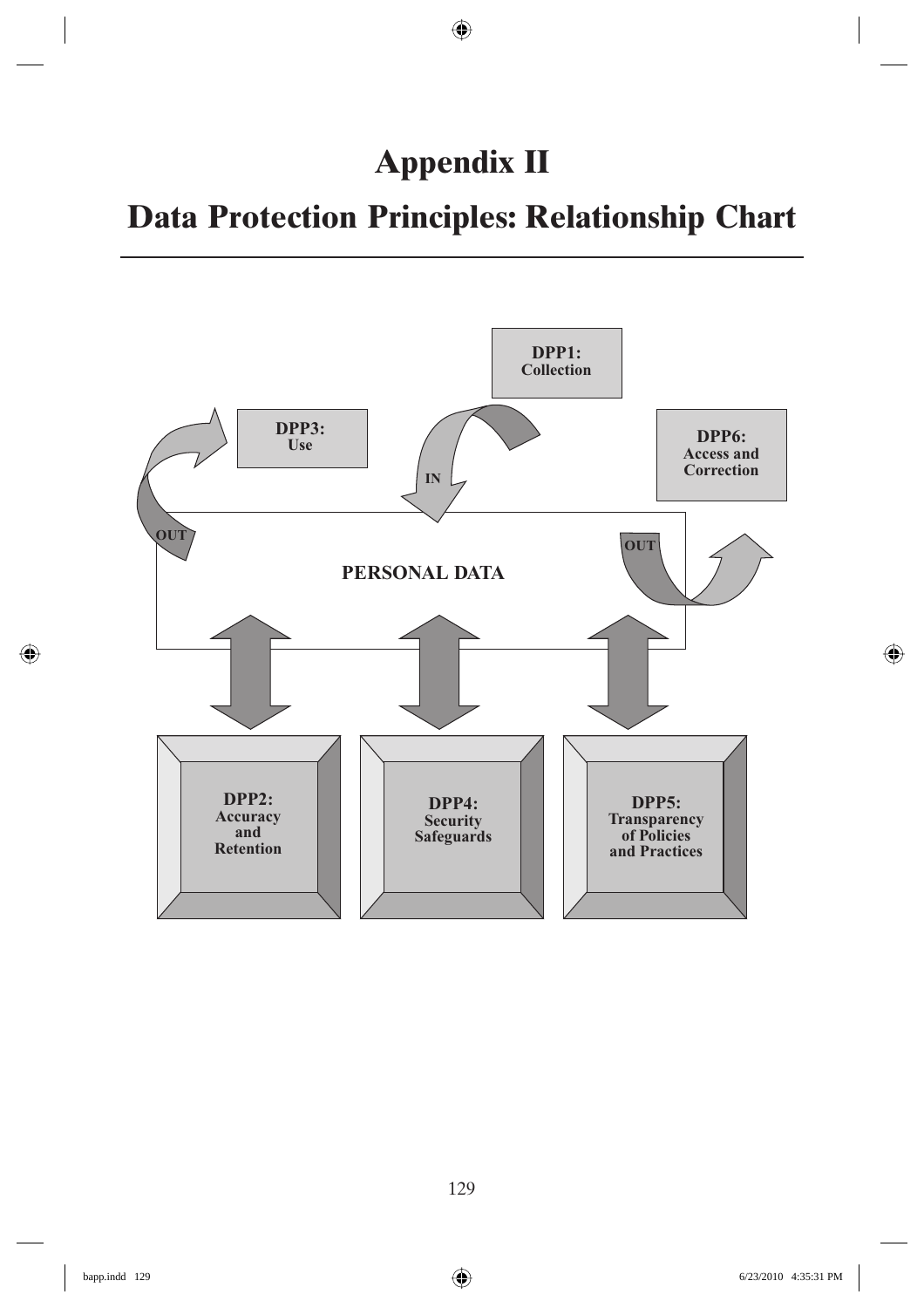# Appendix II

# Data Protection Principles: Relationship Chart

DPP1: Collection

DPP3: Use

DPP6: Access and Correction

IN

OUT

OUT

PERSONAL DATA

DPP2: Accuracy and Retention

DPP4: Security Safeguards

DPP5: Transparency of Policies and Practices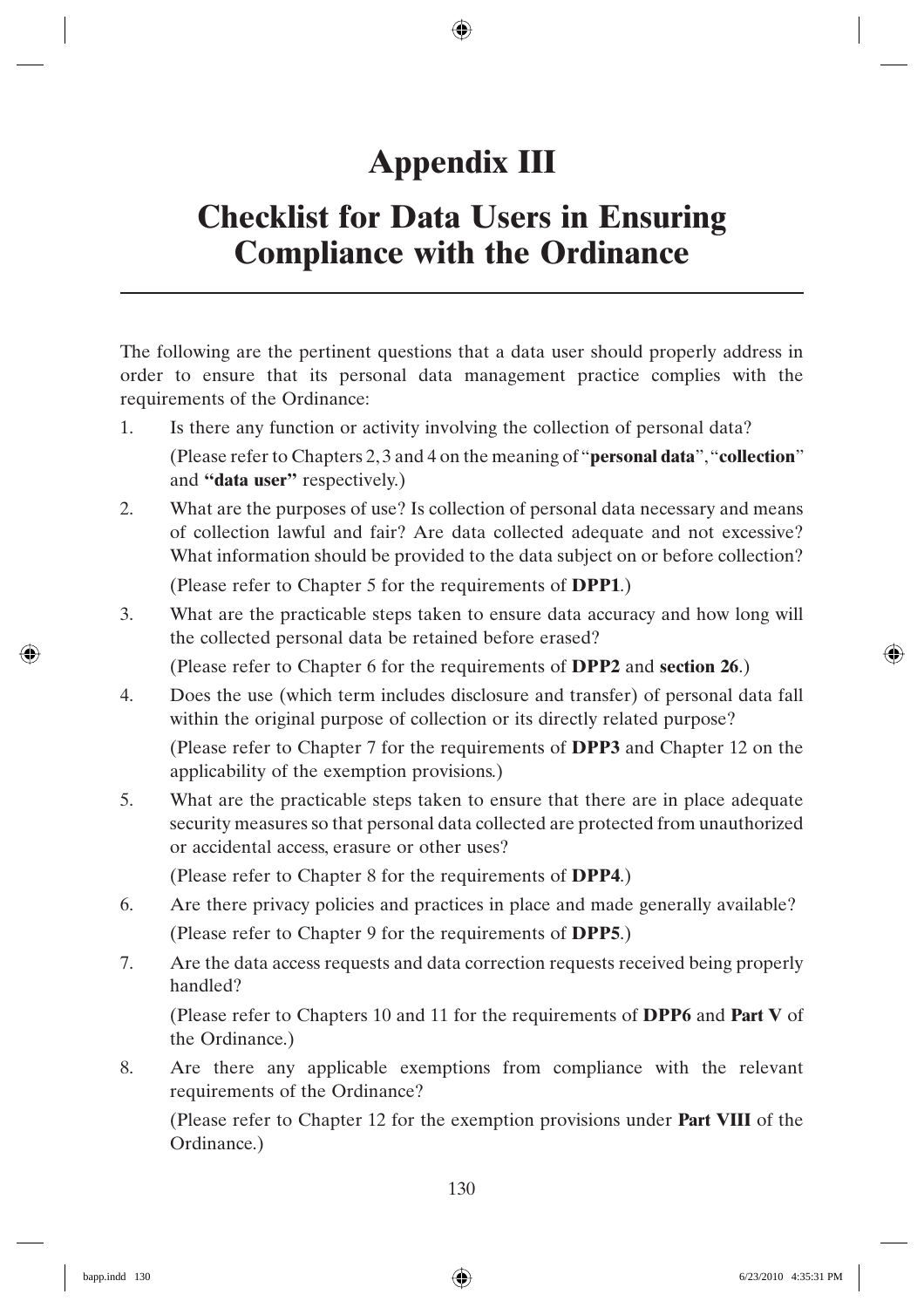# Appendix III

# Checklist for Data Users in Ensuring Compliance with the Ordinance

The following are the pertinent questions that a data user should properly address in order to ensure that its personal data management practice complies with the requirements of the Ordinance:

1. Is there any function or activity involving the collection of personal data?

   (Please refer to Chapters 2, 3 and 4 on the meaning of "**personal data**", "**collection**" and **"data user"** respectively.)

2. What are the purposes of use? Is collection of personal data necessary and means of collection lawful and fair? Are data collected adequate and not excessive? What information should be provided to the data subject on or before collection?

   (Please refer to Chapter 5 for the requirements of **DPP1**.)

3. What are the practicable steps taken to ensure data accuracy and how long will the collected personal data be retained before erased?

   (Please refer to Chapter 6 for the requirements of **DPP2** and **section 26**.)

4. Does the use (which term includes disclosure and transfer) of personal data fall within the original purpose of collection or its directly related purpose?

   (Please refer to Chapter 7 for the requirements of **DPP3** and Chapter 12 on the applicability of the exemption provisions.)

5. What are the practicable steps taken to ensure that there are in place adequate security measures so that personal data collected are protected from unauthorized or accidental access, erasure or other uses?

   (Please refer to Chapter 8 for the requirements of **DPP4**.)

6. Are there privacy policies and practices in place and made generally available?

   (Please refer to Chapter 9 for the requirements of **DPP5**.)

7. Are the data access requests and data correction requests received being properly handled?

   (Please refer to Chapters 10 and 11 for the requirements of **DPP6** and **Part V** of the Ordinance.)

8. Are there any applicable exemptions from compliance with the relevant requirements of the Ordinance?

   (Please refer to Chapter 12 for the exemption provisions under **Part VIII** of the Ordinance.)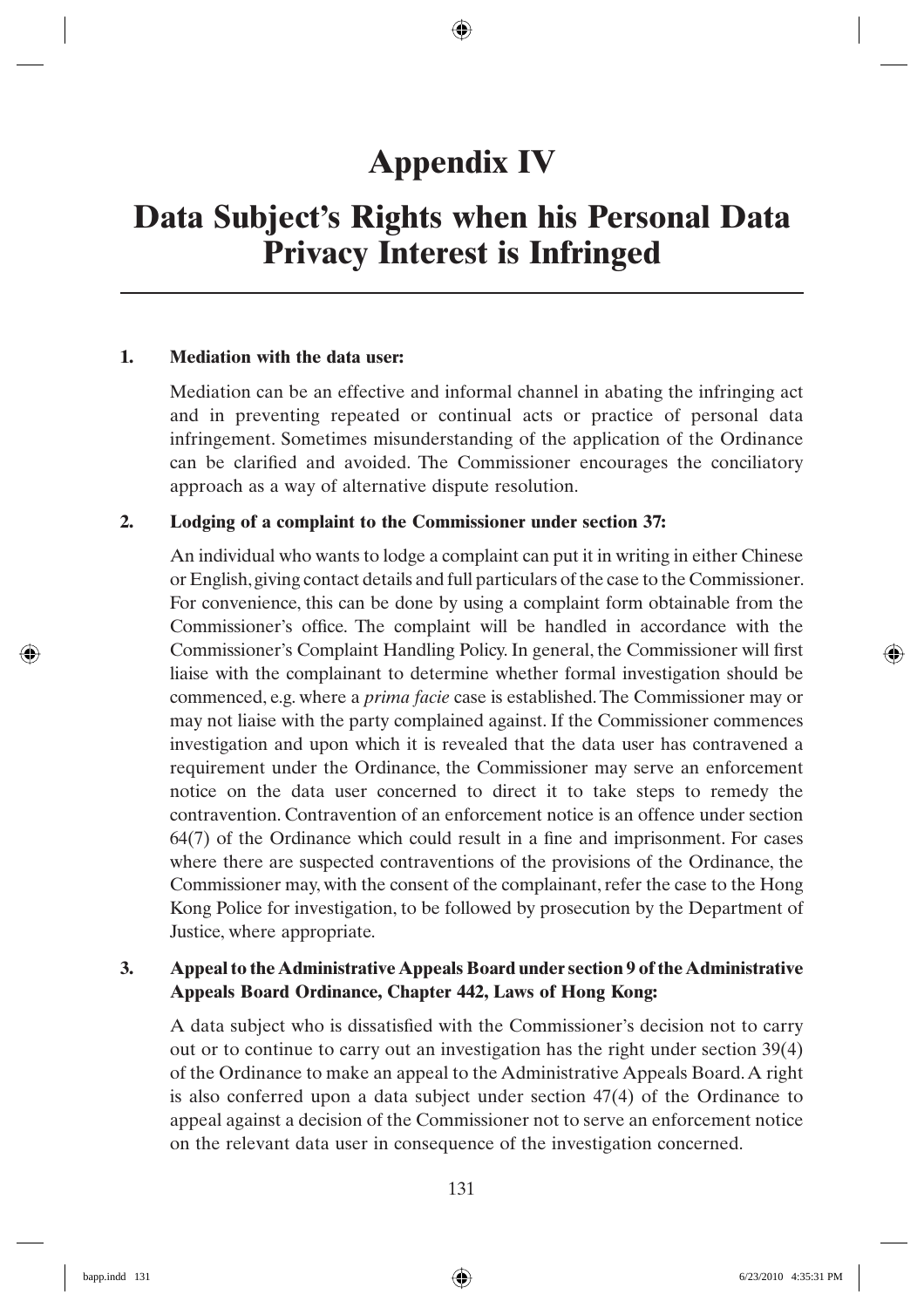# Appendix IV

# Data Subject's Rights when his Personal Data Privacy Interest is Infringed

**1. Mediation with the data user:**

Mediation can be an effective and informal channel in abating the infringing act and in preventing repeated or continual acts or practice of personal data infringement. Sometimes misunderstanding of the application of the Ordinance can be clarified and avoided. The Commissioner encourages the conciliatory approach as a way of alternative dispute resolution.

**2. Lodging of a complaint to the Commissioner under section 37:**

An individual who wants to lodge a complaint can put it in writing in either Chinese or English, giving contact details and full particulars of the case to the Commissioner. For convenience, this can be done by using a complaint form obtainable from the Commissioner's office. The complaint will be handled in accordance with the Commissioner's Complaint Handling Policy. In general, the Commissioner will first liaise with the complainant to determine whether formal investigation should be commenced, e.g. where a *prima facie* case is established. The Commissioner may or may not liaise with the party complained against. If the Commissioner commences investigation and upon which it is revealed that the data user has contravened a requirement under the Ordinance, the Commissioner may serve an enforcement notice on the data user concerned to direct it to take steps to remedy the contravention. Contravention of an enforcement notice is an offence under section 64(7) of the Ordinance which could result in a fine and imprisonment. For cases where there are suspected contraventions of the provisions of the Ordinance, the Commissioner may, with the consent of the complainant, refer the case to the Hong Kong Police for investigation, to be followed by prosecution by the Department of Justice, where appropriate.

**3. Appeal to the Administrative Appeals Board under section 9 of the Administrative Appeals Board Ordinance, Chapter 442, Laws of Hong Kong:**

A data subject who is dissatisfied with the Commissioner's decision not to carry out or to continue to carry out an investigation has the right under section 39(4) of the Ordinance to make an appeal to the Administrative Appeals Board. A right is also conferred upon a data subject under section 47(4) of the Ordinance to appeal against a decision of the Commissioner not to serve an enforcement notice on the relevant data user in consequence of the investigation concerned.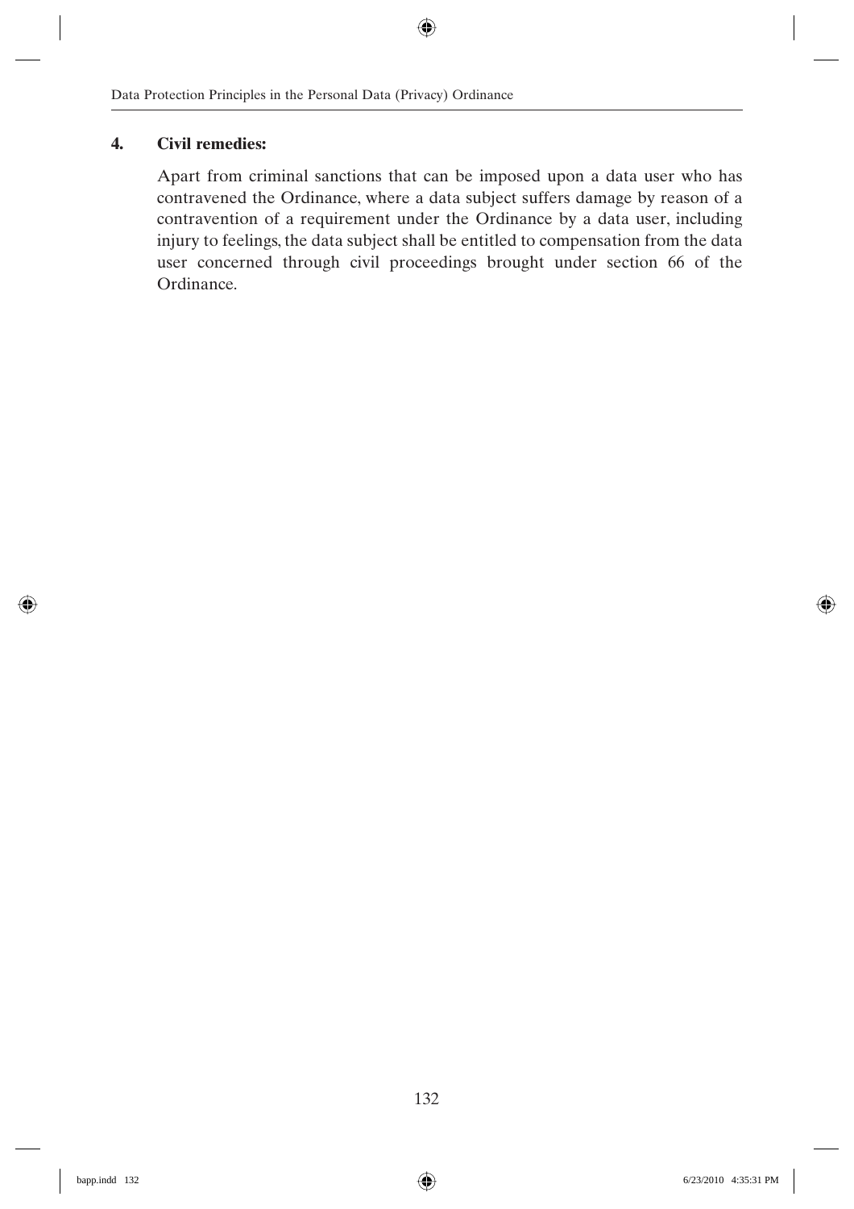**4. Civil remedies:**

Apart from criminal sanctions that can be imposed upon a data user who has contravened the Ordinance, where a data subject suffers damage by reason of a contravention of a requirement under the Ordinance by a data user, including injury to feelings, the data subject shall be entitled to compensation from the data user concerned through civil proceedings brought under section 66 of the Ordinance.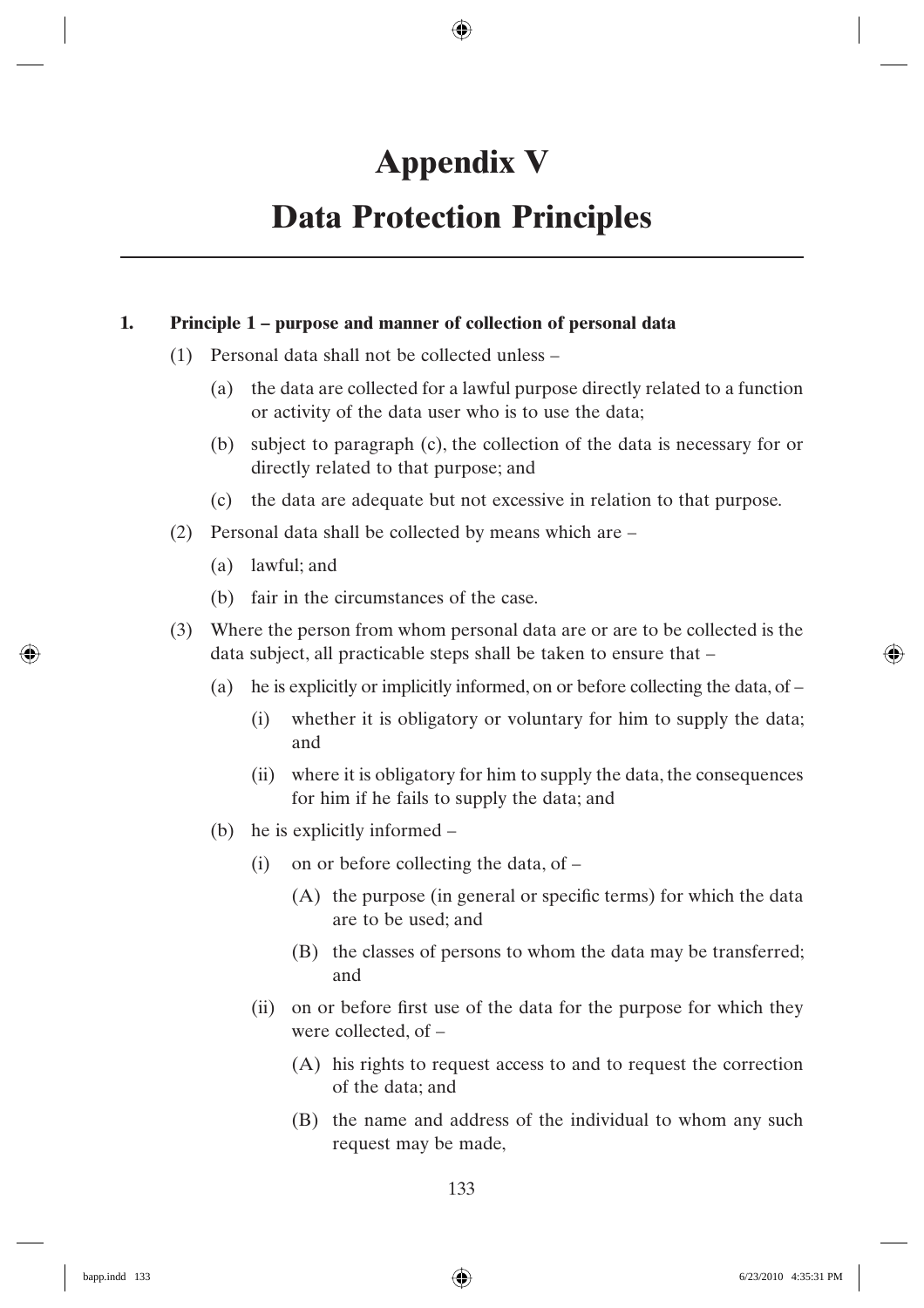# Appendix V

# Data Protection Principles

**1. Principle 1 – purpose and manner of collection of personal data**

(1) Personal data shall not be collected unless –

(a) the data are collected for a lawful purpose directly related to a function or activity of the data user who is to use the data;

(b) subject to paragraph (c), the collection of the data is necessary for or directly related to that purpose; and

(c) the data are adequate but not excessive in relation to that purpose.

(2) Personal data shall be collected by means which are –

(a) lawful; and

(b) fair in the circumstances of the case.

(3) Where the person from whom personal data are or are to be collected is the data subject, all practicable steps shall be taken to ensure that –

(a) he is explicitly or implicitly informed, on or before collecting the data, of –

(i) whether it is obligatory or voluntary for him to supply the data; and

(ii) where it is obligatory for him to supply the data, the consequences for him if he fails to supply the data; and

(b) he is explicitly informed –

(i) on or before collecting the data, of –

(A) the purpose (in general or specific terms) for which the data are to be used; and

(B) the classes of persons to whom the data may be transferred; and

(ii) on or before first use of the data for the purpose for which they were collected, of –

(A) his rights to request access to and to request the correction of the data; and

(B) the name and address of the individual to whom any such request may be made,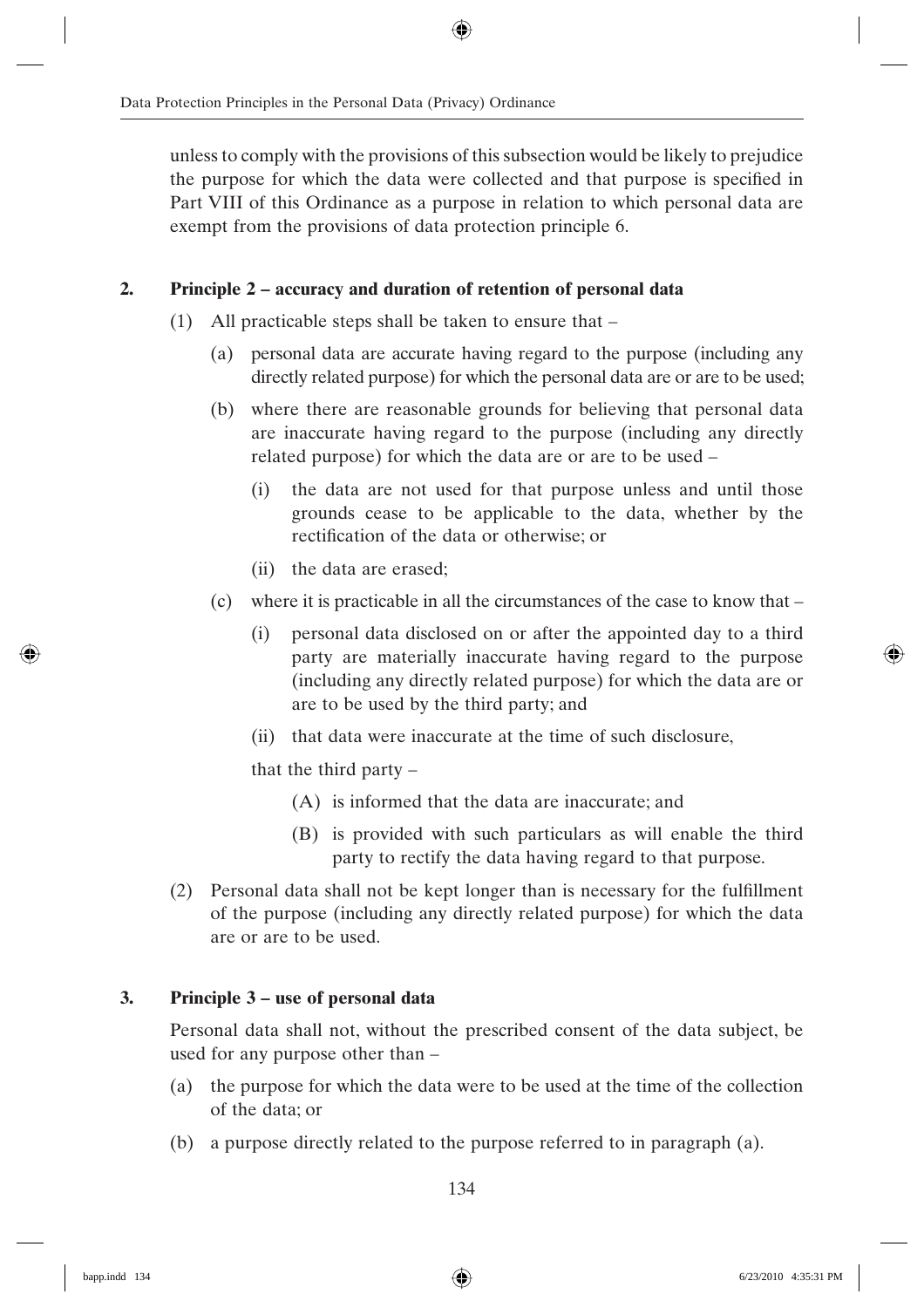unless to comply with the provisions of this subsection would be likely to prejudice the purpose for which the data were collected and that purpose is specified in Part VIII of this Ordinance as a purpose in relation to which personal data are exempt from the provisions of data protection principle 6.

## 2. Principle 2 – accuracy and duration of retention of personal data

(1) All practicable steps shall be taken to ensure that –

- (a) personal data are accurate having regard to the purpose (including any directly related purpose) for which the personal data are or are to be used;
- (b) where there are reasonable grounds for believing that personal data are inaccurate having regard to the purpose (including any directly related purpose) for which the data are or are to be used –
  - (i) the data are not used for that purpose unless and until those grounds cease to be applicable to the data, whether by the rectification of the data or otherwise; or
  - (ii) the data are erased;
- (c) where it is practicable in all the circumstances of the case to know that –
  - (i) personal data disclosed on or after the appointed day to a third party are materially inaccurate having regard to the purpose (including any directly related purpose) for which the data are or are to be used by the third party; and
  - (ii) that data were inaccurate at the time of such disclosure,

  that the third party –

  - (A) is informed that the data are inaccurate; and
  - (B) is provided with such particulars as will enable the third party to rectify the data having regard to that purpose.

(2) Personal data shall not be kept longer than is necessary for the fulfillment of the purpose (including any directly related purpose) for which the data are or are to be used.

## 3. Principle 3 – use of personal data

Personal data shall not, without the prescribed consent of the data subject, be used for any purpose other than –

- (a) the purpose for which the data were to be used at the time of the collection of the data; or
- (b) a purpose directly related to the purpose referred to in paragraph (a).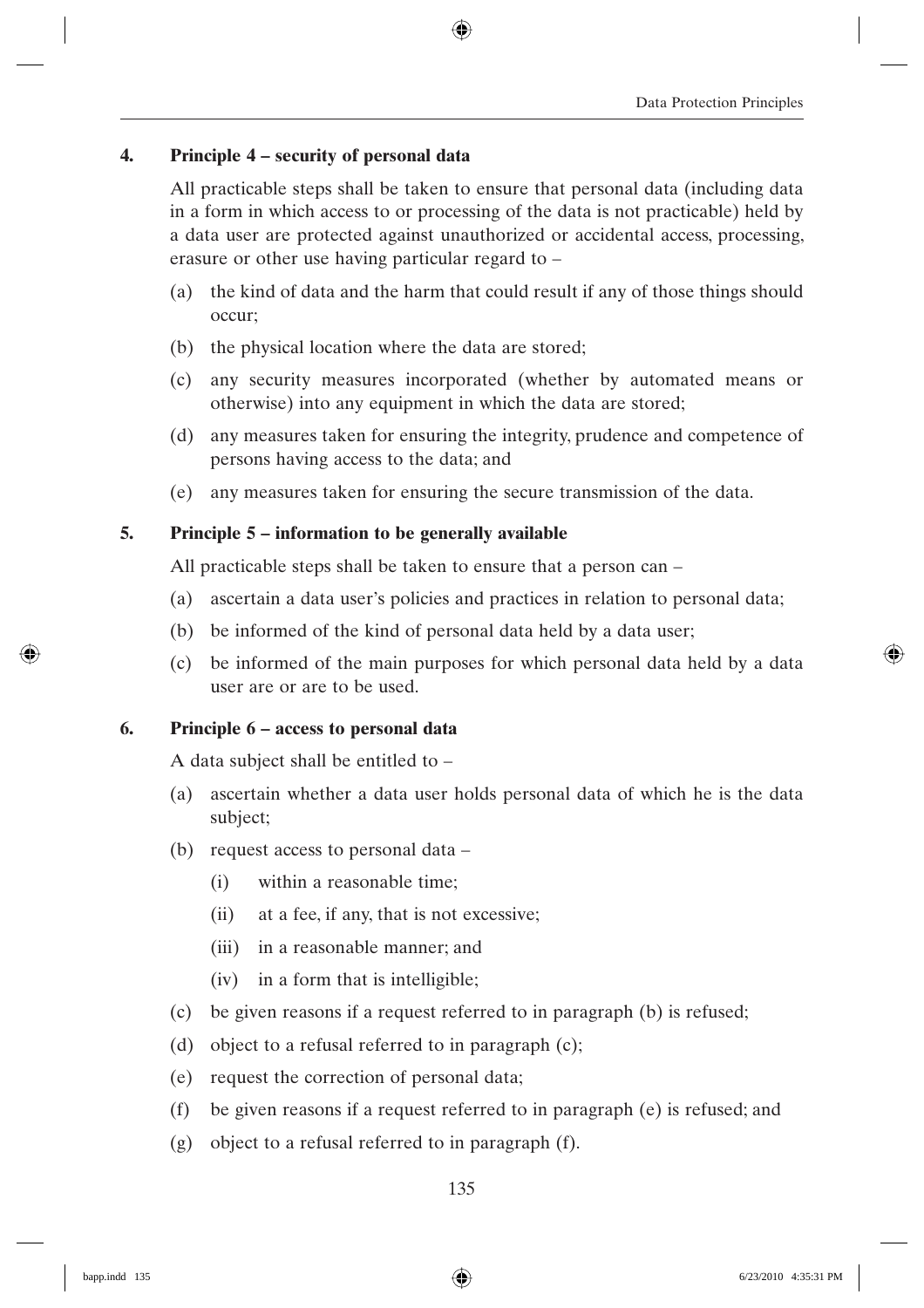### 4. Principle 4 – security of personal data

All practicable steps shall be taken to ensure that personal data (including data in a form in which access to or processing of the data is not practicable) held by a data user are protected against unauthorized or accidental access, processing, erasure or other use having particular regard to –

(a) the kind of data and the harm that could result if any of those things should occur;

(b) the physical location where the data are stored;

(c) any security measures incorporated (whether by automated means or otherwise) into any equipment in which the data are stored;

(d) any measures taken for ensuring the integrity, prudence and competence of persons having access to the data; and

(e) any measures taken for ensuring the secure transmission of the data.

### 5. Principle 5 – information to be generally available

All practicable steps shall be taken to ensure that a person can –

(a) ascertain a data user's policies and practices in relation to personal data;

(b) be informed of the kind of personal data held by a data user;

(c) be informed of the main purposes for which personal data held by a data user are or are to be used.

### 6. Principle 6 – access to personal data

A data subject shall be entitled to –

(a) ascertain whether a data user holds personal data of which he is the data subject;

(b) request access to personal data –

  (i) within a reasonable time;

  (ii) at a fee, if any, that is not excessive;

  (iii) in a reasonable manner; and

  (iv) in a form that is intelligible;

(c) be given reasons if a request referred to in paragraph (b) is refused;

(d) object to a refusal referred to in paragraph (c);

(e) request the correction of personal data;

(f) be given reasons if a request referred to in paragraph (e) is refused; and

(g) object to a refusal referred to in paragraph (f).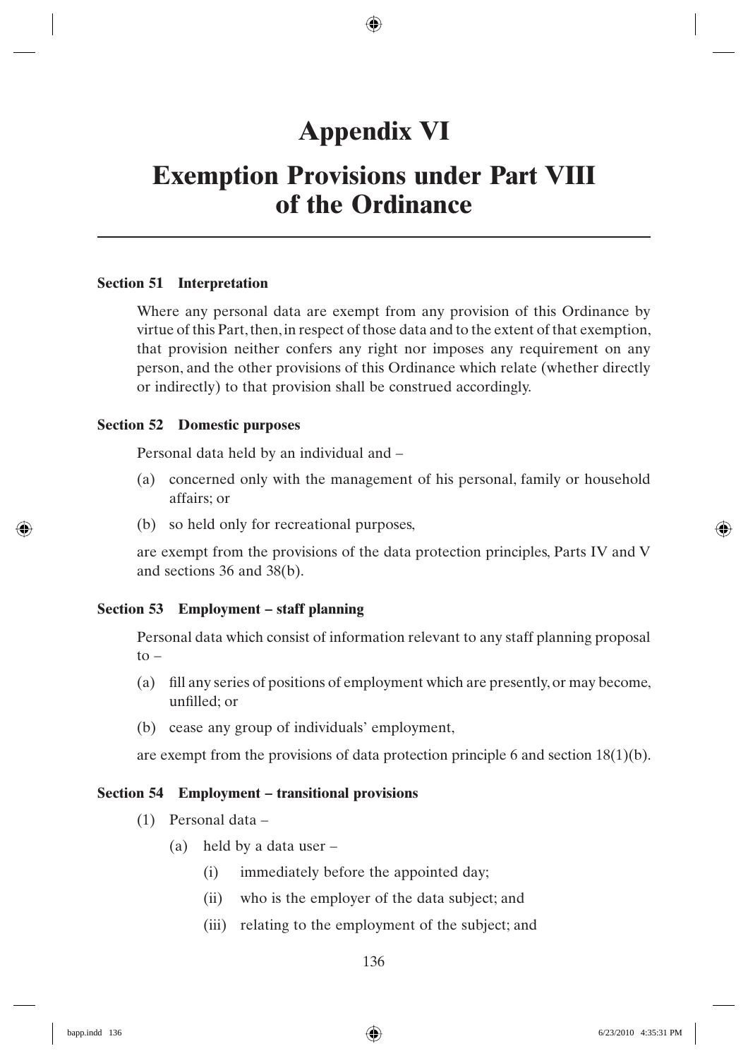# Appendix VI

# Exemption Provisions under Part VIII of the Ordinance

**Section 51 Interpretation**

Where any personal data are exempt from any provision of this Ordinance by virtue of this Part, then, in respect of those data and to the extent of that exemption, that provision neither confers any right nor imposes any requirement on any person, and the other provisions of this Ordinance which relate (whether directly or indirectly) to that provision shall be construed accordingly.

**Section 52 Domestic purposes**

Personal data held by an individual and –

(a) concerned only with the management of his personal, family or household affairs; or

(b) so held only for recreational purposes,

are exempt from the provisions of the data protection principles, Parts IV and V and sections 36 and 38(b).

**Section 53 Employment – staff planning**

Personal data which consist of information relevant to any staff planning proposal to –

(a) fill any series of positions of employment which are presently, or may become, unfilled; or

(b) cease any group of individuals' employment,

are exempt from the provisions of data protection principle 6 and section 18(1)(b).

**Section 54 Employment – transitional provisions**

(1) Personal data –

 (a) held by a data user –

  (i) immediately before the appointed day;

  (ii) who is the employer of the data subject; and

  (iii) relating to the employment of the subject; and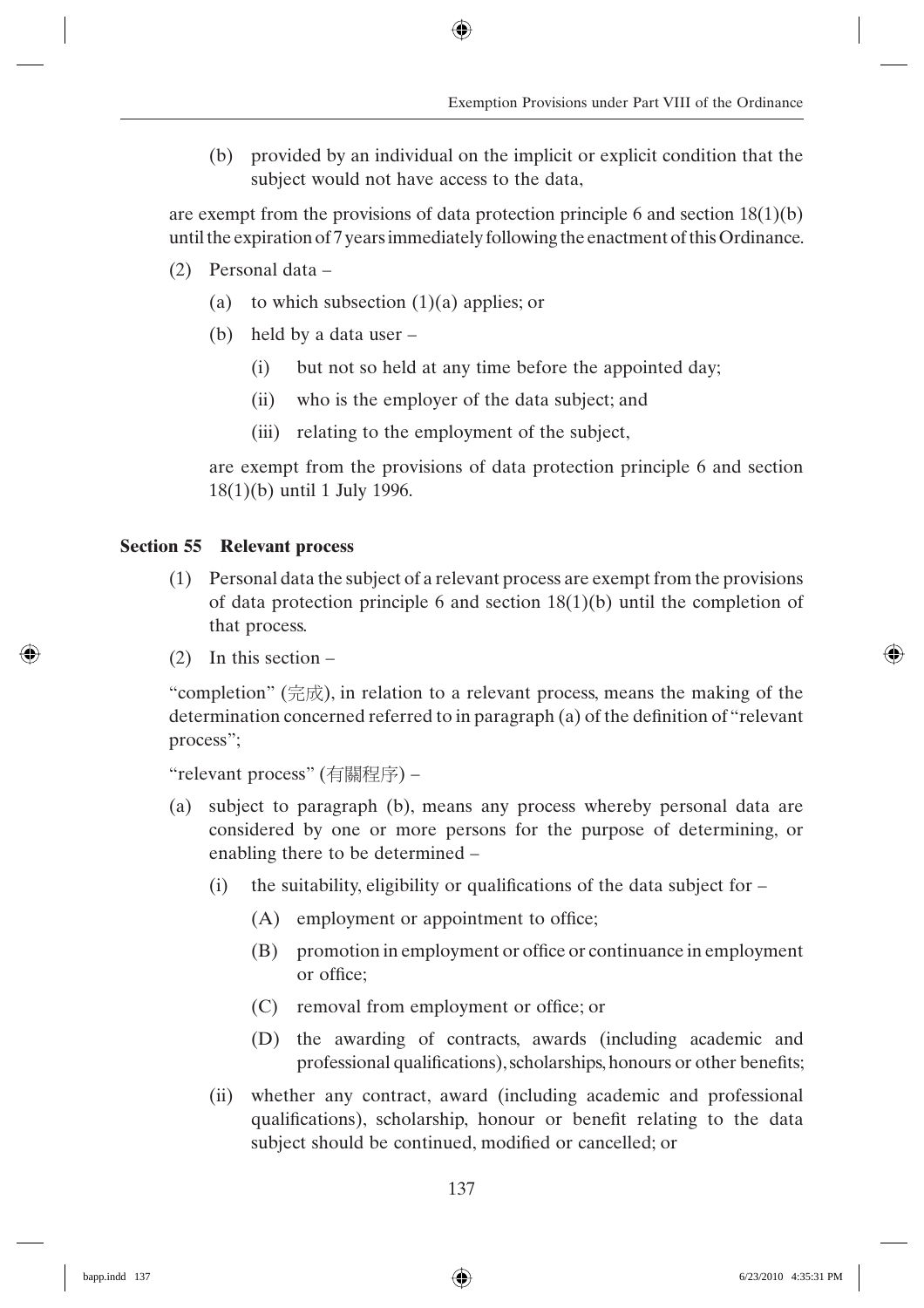(b) provided by an individual on the implicit or explicit condition that the subject would not have access to the data,

are exempt from the provisions of data protection principle 6 and section 18(1)(b) until the expiration of 7 years immediately following the enactment of this Ordinance.

(2) Personal data –

(a) to which subsection (1)(a) applies; or

(b) held by a data user –

(i) but not so held at any time before the appointed day;

(ii) who is the employer of the data subject; and

(iii) relating to the employment of the subject,

are exempt from the provisions of data protection principle 6 and section 18(1)(b) until 1 July 1996.

### Section 55 Relevant process

(1) Personal data the subject of a relevant process are exempt from the provisions of data protection principle 6 and section 18(1)(b) until the completion of that process.

(2) In this section –

"completion" (完成), in relation to a relevant process, means the making of the determination concerned referred to in paragraph (a) of the definition of "relevant process";

"relevant process" (有關程序) –

(a) subject to paragraph (b), means any process whereby personal data are considered by one or more persons for the purpose of determining, or enabling there to be determined –

(i) the suitability, eligibility or qualifications of the data subject for –

(A) employment or appointment to office;

(B) promotion in employment or office or continuance in employment or office;

(C) removal from employment or office; or

(D) the awarding of contracts, awards (including academic and professional qualifications), scholarships, honours or other benefits;

(ii) whether any contract, award (including academic and professional qualifications), scholarship, honour or benefit relating to the data subject should be continued, modified or cancelled; or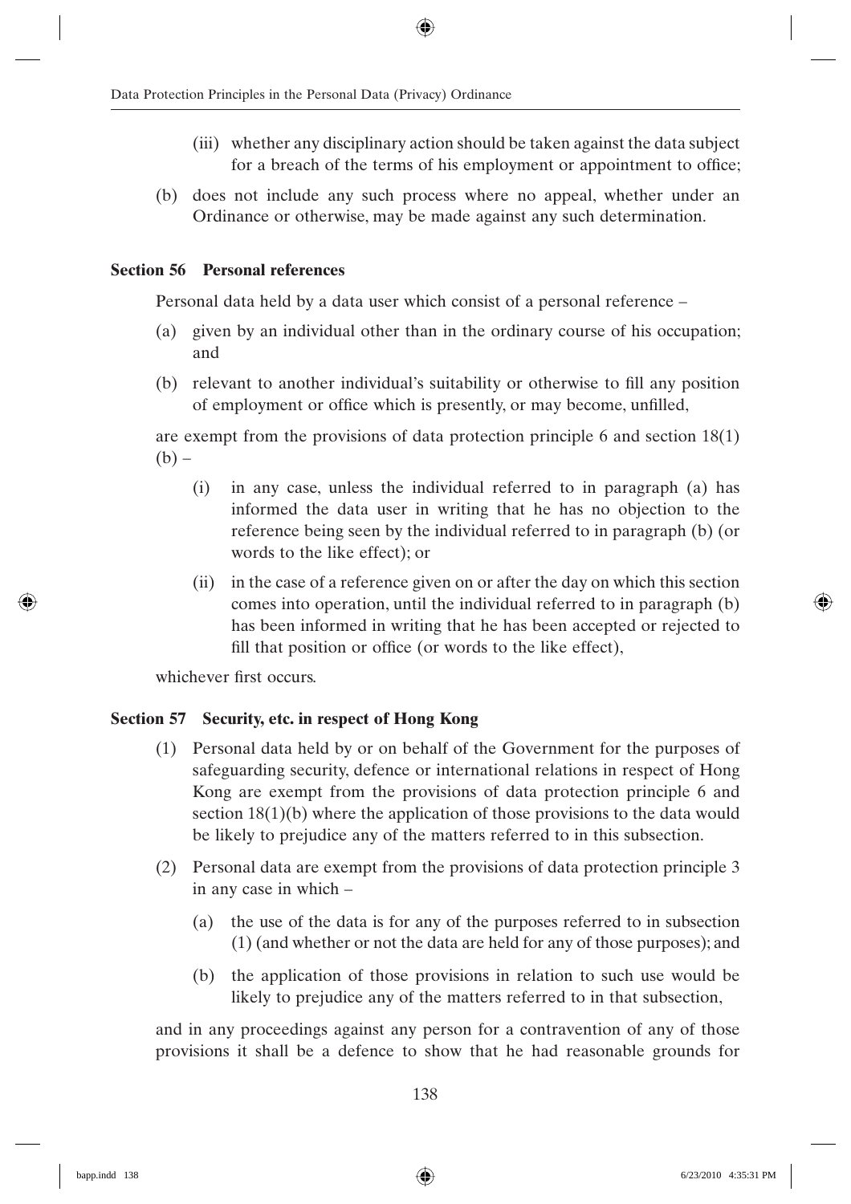(iii) whether any disciplinary action should be taken against the data subject for a breach of the terms of his employment or appointment to office;

(b) does not include any such process where no appeal, whether under an Ordinance or otherwise, may be made against any such determination.

### Section 56 Personal references

Personal data held by a data user which consist of a personal reference –

(a) given by an individual other than in the ordinary course of his occupation; and

(b) relevant to another individual's suitability or otherwise to fill any position of employment or office which is presently, or may become, unfilled,

are exempt from the provisions of data protection principle 6 and section 18(1)(b) –

(i) in any case, unless the individual referred to in paragraph (a) has informed the data user in writing that he has no objection to the reference being seen by the individual referred to in paragraph (b) (or words to the like effect); or

(ii) in the case of a reference given on or after the day on which this section comes into operation, until the individual referred to in paragraph (b) has been informed in writing that he has been accepted or rejected to fill that position or office (or words to the like effect),

whichever first occurs.

### Section 57 Security, etc. in respect of Hong Kong

(1) Personal data held by or on behalf of the Government for the purposes of safeguarding security, defence or international relations in respect of Hong Kong are exempt from the provisions of data protection principle 6 and section 18(1)(b) where the application of those provisions to the data would be likely to prejudice any of the matters referred to in this subsection.

(2) Personal data are exempt from the provisions of data protection principle 3 in any case in which –

(a) the use of the data is for any of the purposes referred to in subsection (1) (and whether or not the data are held for any of those purposes); and

(b) the application of those provisions in relation to such use would be likely to prejudice any of the matters referred to in that subsection,

and in any proceedings against any person for a contravention of any of those provisions it shall be a defence to show that he had reasonable grounds for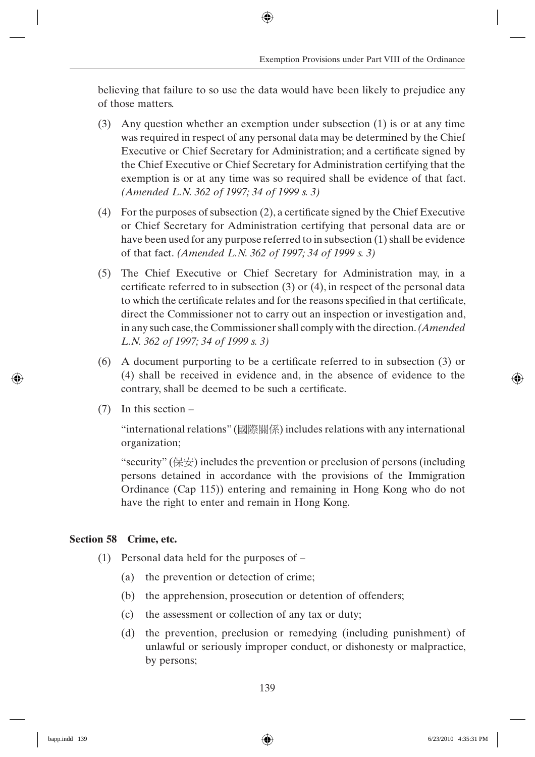believing that failure to so use the data would have been likely to prejudice any of those matters.

(3) Any question whether an exemption under subsection (1) is or at any time was required in respect of any personal data may be determined by the Chief Executive or Chief Secretary for Administration; and a certificate signed by the Chief Executive or Chief Secretary for Administration certifying that the exemption is or at any time was so required shall be evidence of that fact. *(Amended L.N. 362 of 1997; 34 of 1999 s. 3)*

(4) For the purposes of subsection (2), a certificate signed by the Chief Executive or Chief Secretary for Administration certifying that personal data are or have been used for any purpose referred to in subsection (1) shall be evidence of that fact. *(Amended L.N. 362 of 1997; 34 of 1999 s. 3)*

(5) The Chief Executive or Chief Secretary for Administration may, in a certificate referred to in subsection (3) or (4), in respect of the personal data to which the certificate relates and for the reasons specified in that certificate, direct the Commissioner not to carry out an inspection or investigation and, in any such case, the Commissioner shall comply with the direction. *(Amended L.N. 362 of 1997; 34 of 1999 s. 3)*

(6) A document purporting to be a certificate referred to in subsection (3) or (4) shall be received in evidence and, in the absence of evidence to the contrary, shall be deemed to be such a certificate.

(7) In this section –

"international relations" (國際關係) includes relations with any international organization;

"security" (保安) includes the prevention or preclusion of persons (including persons detained in accordance with the provisions of the Immigration Ordinance (Cap 115)) entering and remaining in Hong Kong who do not have the right to enter and remain in Hong Kong.

**Section 58 Crime, etc.**

(1) Personal data held for the purposes of –

(a) the prevention or detection of crime;

(b) the apprehension, prosecution or detention of offenders;

(c) the assessment or collection of any tax or duty;

(d) the prevention, preclusion or remedying (including punishment) of unlawful or seriously improper conduct, or dishonesty or malpractice, by persons;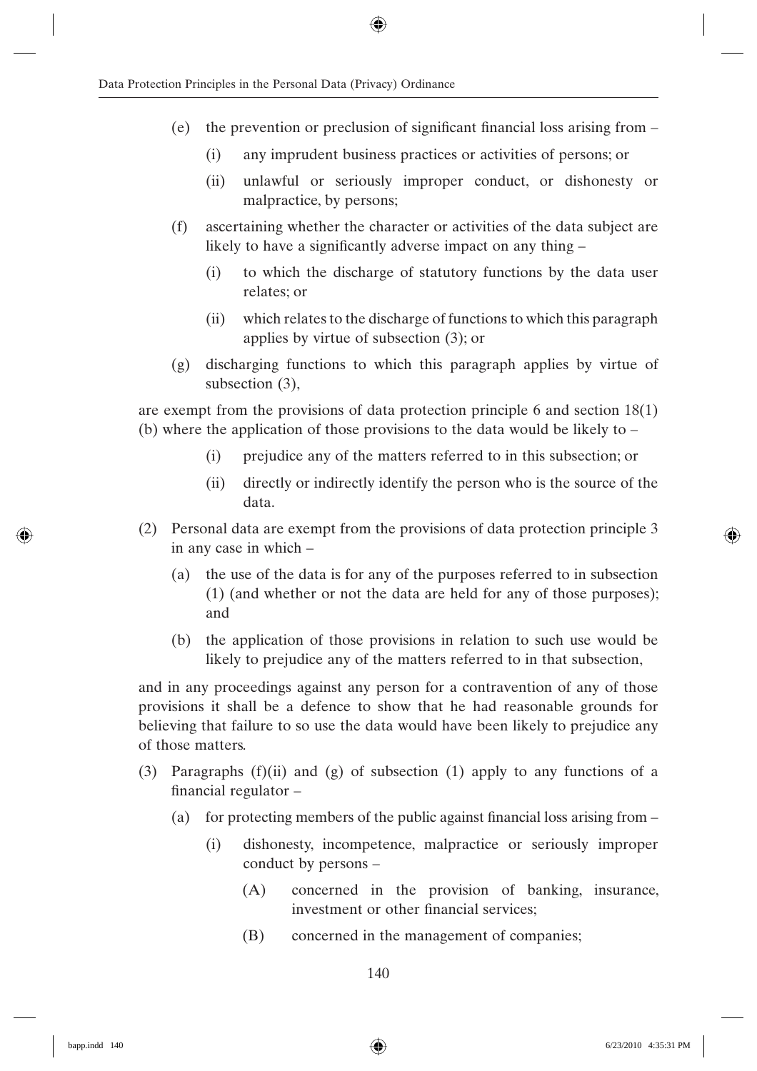(e) the prevention or preclusion of significant financial loss arising from –

  (i) any imprudent business practices or activities of persons; or

  (ii) unlawful or seriously improper conduct, or dishonesty or malpractice, by persons;

(f) ascertaining whether the character or activities of the data subject are likely to have a significantly adverse impact on any thing –

  (i) to which the discharge of statutory functions by the data user relates; or

  (ii) which relates to the discharge of functions to which this paragraph applies by virtue of subsection (3); or

(g) discharging functions to which this paragraph applies by virtue of subsection (3),

are exempt from the provisions of data protection principle 6 and section 18(1)(b) where the application of those provisions to the data would be likely to –

  (i) prejudice any of the matters referred to in this subsection; or

  (ii) directly or indirectly identify the person who is the source of the data.

(2) Personal data are exempt from the provisions of data protection principle 3 in any case in which –

  (a) the use of the data is for any of the purposes referred to in subsection (1) (and whether or not the data are held for any of those purposes); and

  (b) the application of those provisions in relation to such use would be likely to prejudice any of the matters referred to in that subsection,

and in any proceedings against any person for a contravention of any of those provisions it shall be a defence to show that he had reasonable grounds for believing that failure to so use the data would have been likely to prejudice any of those matters.

(3) Paragraphs (f)(ii) and (g) of subsection (1) apply to any functions of a financial regulator –

  (a) for protecting members of the public against financial loss arising from –

    (i) dishonesty, incompetence, malpractice or seriously improper conduct by persons –

      (A) concerned in the provision of banking, insurance, investment or other financial services;

      (B) concerned in the management of companies;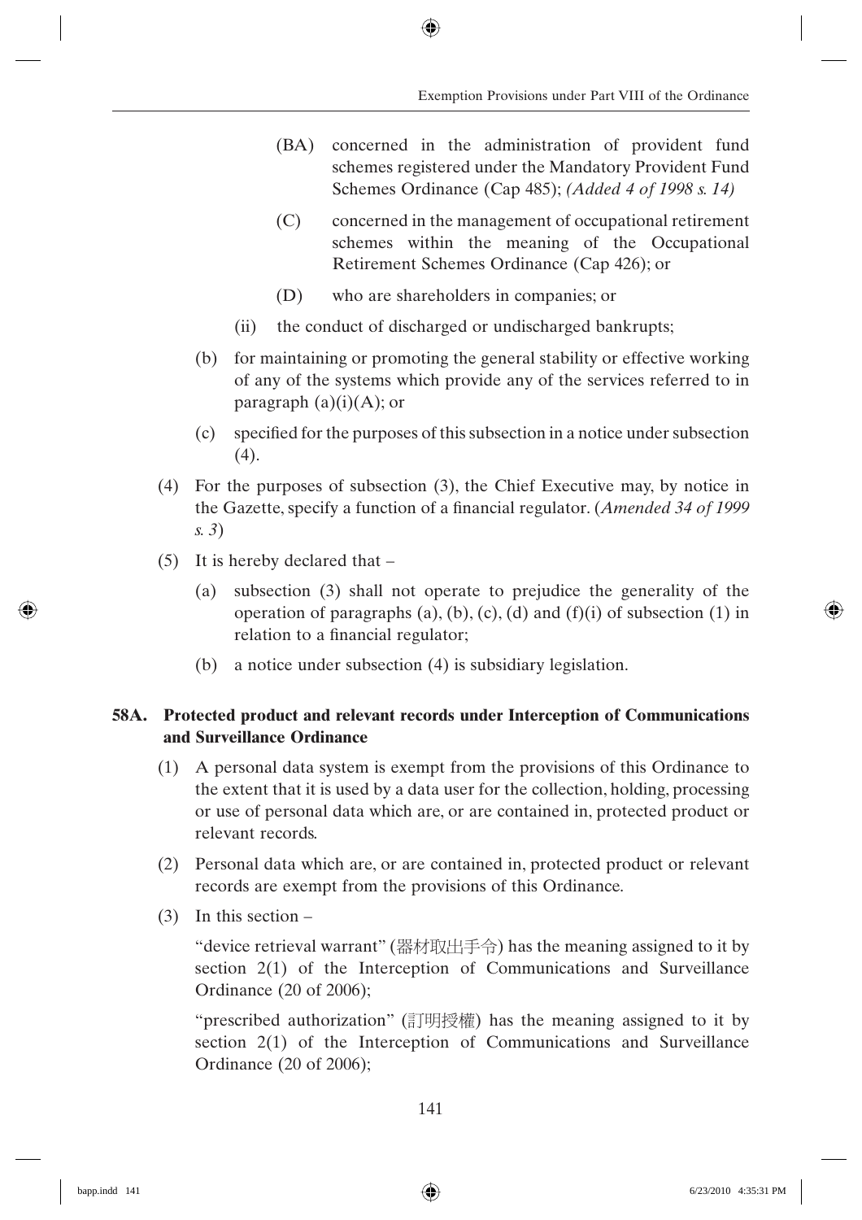(BA) concerned in the administration of provident fund schemes registered under the Mandatory Provident Fund Schemes Ordinance (Cap 485); *(Added 4 of 1998 s. 14)*

(C) concerned in the management of occupational retirement schemes within the meaning of the Occupational Retirement Schemes Ordinance (Cap 426); or

(D) who are shareholders in companies; or

(ii) the conduct of discharged or undischarged bankrupts;

(b) for maintaining or promoting the general stability or effective working of any of the systems which provide any of the services referred to in paragraph (a)(i)(A); or

(c) specified for the purposes of this subsection in a notice under subsection (4).

(4) For the purposes of subsection (3), the Chief Executive may, by notice in the Gazette, specify a function of a financial regulator. (*Amended 34 of 1999 s. 3*)

(5) It is hereby declared that –

(a) subsection (3) shall not operate to prejudice the generality of the operation of paragraphs (a), (b), (c), (d) and (f)(i) of subsection (1) in relation to a financial regulator;

(b) a notice under subsection (4) is subsidiary legislation.

**58A. Protected product and relevant records under Interception of Communications and Surveillance Ordinance**

(1) A personal data system is exempt from the provisions of this Ordinance to the extent that it is used by a data user for the collection, holding, processing or use of personal data which are, or are contained in, protected product or relevant records.

(2) Personal data which are, or are contained in, protected product or relevant records are exempt from the provisions of this Ordinance.

(3) In this section –

"device retrieval warrant" (器材取出手令) has the meaning assigned to it by section 2(1) of the Interception of Communications and Surveillance Ordinance (20 of 2006);

"prescribed authorization" (訂明授權) has the meaning assigned to it by section 2(1) of the Interception of Communications and Surveillance Ordinance (20 of 2006);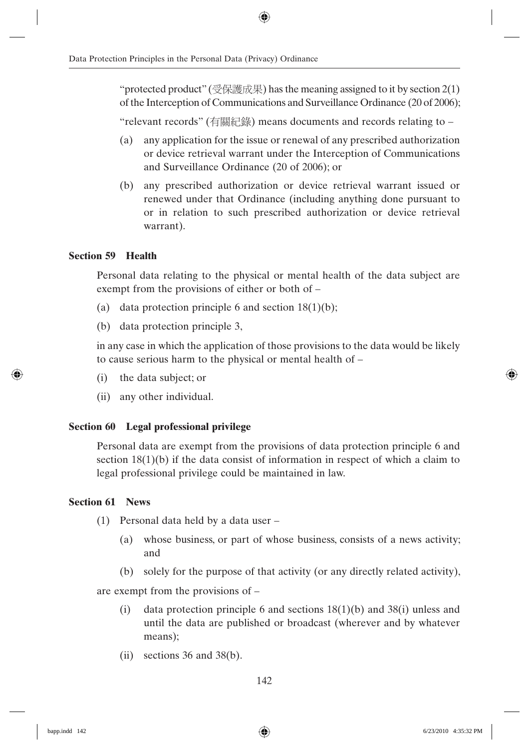"protected product" (受保護成果) has the meaning assigned to it by section 2(1) of the Interception of Communications and Surveillance Ordinance (20 of 2006);

"relevant records" (有關紀錄) means documents and records relating to –

(a) any application for the issue or renewal of any prescribed authorization or device retrieval warrant under the Interception of Communications and Surveillance Ordinance (20 of 2006); or

(b) any prescribed authorization or device retrieval warrant issued or renewed under that Ordinance (including anything done pursuant to or in relation to such prescribed authorization or device retrieval warrant).

**Section 59 Health**

Personal data relating to the physical or mental health of the data subject are exempt from the provisions of either or both of –

(a) data protection principle 6 and section 18(1)(b);

(b) data protection principle 3,

in any case in which the application of those provisions to the data would be likely to cause serious harm to the physical or mental health of –

(i) the data subject; or

(ii) any other individual.

**Section 60 Legal professional privilege**

Personal data are exempt from the provisions of data protection principle 6 and section 18(1)(b) if the data consist of information in respect of which a claim to legal professional privilege could be maintained in law.

**Section 61 News**

(1) Personal data held by a data user –

(a) whose business, or part of whose business, consists of a news activity; and

(b) solely for the purpose of that activity (or any directly related activity),

are exempt from the provisions of –

(i) data protection principle 6 and sections 18(1)(b) and 38(i) unless and until the data are published or broadcast (wherever and by whatever means);

(ii) sections 36 and 38(b).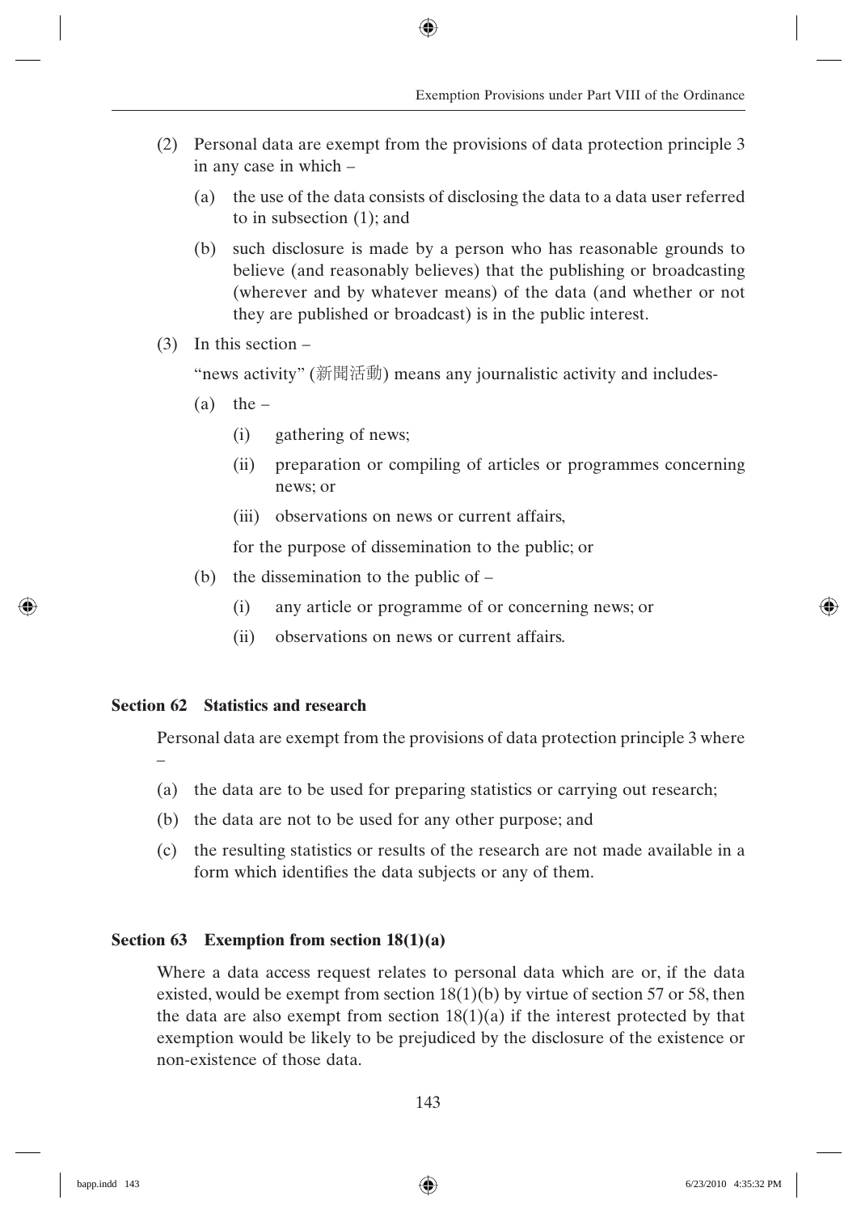(2) Personal data are exempt from the provisions of data protection principle 3 in any case in which –

   (a) the use of the data consists of disclosing the data to a data user referred to in subsection (1); and

   (b) such disclosure is made by a person who has reasonable grounds to believe (and reasonably believes) that the publishing or broadcasting (wherever and by whatever means) of the data (and whether or not they are published or broadcast) is in the public interest.

(3) In this section –

   "news activity" (新聞活動) means any journalistic activity and includes-

   (a) the –

      (i) gathering of news;

      (ii) preparation or compiling of articles or programmes concerning news; or

      (iii) observations on news or current affairs,

      for the purpose of dissemination to the public; or

   (b) the dissemination to the public of –

      (i) any article or programme of or concerning news; or

      (ii) observations on news or current affairs.

**Section 62 Statistics and research**

Personal data are exempt from the provisions of data protection principle 3 where –

(a) the data are to be used for preparing statistics or carrying out research;

(b) the data are not to be used for any other purpose; and

(c) the resulting statistics or results of the research are not made available in a form which identifies the data subjects or any of them.

**Section 63 Exemption from section 18(1)(a)**

Where a data access request relates to personal data which are or, if the data existed, would be exempt from section 18(1)(b) by virtue of section 57 or 58, then the data are also exempt from section 18(1)(a) if the interest protected by that exemption would be likely to be prejudiced by the disclosure of the existence or non-existence of those data.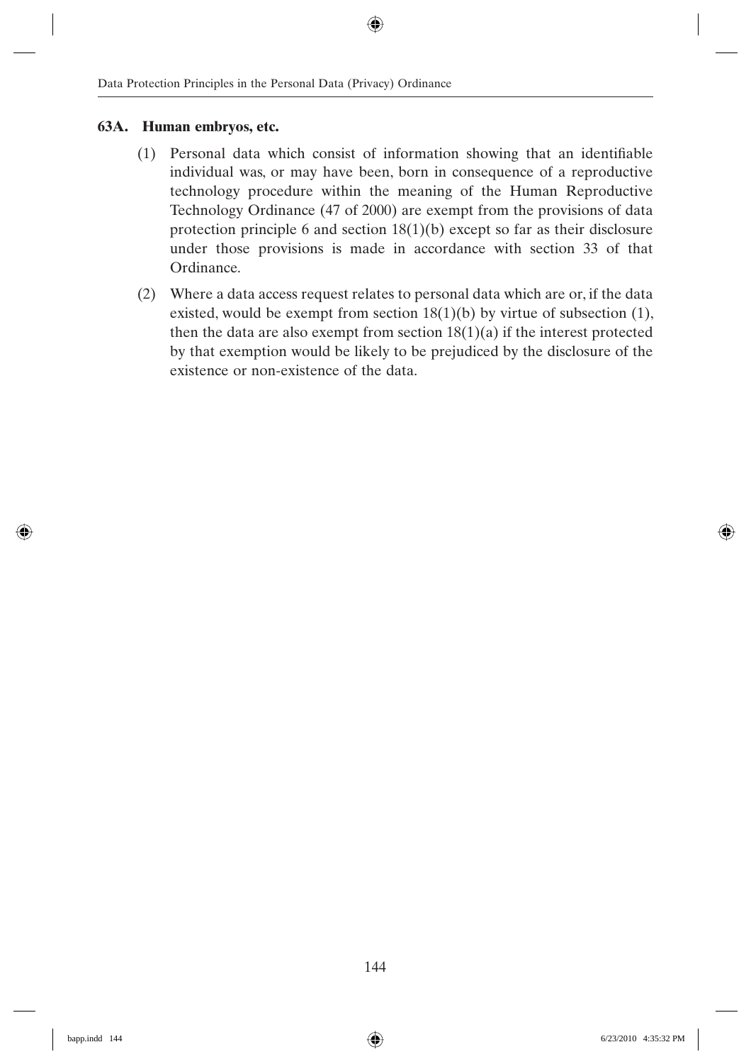### 63A. Human embryos, etc.

(1) Personal data which consist of information showing that an identifiable individual was, or may have been, born in consequence of a reproductive technology procedure within the meaning of the Human Reproductive Technology Ordinance (47 of 2000) are exempt from the provisions of data protection principle 6 and section 18(1)(b) except so far as their disclosure under those provisions is made in accordance with section 33 of that Ordinance.

(2) Where a data access request relates to personal data which are or, if the data existed, would be exempt from section 18(1)(b) by virtue of subsection (1), then the data are also exempt from section 18(1)(a) if the interest protected by that exemption would be likely to be prejudiced by the disclosure of the existence or non-existence of the data.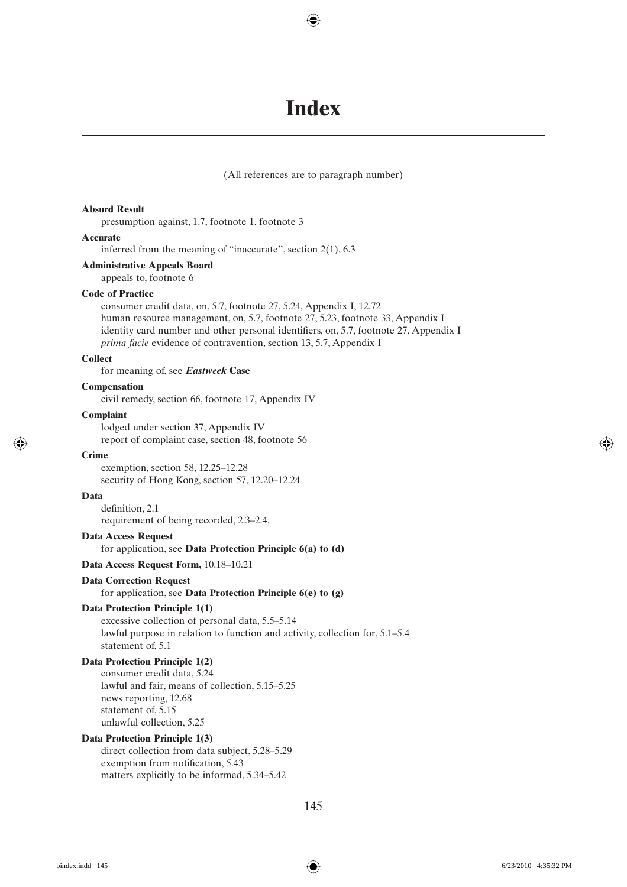# Index

(All references are to paragraph number)

**Absurd Result**
presumption against, 1.7, footnote 1, footnote 3

**Accurate**
inferred from the meaning of "inaccurate", section 2(1), 6.3

**Administrative Appeals Board**
appeals to, footnote 6

**Code of Practice**
consumer credit data, on, 5.7, footnote 27, 5.24, Appendix I, 12.72
human resource management, on, 5.7, footnote 27, 5.23, footnote 33, Appendix I
identity card number and other personal identifiers, on, 5.7, footnote 27, Appendix I
*prima facie* evidence of contravention, section 13, 5.7, Appendix I

**Collect**
for meaning of, see ***Eastweek* Case**

**Compensation**
civil remedy, section 66, footnote 17, Appendix IV

**Complaint**
lodged under section 37, Appendix IV
report of complaint case, section 48, footnote 56

**Crime**
exemption, section 58, 12.25–12.28
security of Hong Kong, section 57, 12.20–12.24

**Data**
definition, 2.1
requirement of being recorded, 2.3–2.4,

**Data Access Request**
for application, see **Data Protection Principle 6(a) to (d)**

**Data Access Request Form,** 10.18–10.21

**Data Correction Request**
for application, see **Data Protection Principle 6(e) to (g)**

**Data Protection Principle 1(1)**
excessive collection of personal data, 5.5–5.14
lawful purpose in relation to function and activity, collection for, 5.1–5.4
statement of, 5.1

**Data Protection Principle 1(2)**
consumer credit data, 5.24
lawful and fair, means of collection, 5.15–5.25
news reporting, 12.68
statement of, 5.15
unlawful collection, 5.25

**Data Protection Principle 1(3)**
direct collection from data subject, 5.28–5.29
exemption from notification, 5.43
matters explicitly to be informed, 5.34–5.42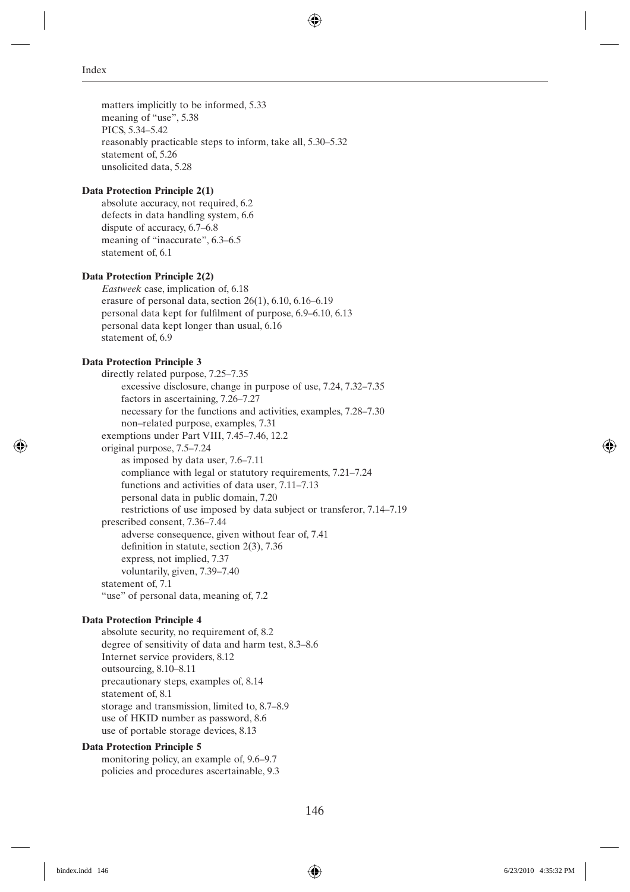matters implicitly to be informed, 5.33
meaning of "use", 5.38
PICS, 5.34–5.42
reasonably practicable steps to inform, take all, 5.30–5.32
statement of, 5.26
unsolicited data, 5.28

**Data Protection Principle 2(1)**

absolute accuracy, not required, 6.2
defects in data handling system, 6.6
dispute of accuracy, 6.7–6.8
meaning of "inaccurate", 6.3–6.5
statement of, 6.1

**Data Protection Principle 2(2)**

*Eastweek* case, implication of, 6.18
erasure of personal data, section 26(1), 6.10, 6.16–6.19
personal data kept for fulfilment of purpose, 6.9–6.10, 6.13
personal data kept longer than usual, 6.16
statement of, 6.9

**Data Protection Principle 3**

directly related purpose, 7.25–7.35
- excessive disclosure, change in purpose of use, 7.24, 7.32–7.35
- factors in ascertaining, 7.26–7.27
- necessary for the functions and activities, examples, 7.28–7.30
- non–related purpose, examples, 7.31

exemptions under Part VIII, 7.45–7.46, 12.2
original purpose, 7.5–7.24
- as imposed by data user, 7.6–7.11
- compliance with legal or statutory requirements, 7.21–7.24
- functions and activities of data user, 7.11–7.13
- personal data in public domain, 7.20
- restrictions of use imposed by data subject or transferor, 7.14–7.19

prescribed consent, 7.36–7.44
- adverse consequence, given without fear of, 7.41
- definition in statute, section 2(3), 7.36
- express, not implied, 7.37
- voluntarily, given, 7.39–7.40

statement of, 7.1
"use" of personal data, meaning of, 7.2

**Data Protection Principle 4**

absolute security, no requirement of, 8.2
degree of sensitivity of data and harm test, 8.3–8.6
Internet service providers, 8.12
outsourcing, 8.10–8.11
precautionary steps, examples of, 8.14
statement of, 8.1
storage and transmission, limited to, 8.7–8.9
use of HKID number as password, 8.6
use of portable storage devices, 8.13

**Data Protection Principle 5**

monitoring policy, an example of, 9.6–9.7
policies and procedures ascertainable, 9.3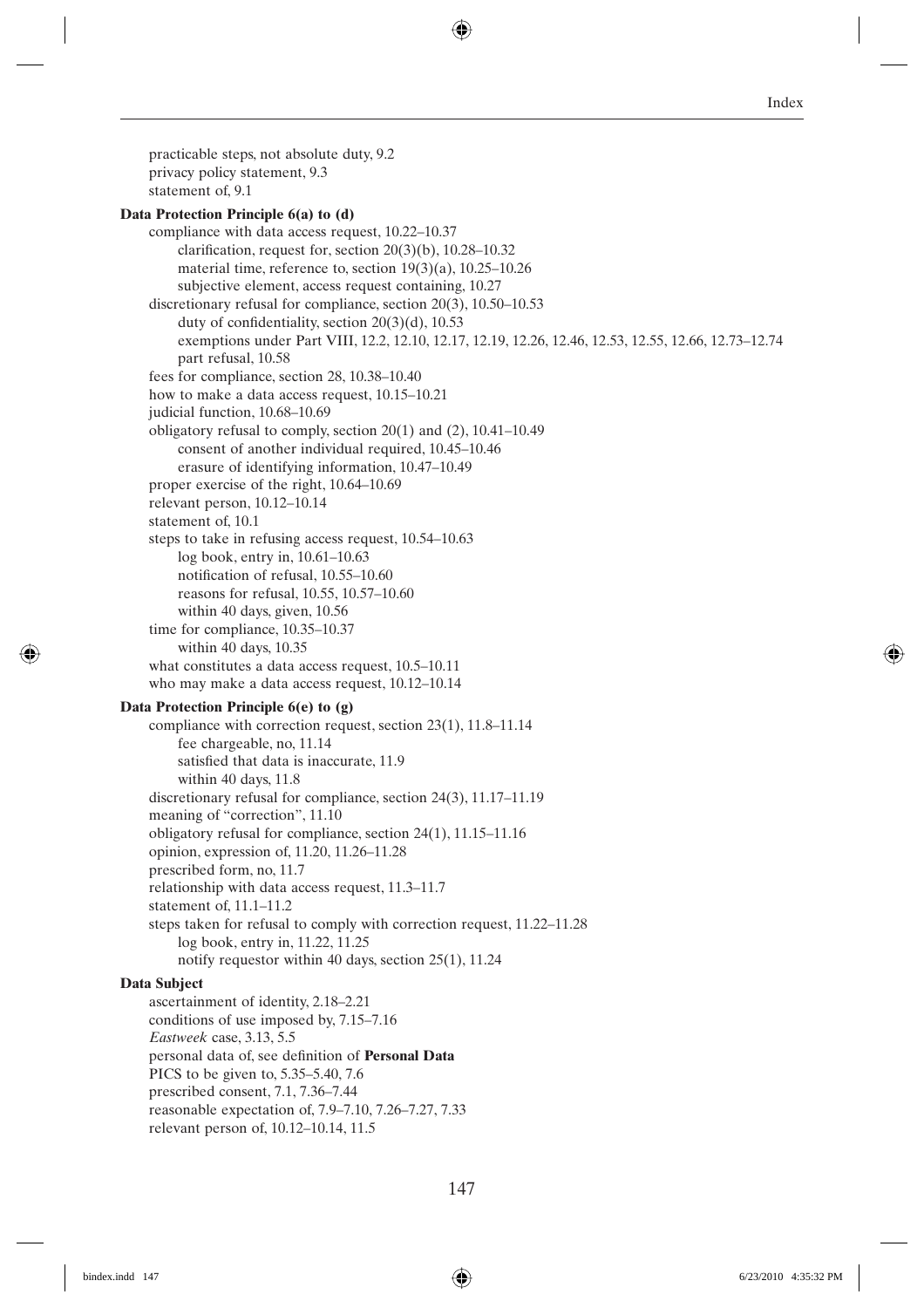practicable steps, not absolute duty, 9.2
privacy policy statement, 9.3
statement of, 9.1

**Data Protection Principle 6(a) to (d)**

- compliance with data access request, 10.22–10.37
    - clarification, request for, section 20(3)(b), 10.28–10.32
    - material time, reference to, section 19(3)(a), 10.25–10.26
    - subjective element, access request containing, 10.27
- discretionary refusal for compliance, section 20(3), 10.50–10.53
    - duty of confidentiality, section 20(3)(d), 10.53
    - exemptions under Part VIII, 12.2, 12.10, 12.17, 12.19, 12.26, 12.46, 12.53, 12.55, 12.66, 12.73–12.74
    - part refusal, 10.58
- fees for compliance, section 28, 10.38–10.40
- how to make a data access request, 10.15–10.21
- judicial function, 10.68–10.69
- obligatory refusal to comply, section 20(1) and (2), 10.41–10.49
    - consent of another individual required, 10.45–10.46
    - erasure of identifying information, 10.47–10.49
- proper exercise of the right, 10.64–10.69
- relevant person, 10.12–10.14
- statement of, 10.1
- steps to take in refusing access request, 10.54–10.63
    - log book, entry in, 10.61–10.63
    - notification of refusal, 10.55–10.60
    - reasons for refusal, 10.55, 10.57–10.60
    - within 40 days, given, 10.56
- time for compliance, 10.35–10.37
    - within 40 days, 10.35
- what constitutes a data access request, 10.5–10.11
- who may make a data access request, 10.12–10.14

**Data Protection Principle 6(e) to (g)**

- compliance with correction request, section 23(1), 11.8–11.14
    - fee chargeable, no, 11.14
    - satisfied that data is inaccurate, 11.9
    - within 40 days, 11.8
- discretionary refusal for compliance, section 24(3), 11.17–11.19
- meaning of "correction", 11.10
- obligatory refusal for compliance, section 24(1), 11.15–11.16
- opinion, expression of, 11.20, 11.26–11.28
- prescribed form, no, 11.7
- relationship with data access request, 11.3–11.7
- statement of, 11.1–11.2
- steps taken for refusal to comply with correction request, 11.22–11.28
    - log book, entry in, 11.22, 11.25
    - notify requestor within 40 days, section 25(1), 11.24

**Data Subject**

- ascertainment of identity, 2.18–2.21
- conditions of use imposed by, 7.15–7.16
- *Eastweek* case, 3.13, 5.5
- personal data of, see definition of **Personal Data**
- PICS to be given to, 5.35–5.40, 7.6
- prescribed consent, 7.1, 7.36–7.44
- reasonable expectation of, 7.9–7.10, 7.26–7.27, 7.33
- relevant person of, 10.12–10.14, 11.5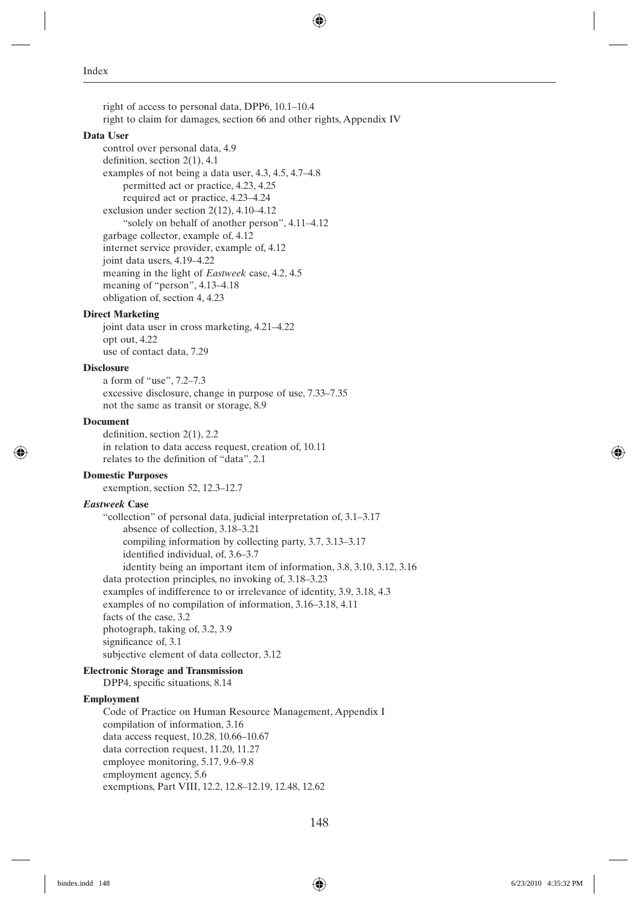right of access to personal data, DPP6, 10.1–10.4
right to claim for damages, section 66 and other rights, Appendix IV

**Data User**

- control over personal data, 4.9
- definition, section 2(1), 4.1
- examples of not being a data user, 4.3, 4.5, 4.7–4.8
  - permitted act or practice, 4.23, 4.25
  - required act or practice, 4.23–4.24
- exclusion under section 2(12), 4.10–4.12
  - "solely on behalf of another person", 4.11–4.12
- garbage collector, example of, 4.12
- internet service provider, example of, 4.12
- joint data users, 4.19–4.22
- meaning in the light of *Eastweek* case, 4.2, 4.5
- meaning of "person", 4.13–4.18
- obligation of, section 4, 4.23

**Direct Marketing**

- joint data user in cross marketing, 4.21–4.22
- opt out, 4.22
- use of contact data, 7.29

**Disclosure**

- a form of "use", 7.2–7.3
- excessive disclosure, change in purpose of use, 7.33–7.35
- not the same as transit or storage, 8.9

**Document**

- definition, section 2(1), 2.2
- in relation to data access request, creation of, 10.11
- relates to the definition of "data", 2.1

**Domestic Purposes**

- exemption, section 52, 12.3–12.7

***Eastweek* Case**

- "collection" of personal data, judicial interpretation of, 3.1–3.17
  - absence of collection, 3.18–3.21
  - compiling information by collecting party, 3.7, 3.13–3.17
  - identified individual, of, 3.6–3.7
  - identity being an important item of information, 3.8, 3.10, 3.12, 3.16
- data protection principles, no invoking of, 3.18–3.23
- examples of indifference to or irrelevance of identity, 3.9, 3.18, 4.3
- examples of no compilation of information, 3.16–3.18, 4.11
- facts of the case, 3.2
- photograph, taking of, 3.2, 3.9
- significance of, 3.1
- subjective element of data collector, 3.12

**Electronic Storage and Transmission**

- DPP4, specific situations, 8.14

**Employment**

- Code of Practice on Human Resource Management, Appendix I
- compilation of information, 3.16
- data access request, 10.28, 10.66–10.67
- data correction request, 11.20, 11.27
- employee monitoring, 5.17, 9.6–9.8
- employment agency, 5.6
- exemptions, Part VIII, 12.2, 12.8–12.19, 12.48, 12.62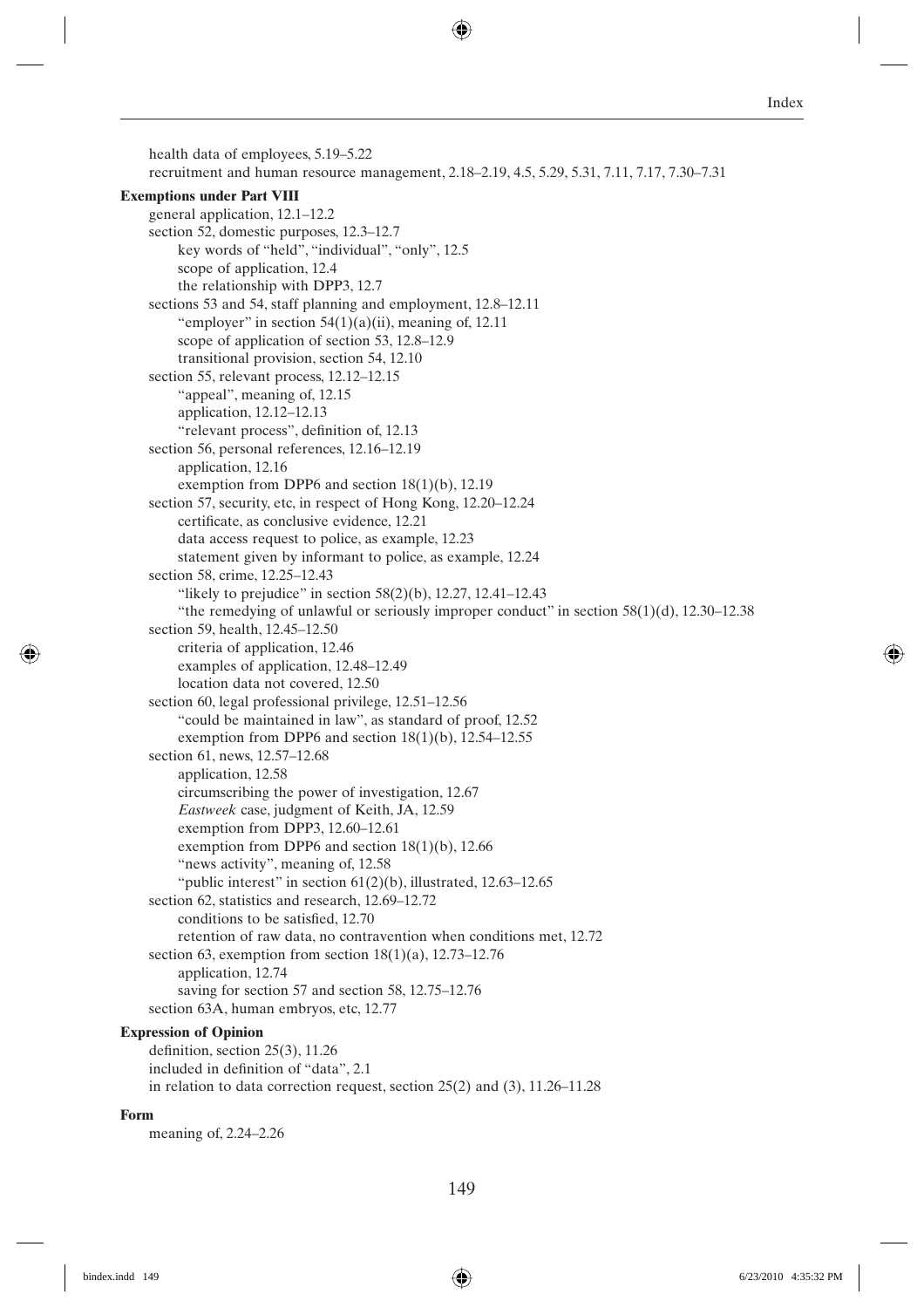health data of employees, 5.19–5.22
recruitment and human resource management, 2.18–2.19, 4.5, 5.29, 5.31, 7.11, 7.17, 7.30–7.31

**Exemptions under Part VIII**

- general application, 12.1–12.2
- section 52, domestic purposes, 12.3–12.7
  - key words of "held", "individual", "only", 12.5
  - scope of application, 12.4
  - the relationship with DPP3, 12.7
- sections 53 and 54, staff planning and employment, 12.8–12.11
  - "employer" in section 54(1)(a)(ii), meaning of, 12.11
  - scope of application of section 53, 12.8–12.9
  - transitional provision, section 54, 12.10
- section 55, relevant process, 12.12–12.15
  - "appeal", meaning of, 12.15
  - application, 12.12–12.13
  - "relevant process", definition of, 12.13
- section 56, personal references, 12.16–12.19
  - application, 12.16
  - exemption from DPP6 and section 18(1)(b), 12.19
- section 57, security, etc, in respect of Hong Kong, 12.20–12.24
  - certificate, as conclusive evidence, 12.21
  - data access request to police, as example, 12.23
  - statement given by informant to police, as example, 12.24
- section 58, crime, 12.25–12.43
  - "likely to prejudice" in section 58(2)(b), 12.27, 12.41–12.43
  - "the remedying of unlawful or seriously improper conduct" in section 58(1)(d), 12.30–12.38
- section 59, health, 12.45–12.50
  - criteria of application, 12.46
  - examples of application, 12.48–12.49
  - location data not covered, 12.50
- section 60, legal professional privilege, 12.51–12.56
  - "could be maintained in law", as standard of proof, 12.52
  - exemption from DPP6 and section 18(1)(b), 12.54–12.55
- section 61, news, 12.57–12.68
  - application, 12.58
  - circumscribing the power of investigation, 12.67
  - *Eastweek* case, judgment of Keith, JA, 12.59
  - exemption from DPP3, 12.60–12.61
  - exemption from DPP6 and section 18(1)(b), 12.66
  - "news activity", meaning of, 12.58
  - "public interest" in section 61(2)(b), illustrated, 12.63–12.65
- section 62, statistics and research, 12.69–12.72
  - conditions to be satisfied, 12.70
  - retention of raw data, no contravention when conditions met, 12.72
- section 63, exemption from section 18(1)(a), 12.73–12.76
  - application, 12.74
  - saving for section 57 and section 58, 12.75–12.76
- section 63A, human embryos, etc, 12.77

**Expression of Opinion**

- definition, section 25(3), 11.26
- included in definition of "data", 2.1
- in relation to data correction request, section 25(2) and (3), 11.26–11.28

**Form**

- meaning of, 2.24–2.26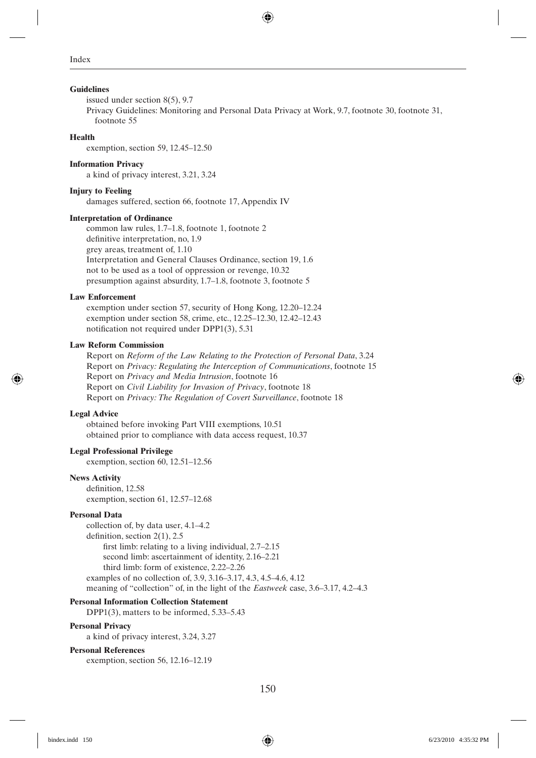**Guidelines**

issued under section 8(5), 9.7

Privacy Guidelines: Monitoring and Personal Data Privacy at Work, 9.7, footnote 30, footnote 31, footnote 55

**Health**

exemption, section 59, 12.45–12.50

**Information Privacy**

a kind of privacy interest, 3.21, 3.24

**Injury to Feeling**

damages suffered, section 66, footnote 17, Appendix IV

**Interpretation of Ordinance**

common law rules, 1.7–1.8, footnote 1, footnote 2

definitive interpretation, no, 1.9

grey areas, treatment of, 1.10

Interpretation and General Clauses Ordinance, section 19, 1.6

not to be used as a tool of oppression or revenge, 10.32

presumption against absurdity, 1.7–1.8, footnote 3, footnote 5

**Law Enforcement**

exemption under section 57, security of Hong Kong, 12.20–12.24

exemption under section 58, crime, etc., 12.25–12.30, 12.42–12.43

notification not required under DPP1(3), 5.31

**Law Reform Commission**

Report on *Reform of the Law Relating to the Protection of Personal Data*, 3.24

Report on *Privacy: Regulating the Interception of Communications*, footnote 15

Report on *Privacy and Media Intrusion*, footnote 16

Report on *Civil Liability for Invasion of Privacy*, footnote 18

Report on *Privacy: The Regulation of Covert Surveillance*, footnote 18

**Legal Advice**

obtained before invoking Part VIII exemptions, 10.51

obtained prior to compliance with data access request, 10.37

**Legal Professional Privilege**

exemption, section 60, 12.51–12.56

**News Activity**

definition, 12.58

exemption, section 61, 12.57–12.68

**Personal Data**

collection of, by data user, 4.1–4.2

definition, section 2(1), 2.5

- first limb: relating to a living individual, 2.7–2.15
- second limb: ascertainment of identity, 2.16–2.21
- third limb: form of existence, 2.22–2.26

examples of no collection of, 3.9, 3.16–3.17, 4.3, 4.5–4.6, 4.12

meaning of "collection" of, in the light of the *Eastweek* case, 3.6–3.17, 4.2–4.3

**Personal Information Collection Statement**

DPP1(3), matters to be informed, 5.33–5.43

**Personal Privacy**

a kind of privacy interest, 3.24, 3.27

**Personal References**

exemption, section 56, 12.16–12.19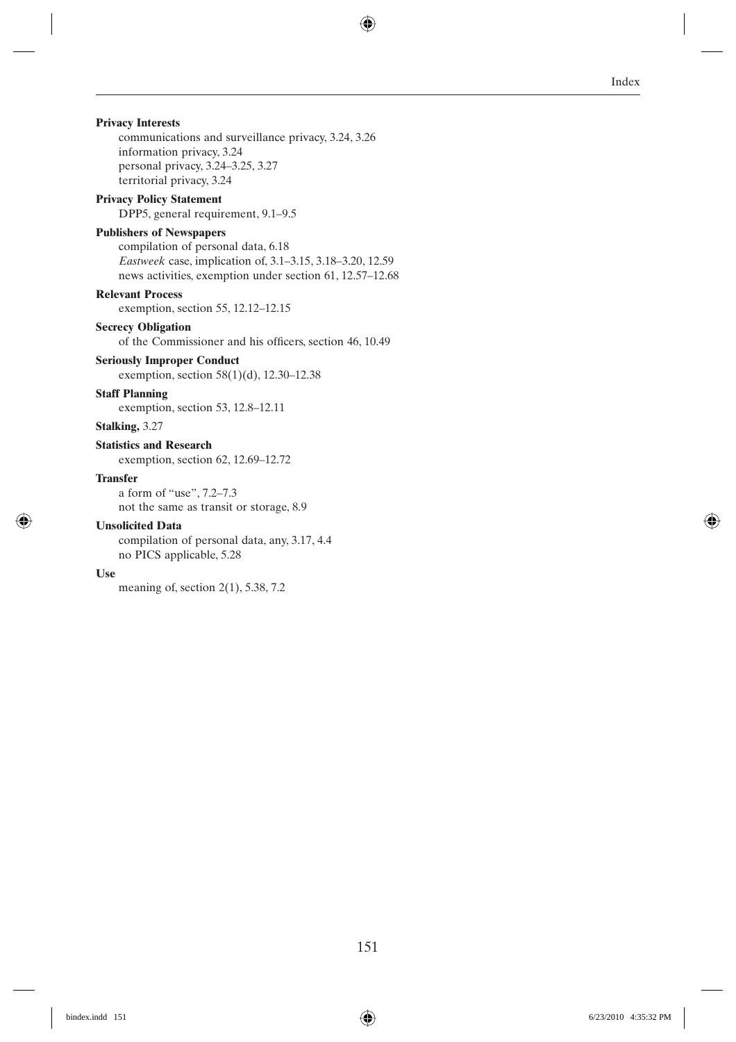**Privacy Interests**

communications and surveillance privacy, 3.24, 3.26
information privacy, 3.24
personal privacy, 3.24–3.25, 3.27
territorial privacy, 3.24

**Privacy Policy Statement**

DPP5, general requirement, 9.1–9.5

**Publishers of Newspapers**

compilation of personal data, 6.18
*Eastweek* case, implication of, 3.1–3.15, 3.18–3.20, 12.59
news activities, exemption under section 61, 12.57–12.68

**Relevant Process**

exemption, section 55, 12.12–12.15

**Secrecy Obligation**

of the Commissioner and his officers, section 46, 10.49

**Seriously Improper Conduct**

exemption, section 58(1)(d), 12.30–12.38

**Staff Planning**

exemption, section 53, 12.8–12.11

**Stalking,** 3.27

**Statistics and Research**

exemption, section 62, 12.69–12.72

**Transfer**

a form of "use", 7.2–7.3
not the same as transit or storage, 8.9

**Unsolicited Data**

compilation of personal data, any, 3.17, 4.4
no PICS applicable, 5.28

**Use**

meaning of, section 2(1), 5.38, 7.2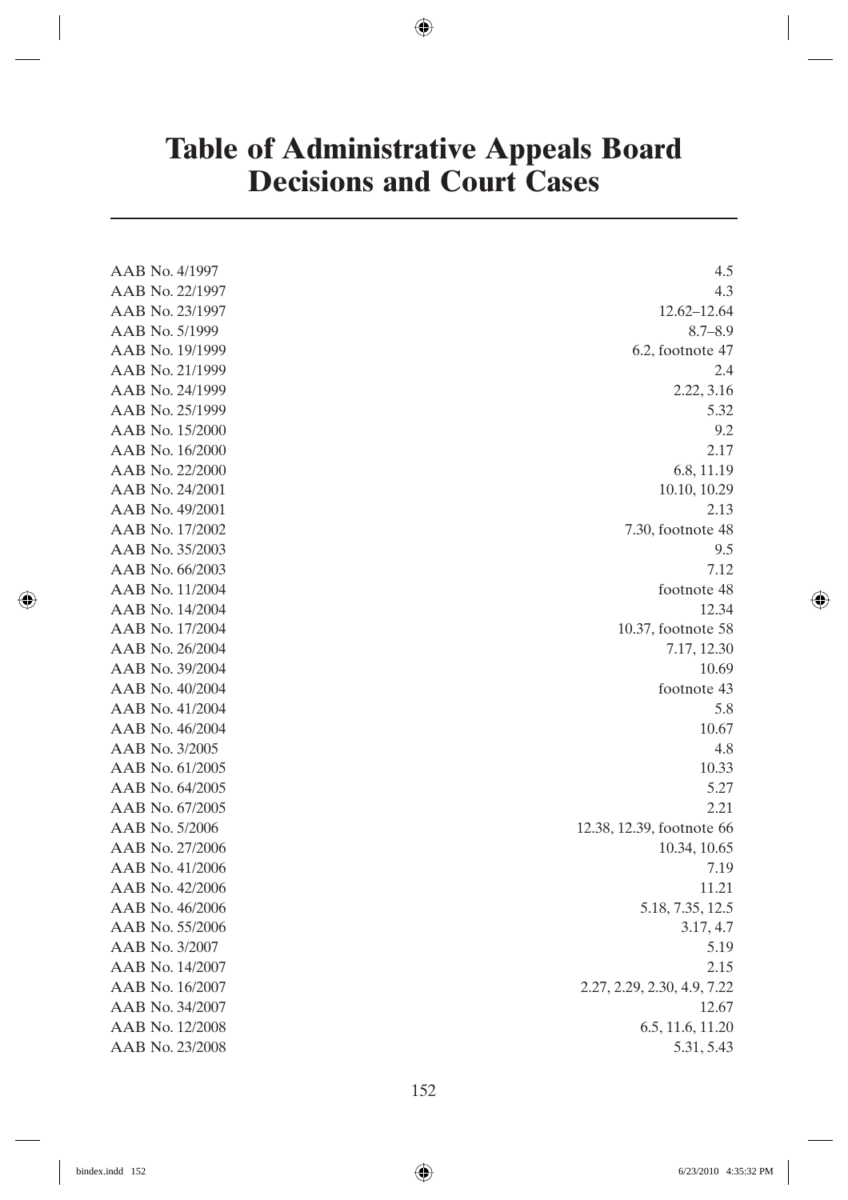# Table of Administrative Appeals Board Decisions and Court Cases

| | |
|---|---|
| AAB No. 4/1997 | 4.5 |
| AAB No. 22/1997 | 4.3 |
| AAB No. 23/1997 | 12.62–12.64 |
| AAB No. 5/1999 | 8.7–8.9 |
| AAB No. 19/1999 | 6.2, footnote 47 |
| AAB No. 21/1999 | 2.4 |
| AAB No. 24/1999 | 2.22, 3.16 |
| AAB No. 25/1999 | 5.32 |
| AAB No. 15/2000 | 9.2 |
| AAB No. 16/2000 | 2.17 |
| AAB No. 22/2000 | 6.8, 11.19 |
| AAB No. 24/2001 | 10.10, 10.29 |
| AAB No. 49/2001 | 2.13 |
| AAB No. 17/2002 | 7.30, footnote 48 |
| AAB No. 35/2003 | 9.5 |
| AAB No. 66/2003 | 7.12 |
| AAB No. 11/2004 | footnote 48 |
| AAB No. 14/2004 | 12.34 |
| AAB No. 17/2004 | 10.37, footnote 58 |
| AAB No. 26/2004 | 7.17, 12.30 |
| AAB No. 39/2004 | 10.69 |
| AAB No. 40/2004 | footnote 43 |
| AAB No. 41/2004 | 5.8 |
| AAB No. 46/2004 | 10.67 |
| AAB No. 3/2005 | 4.8 |
| AAB No. 61/2005 | 10.33 |
| AAB No. 64/2005 | 5.27 |
| AAB No. 67/2005 | 2.21 |
| AAB No. 5/2006 | 12.38, 12.39, footnote 66 |
| AAB No. 27/2006 | 10.34, 10.65 |
| AAB No. 41/2006 | 7.19 |
| AAB No. 42/2006 | 11.21 |
| AAB No. 46/2006 | 5.18, 7.35, 12.5 |
| AAB No. 55/2006 | 3.17, 4.7 |
| AAB No. 3/2007 | 5.19 |
| AAB No. 14/2007 | 2.15 |
| AAB No. 16/2007 | 2.27, 2.29, 2.30, 4.9, 7.22 |
| AAB No. 34/2007 | 12.67 |
| AAB No. 12/2008 | 6.5, 11.6, 11.20 |
| AAB No. 23/2008 | 5.31, 5.43 |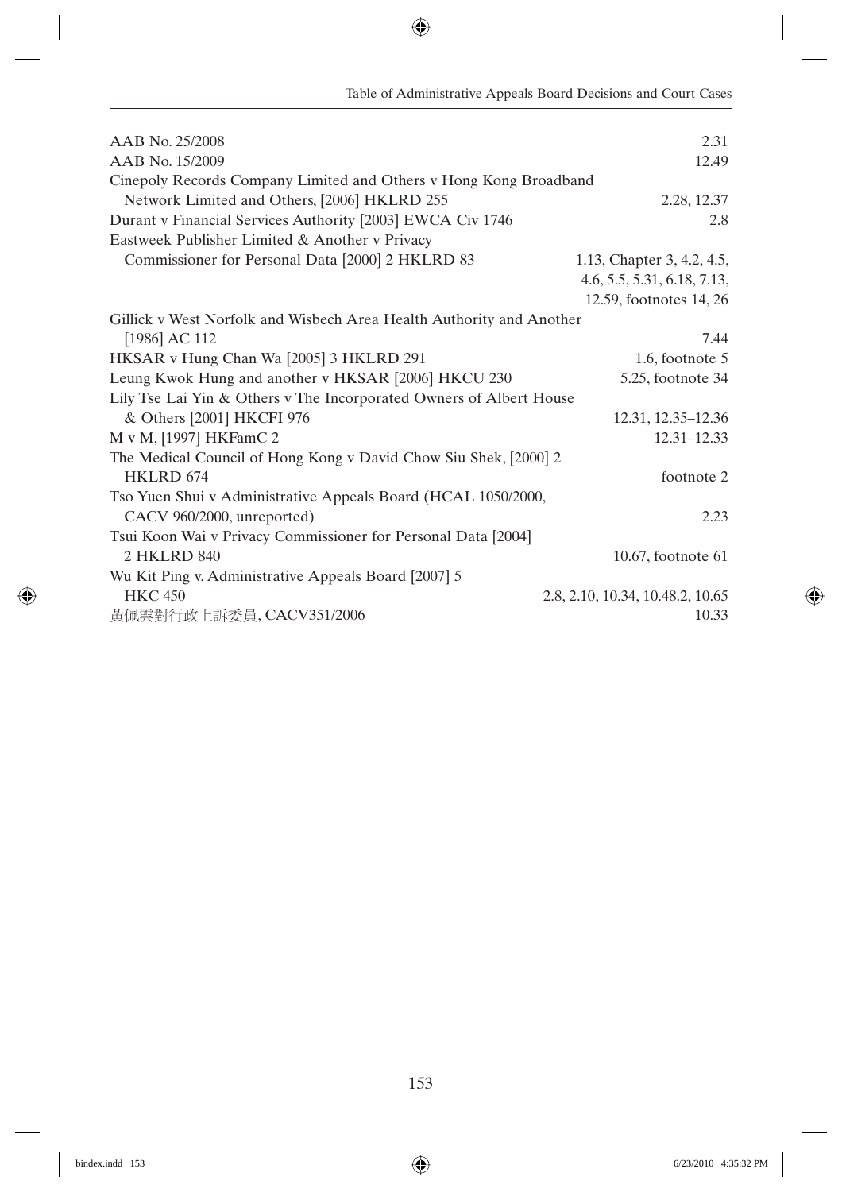| | |
|---|---|
| AAB No. 25/2008 | 2.31 |
| AAB No. 15/2009 | 12.49 |
| Cinepoly Records Company Limited and Others v Hong Kong Broadband Network Limited and Others, [2006] HKLRD 255 | 2.28, 12.37 |
| Durant v Financial Services Authority [2003] EWCA Civ 1746 | 2.8 |
| Eastweek Publisher Limited & Another v Privacy Commissioner for Personal Data [2000] 2 HKLRD 83 | 1.13, Chapter 3, 4.2, 4.5, 4.6, 5.5, 5.31, 6.18, 7.13, 12.59, footnotes 14, 26 |
| Gillick v West Norfolk and Wisbech Area Health Authority and Another [1986] AC 112 | 7.44 |
| HKSAR v Hung Chan Wa [2005] 3 HKLRD 291 | 1.6, footnote 5 |
| Leung Kwok Hung and another v HKSAR [2006] HKCU 230 | 5.25, footnote 34 |
| Lily Tse Lai Yin & Others v The Incorporated Owners of Albert House & Others [2001] HKCFI 976 | 12.31, 12.35–12.36 |
| M v M, [1997] HKFamC 2 | 12.31–12.33 |
| The Medical Council of Hong Kong v David Chow Siu Shek, [2000] 2 HKLRD 674 | footnote 2 |
| Tso Yuen Shui v Administrative Appeals Board (HCAL 1050/2000, CACV 960/2000, unreported) | 2.23 |
| Tsui Koon Wai v Privacy Commissioner for Personal Data [2004] 2 HKLRD 840 | 10.67, footnote 61 |
| Wu Kit Ping v. Administrative Appeals Board [2007] 5 HKC 450 | 2.8, 2.10, 10.34, 10.48.2, 10.65 |
| 黃佩雲對行政上訴委員, CACV351/2006 | 10.33 |